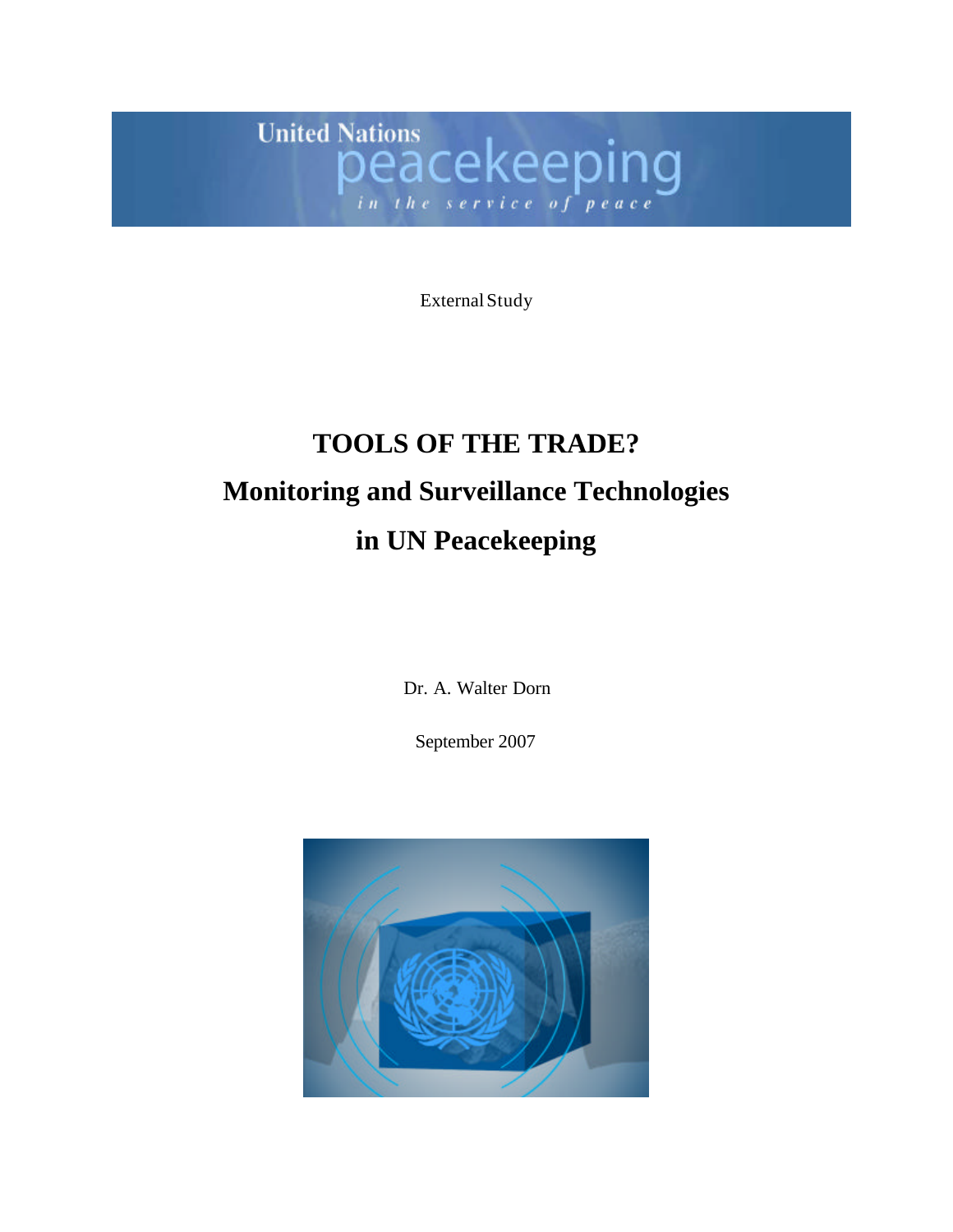United Nations peacekeeping
*in the service of peace*

External Study

# TOOLS OF THE TRADE?
# Monitoring and Surveillance Technologies in UN Peacekeeping

Dr. A. Walter Dorn

September 2007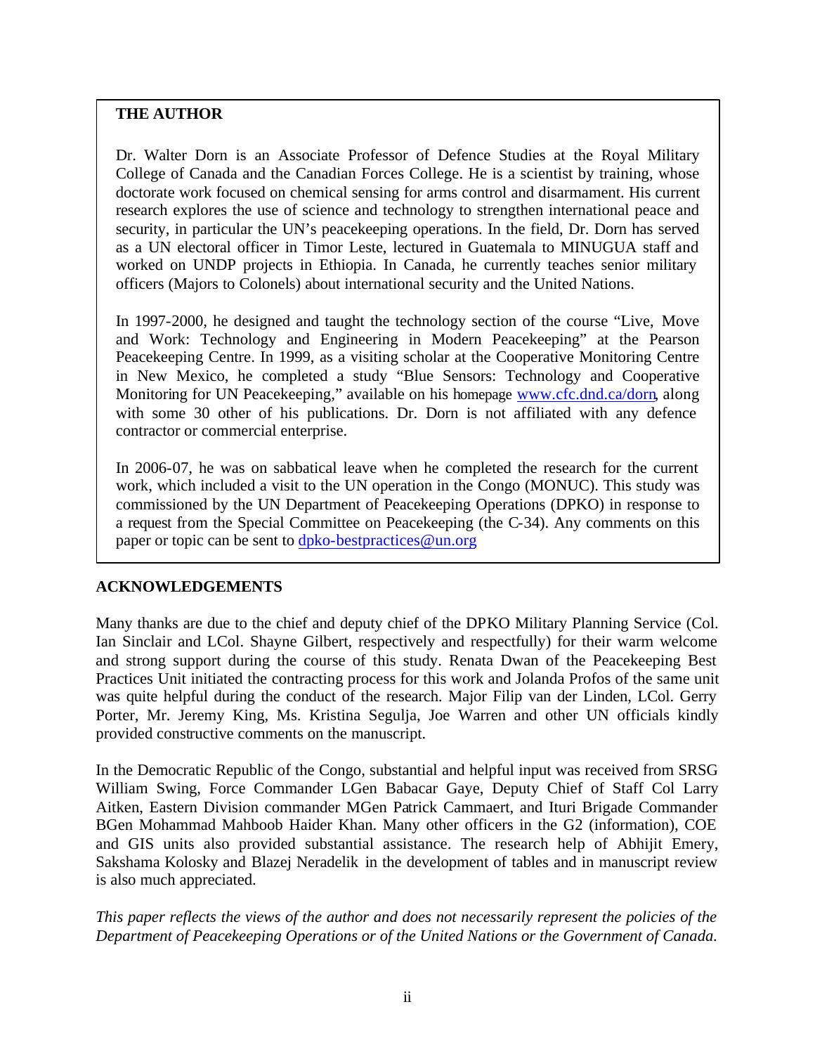## THE AUTHOR

Dr. Walter Dorn is an Associate Professor of Defence Studies at the Royal Military College of Canada and the Canadian Forces College. He is a scientist by training, whose doctorate work focused on chemical sensing for arms control and disarmament. His current research explores the use of science and technology to strengthen international peace and security, in particular the UN's peacekeeping operations. In the field, Dr. Dorn has served as a UN electoral officer in Timor Leste, lectured in Guatemala to MINUGUA staff and worked on UNDP projects in Ethiopia. In Canada, he currently teaches senior military officers (Majors to Colonels) about international security and the United Nations.

In 1997-2000, he designed and taught the technology section of the course "Live, Move and Work: Technology and Engineering in Modern Peacekeeping" at the Pearson Peacekeeping Centre. In 1999, as a visiting scholar at the Cooperative Monitoring Centre in New Mexico, he completed a study "Blue Sensors: Technology and Cooperative Monitoring for UN Peacekeeping," available on his homepage www.cfc.dnd.ca/dorn, along with some 30 other of his publications. Dr. Dorn is not affiliated with any defence contractor or commercial enterprise.

In 2006-07, he was on sabbatical leave when he completed the research for the current work, which included a visit to the UN operation in the Congo (MONUC). This study was commissioned by the UN Department of Peacekeeping Operations (DPKO) in response to a request from the Special Committee on Peacekeeping (the C-34). Any comments on this paper or topic can be sent to dpko-bestpractices@un.org

## ACKNOWLEDGEMENTS

Many thanks are due to the chief and deputy chief of the DPKO Military Planning Service (Col. Ian Sinclair and LCol. Shayne Gilbert, respectively and respectfully) for their warm welcome and strong support during the course of this study. Renata Dwan of the Peacekeeping Best Practices Unit initiated the contracting process for this work and Jolanda Profos of the same unit was quite helpful during the conduct of the research. Major Filip van der Linden, LCol. Gerry Porter, Mr. Jeremy King, Ms. Kristina Segulja, Joe Warren and other UN officials kindly provided constructive comments on the manuscript.

In the Democratic Republic of the Congo, substantial and helpful input was received from SRSG William Swing, Force Commander LGen Babacar Gaye, Deputy Chief of Staff Col Larry Aitken, Eastern Division commander MGen Patrick Cammaert, and Ituri Brigade Commander BGen Mohammad Mahboob Haider Khan. Many other officers in the G2 (information), COE and GIS units also provided substantial assistance. The research help of Abhijit Emery, Sakshama Kolosky and Blazej Neradelik in the development of tables and in manuscript review is also much appreciated.

*This paper reflects the views of the author and does not necessarily represent the policies of the Department of Peacekeeping Operations or of the United Nations or the Government of Canada.*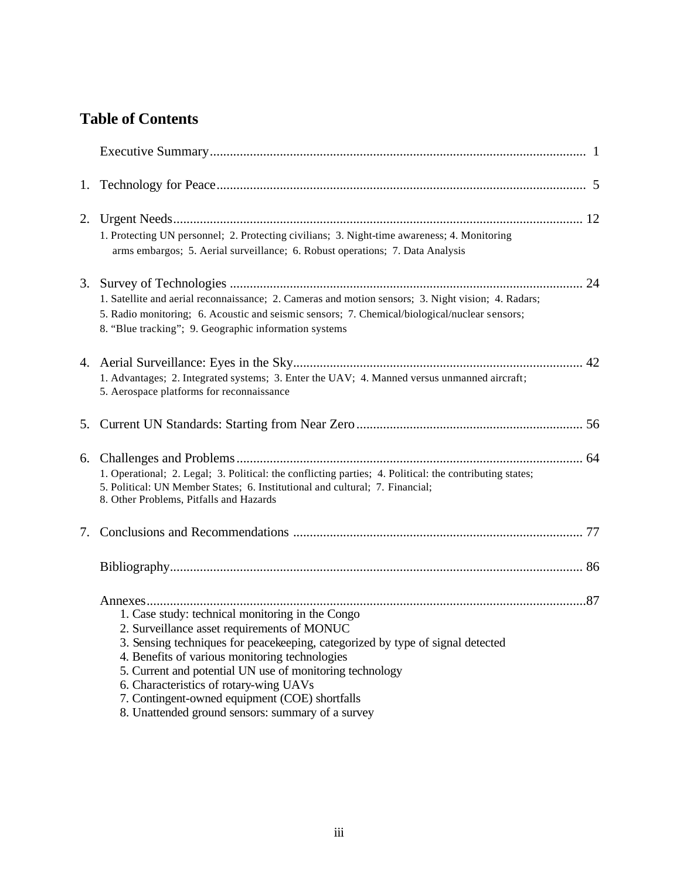## Table of Contents

Executive Summary .... 1

1. Technology for Peace .... 5

2. Urgent Needs .... 12
   1. Protecting UN personnel; 2. Protecting civilians; 3. Night-time awareness; 4. Monitoring arms embargos; 5. Aerial surveillance; 6. Robust operations; 7. Data Analysis

3. Survey of Technologies .... 24
   1. Satellite and aerial reconnaissance; 2. Cameras and motion sensors; 3. Night vision; 4. Radars; 5. Radio monitoring; 6. Acoustic and seismic sensors; 7. Chemical/biological/nuclear sensors; 8. "Blue tracking"; 9. Geographic information systems

4. Aerial Surveillance: Eyes in the Sky .... 42
   1. Advantages; 2. Integrated systems; 3. Enter the UAV; 4. Manned versus unmanned aircraft; 5. Aerospace platforms for reconnaissance

5. Current UN Standards: Starting from Near Zero .... 56

6. Challenges and Problems .... 64
   1. Operational; 2. Legal; 3. Political: the conflicting parties; 4. Political: the contributing states; 5. Political: UN Member States; 6. Institutional and cultural; 7. Financial; 8. Other Problems, Pitfalls and Hazards

7. Conclusions and Recommendations .... 77

Bibliography .... 86

Annexes .... 87
   1. Case study: technical monitoring in the Congo
   2. Surveillance asset requirements of MONUC
   3. Sensing techniques for peacekeeping, categorized by type of signal detected
   4. Benefits of various monitoring technologies
   5. Current and potential UN use of monitoring technology
   6. Characteristics of rotary-wing UAVs
   7. Contingent-owned equipment (COE) shortfalls
   8. Unattended ground sensors: summary of a survey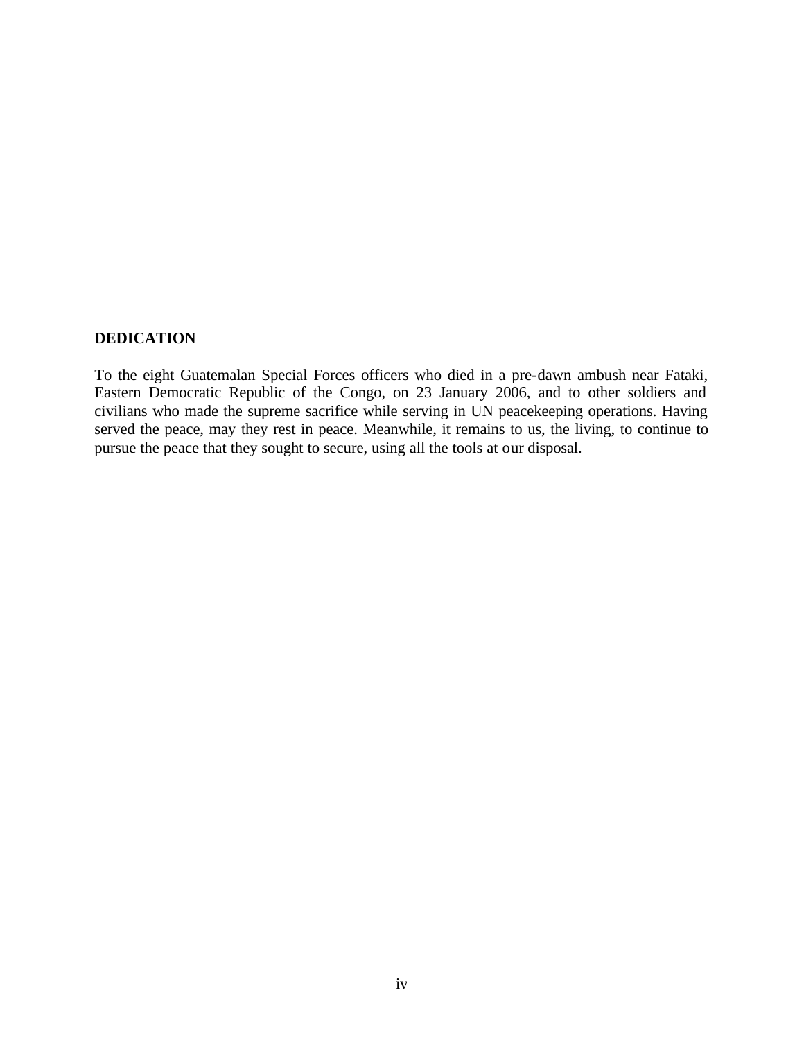## DEDICATION

To the eight Guatemalan Special Forces officers who died in a pre-dawn ambush near Fataki, Eastern Democratic Republic of the Congo, on 23 January 2006, and to other soldiers and civilians who made the supreme sacrifice while serving in UN peacekeeping operations. Having served the peace, may they rest in peace. Meanwhile, it remains to us, the living, to continue to pursue the peace that they sought to secure, using all the tools at our disposal.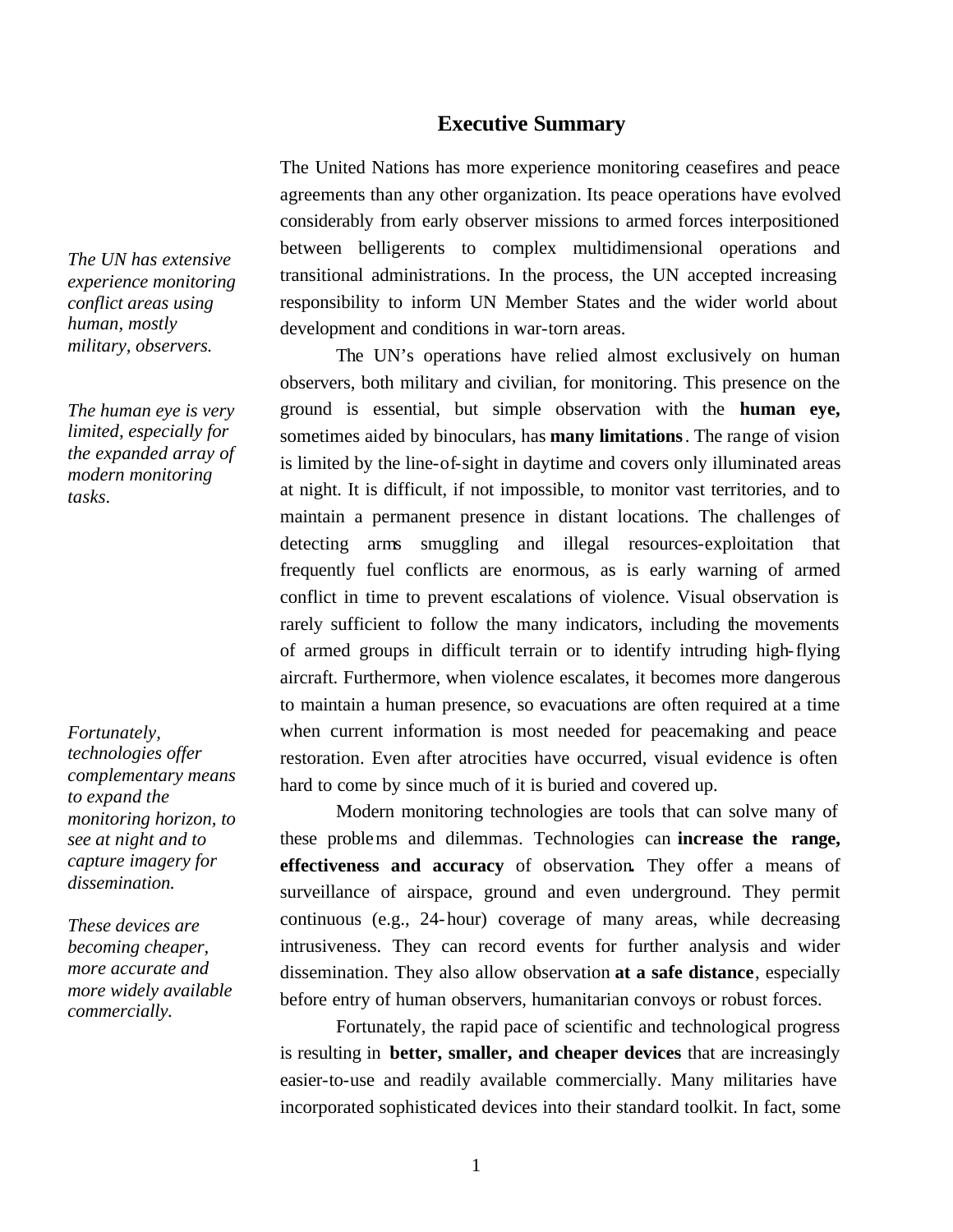## Executive Summary

The United Nations has more experience monitoring ceasefires and peace agreements than any other organization. Its peace operations have evolved considerably from early observer missions to armed forces interpositioned between belligerents to complex multidimensional operations and transitional administrations. In the process, the UN accepted increasing responsibility to inform UN Member States and the wider world about development and conditions in war-torn areas.

*The UN has extensive experience monitoring conflict areas using human, mostly military, observers.*

The UN's operations have relied almost exclusively on human observers, both military and civilian, for monitoring. This presence on the ground is essential, but simple observation with the **human eye,** sometimes aided by binoculars, has **many limitations**. The range of vision is limited by the line-of-sight in daytime and covers only illuminated areas at night. It is difficult, if not impossible, to monitor vast territories, and to maintain a permanent presence in distant locations. The challenges of detecting arms smuggling and illegal resources-exploitation that frequently fuel conflicts are enormous, as is early warning of armed conflict in time to prevent escalations of violence. Visual observation is rarely sufficient to follow the many indicators, including the movements of armed groups in difficult terrain or to identify intruding high-flying aircraft. Furthermore, when violence escalates, it becomes more dangerous to maintain a human presence, so evacuations are often required at a time when current information is most needed for peacemaking and peace restoration. Even after atrocities have occurred, visual evidence is often hard to come by since much of it is buried and covered up.

*The human eye is very limited, especially for the expanded array of modern monitoring tasks.*

*Fortunately, technologies offer complementary means to expand the monitoring horizon, to see at night and to capture imagery for dissemination.*

Modern monitoring technologies are tools that can solve many of these problems and dilemmas. Technologies can **increase the range, effectiveness and accuracy** of observation**.** They offer a means of surveillance of airspace, ground and even underground. They permit continuous (e.g., 24-hour) coverage of many areas, while decreasing intrusiveness. They can record events for further analysis and wider dissemination. They also allow observation **at a safe distance**, especially before entry of human observers, humanitarian convoys or robust forces.

*These devices are becoming cheaper, more accurate and more widely available commercially.*

Fortunately, the rapid pace of scientific and technological progress is resulting in **better, smaller, and cheaper devices** that are increasingly easier-to-use and readily available commercially. Many militaries have incorporated sophisticated devices into their standard toolkit. In fact, some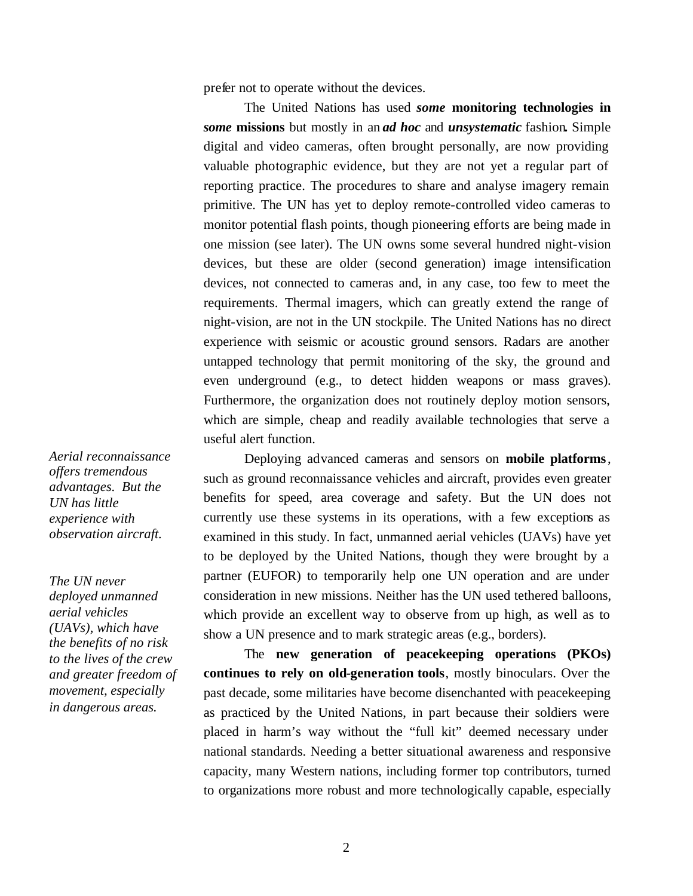prefer not to operate without the devices.

The United Nations has used ***some*** **monitoring technologies in** ***some*** **missions** but mostly in an ***ad hoc*** and ***unsystematic*** fashion**.** Simple digital and video cameras, often brought personally, are now providing valuable photographic evidence, but they are not yet a regular part of reporting practice. The procedures to share and analyse imagery remain primitive. The UN has yet to deploy remote-controlled video cameras to monitor potential flash points, though pioneering efforts are being made in one mission (see later). The UN owns some several hundred night-vision devices, but these are older (second generation) image intensification devices, not connected to cameras and, in any case, too few to meet the requirements. Thermal imagers, which can greatly extend the range of night-vision, are not in the UN stockpile. The United Nations has no direct experience with seismic or acoustic ground sensors. Radars are another untapped technology that permit monitoring of the sky, the ground and even underground (e.g., to detect hidden weapons or mass graves). Furthermore, the organization does not routinely deploy motion sensors, which are simple, cheap and readily available technologies that serve a useful alert function.

*Aerial reconnaissance offers tremendous advantages. But the UN has little experience with observation aircraft.*

*The UN never deployed unmanned aerial vehicles (UAVs), which have the benefits of no risk to the lives of the crew and greater freedom of movement, especially in dangerous areas.*

Deploying advanced cameras and sensors on **mobile platforms**, such as ground reconnaissance vehicles and aircraft, provides even greater benefits for speed, area coverage and safety. But the UN does not currently use these systems in its operations, with a few exceptions as examined in this study. In fact, unmanned aerial vehicles (UAVs) have yet to be deployed by the United Nations, though they were brought by a partner (EUFOR) to temporarily help one UN operation and are under consideration in new missions. Neither has the UN used tethered balloons, which provide an excellent way to observe from up high, as well as to show a UN presence and to mark strategic areas (e.g., borders).

The **new generation of peacekeeping operations (PKOs) continues to rely on old-generation tools**, mostly binoculars. Over the past decade, some militaries have become disenchanted with peacekeeping as practiced by the United Nations, in part because their soldiers were placed in harm's way without the "full kit" deemed necessary under national standards. Needing a better situational awareness and responsive capacity, many Western nations, including former top contributors, turned to organizations more robust and more technologically capable, especially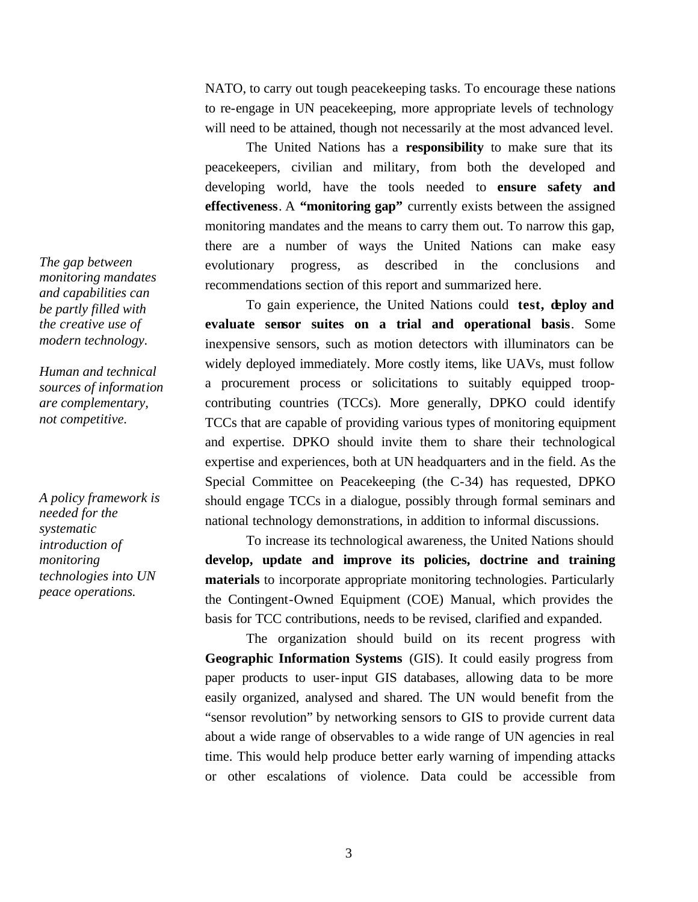NATO, to carry out tough peacekeeping tasks. To encourage these nations to re-engage in UN peacekeeping, more appropriate levels of technology will need to be attained, though not necessarily at the most advanced level.

The United Nations has a **responsibility** to make sure that its peacekeepers, civilian and military, from both the developed and developing world, have the tools needed to **ensure safety and effectiveness**. A **"monitoring gap"** currently exists between the assigned monitoring mandates and the means to carry them out. To narrow this gap, there are a number of ways the United Nations can make easy evolutionary progress, as described in the conclusions and recommendations section of this report and summarized here.

*The gap between monitoring mandates and capabilities can be partly filled with the creative use of modern technology.*

*Human and technical sources of information are complementary, not competitive.*

To gain experience, the United Nations could **test, deploy and evaluate sensor suites on a trial and operational basis**. Some inexpensive sensors, such as motion detectors with illuminators can be widely deployed immediately. More costly items, like UAVs, must follow a procurement process or solicitations to suitably equipped troop-contributing countries (TCCs). More generally, DPKO could identify TCCs that are capable of providing various types of monitoring equipment and expertise. DPKO should invite them to share their technological expertise and experiences, both at UN headquarters and in the field. As the Special Committee on Peacekeeping (the C-34) has requested, DPKO should engage TCCs in a dialogue, possibly through formal seminars and national technology demonstrations, in addition to informal discussions.

*A policy framework is needed for the systematic introduction of monitoring technologies into UN peace operations.*

To increase its technological awareness, the United Nations should **develop, update and improve its policies, doctrine and training materials** to incorporate appropriate monitoring technologies. Particularly the Contingent-Owned Equipment (COE) Manual, which provides the basis for TCC contributions, needs to be revised, clarified and expanded.

The organization should build on its recent progress with **Geographic Information Systems** (GIS). It could easily progress from paper products to user-input GIS databases, allowing data to be more easily organized, analysed and shared. The UN would benefit from the "sensor revolution" by networking sensors to GIS to provide current data about a wide range of observables to a wide range of UN agencies in real time. This would help produce better early warning of impending attacks or other escalations of violence. Data could be accessible from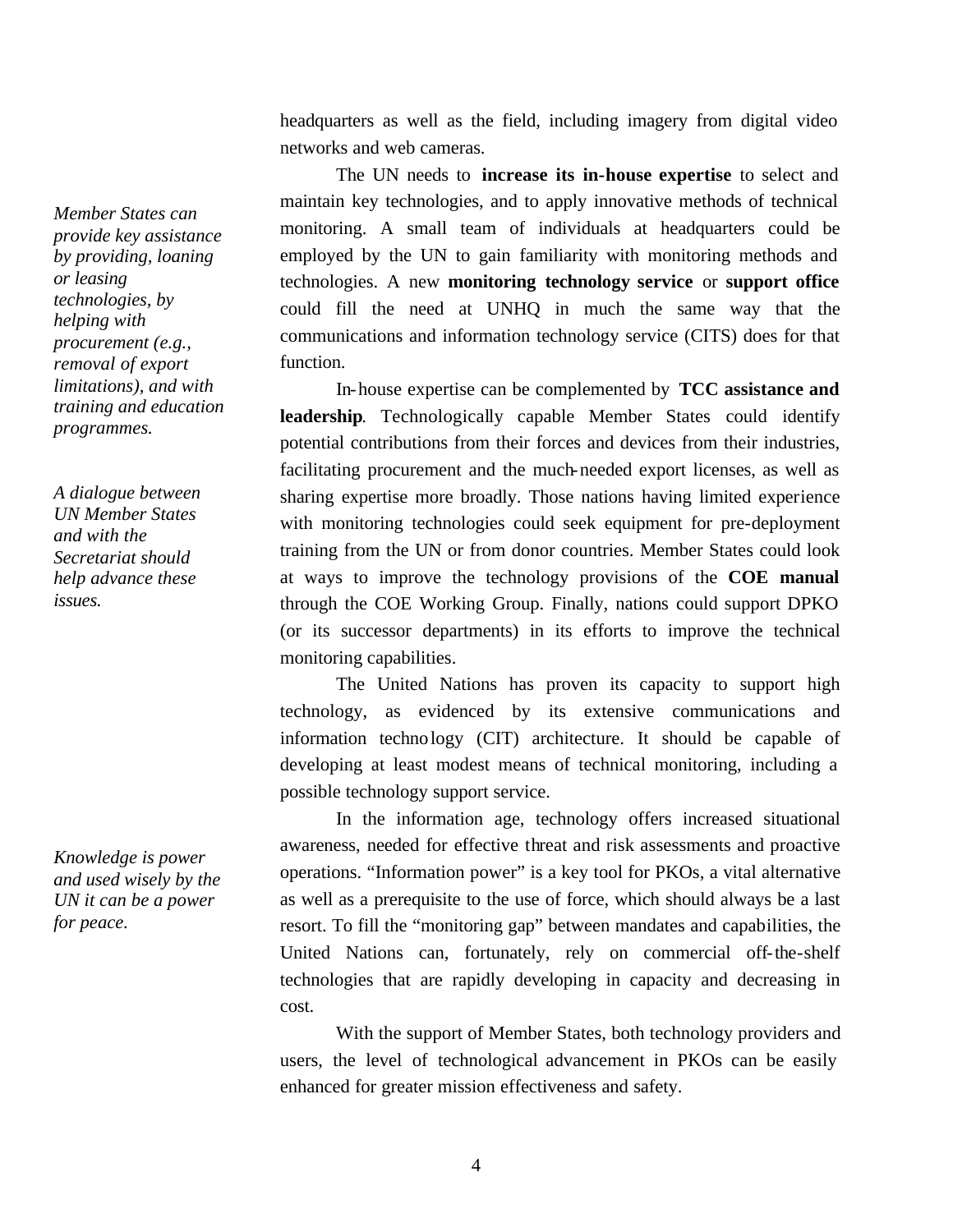headquarters as well as the field, including imagery from digital video networks and web cameras.

*Member States can provide key assistance by providing, loaning or leasing technologies, by helping with procurement (e.g., removal of export limitations), and with training and education programmes.*

The UN needs to **increase its in-house expertise** to select and maintain key technologies, and to apply innovative methods of technical monitoring. A small team of individuals at headquarters could be employed by the UN to gain familiarity with monitoring methods and technologies. A new **monitoring technology service** or **support office** could fill the need at UNHQ in much the same way that the communications and information technology service (CITS) does for that function.

In-house expertise can be complemented by **TCC assistance and leadership**. Technologically capable Member States could identify potential contributions from their forces and devices from their industries, facilitating procurement and the much-needed export licenses, as well as sharing expertise more broadly. Those nations having limited experience with monitoring technologies could seek equipment for pre-deployment training from the UN or from donor countries. Member States could look at ways to improve the technology provisions of the **COE manual** through the COE Working Group. Finally, nations could support DPKO (or its successor departments) in its efforts to improve the technical monitoring capabilities.

*A dialogue between UN Member States and with the Secretariat should help advance these issues.*

The United Nations has proven its capacity to support high technology, as evidenced by its extensive communications and information technology (CIT) architecture. It should be capable of developing at least modest means of technical monitoring, including a possible technology support service.

*Knowledge is power and used wisely by the UN it can be a power for peace.*

In the information age, technology offers increased situational awareness, needed for effective threat and risk assessments and proactive operations. "Information power" is a key tool for PKOs, a vital alternative as well as a prerequisite to the use of force, which should always be a last resort. To fill the "monitoring gap" between mandates and capabilities, the United Nations can, fortunately, rely on commercial off-the-shelf technologies that are rapidly developing in capacity and decreasing in cost.

With the support of Member States, both technology providers and users, the level of technological advancement in PKOs can be easily enhanced for greater mission effectiveness and safety.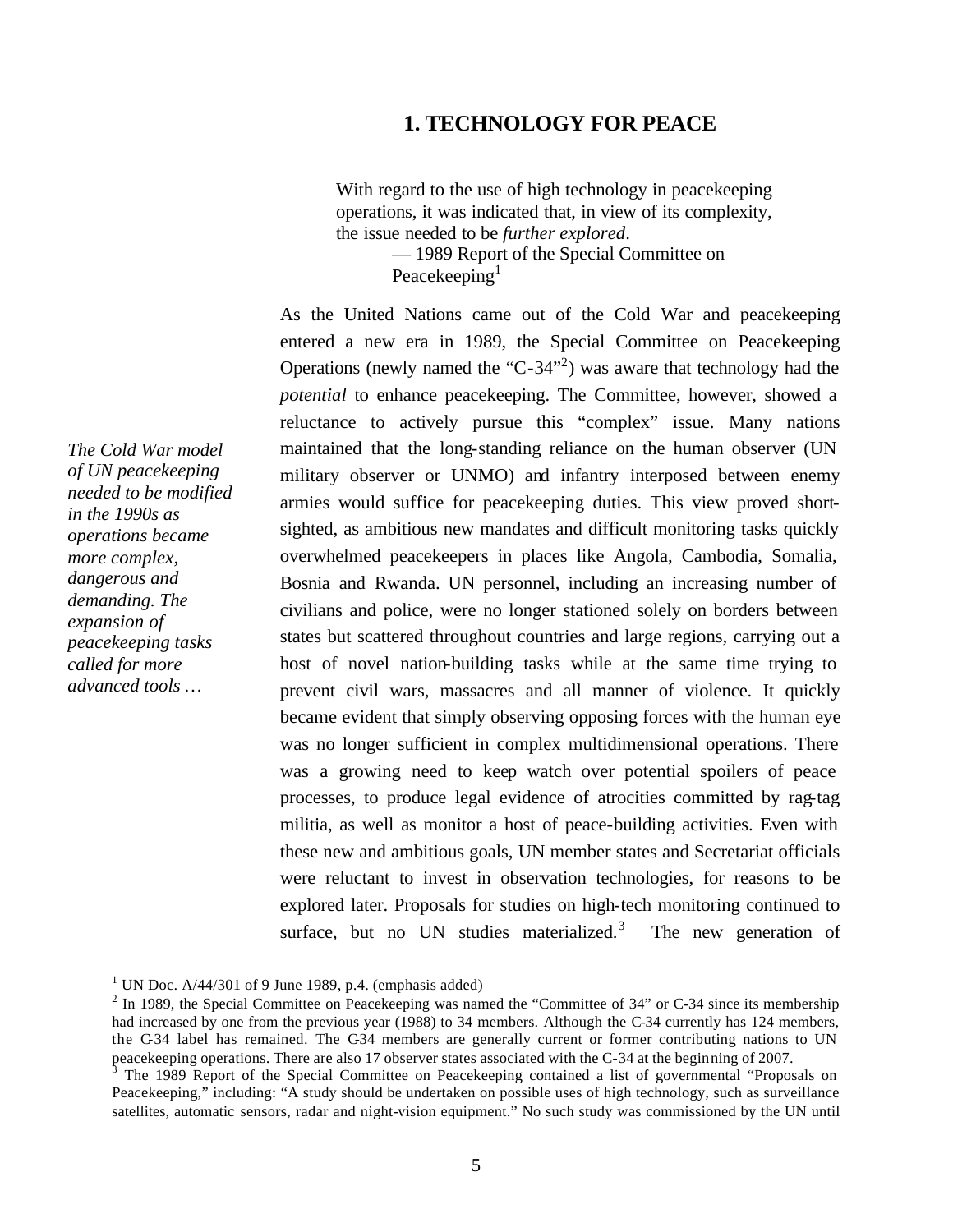# 1. TECHNOLOGY FOR PEACE

> With regard to the use of high technology in peacekeeping operations, it was indicated that, in view of its complexity, the issue needed to be *further explored*.
>
> — 1989 Report of the Special Committee on Peacekeeping[1]

*The Cold War model of UN peacekeeping needed to be modified in the 1990s as operations became more complex, dangerous and demanding. The expansion of peacekeeping tasks called for more advanced tools …*

As the United Nations came out of the Cold War and peacekeeping entered a new era in 1989, the Special Committee on Peacekeeping Operations (newly named the "C-34"[2]) was aware that technology had the *potential* to enhance peacekeeping. The Committee, however, showed a reluctance to actively pursue this "complex" issue. Many nations maintained that the long-standing reliance on the human observer (UN military observer or UNMO) and infantry interposed between enemy armies would suffice for peacekeeping duties. This view proved short-sighted, as ambitious new mandates and difficult monitoring tasks quickly overwhelmed peacekeepers in places like Angola, Cambodia, Somalia, Bosnia and Rwanda. UN personnel, including an increasing number of civilians and police, were no longer stationed solely on borders between states but scattered throughout countries and large regions, carrying out a host of novel nation-building tasks while at the same time trying to prevent civil wars, massacres and all manner of violence. It quickly became evident that simply observing opposing forces with the human eye was no longer sufficient in complex multidimensional operations. There was a growing need to keep watch over potential spoilers of peace processes, to produce legal evidence of atrocities committed by rag-tag militia, as well as monitor a host of peace-building activities. Even with these new and ambitious goals, UN member states and Secretariat officials were reluctant to invest in observation technologies, for reasons to be explored later. Proposals for studies on high-tech monitoring continued to surface, but no UN studies materialized.[3] The new generation of

---

[1] UN Doc. A/44/301 of 9 June 1989, p.4. (emphasis added)

[2] In 1989, the Special Committee on Peacekeeping was named the "Committee of 34" or C-34 since its membership had increased by one from the previous year (1988) to 34 members. Although the C-34 currently has 124 members, the C-34 label has remained. The C-34 members are generally current or former contributing nations to UN peacekeeping operations. There are also 17 observer states associated with the C-34 at the beginning of 2007.

[3] The 1989 Report of the Special Committee on Peacekeeping contained a list of governmental "Proposals on Peacekeeping," including: "A study should be undertaken on possible uses of high technology, such as surveillance satellites, automatic sensors, radar and night-vision equipment." No such study was commissioned by the UN until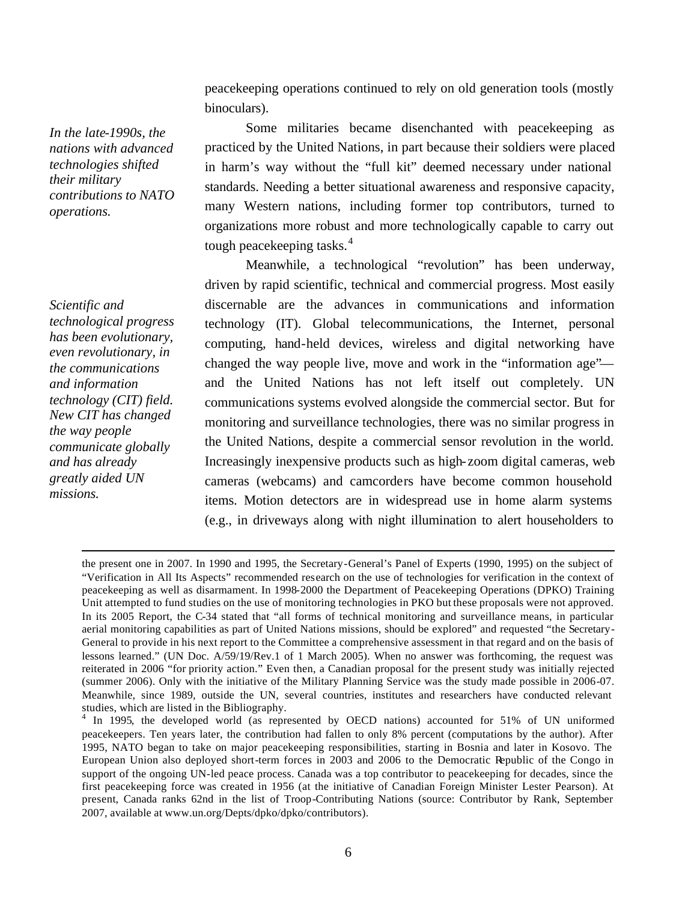peacekeeping operations continued to rely on old generation tools (mostly binoculars).

*In the late-1990s, the nations with advanced technologies shifted their military contributions to NATO operations.*

Some militaries became disenchanted with peacekeeping as practiced by the United Nations, in part because their soldiers were placed in harm's way without the "full kit" deemed necessary under national standards. Needing a better situational awareness and responsive capacity, many Western nations, including former top contributors, turned to organizations more robust and more technologically capable to carry out tough peacekeeping tasks.[4]

*Scientific and technological progress has been evolutionary, even revolutionary, in the communications and information technology (CIT) field. New CIT has changed the way people communicate globally and has already greatly aided UN missions.*

Meanwhile, a technological "revolution" has been underway, driven by rapid scientific, technical and commercial progress. Most easily discernable are the advances in communications and information technology (IT). Global telecommunications, the Internet, personal computing, hand-held devices, wireless and digital networking have changed the way people live, move and work in the "information age"—and the United Nations has not left itself out completely. UN communications systems evolved alongside the commercial sector. But for monitoring and surveillance technologies, there was no similar progress in the United Nations, despite a commercial sensor revolution in the world. Increasingly inexpensive products such as high-zoom digital cameras, web cameras (webcams) and camcorders have become common household items. Motion detectors are in widespread use in home alarm systems (e.g., in driveways along with night illumination to alert householders to

---

the present one in 2007. In 1990 and 1995, the Secretary-General's Panel of Experts (1990, 1995) on the subject of "Verification in All Its Aspects" recommended research on the use of technologies for verification in the context of peacekeeping as well as disarmament. In 1998-2000 the Department of Peacekeeping Operations (DPKO) Training Unit attempted to fund studies on the use of monitoring technologies in PKO but these proposals were not approved. In its 2005 Report, the C-34 stated that "all forms of technical monitoring and surveillance means, in particular aerial monitoring capabilities as part of United Nations missions, should be explored" and requested "the Secretary-General to provide in his next report to the Committee a comprehensive assessment in that regard and on the basis of lessons learned." (UN Doc. A/59/19/Rev.1 of 1 March 2005). When no answer was forthcoming, the request was reiterated in 2006 "for priority action." Even then, a Canadian proposal for the present study was initially rejected (summer 2006). Only with the initiative of the Military Planning Service was the study made possible in 2006-07. Meanwhile, since 1989, outside the UN, several countries, institutes and researchers have conducted relevant studies, which are listed in the Bibliography.

[4] In 1995, the developed world (as represented by OECD nations) accounted for 51% of UN uniformed peacekeepers. Ten years later, the contribution had fallen to only 8% percent (computations by the author). After 1995, NATO began to take on major peacekeeping responsibilities, starting in Bosnia and later in Kosovo. The European Union also deployed short-term forces in 2003 and 2006 to the Democratic Republic of the Congo in support of the ongoing UN-led peace process. Canada was a top contributor to peacekeeping for decades, since the first peacekeeping force was created in 1956 (at the initiative of Canadian Foreign Minister Lester Pearson). At present, Canada ranks 62nd in the list of Troop-Contributing Nations (source: Contributor by Rank, September 2007, available at www.un.org/Depts/dpko/dpko/contributors).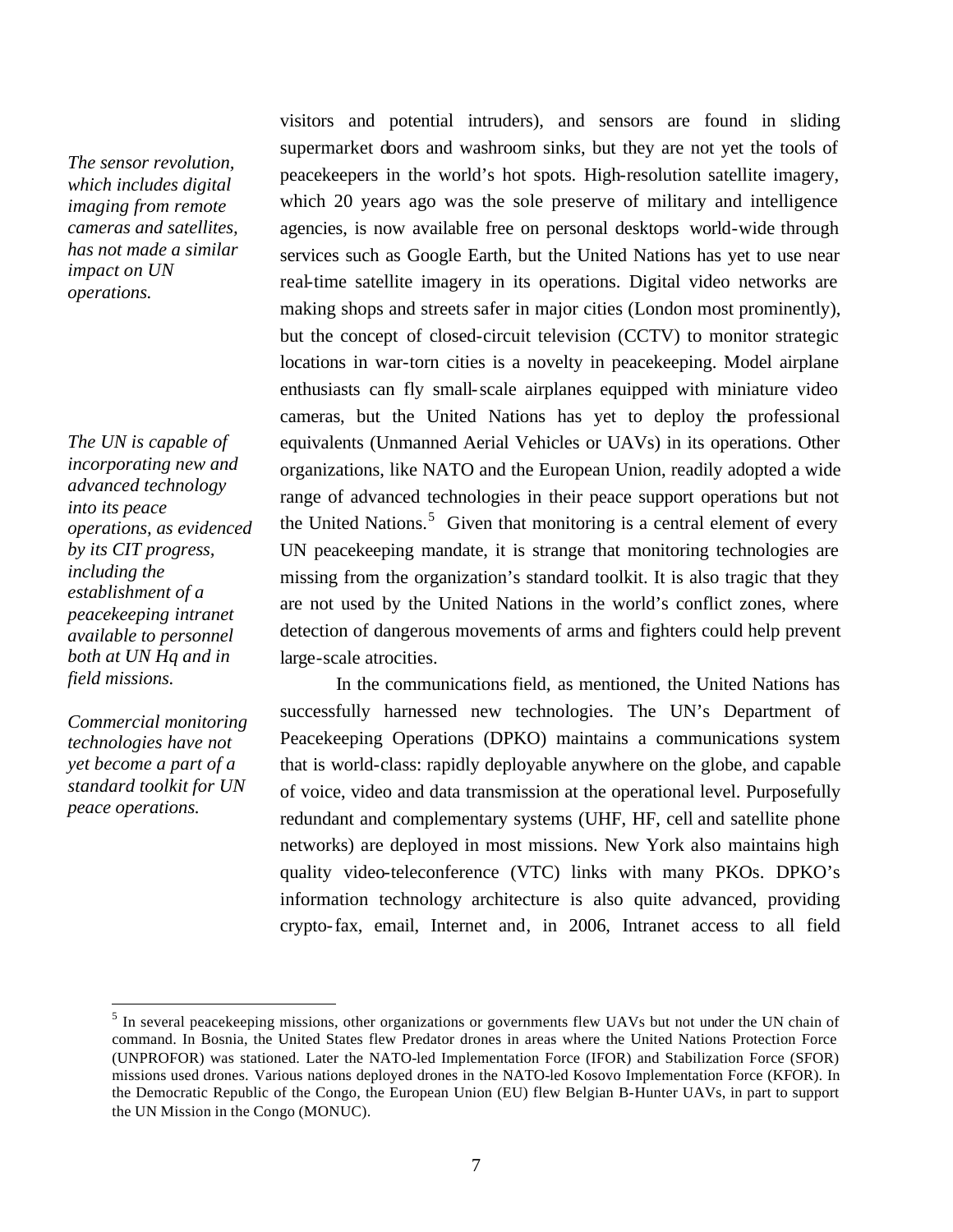*The sensor revolution, which includes digital imaging from remote cameras and satellites, has not made a similar impact on UN operations.*

visitors and potential intruders), and sensors are found in sliding supermarket doors and washroom sinks, but they are not yet the tools of peacekeepers in the world's hot spots. High-resolution satellite imagery, which 20 years ago was the sole preserve of military and intelligence agencies, is now available free on personal desktops world-wide through services such as Google Earth, but the United Nations has yet to use near real-time satellite imagery in its operations. Digital video networks are making shops and streets safer in major cities (London most prominently), but the concept of closed-circuit television (CCTV) to monitor strategic locations in war-torn cities is a novelty in peacekeeping. Model airplane enthusiasts can fly small-scale airplanes equipped with miniature video cameras, but the United Nations has yet to deploy the professional equivalents (Unmanned Aerial Vehicles or UAVs) in its operations. Other organizations, like NATO and the European Union, readily adopted a wide range of advanced technologies in their peace support operations but not the United Nations.[5] Given that monitoring is a central element of every UN peacekeeping mandate, it is strange that monitoring technologies are missing from the organization's standard toolkit. It is also tragic that they are not used by the United Nations in the world's conflict zones, where detection of dangerous movements of arms and fighters could help prevent large-scale atrocities.

*The UN is capable of incorporating new and advanced technology into its peace operations, as evidenced by its CIT progress, including the establishment of a peacekeeping intranet available to personnel both at UN Hq and in field missions.*

*Commercial monitoring technologies have not yet become a part of a standard toolkit for UN peace operations.*

In the communications field, as mentioned, the United Nations has successfully harnessed new technologies. The UN's Department of Peacekeeping Operations (DPKO) maintains a communications system that is world-class: rapidly deployable anywhere on the globe, and capable of voice, video and data transmission at the operational level. Purposefully redundant and complementary systems (UHF, HF, cell and satellite phone networks) are deployed in most missions. New York also maintains high quality video-teleconference (VTC) links with many PKOs. DPKO's information technology architecture is also quite advanced, providing crypto-fax, email, Internet and, in 2006, Intranet access to all field

[5] In several peacekeeping missions, other organizations or governments flew UAVs but not under the UN chain of command. In Bosnia, the United States flew Predator drones in areas where the United Nations Protection Force (UNPROFOR) was stationed. Later the NATO-led Implementation Force (IFOR) and Stabilization Force (SFOR) missions used drones. Various nations deployed drones in the NATO-led Kosovo Implementation Force (KFOR). In the Democratic Republic of the Congo, the European Union (EU) flew Belgian B-Hunter UAVs, in part to support the UN Mission in the Congo (MONUC).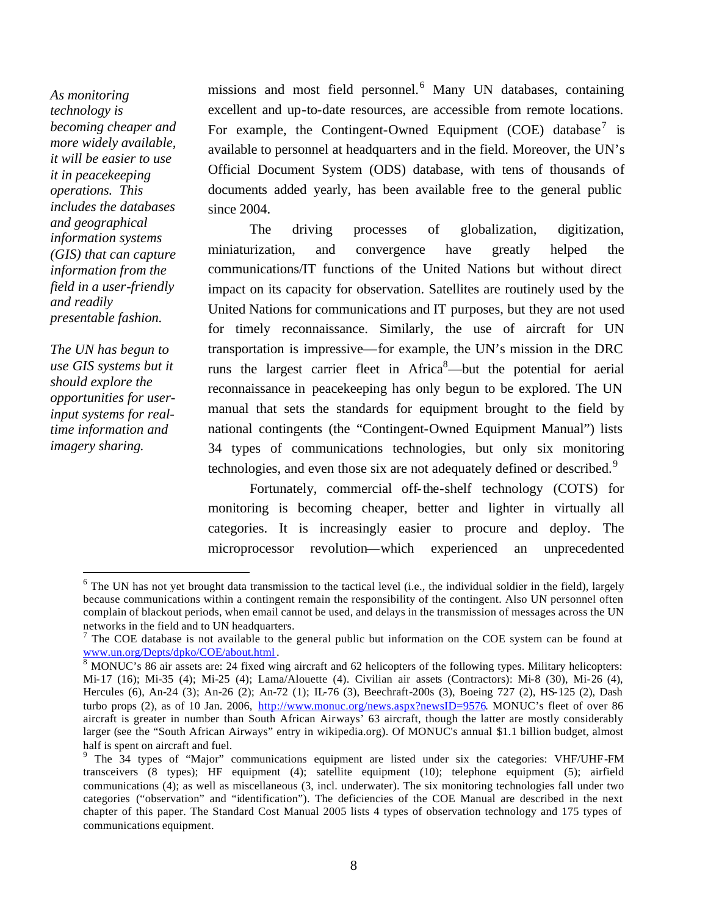*As monitoring technology is becoming cheaper and more widely available, it will be easier to use it in peacekeeping operations. This includes the databases and geographical information systems (GIS) that can capture information from the field in a user-friendly and readily presentable fashion.*

*The UN has begun to use GIS systems but it should explore the opportunities for user-input systems for real-time information and imagery sharing.*

missions and most field personnel.[6] Many UN databases, containing excellent and up-to-date resources, are accessible from remote locations. For example, the Contingent-Owned Equipment (COE) database[7] is available to personnel at headquarters and in the field. Moreover, the UN's Official Document System (ODS) database, with tens of thousands of documents added yearly, has been available free to the general public since 2004.

The driving processes of globalization, digitization, miniaturization, and convergence have greatly helped the communications/IT functions of the United Nations but without direct impact on its capacity for observation. Satellites are routinely used by the United Nations for communications and IT purposes, but they are not used for timely reconnaissance. Similarly, the use of aircraft for UN transportation is impressive—for example, the UN's mission in the DRC runs the largest carrier fleet in Africa[8]—but the potential for aerial reconnaissance in peacekeeping has only begun to be explored. The UN manual that sets the standards for equipment brought to the field by national contingents (the "Contingent-Owned Equipment Manual") lists 34 types of communications technologies, but only six monitoring technologies, and even those six are not adequately defined or described.[9]

Fortunately, commercial off-the-shelf technology (COTS) for monitoring is becoming cheaper, better and lighter in virtually all categories. It is increasingly easier to procure and deploy. The microprocessor revolution—which experienced an unprecedented

---

[6] The UN has not yet brought data transmission to the tactical level (i.e., the individual soldier in the field), largely because communications within a contingent remain the responsibility of the contingent. Also UN personnel often complain of blackout periods, when email cannot be used, and delays in the transmission of messages across the UN networks in the field and to UN headquarters.

[7] The COE database is not available to the general public but information on the COE system can be found at www.un.org/Depts/dpko/COE/about.html.

[8] MONUC's 86 air assets are: 24 fixed wing aircraft and 62 helicopters of the following types. Military helicopters: Mi-17 (16); Mi-35 (4); Mi-25 (4); Lama/Alouette (4). Civilian air assets (Contractors): Mi-8 (30), Mi-26 (4), Hercules (6), An-24 (3); An-26 (2); An-72 (1); IL-76 (3), Beechcraft-200s (3), Boeing 727 (2), HS-125 (2), Dash turbo props (2), as of 10 Jan. 2006, http://www.monuc.org/news.aspx?newsID=9576. MONUC's fleet of over 86 aircraft is greater in number than South African Airways' 63 aircraft, though the latter are mostly considerably larger (see the "South African Airways" entry in wikipedia.org). Of MONUC's annual $1.1 billion budget, almost half is spent on aircraft and fuel.

[9] The 34 types of "Major" communications equipment are listed under six the categories: VHF/UHF-FM transceivers (8 types); HF equipment (4); satellite equipment (10); telephone equipment (5); airfield communications (4); as well as miscellaneous (3, incl. underwater). The six monitoring technologies fall under two categories ("observation" and "identification"). The deficiencies of the COE Manual are described in the next chapter of this paper. The Standard Cost Manual 2005 lists 4 types of observation technology and 175 types of communications equipment.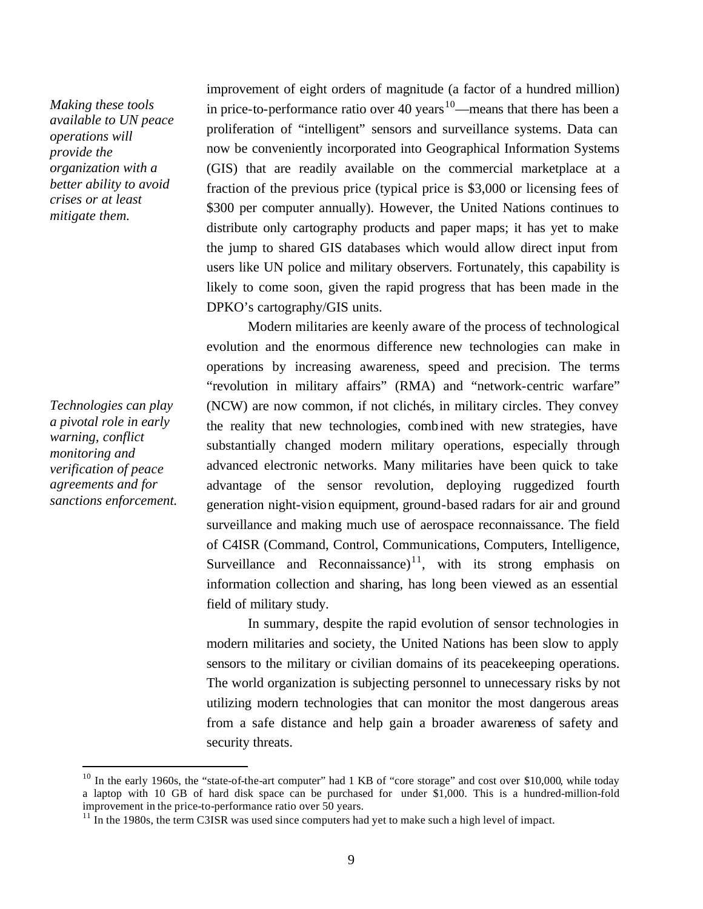*Making these tools available to UN peace operations will provide the organization with a better ability to avoid crises or at least mitigate them.*

improvement of eight orders of magnitude (a factor of a hundred million) in price-to-performance ratio over 40 years[10]—means that there has been a proliferation of "intelligent" sensors and surveillance systems. Data can now be conveniently incorporated into Geographical Information Systems (GIS) that are readily available on the commercial marketplace at a fraction of the previous price (typical price is $3,000 or licensing fees of $300 per computer annually). However, the United Nations continues to distribute only cartography products and paper maps; it has yet to make the jump to shared GIS databases which would allow direct input from users like UN police and military observers. Fortunately, this capability is likely to come soon, given the rapid progress that has been made in the DPKO's cartography/GIS units.

*Technologies can play a pivotal role in early warning, conflict monitoring and verification of peace agreements and for sanctions enforcement.*

Modern militaries are keenly aware of the process of technological evolution and the enormous difference new technologies can make in operations by increasing awareness, speed and precision. The terms "revolution in military affairs" (RMA) and "network-centric warfare" (NCW) are now common, if not clichés, in military circles. They convey the reality that new technologies, combined with new strategies, have substantially changed modern military operations, especially through advanced electronic networks. Many militaries have been quick to take advantage of the sensor revolution, deploying ruggedized fourth generation night-vision equipment, ground-based radars for air and ground surveillance and making much use of aerospace reconnaissance. The field of C4ISR (Command, Control, Communications, Computers, Intelligence, Surveillance and Reconnaissance)[11], with its strong emphasis on information collection and sharing, has long been viewed as an essential field of military study.

In summary, despite the rapid evolution of sensor technologies in modern militaries and society, the United Nations has been slow to apply sensors to the military or civilian domains of its peacekeeping operations. The world organization is subjecting personnel to unnecessary risks by not utilizing modern technologies that can monitor the most dangerous areas from a safe distance and help gain a broader awareness of safety and security threats.

---

[10] In the early 1960s, the "state-of-the-art computer" had 1 KB of "core storage" and cost over $10,000, while today a laptop with 10 GB of hard disk space can be purchased for under $1,000. This is a hundred-million-fold improvement in the price-to-performance ratio over 50 years.

[11] In the 1980s, the term C3ISR was used since computers had yet to make such a high level of impact.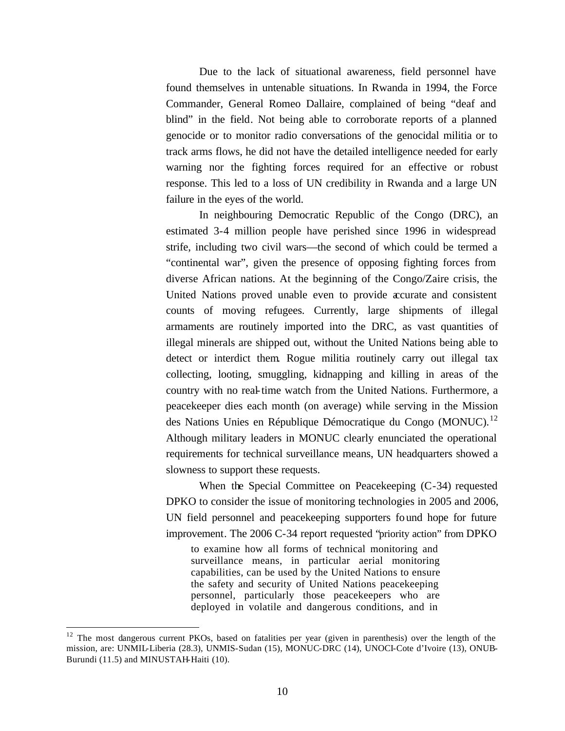Due to the lack of situational awareness, field personnel have found themselves in untenable situations. In Rwanda in 1994, the Force Commander, General Romeo Dallaire, complained of being "deaf and blind" in the field. Not being able to corroborate reports of a planned genocide or to monitor radio conversations of the genocidal militia or to track arms flows, he did not have the detailed intelligence needed for early warning nor the fighting forces required for an effective or robust response. This led to a loss of UN credibility in Rwanda and a large UN failure in the eyes of the world.

In neighbouring Democratic Republic of the Congo (DRC), an estimated 3-4 million people have perished since 1996 in widespread strife, including two civil wars—the second of which could be termed a "continental war", given the presence of opposing fighting forces from diverse African nations. At the beginning of the Congo/Zaire crisis, the United Nations proved unable even to provide accurate and consistent counts of moving refugees. Currently, large shipments of illegal armaments are routinely imported into the DRC, as vast quantities of illegal minerals are shipped out, without the United Nations being able to detect or interdict them. Rogue militia routinely carry out illegal tax collecting, looting, smuggling, kidnapping and killing in areas of the country with no real-time watch from the United Nations. Furthermore, a peacekeeper dies each month (on average) while serving in the Mission des Nations Unies en République Démocratique du Congo (MONUC).[12] Although military leaders in MONUC clearly enunciated the operational requirements for technical surveillance means, UN headquarters showed a slowness to support these requests.

When the Special Committee on Peacekeeping (C-34) requested DPKO to consider the issue of monitoring technologies in 2005 and 2006, UN field personnel and peacekeeping supporters found hope for future improvement. The 2006 C-34 report requested "priority action" from DPKO

> to examine how all forms of technical monitoring and surveillance means, in particular aerial monitoring capabilities, can be used by the United Nations to ensure the safety and security of United Nations peacekeeping personnel, particularly those peacekeepers who are deployed in volatile and dangerous conditions, and in

---

[12] The most dangerous current PKOs, based on fatalities per year (given in parenthesis) over the length of the mission, are: UNMIL-Liberia (28.3), UNMIS-Sudan (15), MONUC-DRC (14), UNOCI-Cote d'Ivoire (13), ONUB-Burundi (11.5) and MINUSTAH-Haiti (10).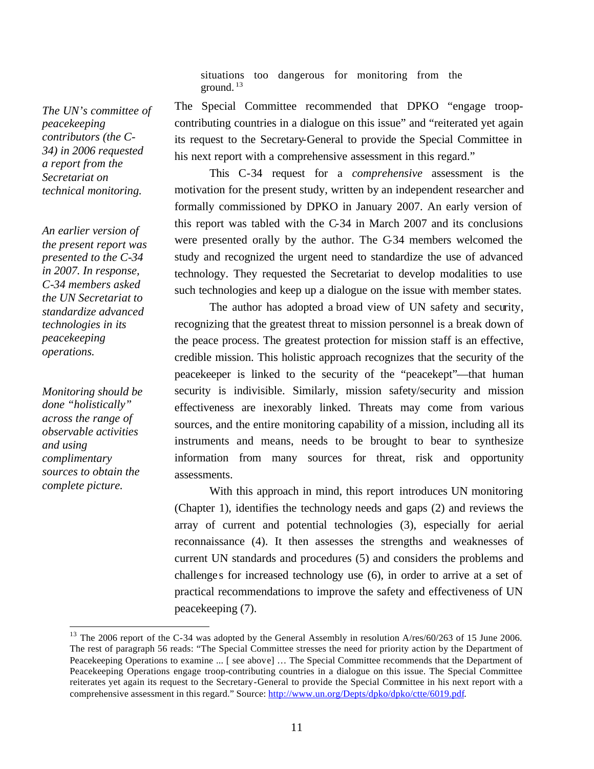situations too dangerous for monitoring from the ground.[13]

*The UN's committee of peacekeeping contributors (the C-34) in 2006 requested a report from the Secretariat on technical monitoring.*

The Special Committee recommended that DPKO "engage troop-contributing countries in a dialogue on this issue" and "reiterated yet again its request to the Secretary-General to provide the Special Committee in his next report with a comprehensive assessment in this regard."

*An earlier version of the present report was presented to the C-34 in 2007. In response, C-34 members asked the UN Secretariat to standardize advanced technologies in its peacekeeping operations.*

This C-34 request for a *comprehensive* assessment is the motivation for the present study, written by an independent researcher and formally commissioned by DPKO in January 2007. An early version of this report was tabled with the C-34 in March 2007 and its conclusions were presented orally by the author. The C-34 members welcomed the study and recognized the urgent need to standardize the use of advanced technology. They requested the Secretariat to develop modalities to use such technologies and keep up a dialogue on the issue with member states.

*Monitoring should be done "holistically" across the range of observable activities and using complimentary sources to obtain the complete picture.*

The author has adopted a broad view of UN safety and security, recognizing that the greatest threat to mission personnel is a break down of the peace process. The greatest protection for mission staff is an effective, credible mission. This holistic approach recognizes that the security of the peacekeeper is linked to the security of the "peacekept"—that human security is indivisible. Similarly, mission safety/security and mission effectiveness are inexorably linked. Threats may come from various sources, and the entire monitoring capability of a mission, including all its instruments and means, needs to be brought to bear to synthesize information from many sources for threat, risk and opportunity assessments.

With this approach in mind, this report introduces UN monitoring (Chapter 1), identifies the technology needs and gaps (2) and reviews the array of current and potential technologies (3), especially for aerial reconnaissance (4). It then assesses the strengths and weaknesses of current UN standards and procedures (5) and considers the problems and challenges for increased technology use (6), in order to arrive at a set of practical recommendations to improve the safety and effectiveness of UN peacekeeping (7).

---

[13] The 2006 report of the C-34 was adopted by the General Assembly in resolution A/res/60/263 of 15 June 2006. The rest of paragraph 56 reads: "The Special Committee stresses the need for priority action by the Department of Peacekeeping Operations to examine ... [ see above] … The Special Committee recommends that the Department of Peacekeeping Operations engage troop-contributing countries in a dialogue on this issue. The Special Committee reiterates yet again its request to the Secretary-General to provide the Special Committee in his next report with a comprehensive assessment in this regard." Source: http://www.un.org/Depts/dpko/dpko/ctte/6019.pdf.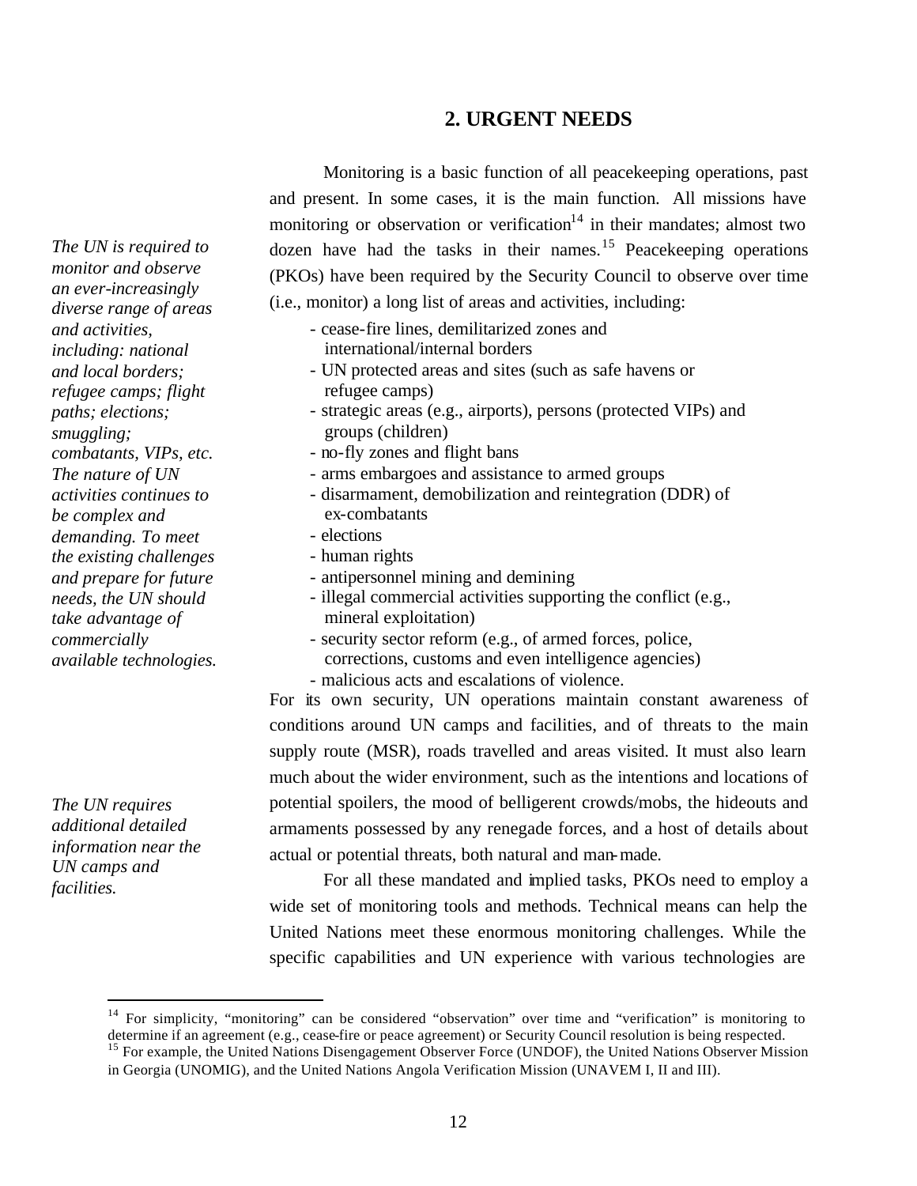## 2. URGENT NEEDS

*The UN is required to monitor and observe an ever-increasingly diverse range of areas and activities, including: national and local borders; refugee camps; flight paths; elections; smuggling; combatants, VIPs, etc. The nature of UN activities continues to be complex and demanding. To meet the existing challenges and prepare for future needs, the UN should take advantage of commercially available technologies.*

Monitoring is a basic function of all peacekeeping operations, past and present. In some cases, it is the main function. All missions have monitoring or observation or verification[14] in their mandates; almost two dozen have had the tasks in their names.[15] Peacekeeping operations (PKOs) have been required by the Security Council to observe over time (i.e., monitor) a long list of areas and activities, including:

- cease-fire lines, demilitarized zones and international/internal borders
- UN protected areas and sites (such as safe havens or refugee camps)
- strategic areas (e.g., airports), persons (protected VIPs) and groups (children)
- no-fly zones and flight bans
- arms embargoes and assistance to armed groups
- disarmament, demobilization and reintegration (DDR) of ex-combatants
- elections
- human rights
- antipersonnel mining and demining
- illegal commercial activities supporting the conflict (e.g., mineral exploitation)
- security sector reform (e.g., of armed forces, police, corrections, customs and even intelligence agencies)
- malicious acts and escalations of violence.

*The UN requires additional detailed information near the UN camps and facilities.*

For its own security, UN operations maintain constant awareness of conditions around UN camps and facilities, and of threats to the main supply route (MSR), roads travelled and areas visited. It must also learn much about the wider environment, such as the intentions and locations of potential spoilers, the mood of belligerent crowds/mobs, the hideouts and armaments possessed by any renegade forces, and a host of details about actual or potential threats, both natural and man-made.

For all these mandated and implied tasks, PKOs need to employ a wide set of monitoring tools and methods. Technical means can help the United Nations meet these enormous monitoring challenges. While the specific capabilities and UN experience with various technologies are

---

[14] For simplicity, "monitoring" can be considered "observation" over time and "verification" is monitoring to determine if an agreement (e.g., cease-fire or peace agreement) or Security Council resolution is being respected.

[15] For example, the United Nations Disengagement Observer Force (UNDOF), the United Nations Observer Mission in Georgia (UNOMIG), and the United Nations Angola Verification Mission (UNAVEM I, II and III).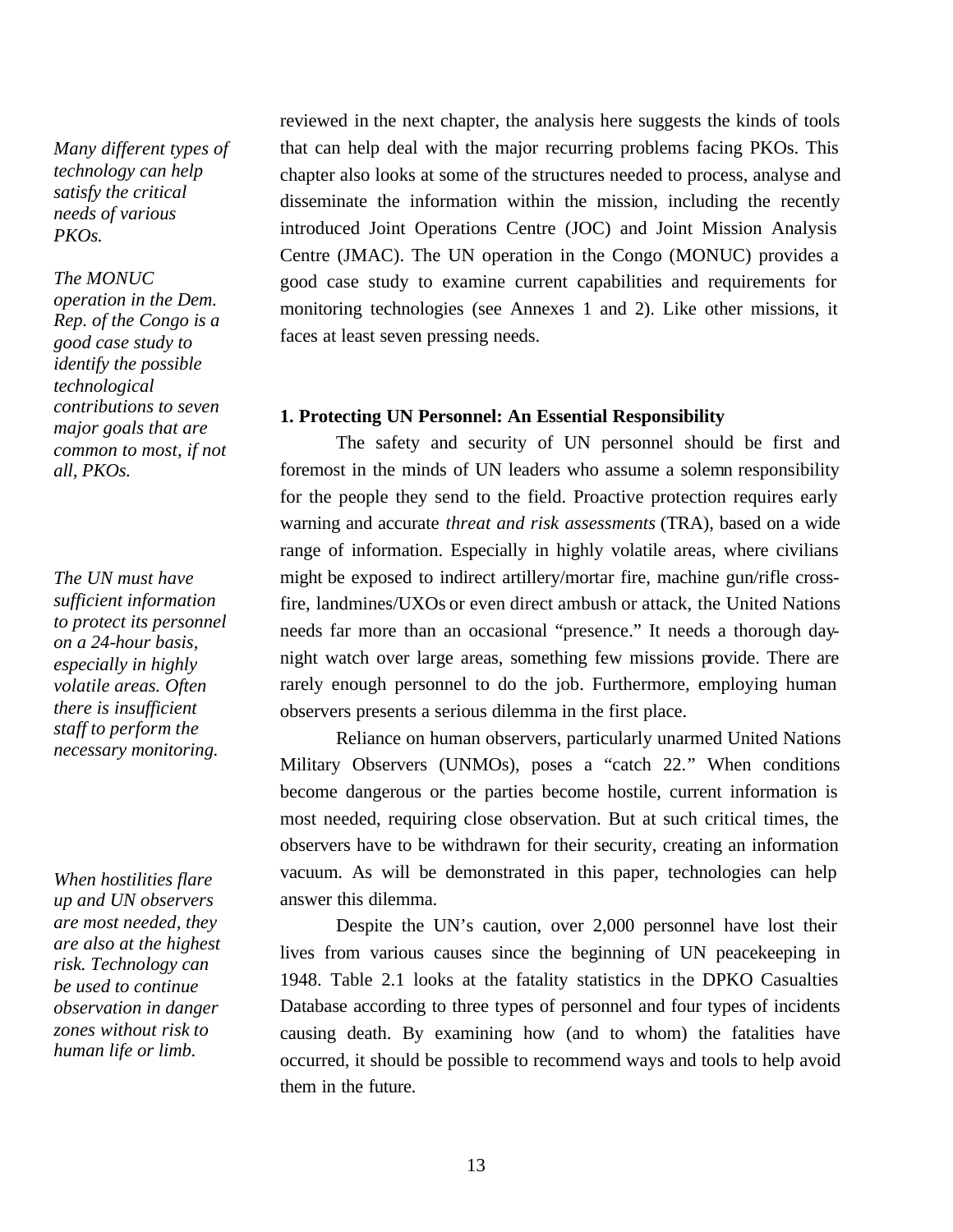reviewed in the next chapter, the analysis here suggests the kinds of tools that can help deal with the major recurring problems facing PKOs. This chapter also looks at some of the structures needed to process, analyse and disseminate the information within the mission, including the recently introduced Joint Operations Centre (JOC) and Joint Mission Analysis Centre (JMAC). The UN operation in the Congo (MONUC) provides a good case study to examine current capabilities and requirements for monitoring technologies (see Annexes 1 and 2). Like other missions, it faces at least seven pressing needs.

*Many different types of technology can help satisfy the critical needs of various PKOs.*

*The MONUC operation in the Dem. Rep. of the Congo is a good case study to identify the possible technological contributions to seven major goals that are common to most, if not all, PKOs.*

**1. Protecting UN Personnel: An Essential Responsibility**

The safety and security of UN personnel should be first and foremost in the minds of UN leaders who assume a solemn responsibility for the people they send to the field. Proactive protection requires early warning and accurate *threat and risk assessments* (TRA), based on a wide range of information. Especially in highly volatile areas, where civilians might be exposed to indirect artillery/mortar fire, machine gun/rifle cross-fire, landmines/UXOs or even direct ambush or attack, the United Nations needs far more than an occasional "presence." It needs a thorough day-night watch over large areas, something few missions provide. There are rarely enough personnel to do the job. Furthermore, employing human observers presents a serious dilemma in the first place.

*The UN must have sufficient information to protect its personnel on a 24-hour basis, especially in highly volatile areas. Often there is insufficient staff to perform the necessary monitoring.*

Reliance on human observers, particularly unarmed United Nations Military Observers (UNMOs), poses a "catch 22." When conditions become dangerous or the parties become hostile, current information is most needed, requiring close observation. But at such critical times, the observers have to be withdrawn for their security, creating an information vacuum. As will be demonstrated in this paper, technologies can help answer this dilemma.

*When hostilities flare up and UN observers are most needed, they are also at the highest risk. Technology can be used to continue observation in danger zones without risk to human life or limb.*

Despite the UN's caution, over 2,000 personnel have lost their lives from various causes since the beginning of UN peacekeeping in 1948. Table 2.1 looks at the fatality statistics in the DPKO Casualties Database according to three types of personnel and four types of incidents causing death. By examining how (and to whom) the fatalities have occurred, it should be possible to recommend ways and tools to help avoid them in the future.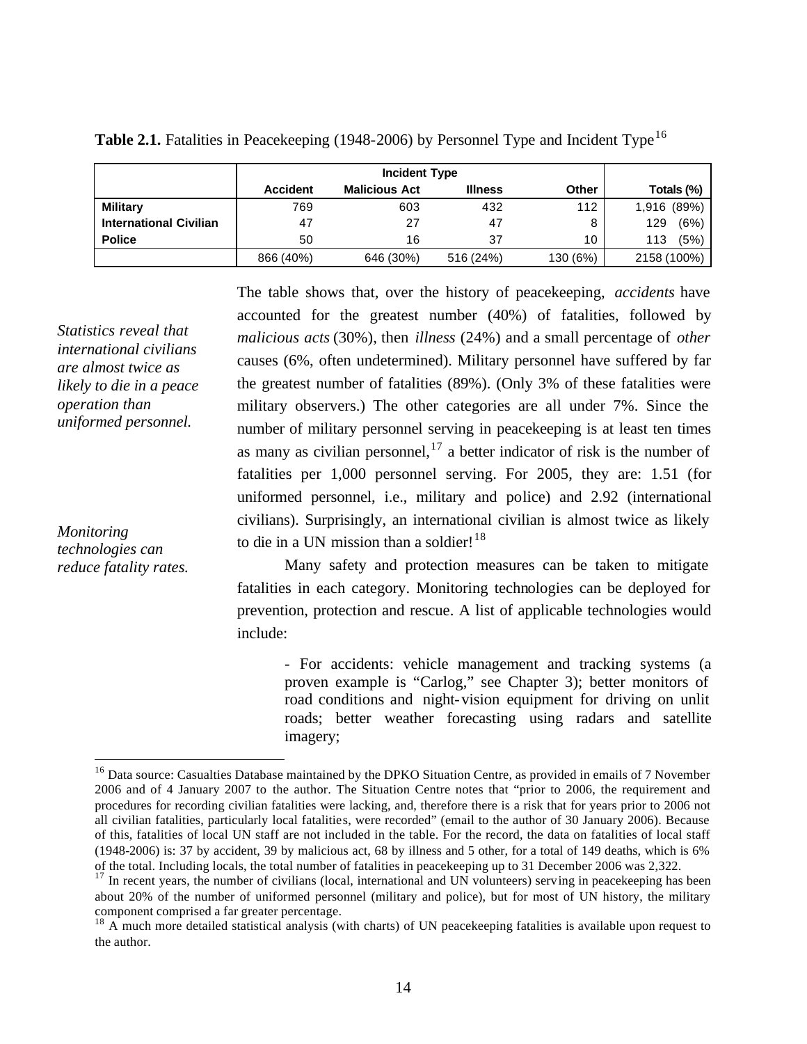**Table 2.1.** Fatalities in Peacekeeping (1948-2006) by Personnel Type and Incident Type[16]

| | Incident Type | | | | |
|---|---|---|---|---|---|
| | **Accident** | **Malicious Act** | **Illness** | **Other** | **Totals (%)** |
| **Military** | 769 | 603 | 432 | 112 | 1,916 (89%) |
| **International Civilian** | 47 | 27 | 47 | 8 | 129 (6%) |
| **Police** | 50 | 16 | 37 | 10 | 113 (5%) |
| | 866 (40%) | 646 (30%) | 516 (24%) | 130 (6%) | 2158 (100%) |

*Statistics reveal that international civilians are almost twice as likely to die in a peace operation than uniformed personnel.*

The table shows that, over the history of peacekeeping, *accidents* have accounted for the greatest number (40%) of fatalities, followed by *malicious acts* (30%), then *illness* (24%) and a small percentage of *other* causes (6%, often undetermined). Military personnel have suffered by far the greatest number of fatalities (89%). (Only 3% of these fatalities were military observers.) The other categories are all under 7%. Since the number of military personnel serving in peacekeeping is at least ten times as many as civilian personnel,[17] a better indicator of risk is the number of fatalities per 1,000 personnel serving. For 2005, they are: 1.51 (for uniformed personnel, i.e., military and police) and 2.92 (international civilians). Surprisingly, an international civilian is almost twice as likely to die in a UN mission than a soldier![18]

*Monitoring technologies can reduce fatality rates.*

Many safety and protection measures can be taken to mitigate fatalities in each category. Monitoring technologies can be deployed for prevention, protection and rescue. A list of applicable technologies would include:

> - For accidents: vehicle management and tracking systems (a proven example is "Carlog," see Chapter 3); better monitors of road conditions and night-vision equipment for driving on unlit roads; better weather forecasting using radars and satellite imagery;

---

[16] Data source: Casualties Database maintained by the DPKO Situation Centre, as provided in emails of 7 November 2006 and of 4 January 2007 to the author. The Situation Centre notes that "prior to 2006, the requirement and procedures for recording civilian fatalities were lacking, and, therefore there is a risk that for years prior to 2006 not all civilian fatalities, particularly local fatalities, were recorded" (email to the author of 30 January 2006). Because of this, fatalities of local UN staff are not included in the table. For the record, the data on fatalities of local staff (1948-2006) is: 37 by accident, 39 by malicious act, 68 by illness and 5 other, for a total of 149 deaths, which is 6% of the total. Including locals, the total number of fatalities in peacekeeping up to 31 December 2006 was 2,322.

[17] In recent years, the number of civilians (local, international and UN volunteers) serving in peacekeeping has been about 20% of the number of uniformed personnel (military and police), but for most of UN history, the military component comprised a far greater percentage.

[18] A much more detailed statistical analysis (with charts) of UN peacekeeping fatalities is available upon request to the author.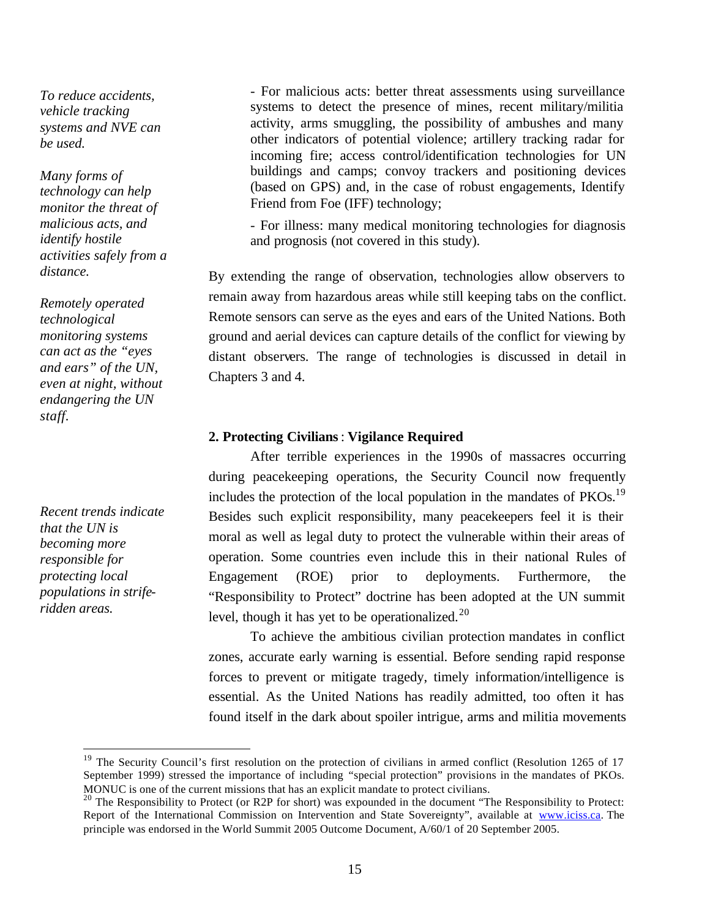*To reduce accidents, vehicle tracking systems and NVE can be used.*

*Many forms of technology can help monitor the threat of malicious acts, and identify hostile activities safely from a distance.*

*Remotely operated technological monitoring systems can act as the "eyes and ears" of the UN, even at night, without endangering the UN staff.*

- For malicious acts: better threat assessments using surveillance systems to detect the presence of mines, recent military/militia activity, arms smuggling, the possibility of ambushes and many other indicators of potential violence; artillery tracking radar for incoming fire; access control/identification technologies for UN buildings and camps; convoy trackers and positioning devices (based on GPS) and, in the case of robust engagements, Identify Friend from Foe (IFF) technology;

- For illness: many medical monitoring technologies for diagnosis and prognosis (not covered in this study).

By extending the range of observation, technologies allow observers to remain away from hazardous areas while still keeping tabs on the conflict. Remote sensors can serve as the eyes and ears of the United Nations. Both ground and aerial devices can capture details of the conflict for viewing by distant observers. The range of technologies is discussed in detail in Chapters 3 and 4.

**2. Protecting Civilians : Vigilance Required**

*Recent trends indicate that the UN is becoming more responsible for protecting local populations in strife-ridden areas.*

After terrible experiences in the 1990s of massacres occurring during peacekeeping operations, the Security Council now frequently includes the protection of the local population in the mandates of PKOs.[19] Besides such explicit responsibility, many peacekeepers feel it is their moral as well as legal duty to protect the vulnerable within their areas of operation. Some countries even include this in their national Rules of Engagement (ROE) prior to deployments. Furthermore, the "Responsibility to Protect" doctrine has been adopted at the UN summit level, though it has yet to be operationalized.[20]

To achieve the ambitious civilian protection mandates in conflict zones, accurate early warning is essential. Before sending rapid response forces to prevent or mitigate tragedy, timely information/intelligence is essential. As the United Nations has readily admitted, too often it has found itself in the dark about spoiler intrigue, arms and militia movements

---

[19] The Security Council's first resolution on the protection of civilians in armed conflict (Resolution 1265 of 17 September 1999) stressed the importance of including "special protection" provisions in the mandates of PKOs. MONUC is one of the current missions that has an explicit mandate to protect civilians.

[20] The Responsibility to Protect (or R2P for short) was expounded in the document "The Responsibility to Protect: Report of the International Commission on Intervention and State Sovereignty", available at www.iciss.ca. The principle was endorsed in the World Summit 2005 Outcome Document, A/60/1 of 20 September 2005.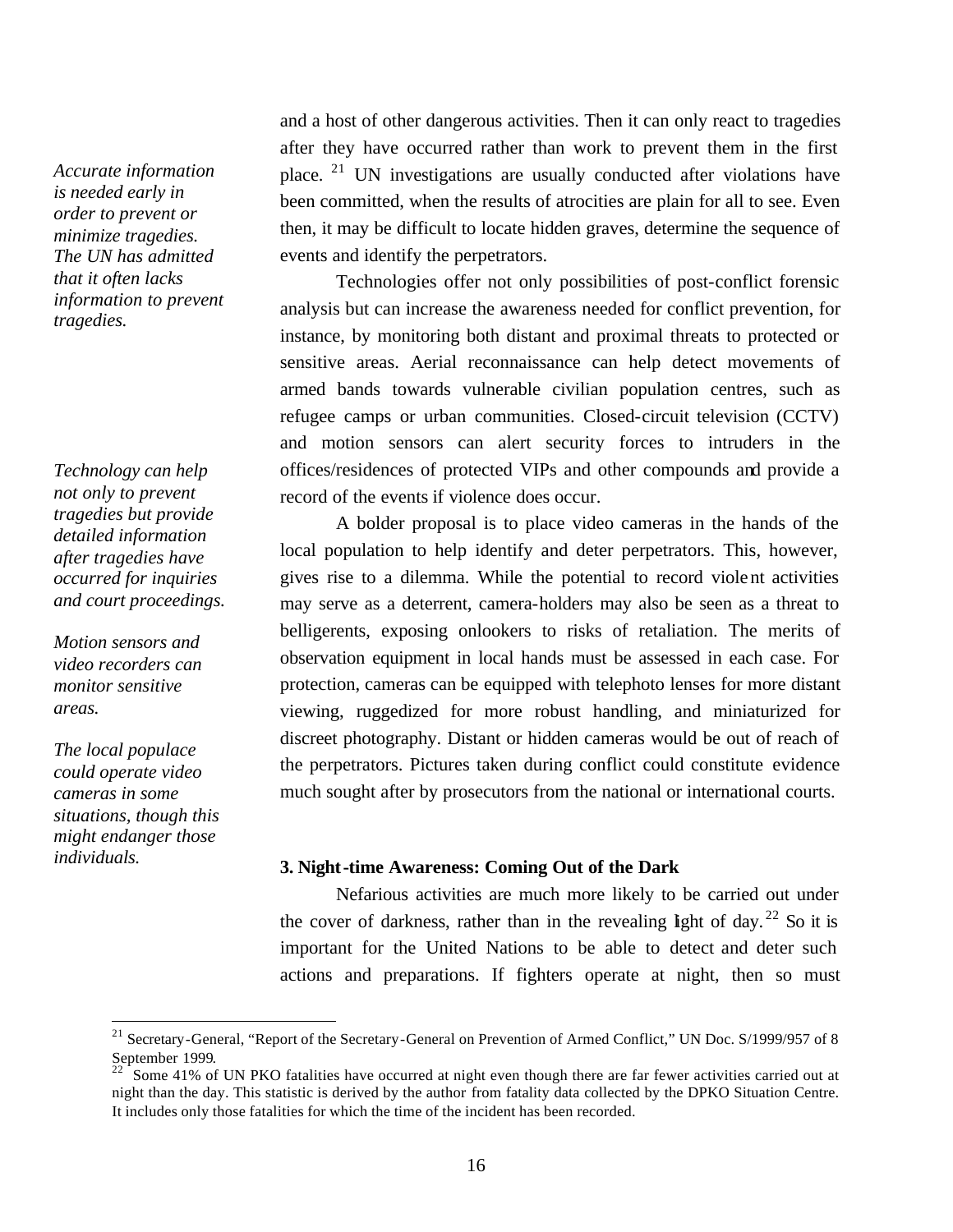*Accurate information is needed early in order to prevent or minimize tragedies. The UN has admitted that it often lacks information to prevent tragedies.*

and a host of other dangerous activities. Then it can only react to tragedies after they have occurred rather than work to prevent them in the first place. [21] UN investigations are usually conducted after violations have been committed, when the results of atrocities are plain for all to see. Even then, it may be difficult to locate hidden graves, determine the sequence of events and identify the perpetrators.

*Technology can help not only to prevent tragedies but provide detailed information after tragedies have occurred for inquiries and court proceedings.*

*Motion sensors and video recorders can monitor sensitive areas.*

Technologies offer not only possibilities of post-conflict forensic analysis but can increase the awareness needed for conflict prevention, for instance, by monitoring both distant and proximal threats to protected or sensitive areas. Aerial reconnaissance can help detect movements of armed bands towards vulnerable civilian population centres, such as refugee camps or urban communities. Closed-circuit television (CCTV) and motion sensors can alert security forces to intruders in the offices/residences of protected VIPs and other compounds and provide a record of the events if violence does occur.

*The local populace could operate video cameras in some situations, though this might endanger those individuals.*

A bolder proposal is to place video cameras in the hands of the local population to help identify and deter perpetrators. This, however, gives rise to a dilemma. While the potential to record violent activities may serve as a deterrent, camera-holders may also be seen as a threat to belligerents, exposing onlookers to risks of retaliation. The merits of observation equipment in local hands must be assessed in each case. For protection, cameras can be equipped with telephoto lenses for more distant viewing, ruggedized for more robust handling, and miniaturized for discreet photography. Distant or hidden cameras would be out of reach of the perpetrators. Pictures taken during conflict could constitute evidence much sought after by prosecutors from the national or international courts.

### 3. Night-time Awareness: Coming Out of the Dark

Nefarious activities are much more likely to be carried out under the cover of darkness, rather than in the revealing light of day. [22] So it is important for the United Nations to be able to detect and deter such actions and preparations. If fighters operate at night, then so must

---

[21] Secretary-General, "Report of the Secretary-General on Prevention of Armed Conflict," UN Doc. S/1999/957 of 8 September 1999.

[22] Some 41% of UN PKO fatalities have occurred at night even though there are far fewer activities carried out at night than the day. This statistic is derived by the author from fatality data collected by the DPKO Situation Centre. It includes only those fatalities for which the time of the incident has been recorded.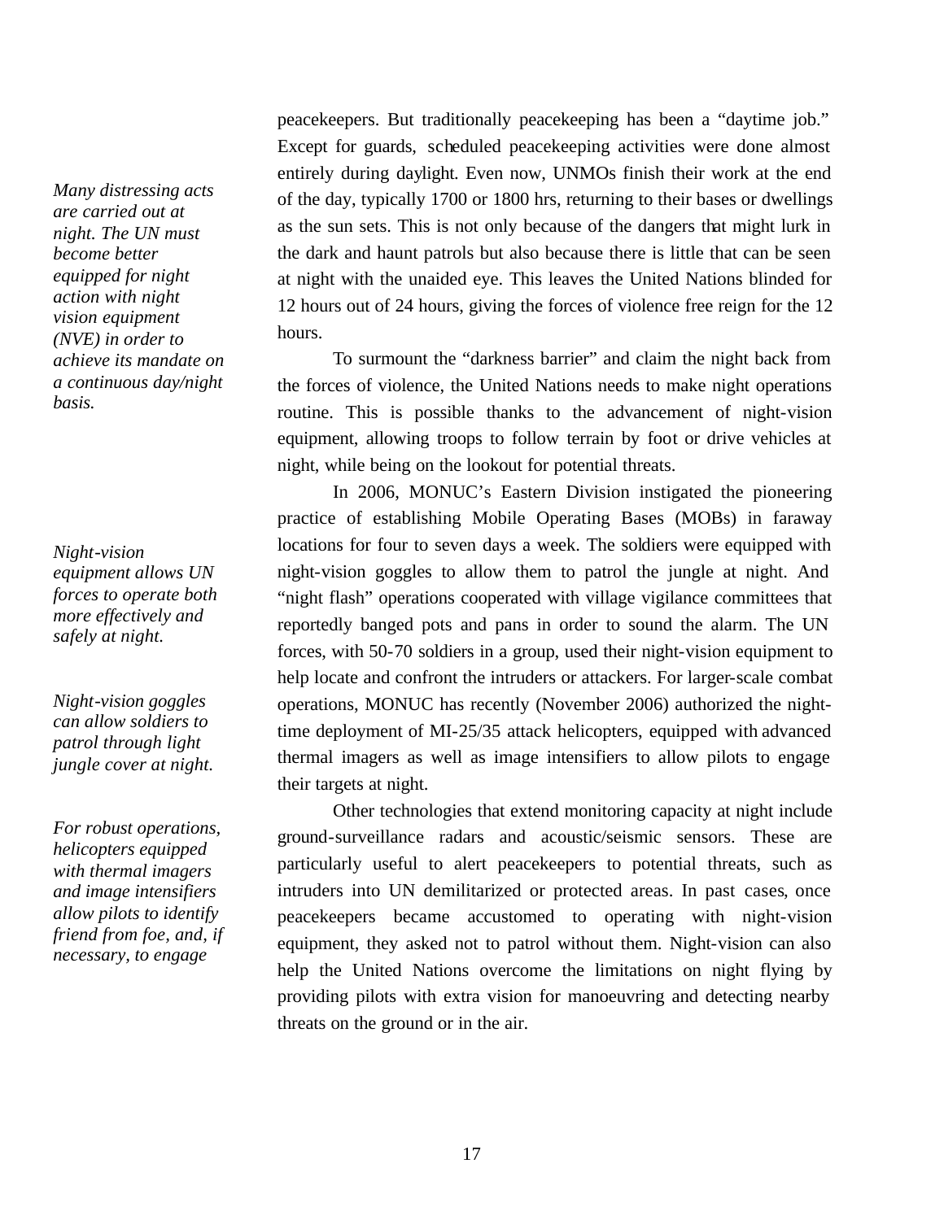peacekeepers. But traditionally peacekeeping has been a "daytime job." Except for guards, scheduled peacekeeping activities were done almost entirely during daylight. Even now, UNMOs finish their work at the end of the day, typically 1700 or 1800 hrs, returning to their bases or dwellings as the sun sets. This is not only because of the dangers that might lurk in the dark and haunt patrols but also because there is little that can be seen at night with the unaided eye. This leaves the United Nations blinded for 12 hours out of 24 hours, giving the forces of violence free reign for the 12 hours.

*Many distressing acts are carried out at night. The UN must become better equipped for night action with night vision equipment (NVE) in order to achieve its mandate on a continuous day/night basis.*

To surmount the "darkness barrier" and claim the night back from the forces of violence, the United Nations needs to make night operations routine. This is possible thanks to the advancement of night-vision equipment, allowing troops to follow terrain by foot or drive vehicles at night, while being on the lookout for potential threats.

*Night-vision equipment allows UN forces to operate both more effectively and safely at night.*

In 2006, MONUC's Eastern Division instigated the pioneering practice of establishing Mobile Operating Bases (MOBs) in faraway locations for four to seven days a week. The soldiers were equipped with night-vision goggles to allow them to patrol the jungle at night. And "night flash" operations cooperated with village vigilance committees that reportedly banged pots and pans in order to sound the alarm. The UN forces, with 50-70 soldiers in a group, used their night-vision equipment to help locate and confront the intruders or attackers. For larger-scale combat operations, MONUC has recently (November 2006) authorized the night-time deployment of MI-25/35 attack helicopters, equipped with advanced thermal imagers as well as image intensifiers to allow pilots to engage their targets at night.

*Night-vision goggles can allow soldiers to patrol through light jungle cover at night.*

*For robust operations, helicopters equipped with thermal imagers and image intensifiers allow pilots to identify friend from foe, and, if necessary, to engage*

Other technologies that extend monitoring capacity at night include ground-surveillance radars and acoustic/seismic sensors. These are particularly useful to alert peacekeepers to potential threats, such as intruders into UN demilitarized or protected areas. In past cases, once peacekeepers became accustomed to operating with night-vision equipment, they asked not to patrol without them. Night-vision can also help the United Nations overcome the limitations on night flying by providing pilots with extra vision for manoeuvring and detecting nearby threats on the ground or in the air.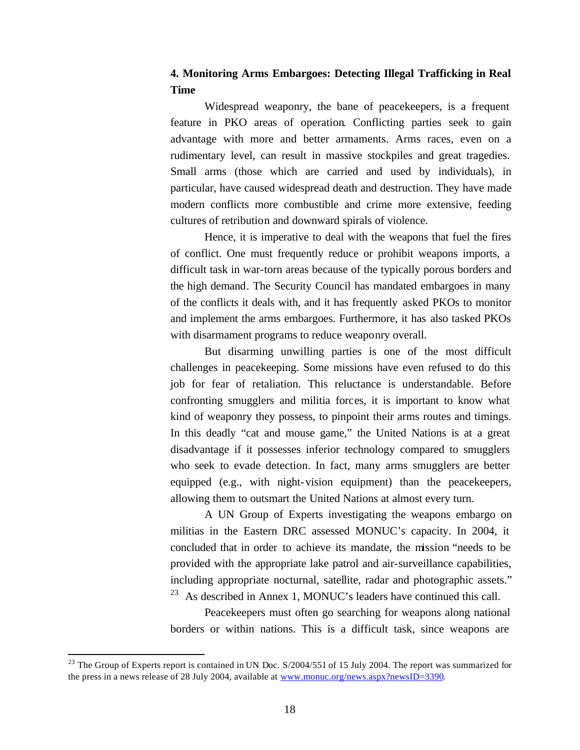## 4. Monitoring Arms Embargoes: Detecting Illegal Trafficking in Real Time

Widespread weaponry, the bane of peacekeepers, is a frequent feature in PKO areas of operation. Conflicting parties seek to gain advantage with more and better armaments. Arms races, even on a rudimentary level, can result in massive stockpiles and great tragedies. Small arms (those which are carried and used by individuals), in particular, have caused widespread death and destruction. They have made modern conflicts more combustible and crime more extensive, feeding cultures of retribution and downward spirals of violence.

Hence, it is imperative to deal with the weapons that fuel the fires of conflict. One must frequently reduce or prohibit weapons imports, a difficult task in war-torn areas because of the typically porous borders and the high demand. The Security Council has mandated embargoes in many of the conflicts it deals with, and it has frequently asked PKOs to monitor and implement the arms embargoes. Furthermore, it has also tasked PKOs with disarmament programs to reduce weaponry overall.

But disarming unwilling parties is one of the most difficult challenges in peacekeeping. Some missions have even refused to do this job for fear of retaliation. This reluctance is understandable. Before confronting smugglers and militia forces, it is important to know what kind of weaponry they possess, to pinpoint their arms routes and timings. In this deadly "cat and mouse game," the United Nations is at a great disadvantage if it possesses inferior technology compared to smugglers who seek to evade detection. In fact, many arms smugglers are better equipped (e.g., with night-vision equipment) than the peacekeepers, allowing them to outsmart the United Nations at almost every turn.

A UN Group of Experts investigating the weapons embargo on militias in the Eastern DRC assessed MONUC's capacity. In 2004, it concluded that in order to achieve its mandate, the mission "needs to be provided with the appropriate lake patrol and air-surveillance capabilities, including appropriate nocturnal, satellite, radar and photographic assets." [23] As described in Annex 1, MONUC's leaders have continued this call.

Peacekeepers must often go searching for weapons along national borders or within nations. This is a difficult task, since weapons are

---

[23] The Group of Experts report is contained in UN Doc. S/2004/551 of 15 July 2004. The report was summarized for the press in a news release of 28 July 2004, available at www.monuc.org/news.aspx?newsID=3390.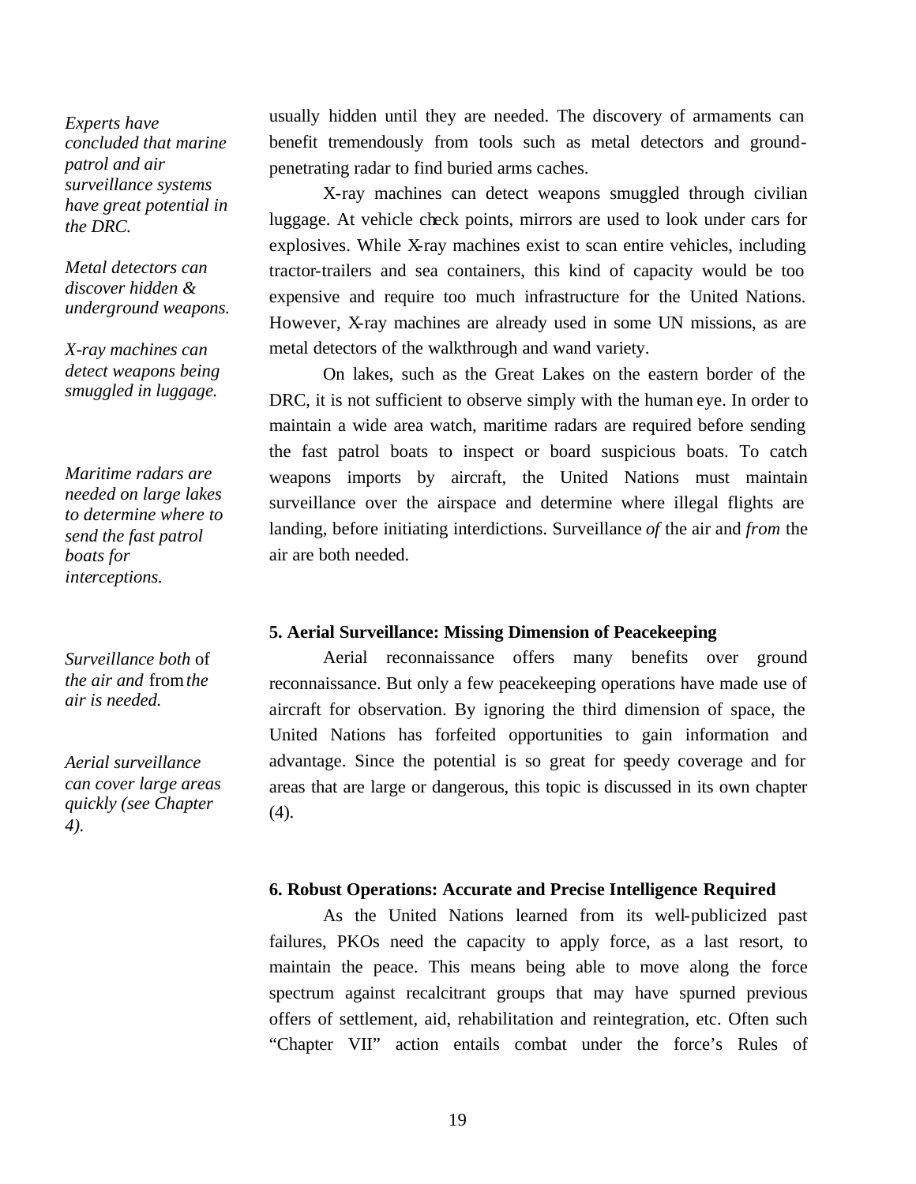*Experts have concluded that marine patrol and air surveillance systems have great potential in the DRC.*

usually hidden until they are needed. The discovery of armaments can benefit tremendously from tools such as metal detectors and ground-penetrating radar to find buried arms caches.

*Metal detectors can discover hidden & underground weapons.*

*X-ray machines can detect weapons being smuggled in luggage.*

X-ray machines can detect weapons smuggled through civilian luggage. At vehicle check points, mirrors are used to look under cars for explosives. While X-ray machines exist to scan entire vehicles, including tractor-trailers and sea containers, this kind of capacity would be too expensive and require too much infrastructure for the United Nations. However, X-ray machines are already used in some UN missions, as are metal detectors of the walkthrough and wand variety.

*Maritime radars are needed on large lakes to determine where to send the fast patrol boats for interceptions.*

On lakes, such as the Great Lakes on the eastern border of the DRC, it is not sufficient to observe simply with the human eye. In order to maintain a wide area watch, maritime radars are required before sending the fast patrol boats to inspect or board suspicious boats. To catch weapons imports by aircraft, the United Nations must maintain surveillance over the airspace and determine where illegal flights are landing, before initiating interdictions. Surveillance *of* the air and *from* the air are both needed.

*Surveillance both* of *the air and* from *the air is needed.*

**5. Aerial Surveillance: Missing Dimension of Peacekeeping**

*Aerial surveillance can cover large areas quickly (see Chapter 4).*

Aerial reconnaissance offers many benefits over ground reconnaissance. But only a few peacekeeping operations have made use of aircraft for observation. By ignoring the third dimension of space, the United Nations has forfeited opportunities to gain information and advantage. Since the potential is so great for speedy coverage and for areas that are large or dangerous, this topic is discussed in its own chapter (4).

**6. Robust Operations: Accurate and Precise Intelligence Required**

As the United Nations learned from its well-publicized past failures, PKOs need the capacity to apply force, as a last resort, to maintain the peace. This means being able to move along the force spectrum against recalcitrant groups that may have spurned previous offers of settlement, aid, rehabilitation and reintegration, etc. Often such "Chapter VII" action entails combat under the force's Rules of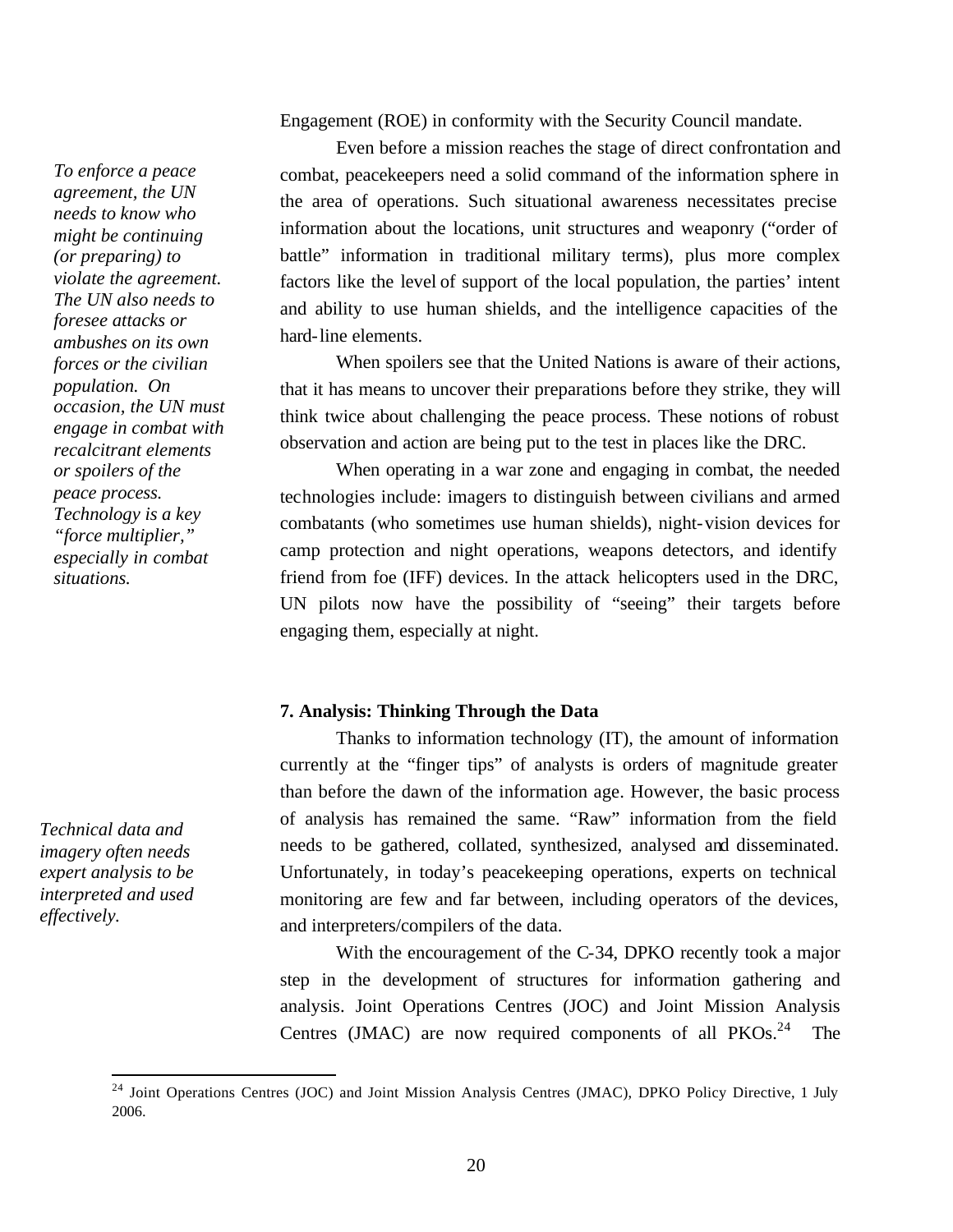Engagement (ROE) in conformity with the Security Council mandate.

*To enforce a peace agreement, the UN needs to know who might be continuing (or preparing) to violate the agreement. The UN also needs to foresee attacks or ambushes on its own forces or the civilian population. On occasion, the UN must engage in combat with recalcitrant elements or spoilers of the peace process. Technology is a key "force multiplier," especially in combat situations.*

Even before a mission reaches the stage of direct confrontation and combat, peacekeepers need a solid command of the information sphere in the area of operations. Such situational awareness necessitates precise information about the locations, unit structures and weaponry ("order of battle" information in traditional military terms), plus more complex factors like the level of support of the local population, the parties' intent and ability to use human shields, and the intelligence capacities of the hard-line elements.

When spoilers see that the United Nations is aware of their actions, that it has means to uncover their preparations before they strike, they will think twice about challenging the peace process. These notions of robust observation and action are being put to the test in places like the DRC.

When operating in a war zone and engaging in combat, the needed technologies include: imagers to distinguish between civilians and armed combatants (who sometimes use human shields), night-vision devices for camp protection and night operations, weapons detectors, and identify friend from foe (IFF) devices. In the attack helicopters used in the DRC, UN pilots now have the possibility of "seeing" their targets before engaging them, especially at night.

**7. Analysis: Thinking Through the Data**

*Technical data and imagery often needs expert analysis to be interpreted and used effectively.*

Thanks to information technology (IT), the amount of information currently at the "finger tips" of analysts is orders of magnitude greater than before the dawn of the information age. However, the basic process of analysis has remained the same. "Raw" information from the field needs to be gathered, collated, synthesized, analysed and disseminated. Unfortunately, in today's peacekeeping operations, experts on technical monitoring are few and far between, including operators of the devices, and interpreters/compilers of the data.

With the encouragement of the C-34, DPKO recently took a major step in the development of structures for information gathering and analysis. Joint Operations Centres (JOC) and Joint Mission Analysis Centres (JMAC) are now required components of all PKOs.[24] The

[24] Joint Operations Centres (JOC) and Joint Mission Analysis Centres (JMAC), DPKO Policy Directive, 1 July 2006.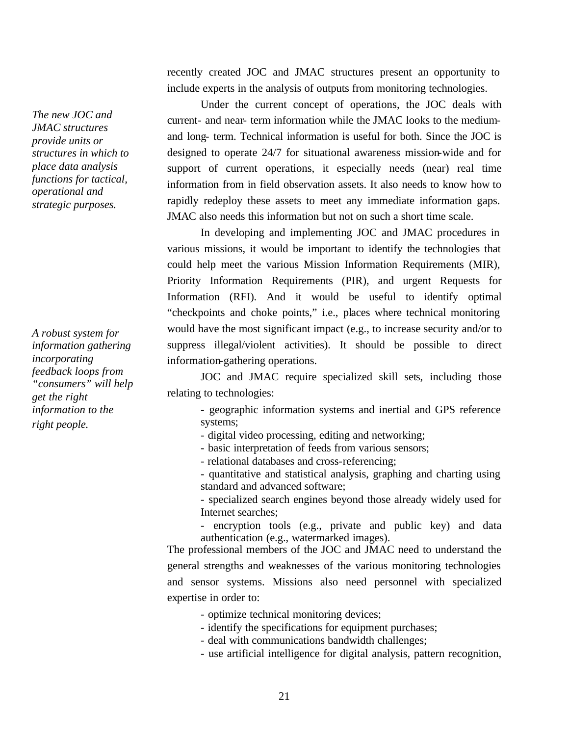recently created JOC and JMAC structures present an opportunity to include experts in the analysis of outputs from monitoring technologies.

*The new JOC and JMAC structures provide units or structures in which to place data analysis functions for tactical, operational and strategic purposes.*

Under the current concept of operations, the JOC deals with current- and near- term information while the JMAC looks to the medium- and long- term. Technical information is useful for both. Since the JOC is designed to operate 24/7 for situational awareness mission-wide and for support of current operations, it especially needs (near) real time information from in field observation assets. It also needs to know how to rapidly redeploy these assets to meet any immediate information gaps. JMAC also needs this information but not on such a short time scale.

In developing and implementing JOC and JMAC procedures in various missions, it would be important to identify the technologies that could help meet the various Mission Information Requirements (MIR), Priority Information Requirements (PIR), and urgent Requests for Information (RFI). And it would be useful to identify optimal "checkpoints and choke points," i.e., places where technical monitoring would have the most significant impact (e.g., to increase security and/or to suppress illegal/violent activities). It should be possible to direct information-gathering operations.

*A robust system for information gathering incorporating feedback loops from "consumers" will help get the right information to the right people.*

JOC and JMAC require specialized skill sets, including those relating to technologies:

- geographic information systems and inertial and GPS reference systems;
- digital video processing, editing and networking;
- basic interpretation of feeds from various sensors;
- relational databases and cross-referencing;
- quantitative and statistical analysis, graphing and charting using standard and advanced software;
- specialized search engines beyond those already widely used for Internet searches;
- encryption tools (e.g., private and public key) and data authentication (e.g., watermarked images).

The professional members of the JOC and JMAC need to understand the general strengths and weaknesses of the various monitoring technologies and sensor systems. Missions also need personnel with specialized expertise in order to:

- optimize technical monitoring devices;
- identify the specifications for equipment purchases;
- deal with communications bandwidth challenges;
- use artificial intelligence for digital analysis, pattern recognition,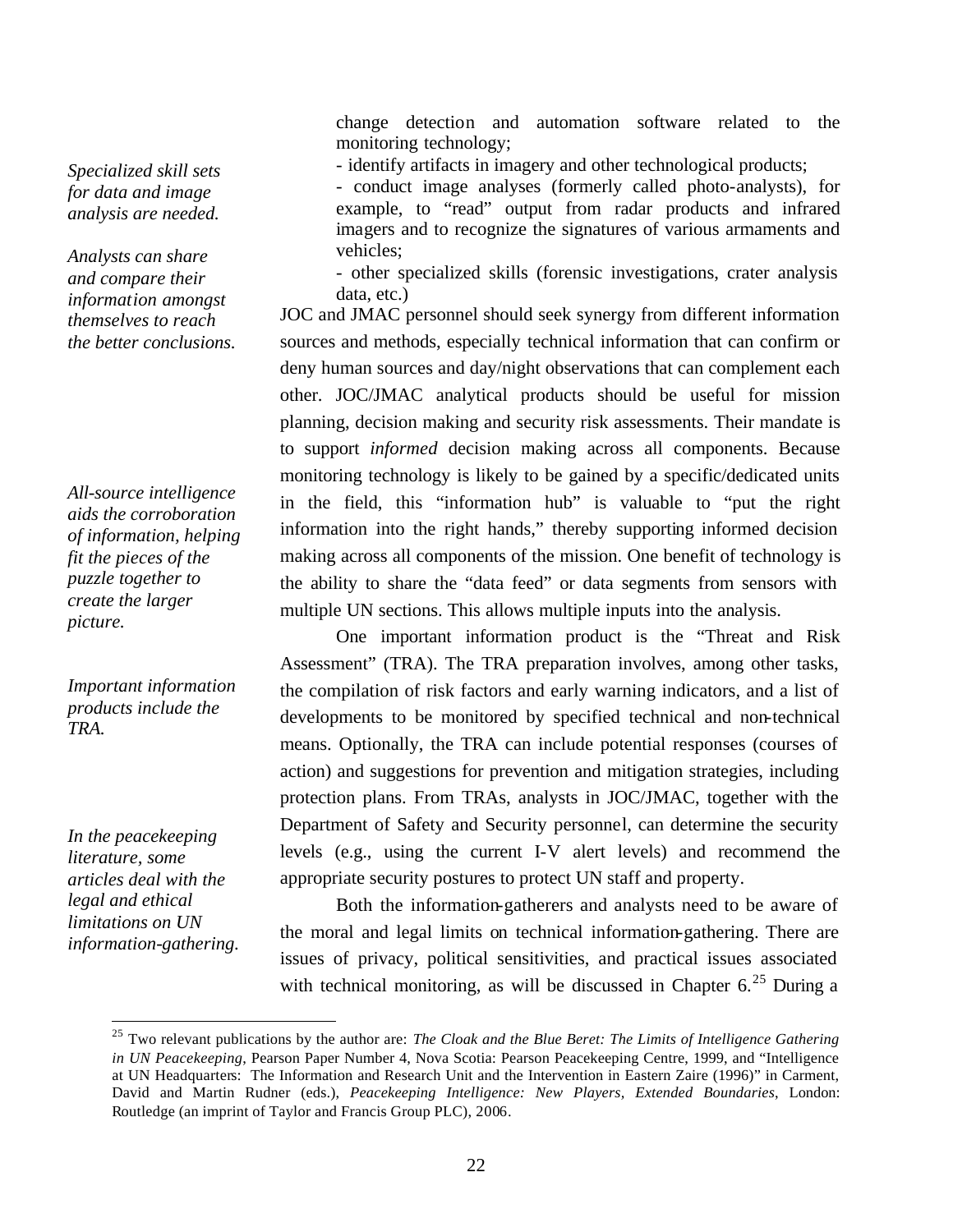change detection and automation software related to the monitoring technology;

- identify artifacts in imagery and other technological products;
- conduct image analyses (formerly called photo-analysts), for example, to "read" output from radar products and infrared imagers and to recognize the signatures of various armaments and vehicles;
- other specialized skills (forensic investigations, crater analysis data, etc.)

*Specialized skill sets for data and image analysis are needed.*

*Analysts can share and compare their information amongst themselves to reach the better conclusions.*

JOC and JMAC personnel should seek synergy from different information sources and methods, especially technical information that can confirm or deny human sources and day/night observations that can complement each other. JOC/JMAC analytical products should be useful for mission planning, decision making and security risk assessments. Their mandate is to support *informed* decision making across all components. Because monitoring technology is likely to be gained by a specific/dedicated units in the field, this "information hub" is valuable to "put the right information into the right hands," thereby supporting informed decision making across all components of the mission. One benefit of technology is the ability to share the "data feed" or data segments from sensors with multiple UN sections. This allows multiple inputs into the analysis.

*All-source intelligence aids the corroboration of information, helping fit the pieces of the puzzle together to create the larger picture.*

One important information product is the "Threat and Risk Assessment" (TRA). The TRA preparation involves, among other tasks, the compilation of risk factors and early warning indicators, and a list of developments to be monitored by specified technical and non-technical means. Optionally, the TRA can include potential responses (courses of action) and suggestions for prevention and mitigation strategies, including protection plans. From TRAs, analysts in JOC/JMAC, together with the Department of Safety and Security personnel, can determine the security levels (e.g., using the current I-V alert levels) and recommend the appropriate security postures to protect UN staff and property.

*Important information products include the TRA.*

Both the information-gatherers and analysts need to be aware of the moral and legal limits on technical information-gathering. There are issues of privacy, political sensitivities, and practical issues associated with technical monitoring, as will be discussed in Chapter 6.[25] During a

*In the peacekeeping literature, some articles deal with the legal and ethical limitations on UN information-gathering.*

[25] Two relevant publications by the author are: *The Cloak and the Blue Beret: The Limits of Intelligence Gathering in UN Peacekeeping*, Pearson Paper Number 4, Nova Scotia: Pearson Peacekeeping Centre, 1999, and "Intelligence at UN Headquarters: The Information and Research Unit and the Intervention in Eastern Zaire (1996)" in Carment, David and Martin Rudner (eds.), *Peacekeeping Intelligence: New Players, Extended Boundaries*, London: Routledge (an imprint of Taylor and Francis Group PLC), 2006.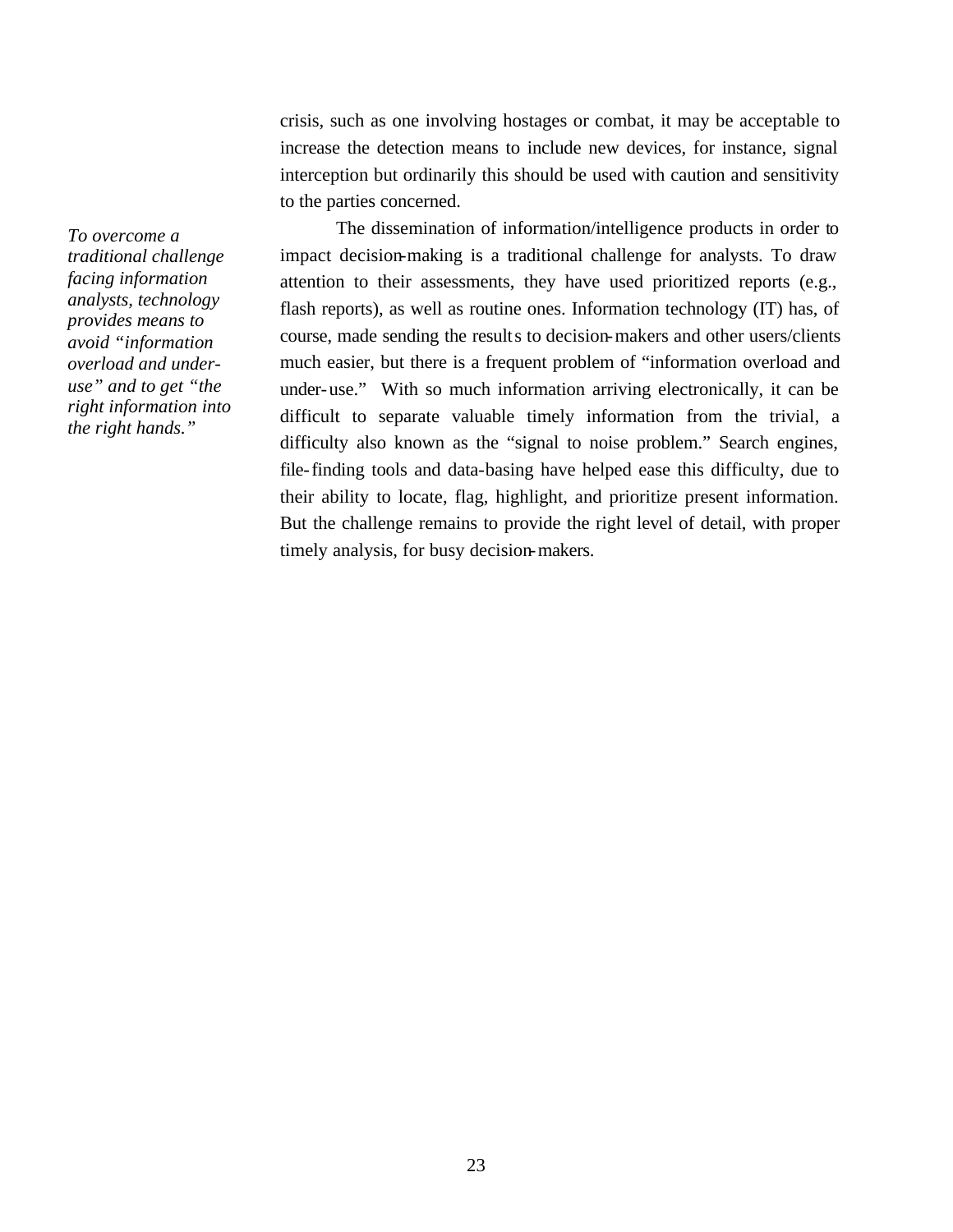crisis, such as one involving hostages or combat, it may be acceptable to increase the detection means to include new devices, for instance, signal interception but ordinarily this should be used with caution and sensitivity to the parties concerned.

*To overcome a traditional challenge facing information analysts, technology provides means to avoid "information overload and under-use" and to get "the right information into the right hands."*

The dissemination of information/intelligence products in order to impact decision-making is a traditional challenge for analysts. To draw attention to their assessments, they have used prioritized reports (e.g., flash reports), as well as routine ones. Information technology (IT) has, of course, made sending the results to decision-makers and other users/clients much easier, but there is a frequent problem of "information overload and under-use." With so much information arriving electronically, it can be difficult to separate valuable timely information from the trivial, a difficulty also known as the "signal to noise problem." Search engines, file-finding tools and data-basing have helped ease this difficulty, due to their ability to locate, flag, highlight, and prioritize present information. But the challenge remains to provide the right level of detail, with proper timely analysis, for busy decision-makers.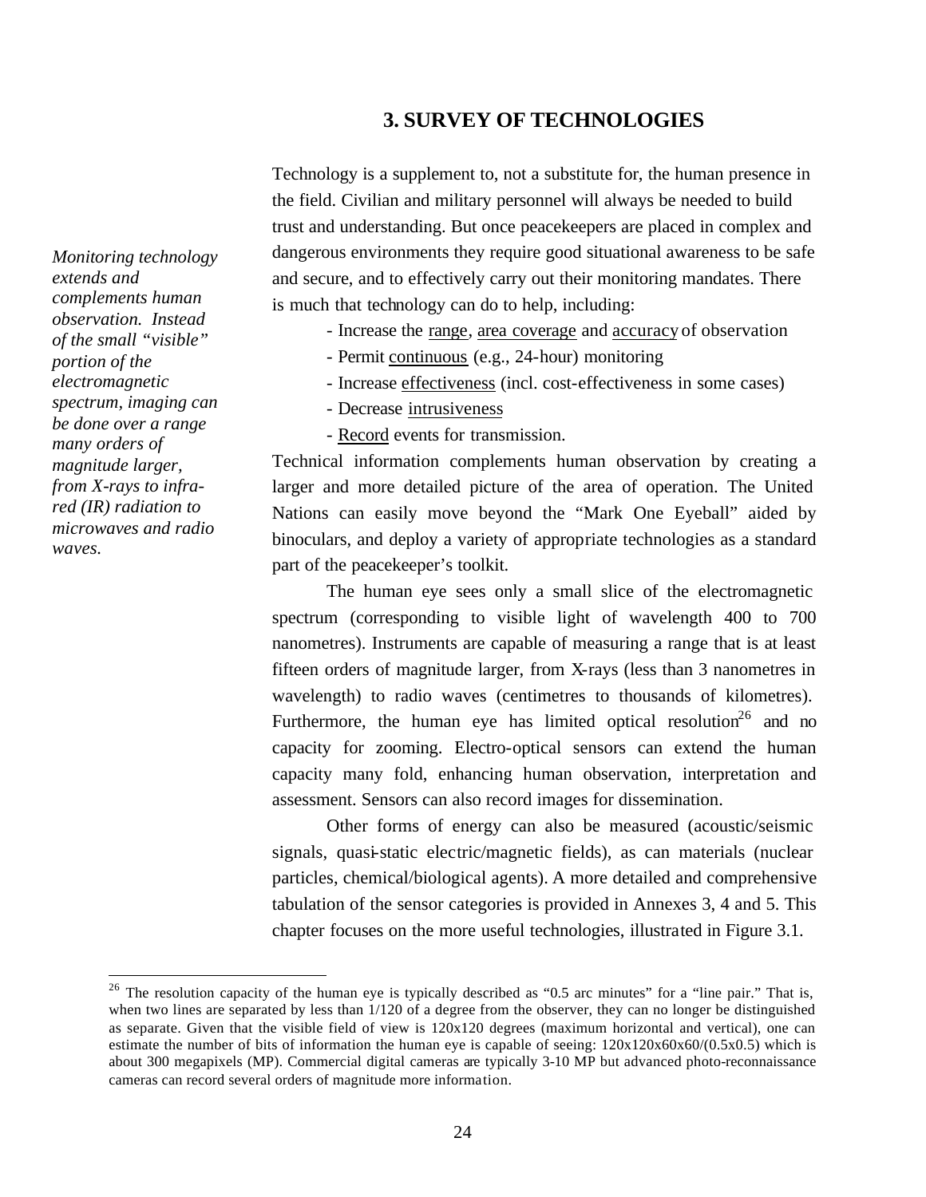## 3. SURVEY OF TECHNOLOGIES

*Monitoring technology extends and complements human observation. Instead of the small "visible" portion of the electromagnetic spectrum, imaging can be done over a range many orders of magnitude larger, from X-rays to infra-red (IR) radiation to microwaves and radio waves.*

Technology is a supplement to, not a substitute for, the human presence in the field. Civilian and military personnel will always be needed to build trust and understanding. But once peacekeepers are placed in complex and dangerous environments they require good situational awareness to be safe and secure, and to effectively carry out their monitoring mandates. There is much that technology can do to help, including:

- Increase the range, area coverage and accuracy of observation
- Permit continuous (e.g., 24-hour) monitoring
- Increase effectiveness (incl. cost-effectiveness in some cases)
- Decrease intrusiveness
- Record events for transmission.

Technical information complements human observation by creating a larger and more detailed picture of the area of operation. The United Nations can easily move beyond the "Mark One Eyeball" aided by binoculars, and deploy a variety of appropriate technologies as a standard part of the peacekeeper's toolkit.

The human eye sees only a small slice of the electromagnetic spectrum (corresponding to visible light of wavelength 400 to 700 nanometres). Instruments are capable of measuring a range that is at least fifteen orders of magnitude larger, from X-rays (less than 3 nanometres in wavelength) to radio waves (centimetres to thousands of kilometres). Furthermore, the human eye has limited optical resolution[26] and no capacity for zooming. Electro-optical sensors can extend the human capacity many fold, enhancing human observation, interpretation and assessment. Sensors can also record images for dissemination.

Other forms of energy can also be measured (acoustic/seismic signals, quasi-static electric/magnetic fields), as can materials (nuclear particles, chemical/biological agents). A more detailed and comprehensive tabulation of the sensor categories is provided in Annexes 3, 4 and 5. This chapter focuses on the more useful technologies, illustrated in Figure 3.1.

[26] The resolution capacity of the human eye is typically described as "0.5 arc minutes" for a "line pair." That is, when two lines are separated by less than 1/120 of a degree from the observer, they can no longer be distinguished as separate. Given that the visible field of view is 120x120 degrees (maximum horizontal and vertical), one can estimate the number of bits of information the human eye is capable of seeing: 120x120x60x60/(0.5x0.5) which is about 300 megapixels (MP). Commercial digital cameras are typically 3-10 MP but advanced photo-reconnaissance cameras can record several orders of magnitude more information.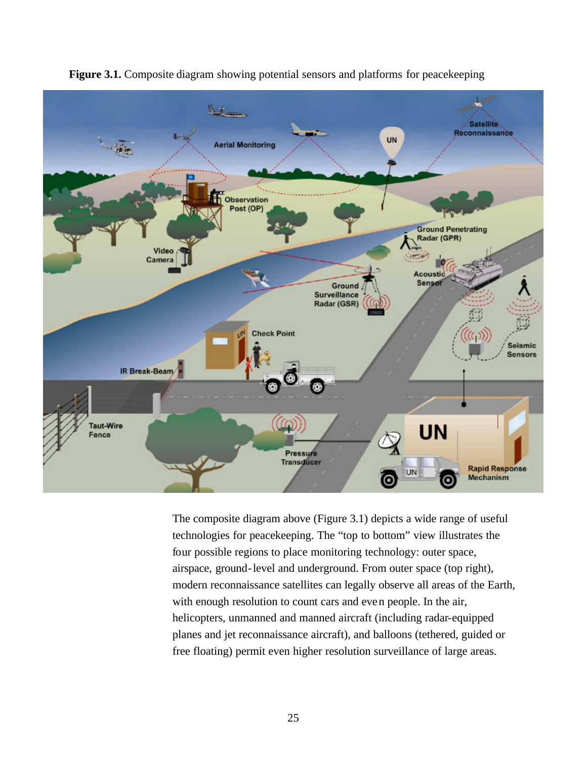**Figure 3.1.** Composite diagram showing potential sensors and platforms for peacekeeping

The composite diagram above (Figure 3.1) depicts a wide range of useful technologies for peacekeeping. The "top to bottom" view illustrates the four possible regions to place monitoring technology: outer space, airspace, ground-level and underground. From outer space (top right), modern reconnaissance satellites can legally observe all areas of the Earth, with enough resolution to count cars and even people. In the air, helicopters, unmanned and manned aircraft (including radar-equipped planes and jet reconnaissance aircraft), and balloons (tethered, guided or free floating) permit even higher resolution surveillance of large areas.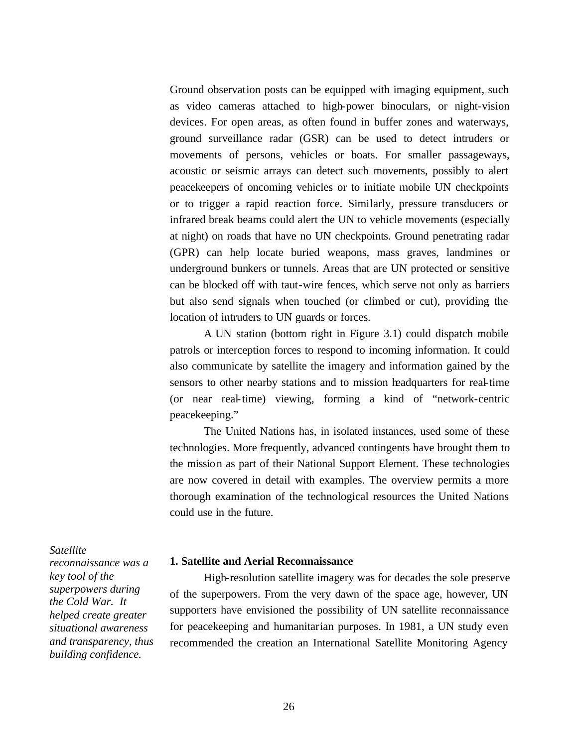Ground observation posts can be equipped with imaging equipment, such as video cameras attached to high-power binoculars, or night-vision devices. For open areas, as often found in buffer zones and waterways, ground surveillance radar (GSR) can be used to detect intruders or movements of persons, vehicles or boats. For smaller passageways, acoustic or seismic arrays can detect such movements, possibly to alert peacekeepers of oncoming vehicles or to initiate mobile UN checkpoints or to trigger a rapid reaction force. Similarly, pressure transducers or infrared break beams could alert the UN to vehicle movements (especially at night) on roads that have no UN checkpoints. Ground penetrating radar (GPR) can help locate buried weapons, mass graves, landmines or underground bunkers or tunnels. Areas that are UN protected or sensitive can be blocked off with taut-wire fences, which serve not only as barriers but also send signals when touched (or climbed or cut), providing the location of intruders to UN guards or forces.

A UN station (bottom right in Figure 3.1) could dispatch mobile patrols or interception forces to respond to incoming information. It could also communicate by satellite the imagery and information gained by the sensors to other nearby stations and to mission headquarters for real-time (or near real-time) viewing, forming a kind of "network-centric peacekeeping."

The United Nations has, in isolated instances, used some of these technologies. More frequently, advanced contingents have brought them to the mission as part of their National Support Element. These technologies are now covered in detail with examples. The overview permits a more thorough examination of the technological resources the United Nations could use in the future.

*Satellite reconnaissance was a key tool of the superpowers during the Cold War. It helped create greater situational awareness and transparency, thus building confidence.*

### 1. Satellite and Aerial Reconnaissance

High-resolution satellite imagery was for decades the sole preserve of the superpowers. From the very dawn of the space age, however, UN supporters have envisioned the possibility of UN satellite reconnaissance for peacekeeping and humanitarian purposes. In 1981, a UN study even recommended the creation an International Satellite Monitoring Agency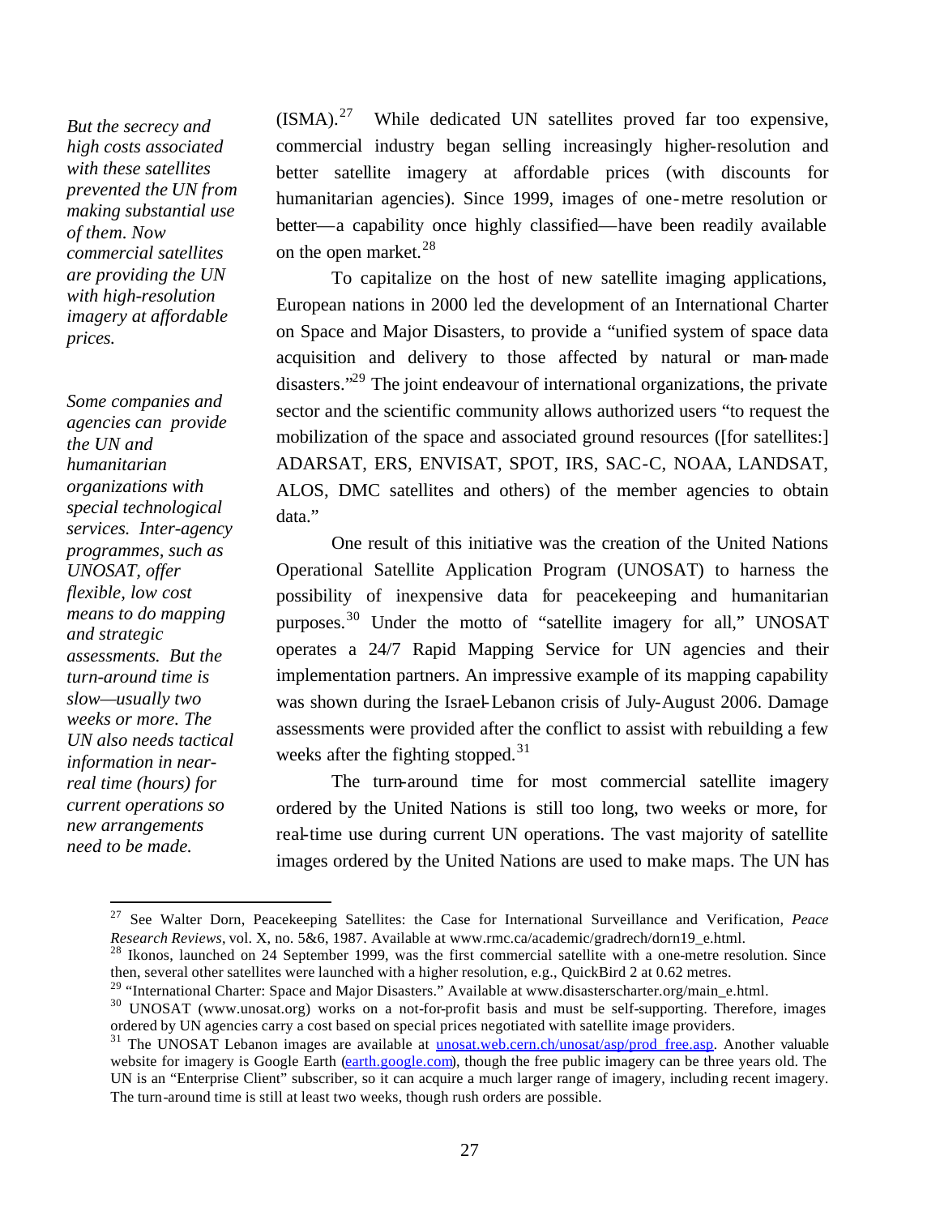*But the secrecy and high costs associated with these satellites prevented the UN from making substantial use of them. Now commercial satellites are providing the UN with high-resolution imagery at affordable prices.*

(ISMA).[27] While dedicated UN satellites proved far too expensive, commercial industry began selling increasingly higher-resolution and better satellite imagery at affordable prices (with discounts for humanitarian agencies). Since 1999, images of one-metre resolution or better—a capability once highly classified—have been readily available on the open market.[28]

To capitalize on the host of new satellite imaging applications, European nations in 2000 led the development of an International Charter on Space and Major Disasters, to provide a "unified system of space data acquisition and delivery to those affected by natural or man-made disasters."[29] The joint endeavour of international organizations, the private sector and the scientific community allows authorized users "to request the mobilization of the space and associated ground resources ([for satellites:] ADARSAT, ERS, ENVISAT, SPOT, IRS, SAC-C, NOAA, LANDSAT, ALOS, DMC satellites and others) of the member agencies to obtain data."

*Some companies and agencies can provide the UN and humanitarian organizations with special technological services. Inter-agency programmes, such as UNOSAT, offer flexible, low cost means to do mapping and strategic assessments. But the turn-around time is slow—usually two weeks or more. The UN also needs tactical information in near-real time (hours) for current operations so new arrangements need to be made.*

One result of this initiative was the creation of the United Nations Operational Satellite Application Program (UNOSAT) to harness the possibility of inexpensive data for peacekeeping and humanitarian purposes.[30] Under the motto of "satellite imagery for all," UNOSAT operates a 24/7 Rapid Mapping Service for UN agencies and their implementation partners. An impressive example of its mapping capability was shown during the Israel-Lebanon crisis of July-August 2006. Damage assessments were provided after the conflict to assist with rebuilding a few weeks after the fighting stopped.[31]

The turn-around time for most commercial satellite imagery ordered by the United Nations is still too long, two weeks or more, for real-time use during current UN operations. The vast majority of satellite images ordered by the United Nations are used to make maps. The UN has

---

[27] See Walter Dorn, Peacekeeping Satellites: the Case for International Surveillance and Verification, *Peace Research Reviews*, vol. X, no. 5&6, 1987. Available at www.rmc.ca/academic/gradrech/dorn19_e.html.

[28] Ikonos, launched on 24 September 1999, was the first commercial satellite with a one-metre resolution. Since then, several other satellites were launched with a higher resolution, e.g., QuickBird 2 at 0.62 metres.

[29] "International Charter: Space and Major Disasters." Available at www.disasterscharter.org/main_e.html.

[30] UNOSAT (www.unosat.org) works on a not-for-profit basis and must be self-supporting. Therefore, images ordered by UN agencies carry a cost based on special prices negotiated with satellite image providers.

[31] The UNOSAT Lebanon images are available at unosat.web.cern.ch/unosat/asp/prod_free.asp. Another valuable website for imagery is Google Earth (earth.google.com), though the free public imagery can be three years old. The UN is an "Enterprise Client" subscriber, so it can acquire a much larger range of imagery, including recent imagery. The turn-around time is still at least two weeks, though rush orders are possible.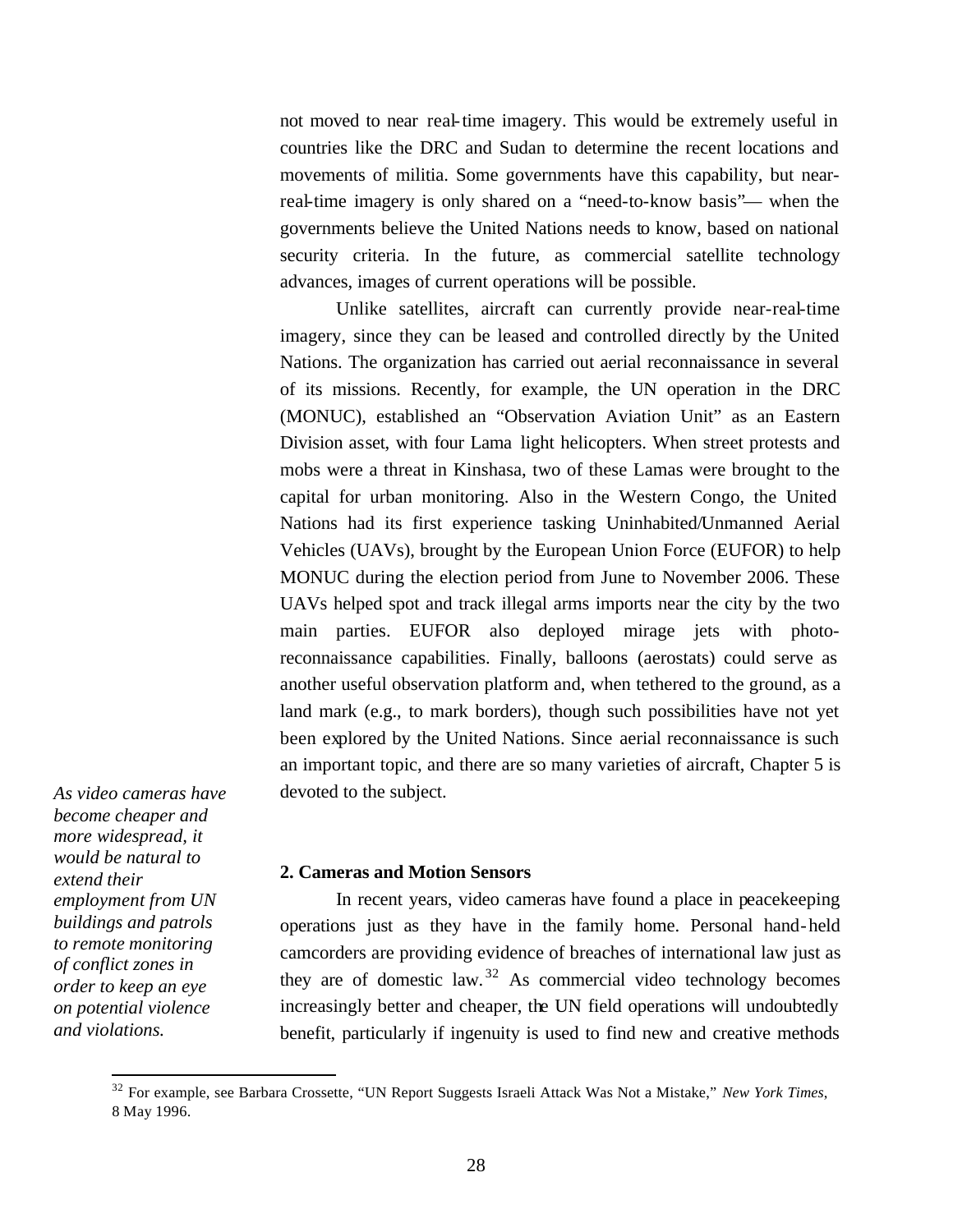not moved to near real-time imagery. This would be extremely useful in countries like the DRC and Sudan to determine the recent locations and movements of militia. Some governments have this capability, but near-real-time imagery is only shared on a "need-to-know basis"— when the governments believe the United Nations needs to know, based on national security criteria. In the future, as commercial satellite technology advances, images of current operations will be possible.

Unlike satellites, aircraft can currently provide near-real-time imagery, since they can be leased and controlled directly by the United Nations. The organization has carried out aerial reconnaissance in several of its missions. Recently, for example, the UN operation in the DRC (MONUC), established an "Observation Aviation Unit" as an Eastern Division asset, with four Lama light helicopters. When street protests and mobs were a threat in Kinshasa, two of these Lamas were brought to the capital for urban monitoring. Also in the Western Congo, the United Nations had its first experience tasking Uninhabited/Unmanned Aerial Vehicles (UAVs), brought by the European Union Force (EUFOR) to help MONUC during the election period from June to November 2006. These UAVs helped spot and track illegal arms imports near the city by the two main parties. EUFOR also deployed mirage jets with photo-reconnaissance capabilities. Finally, balloons (aerostats) could serve as another useful observation platform and, when tethered to the ground, as a land mark (e.g., to mark borders), though such possibilities have not yet been explored by the United Nations. Since aerial reconnaissance is such an important topic, and there are so many varieties of aircraft, Chapter 5 is devoted to the subject.

*As video cameras have become cheaper and more widespread, it would be natural to extend their employment from UN buildings and patrols to remote monitoring of conflict zones in order to keep an eye on potential violence and violations.*

**2. Cameras and Motion Sensors**

In recent years, video cameras have found a place in peacekeeping operations just as they have in the family home. Personal hand-held camcorders are providing evidence of breaches of international law just as they are of domestic law.[32] As commercial video technology becomes increasingly better and cheaper, the UN field operations will undoubtedly benefit, particularly if ingenuity is used to find new and creative methods

[32] For example, see Barbara Crossette, "UN Report Suggests Israeli Attack Was Not a Mistake," *New York Times*, 8 May 1996.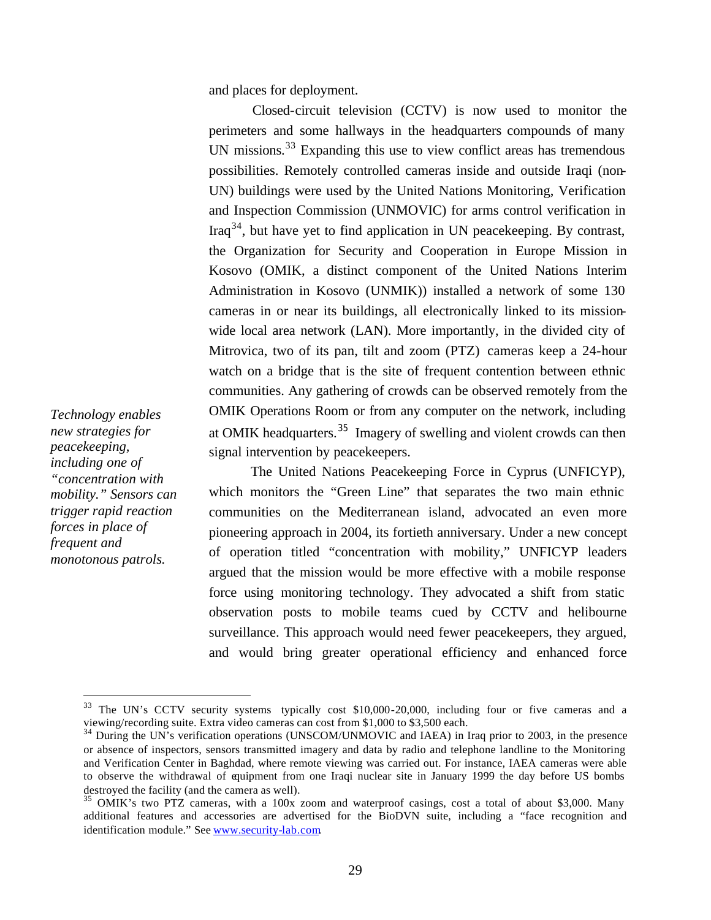and places for deployment.

Closed-circuit television (CCTV) is now used to monitor the perimeters and some hallways in the headquarters compounds of many UN missions.[33] Expanding this use to view conflict areas has tremendous possibilities. Remotely controlled cameras inside and outside Iraqi (non-UN) buildings were used by the United Nations Monitoring, Verification and Inspection Commission (UNMOVIC) for arms control verification in Iraq[34], but have yet to find application in UN peacekeeping. By contrast, the Organization for Security and Cooperation in Europe Mission in Kosovo (OMIK, a distinct component of the United Nations Interim Administration in Kosovo (UNMIK)) installed a network of some 130 cameras in or near its buildings, all electronically linked to its mission-wide local area network (LAN). More importantly, in the divided city of Mitrovica, two of its pan, tilt and zoom (PTZ) cameras keep a 24-hour watch on a bridge that is the site of frequent contention between ethnic communities. Any gathering of crowds can be observed remotely from the OMIK Operations Room or from any computer on the network, including at OMIK headquarters.[35] Imagery of swelling and violent crowds can then signal intervention by peacekeepers.

*Technology enables new strategies for peacekeeping, including one of "concentration with mobility." Sensors can trigger rapid reaction forces in place of frequent and monotonous patrols.*

The United Nations Peacekeeping Force in Cyprus (UNFICYP), which monitors the "Green Line" that separates the two main ethnic communities on the Mediterranean island, advocated an even more pioneering approach in 2004, its fortieth anniversary. Under a new concept of operation titled "concentration with mobility," UNFICYP leaders argued that the mission would be more effective with a mobile response force using monitoring technology. They advocated a shift from static observation posts to mobile teams cued by CCTV and helibourne surveillance. This approach would need fewer peacekeepers, they argued, and would bring greater operational efficiency and enhanced force

---

[33] The UN's CCTV security systems typically cost $10,000-20,000, including four or five cameras and a viewing/recording suite. Extra video cameras can cost from $1,000 to $3,500 each.

[34] During the UN's verification operations (UNSCOM/UNMOVIC and IAEA) in Iraq prior to 2003, in the presence or absence of inspectors, sensors transmitted imagery and data by radio and telephone landline to the Monitoring and Verification Center in Baghdad, where remote viewing was carried out. For instance, IAEA cameras were able to observe the withdrawal of equipment from one Iraqi nuclear site in January 1999 the day before US bombs destroyed the facility (and the camera as well).

[35] OMIK's two PTZ cameras, with a 100x zoom and waterproof casings, cost a total of about $3,000. Many additional features and accessories are advertised for the BioDVN suite, including a "face recognition and identification module." See www.security-lab.com.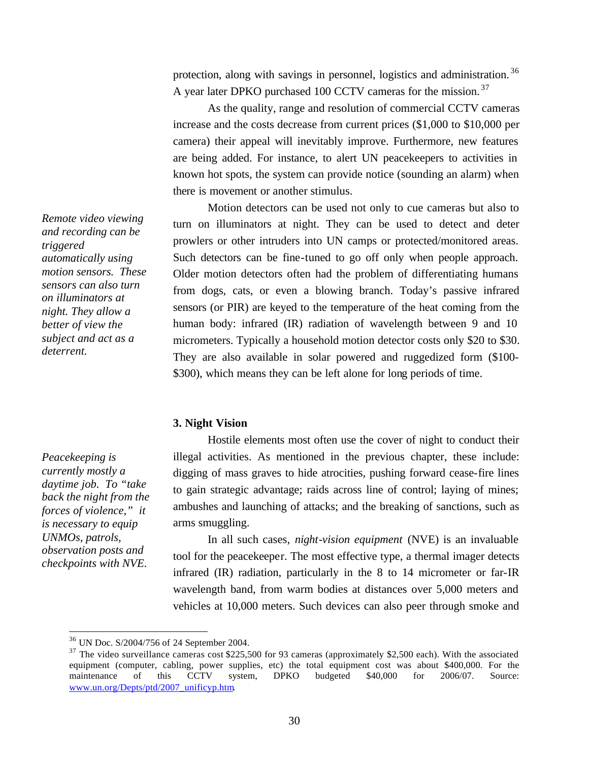protection, along with savings in personnel, logistics and administration.[36] A year later DPKO purchased 100 CCTV cameras for the mission.[37]

As the quality, range and resolution of commercial CCTV cameras increase and the costs decrease from current prices ($1,000 to $10,000 per camera) their appeal will inevitably improve. Furthermore, new features are being added. For instance, to alert UN peacekeepers to activities in known hot spots, the system can provide notice (sounding an alarm) when there is movement or another stimulus.

*Remote video viewing and recording can be triggered automatically using motion sensors. These sensors can also turn on illuminators at night. They allow a better of view the subject and act as a deterrent.*

Motion detectors can be used not only to cue cameras but also to turn on illuminators at night. They can be used to detect and deter prowlers or other intruders into UN camps or protected/monitored areas. Such detectors can be fine-tuned to go off only when people approach. Older motion detectors often had the problem of differentiating humans from dogs, cats, or even a blowing branch. Today's passive infrared sensors (or PIR) are keyed to the temperature of the heat coming from the human body: infrared (IR) radiation of wavelength between 9 and 10 micrometers. Typically a household motion detector costs only $20 to $30. They are also available in solar powered and ruggedized form ($100-$300), which means they can be left alone for long periods of time.

### 3. Night Vision

*Peacekeeping is currently mostly a daytime job. To "take back the night from the forces of violence," it is necessary to equip UNMOs, patrols, observation posts and checkpoints with NVE.*

Hostile elements most often use the cover of night to conduct their illegal activities. As mentioned in the previous chapter, these include: digging of mass graves to hide atrocities, pushing forward cease-fire lines to gain strategic advantage; raids across line of control; laying of mines; ambushes and launching of attacks; and the breaking of sanctions, such as arms smuggling.

In all such cases, *night-vision equipment* (NVE) is an invaluable tool for the peacekeeper. The most effective type, a thermal imager detects infrared (IR) radiation, particularly in the 8 to 14 micrometer or far-IR wavelength band, from warm bodies at distances over 5,000 meters and vehicles at 10,000 meters. Such devices can also peer through smoke and

---

[36] UN Doc. S/2004/756 of 24 September 2004.

[37] The video surveillance cameras cost $225,500 for 93 cameras (approximately $2,500 each). With the associated equipment (computer, cabling, power supplies, etc) the total equipment cost was about $400,000. For the maintenance of this CCTV system, DPKO budgeted $40,000 for 2006/07. Source: www.un.org/Depts/ptd/2007_unificyp.htm.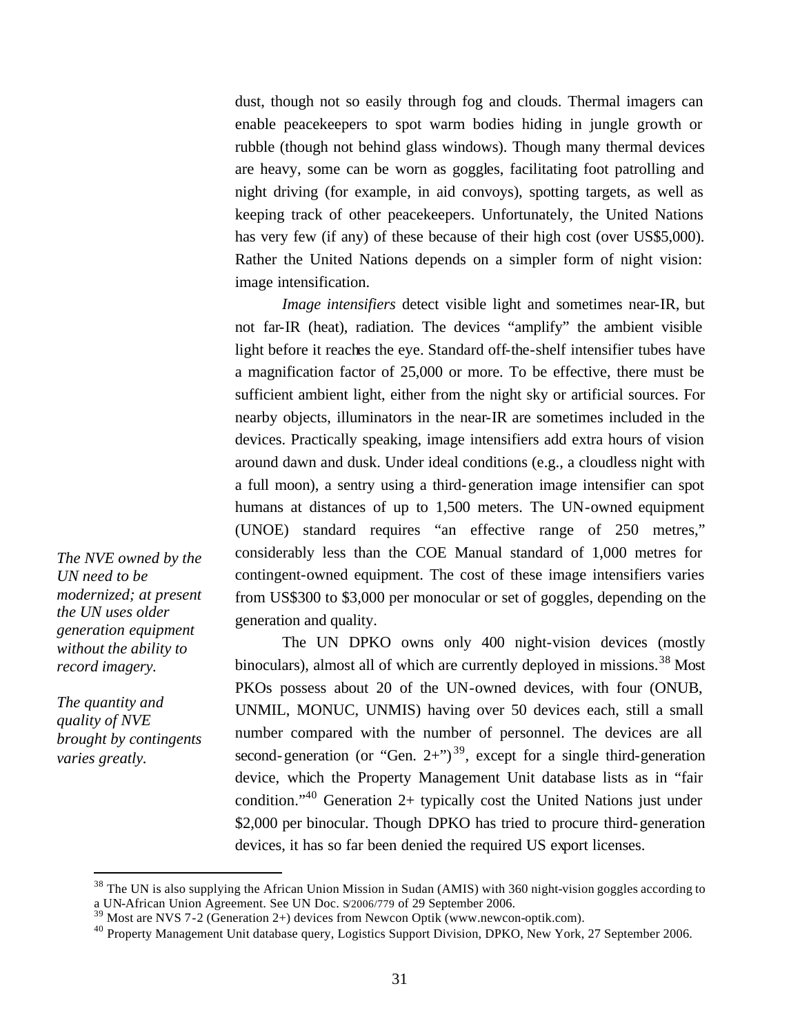dust, though not so easily through fog and clouds. Thermal imagers can enable peacekeepers to spot warm bodies hiding in jungle growth or rubble (though not behind glass windows). Though many thermal devices are heavy, some can be worn as goggles, facilitating foot patrolling and night driving (for example, in aid convoys), spotting targets, as well as keeping track of other peacekeepers. Unfortunately, the United Nations has very few (if any) of these because of their high cost (over US$5,000). Rather the United Nations depends on a simpler form of night vision: image intensification.

*Image intensifiers* detect visible light and sometimes near-IR, but not far-IR (heat), radiation. The devices "amplify" the ambient visible light before it reaches the eye. Standard off-the-shelf intensifier tubes have a magnification factor of 25,000 or more. To be effective, there must be sufficient ambient light, either from the night sky or artificial sources. For nearby objects, illuminators in the near-IR are sometimes included in the devices. Practically speaking, image intensifiers add extra hours of vision around dawn and dusk. Under ideal conditions (e.g., a cloudless night with a full moon), a sentry using a third-generation image intensifier can spot humans at distances of up to 1,500 meters. The UN-owned equipment (UNOE) standard requires "an effective range of 250 metres," considerably less than the COE Manual standard of 1,000 metres for contingent-owned equipment. The cost of these image intensifiers varies from US$300 to $3,000 per monocular or set of goggles, depending on the generation and quality.

*The NVE owned by the UN need to be modernized; at present the UN uses older generation equipment without the ability to record imagery.*

*The quantity and quality of NVE brought by contingents varies greatly.*

The UN DPKO owns only 400 night-vision devices (mostly binoculars), almost all of which are currently deployed in missions.[38] Most PKOs possess about 20 of the UN-owned devices, with four (ONUB, UNMIL, MONUC, UNMIS) having over 50 devices each, still a small number compared with the number of personnel. The devices are all second-generation (or "Gen. 2+")[39], except for a single third-generation device, which the Property Management Unit database lists as in "fair condition."[40] Generation 2+ typically cost the United Nations just under $2,000 per binocular. Though DPKO has tried to procure third-generation devices, it has so far been denied the required US export licenses.

---

[38] The UN is also supplying the African Union Mission in Sudan (AMIS) with 360 night-vision goggles according to a UN-African Union Agreement. See UN Doc. S/2006/779 of 29 September 2006.

[39] Most are NVS 7-2 (Generation 2+) devices from Newcon Optik (www.newcon-optik.com).

[40] Property Management Unit database query, Logistics Support Division, DPKO, New York, 27 September 2006.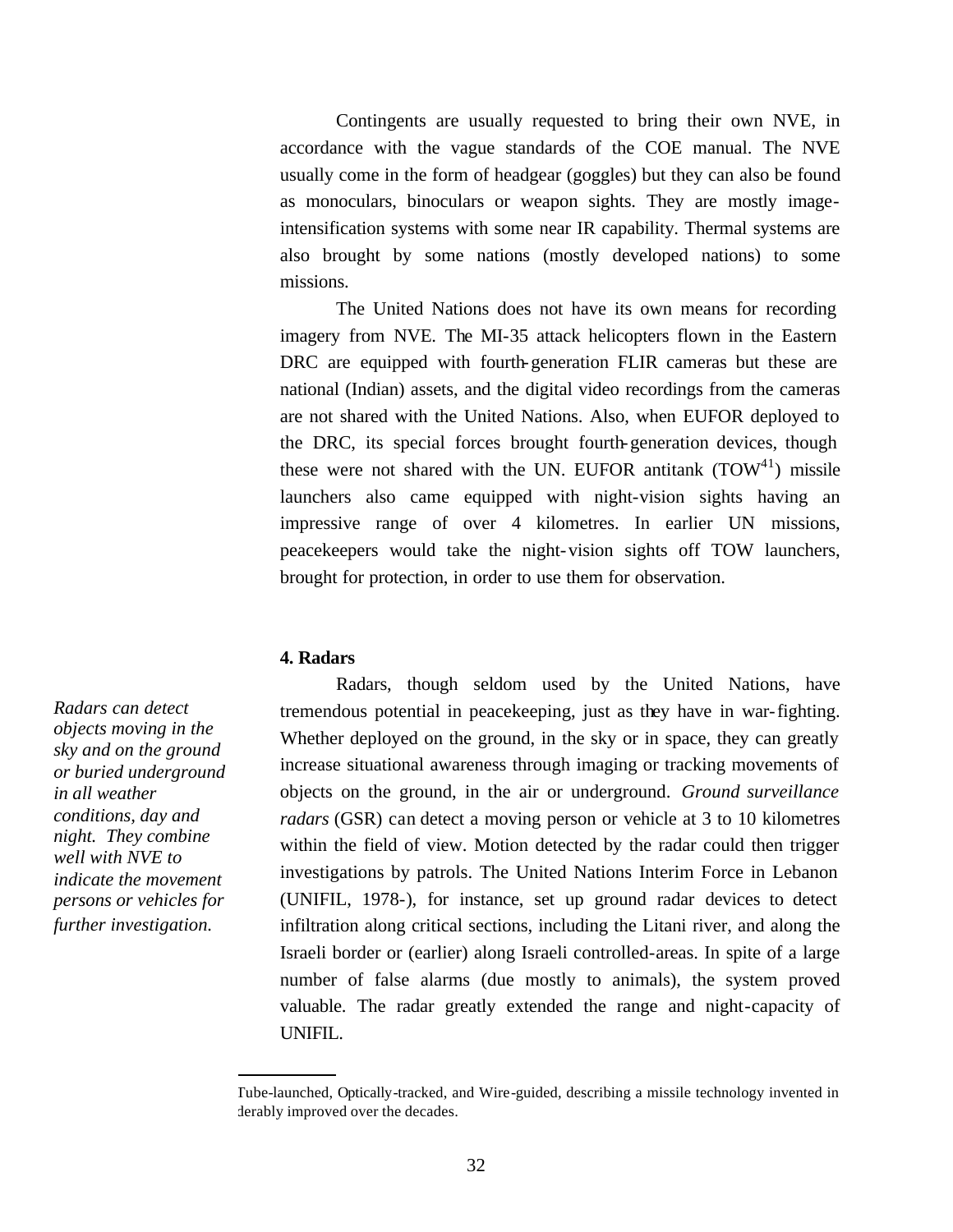Contingents are usually requested to bring their own NVE, in accordance with the vague standards of the COE manual. The NVE usually come in the form of headgear (goggles) but they can also be found as monoculars, binoculars or weapon sights. They are mostly image-intensification systems with some near IR capability. Thermal systems are also brought by some nations (mostly developed nations) to some missions.

The United Nations does not have its own means for recording imagery from NVE. The MI-35 attack helicopters flown in the Eastern DRC are equipped with fourth-generation FLIR cameras but these are national (Indian) assets, and the digital video recordings from the cameras are not shared with the United Nations. Also, when EUFOR deployed to the DRC, its special forces brought fourth-generation devices, though these were not shared with the UN. EUFOR antitank (TOW[41]) missile launchers also came equipped with night-vision sights having an impressive range of over 4 kilometres. In earlier UN missions, peacekeepers would take the night-vision sights off TOW launchers, brought for protection, in order to use them for observation.

**4. Radars**

*Radars can detect objects moving in the sky and on the ground or buried underground in all weather conditions, day and night. They combine well with NVE to indicate the movement persons or vehicles for further investigation.*

Radars, though seldom used by the United Nations, have tremendous potential in peacekeeping, just as they have in war-fighting. Whether deployed on the ground, in the sky or in space, they can greatly increase situational awareness through imaging or tracking movements of objects on the ground, in the air or underground. *Ground surveillance radars* (GSR) can detect a moving person or vehicle at 3 to 10 kilometres within the field of view. Motion detected by the radar could then trigger investigations by patrols. The United Nations Interim Force in Lebanon (UNIFIL, 1978-), for instance, set up ground radar devices to detect infiltration along critical sections, including the Litani river, and along the Israeli border or (earlier) along Israeli controlled-areas. In spite of a large number of false alarms (due mostly to animals), the system proved valuable. The radar greatly extended the range and night-capacity of UNIFIL.

---

Tube-launched, Optically-tracked, and Wire-guided, describing a missile technology invented in derably improved over the decades.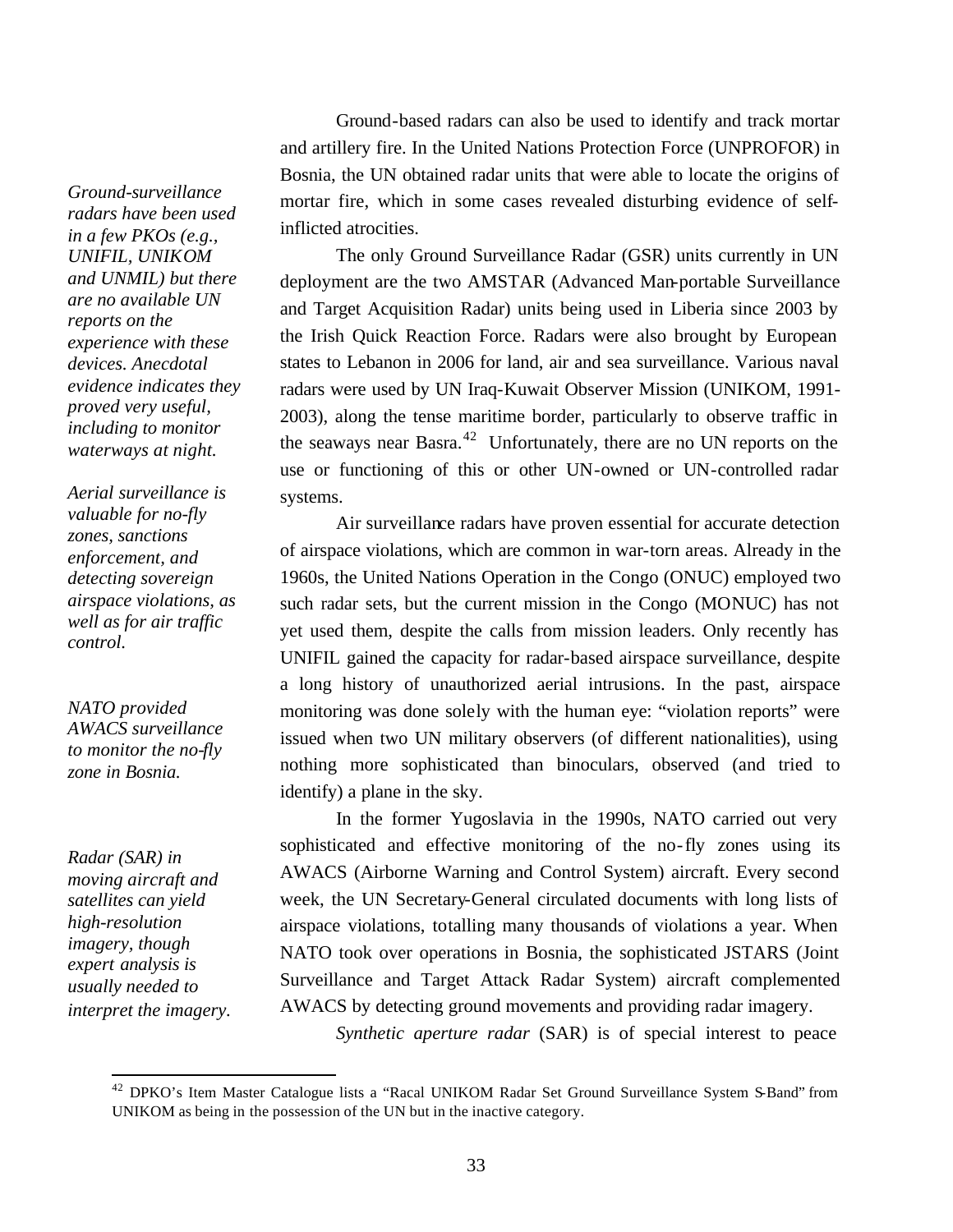*Ground-surveillance radars have been used in a few PKOs (e.g., UNIFIL, UNIKOM and UNMIL) but there are no available UN reports on the experience with these devices. Anecdotal evidence indicates they proved very useful, including to monitor waterways at night.*

*Aerial surveillance is valuable for no-fly zones, sanctions enforcement, and detecting sovereign airspace violations, as well as for air traffic control.*

*NATO provided AWACS surveillance to monitor the no-fly zone in Bosnia.*

*Radar (SAR) in moving aircraft and satellites can yield high-resolution imagery, though expert analysis is usually needed to interpret the imagery.*

Ground-based radars can also be used to identify and track mortar and artillery fire. In the United Nations Protection Force (UNPROFOR) in Bosnia, the UN obtained radar units that were able to locate the origins of mortar fire, which in some cases revealed disturbing evidence of self-inflicted atrocities.

The only Ground Surveillance Radar (GSR) units currently in UN deployment are the two AMSTAR (Advanced Man-portable Surveillance and Target Acquisition Radar) units being used in Liberia since 2003 by the Irish Quick Reaction Force. Radars were also brought by European states to Lebanon in 2006 for land, air and sea surveillance. Various naval radars were used by UN Iraq-Kuwait Observer Mission (UNIKOM, 1991-2003), along the tense maritime border, particularly to observe traffic in the seaways near Basra.[42] Unfortunately, there are no UN reports on the use or functioning of this or other UN-owned or UN-controlled radar systems.

Air surveillance radars have proven essential for accurate detection of airspace violations, which are common in war-torn areas. Already in the 1960s, the United Nations Operation in the Congo (ONUC) employed two such radar sets, but the current mission in the Congo (MONUC) has not yet used them, despite the calls from mission leaders. Only recently has UNIFIL gained the capacity for radar-based airspace surveillance, despite a long history of unauthorized aerial intrusions. In the past, airspace monitoring was done solely with the human eye: "violation reports" were issued when two UN military observers (of different nationalities), using nothing more sophisticated than binoculars, observed (and tried to identify) a plane in the sky.

In the former Yugoslavia in the 1990s, NATO carried out very sophisticated and effective monitoring of the no-fly zones using its AWACS (Airborne Warning and Control System) aircraft. Every second week, the UN Secretary-General circulated documents with long lists of airspace violations, totalling many thousands of violations a year. When NATO took over operations in Bosnia, the sophisticated JSTARS (Joint Surveillance and Target Attack Radar System) aircraft complemented AWACS by detecting ground movements and providing radar imagery.

*Synthetic aperture radar* (SAR) is of special interest to peace

---

[42] DPKO's Item Master Catalogue lists a "Racal UNIKOM Radar Set Ground Surveillance System S-Band" from UNIKOM as being in the possession of the UN but in the inactive category.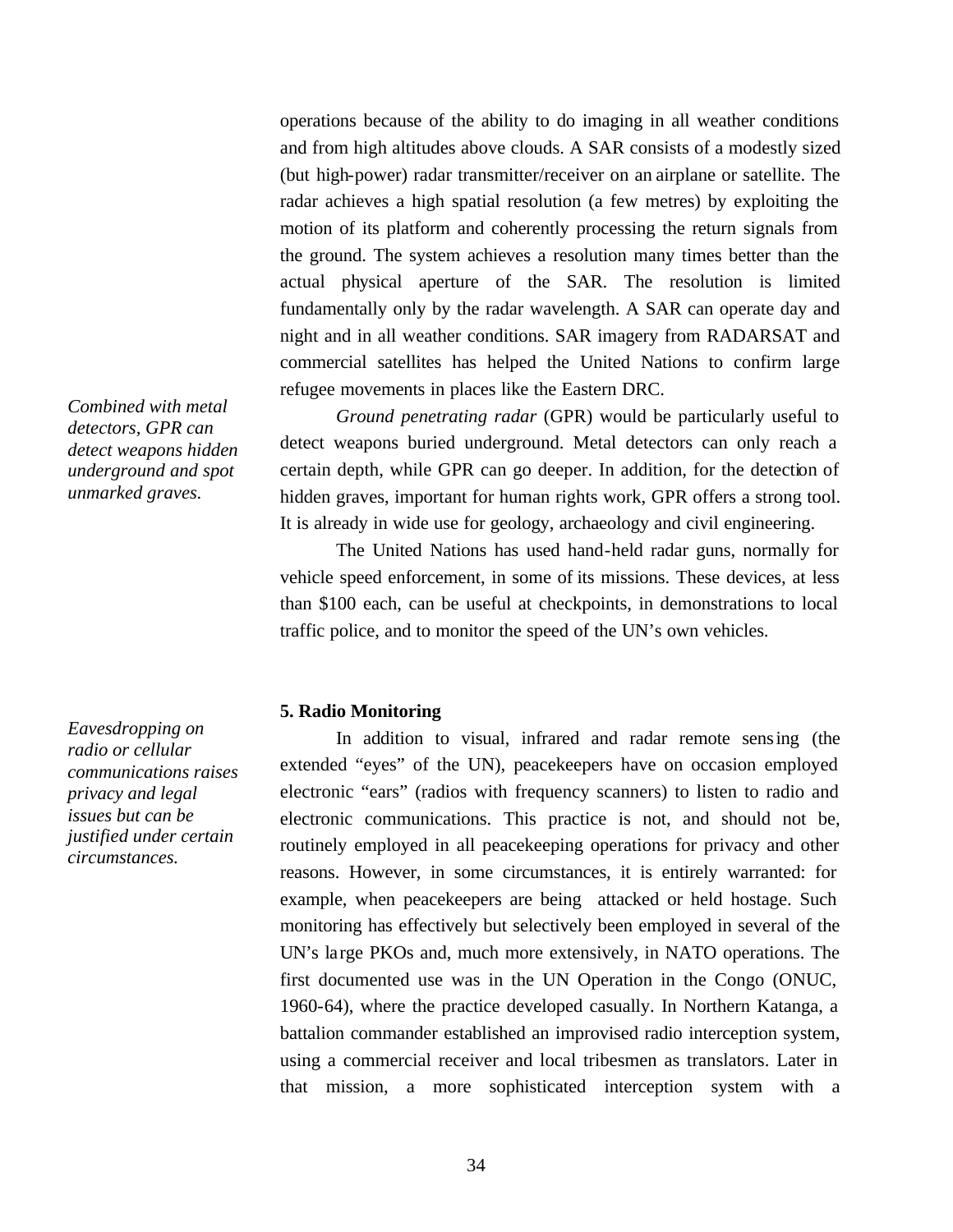operations because of the ability to do imaging in all weather conditions and from high altitudes above clouds. A SAR consists of a modestly sized (but high-power) radar transmitter/receiver on an airplane or satellite. The radar achieves a high spatial resolution (a few metres) by exploiting the motion of its platform and coherently processing the return signals from the ground. The system achieves a resolution many times better than the actual physical aperture of the SAR. The resolution is limited fundamentally only by the radar wavelength. A SAR can operate day and night and in all weather conditions. SAR imagery from RADARSAT and commercial satellites has helped the United Nations to confirm large refugee movements in places like the Eastern DRC.

*Combined with metal detectors, GPR can detect weapons hidden underground and spot unmarked graves.*

*Ground penetrating radar* (GPR) would be particularly useful to detect weapons buried underground. Metal detectors can only reach a certain depth, while GPR can go deeper. In addition, for the detection of hidden graves, important for human rights work, GPR offers a strong tool. It is already in wide use for geology, archaeology and civil engineering.

The United Nations has used hand-held radar guns, normally for vehicle speed enforcement, in some of its missions. These devices, at less than $100 each, can be useful at checkpoints, in demonstrations to local traffic police, and to monitor the speed of the UN's own vehicles.

**5. Radio Monitoring**

*Eavesdropping on radio or cellular communications raises privacy and legal issues but can be justified under certain circumstances.*

In addition to visual, infrared and radar remote sensing (the extended "eyes" of the UN), peacekeepers have on occasion employed electronic "ears" (radios with frequency scanners) to listen to radio and electronic communications. This practice is not, and should not be, routinely employed in all peacekeeping operations for privacy and other reasons. However, in some circumstances, it is entirely warranted: for example, when peacekeepers are being attacked or held hostage. Such monitoring has effectively but selectively been employed in several of the UN's large PKOs and, much more extensively, in NATO operations. The first documented use was in the UN Operation in the Congo (ONUC, 1960-64), where the practice developed casually. In Northern Katanga, a battalion commander established an improvised radio interception system, using a commercial receiver and local tribesmen as translators. Later in that mission, a more sophisticated interception system with a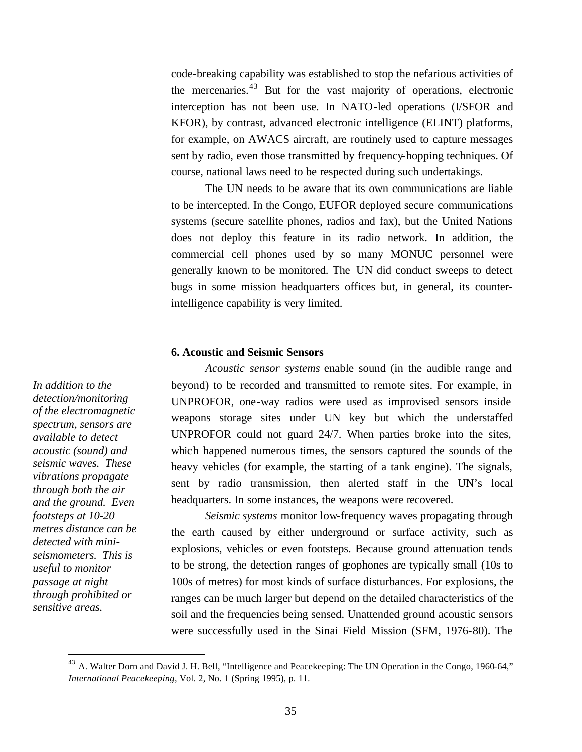code-breaking capability was established to stop the nefarious activities of the mercenaries.[43] But for the vast majority of operations, electronic interception has not been use. In NATO-led operations (I/SFOR and KFOR), by contrast, advanced electronic intelligence (ELINT) platforms, for example, on AWACS aircraft, are routinely used to capture messages sent by radio, even those transmitted by frequency-hopping techniques. Of course, national laws need to be respected during such undertakings.

The UN needs to be aware that its own communications are liable to be intercepted. In the Congo, EUFOR deployed secure communications systems (secure satellite phones, radios and fax), but the United Nations does not deploy this feature in its radio network. In addition, the commercial cell phones used by so many MONUC personnel were generally known to be monitored. The UN did conduct sweeps to detect bugs in some mission headquarters offices but, in general, its counter-intelligence capability is very limited.

### 6. Acoustic and Seismic Sensors

*In addition to the detection/monitoring of the electromagnetic spectrum, sensors are available to detect acoustic (sound) and seismic waves. These vibrations propagate through both the air and the ground. Even footsteps at 10-20 metres distance can be detected with mini-seismometers. This is useful to monitor passage at night through prohibited or sensitive areas.*

*Acoustic sensor systems* enable sound (in the audible range and beyond) to be recorded and transmitted to remote sites. For example, in UNPROFOR, one-way radios were used as improvised sensors inside weapons storage sites under UN key but which the understaffed UNPROFOR could not guard 24/7. When parties broke into the sites, which happened numerous times, the sensors captured the sounds of the heavy vehicles (for example, the starting of a tank engine). The signals, sent by radio transmission, then alerted staff in the UN's local headquarters. In some instances, the weapons were recovered.

*Seismic systems* monitor low-frequency waves propagating through the earth caused by either underground or surface activity, such as explosions, vehicles or even footsteps. Because ground attenuation tends to be strong, the detection ranges of geophones are typically small (10s to 100s of metres) for most kinds of surface disturbances. For explosions, the ranges can be much larger but depend on the detailed characteristics of the soil and the frequencies being sensed. Unattended ground acoustic sensors were successfully used in the Sinai Field Mission (SFM, 1976-80). The

---

[43] A. Walter Dorn and David J. H. Bell, "Intelligence and Peacekeeping: The UN Operation in the Congo, 1960-64," *International Peacekeeping*, Vol. 2, No. 1 (Spring 1995), p. 11.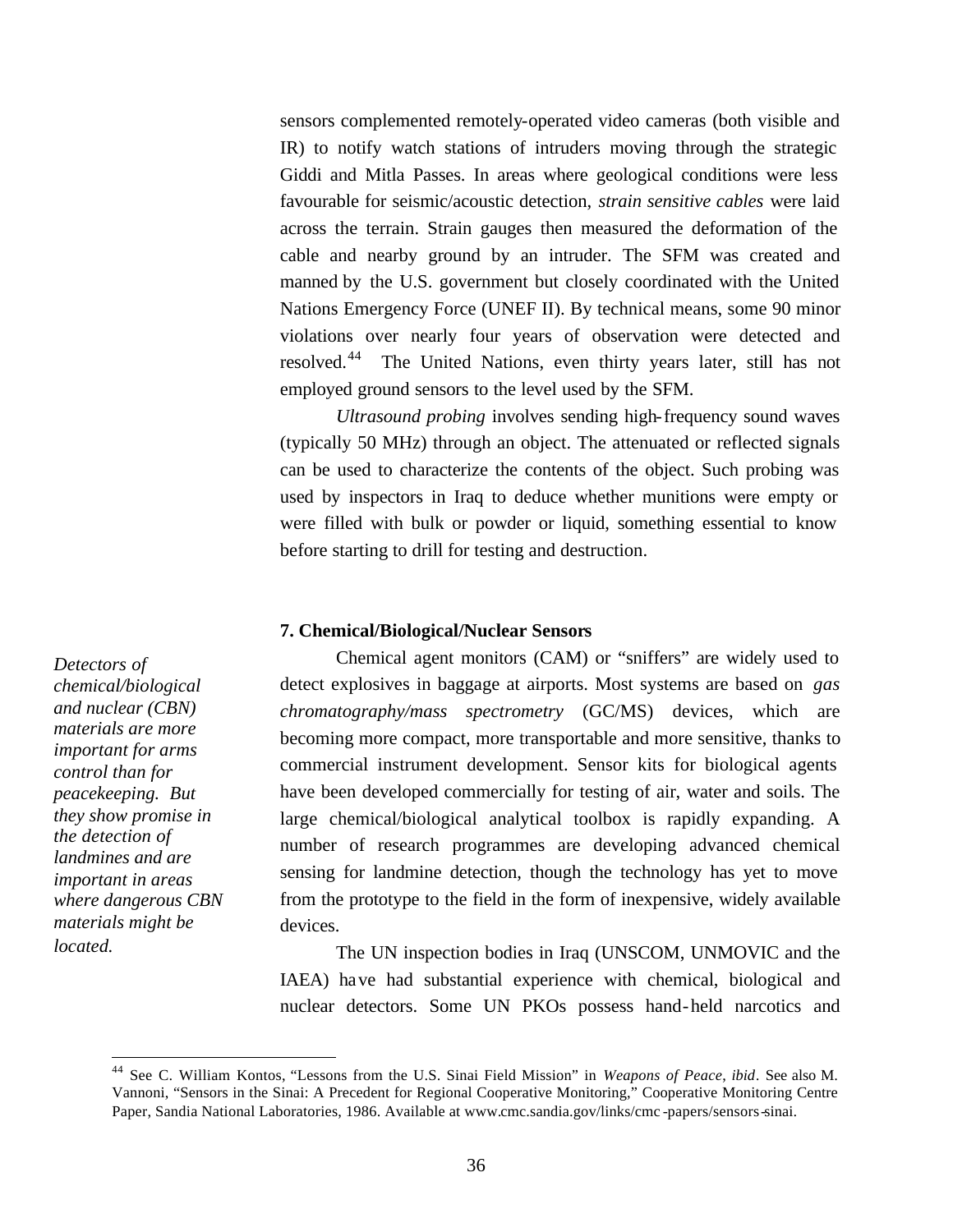sensors complemented remotely-operated video cameras (both visible and IR) to notify watch stations of intruders moving through the strategic Giddi and Mitla Passes. In areas where geological conditions were less favourable for seismic/acoustic detection, *strain sensitive cables* were laid across the terrain. Strain gauges then measured the deformation of the cable and nearby ground by an intruder. The SFM was created and manned by the U.S. government but closely coordinated with the United Nations Emergency Force (UNEF II). By technical means, some 90 minor violations over nearly four years of observation were detected and resolved.[44] The United Nations, even thirty years later, still has not employed ground sensors to the level used by the SFM.

*Ultrasound probing* involves sending high-frequency sound waves (typically 50 MHz) through an object. The attenuated or reflected signals can be used to characterize the contents of the object. Such probing was used by inspectors in Iraq to deduce whether munitions were empty or were filled with bulk or powder or liquid, something essential to know before starting to drill for testing and destruction.

### 7. Chemical/Biological/Nuclear Sensors

*Detectors of chemical/biological and nuclear (CBN) materials are more important for arms control than for peacekeeping. But they show promise in the detection of landmines and are important in areas where dangerous CBN materials might be located.*

Chemical agent monitors (CAM) or "sniffers" are widely used to detect explosives in baggage at airports. Most systems are based on *gas chromatography/mass spectrometry* (GC/MS) devices, which are becoming more compact, more transportable and more sensitive, thanks to commercial instrument development. Sensor kits for biological agents have been developed commercially for testing of air, water and soils. The large chemical/biological analytical toolbox is rapidly expanding. A number of research programmes are developing advanced chemical sensing for landmine detection, though the technology has yet to move from the prototype to the field in the form of inexpensive, widely available devices.

The UN inspection bodies in Iraq (UNSCOM, UNMOVIC and the IAEA) have had substantial experience with chemical, biological and nuclear detectors. Some UN PKOs possess hand-held narcotics and

---

[44] See C. William Kontos, "Lessons from the U.S. Sinai Field Mission" in *Weapons of Peace, ibid*. See also M. Vannoni, "Sensors in the Sinai: A Precedent for Regional Cooperative Monitoring," Cooperative Monitoring Centre Paper, Sandia National Laboratories, 1986. Available at www.cmc.sandia.gov/links/cmc-papers/sensors-sinai.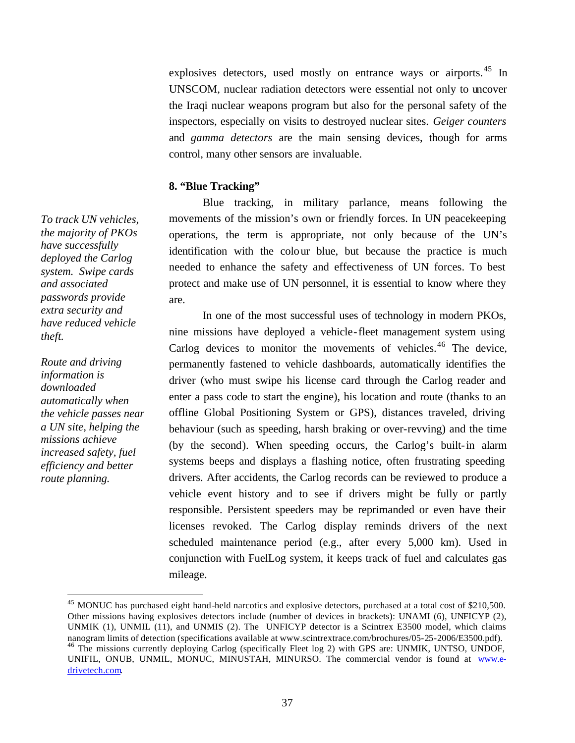explosives detectors, used mostly on entrance ways or airports.[45] In UNSCOM, nuclear radiation detectors were essential not only to uncover the Iraqi nuclear weapons program but also for the personal safety of the inspectors, especially on visits to destroyed nuclear sites. *Geiger counters* and *gamma detectors* are the main sensing devices, though for arms control, many other sensors are invaluable.

### 8. "Blue Tracking"

*To track UN vehicles, the majority of PKOs have successfully deployed the Carlog system. Swipe cards and associated passwords provide extra security and have reduced vehicle theft.*

*Route and driving information is downloaded automatically when the vehicle passes near a UN site, helping the missions achieve increased safety, fuel efficiency and better route planning.*

Blue tracking, in military parlance, means following the movements of the mission's own or friendly forces. In UN peacekeeping operations, the term is appropriate, not only because of the UN's identification with the colour blue, but because the practice is much needed to enhance the safety and effectiveness of UN forces. To best protect and make use of UN personnel, it is essential to know where they are.

In one of the most successful uses of technology in modern PKOs, nine missions have deployed a vehicle-fleet management system using Carlog devices to monitor the movements of vehicles.[46] The device, permanently fastened to vehicle dashboards, automatically identifies the driver (who must swipe his license card through the Carlog reader and enter a pass code to start the engine), his location and route (thanks to an offline Global Positioning System or GPS), distances traveled, driving behaviour (such as speeding, harsh braking or over-revving) and the time (by the second). When speeding occurs, the Carlog's built-in alarm systems beeps and displays a flashing notice, often frustrating speeding drivers. After accidents, the Carlog records can be reviewed to produce a vehicle event history and to see if drivers might be fully or partly responsible. Persistent speeders may be reprimanded or even have their licenses revoked. The Carlog display reminds drivers of the next scheduled maintenance period (e.g., after every 5,000 km). Used in conjunction with FuelLog system, it keeps track of fuel and calculates gas mileage.

---

[45] MONUC has purchased eight hand-held narcotics and explosive detectors, purchased at a total cost of $210,500. Other missions having explosives detectors include (number of devices in brackets): UNAMI (6), UNFICYP (2), UNMIK (1), UNMIL (11), and UNMIS (2). The UNFICYP detector is a Scintrex E3500 model, which claims nanogram limits of detection (specifications available at www.scintrextrace.com/brochures/05-25-2006/E3500.pdf).

[46] The missions currently deploying Carlog (specifically Fleet log 2) with GPS are: UNMIK, UNTSO, UNDOF, UNIFIL, ONUB, UNMIL, MONUC, MINUSTAH, MINURSO. The commercial vendor is found at www.e-drivetech.com.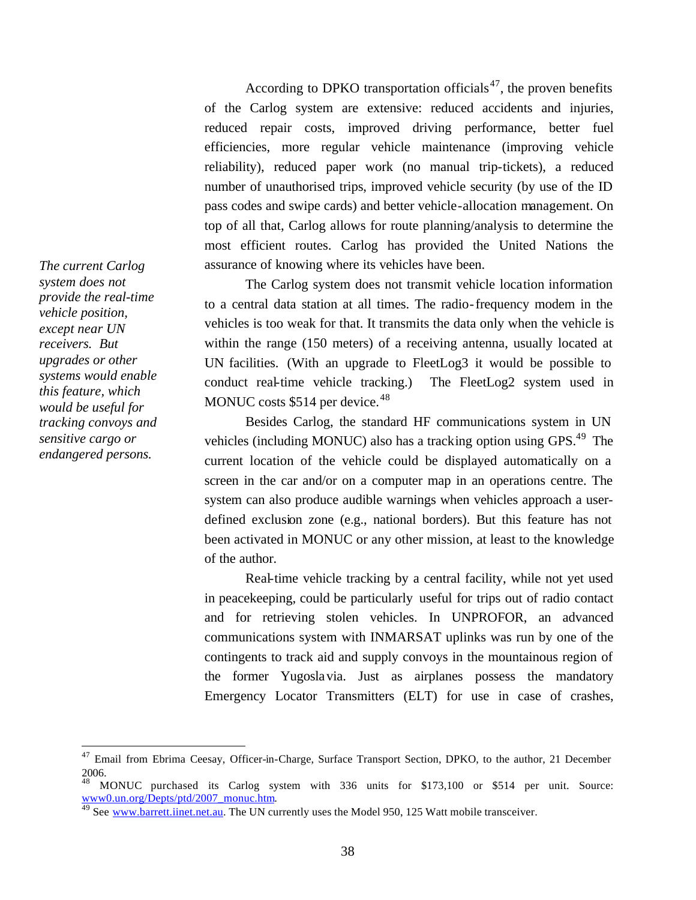According to DPKO transportation officials[47], the proven benefits of the Carlog system are extensive: reduced accidents and injuries, reduced repair costs, improved driving performance, better fuel efficiencies, more regular vehicle maintenance (improving vehicle reliability), reduced paper work (no manual trip-tickets), a reduced number of unauthorised trips, improved vehicle security (by use of the ID pass codes and swipe cards) and better vehicle-allocation management. On top of all that, Carlog allows for route planning/analysis to determine the most efficient routes. Carlog has provided the United Nations the assurance of knowing where its vehicles have been.

*The current Carlog system does not provide the real-time vehicle position, except near UN receivers. But upgrades or other systems would enable this feature, which would be useful for tracking convoys and sensitive cargo or endangered persons.*

The Carlog system does not transmit vehicle location information to a central data station at all times. The radio-frequency modem in the vehicles is too weak for that. It transmits the data only when the vehicle is within the range (150 meters) of a receiving antenna, usually located at UN facilities. (With an upgrade to FleetLog3 it would be possible to conduct real-time vehicle tracking.) The FleetLog2 system used in MONUC costs $514 per device.[48]

Besides Carlog, the standard HF communications system in UN vehicles (including MONUC) also has a tracking option using GPS.[49] The current location of the vehicle could be displayed automatically on a screen in the car and/or on a computer map in an operations centre. The system can also produce audible warnings when vehicles approach a user-defined exclusion zone (e.g., national borders). But this feature has not been activated in MONUC or any other mission, at least to the knowledge of the author.

Real-time vehicle tracking by a central facility, while not yet used in peacekeeping, could be particularly useful for trips out of radio contact and for retrieving stolen vehicles. In UNPROFOR, an advanced communications system with INMARSAT uplinks was run by one of the contingents to track aid and supply convoys in the mountainous region of the former Yugoslavia. Just as airplanes possess the mandatory Emergency Locator Transmitters (ELT) for use in case of crashes,

---

[47] Email from Ebrima Ceesay, Officer-in-Charge, Surface Transport Section, DPKO, to the author, 21 December 2006.

[48] MONUC purchased its Carlog system with 336 units for $173,100 or $514 per unit. Source: www0.un.org/Depts/ptd/2007_monuc.htm.

[49] See www.barrett.iinet.net.au. The UN currently uses the Model 950, 125 Watt mobile transceiver.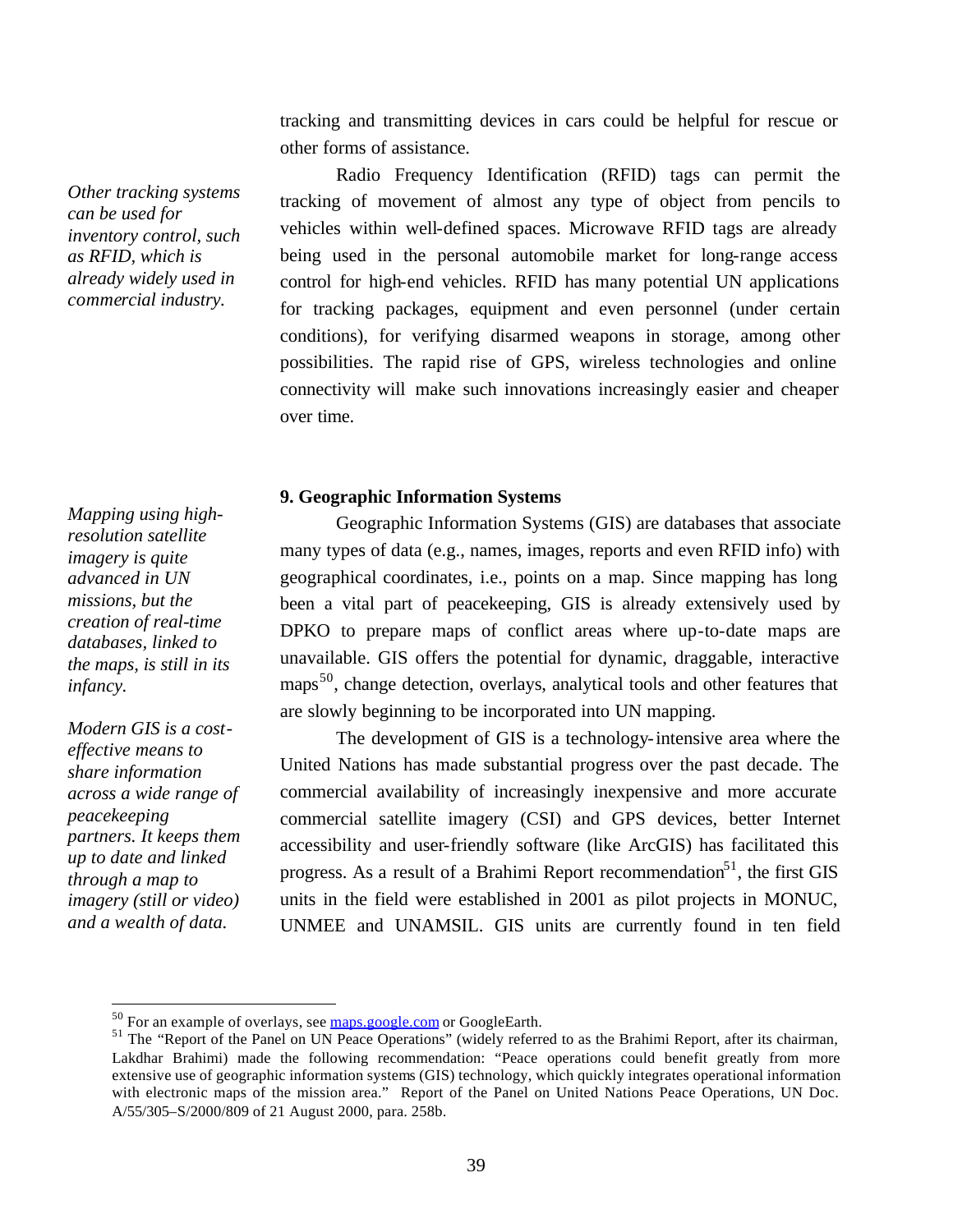tracking and transmitting devices in cars could be helpful for rescue or other forms of assistance.

*Other tracking systems can be used for inventory control, such as RFID, which is already widely used in commercial industry.*

Radio Frequency Identification (RFID) tags can permit the tracking of movement of almost any type of object from pencils to vehicles within well-defined spaces. Microwave RFID tags are already being used in the personal automobile market for long-range access control for high-end vehicles. RFID has many potential UN applications for tracking packages, equipment and even personnel (under certain conditions), for verifying disarmed weapons in storage, among other possibilities. The rapid rise of GPS, wireless technologies and online connectivity will make such innovations increasingly easier and cheaper over time.

### 9. Geographic Information Systems

*Mapping using high-resolution satellite imagery is quite advanced in UN missions, but the creation of real-time databases, linked to the maps, is still in its infancy.*

Geographic Information Systems (GIS) are databases that associate many types of data (e.g., names, images, reports and even RFID info) with geographical coordinates, i.e., points on a map. Since mapping has long been a vital part of peacekeeping, GIS is already extensively used by DPKO to prepare maps of conflict areas where up-to-date maps are unavailable. GIS offers the potential for dynamic, draggable, interactive maps[50], change detection, overlays, analytical tools and other features that are slowly beginning to be incorporated into UN mapping.

*Modern GIS is a cost-effective means to share information across a wide range of peacekeeping partners. It keeps them up to date and linked through a map to imagery (still or video) and a wealth of data.*

The development of GIS is a technology-intensive area where the United Nations has made substantial progress over the past decade. The commercial availability of increasingly inexpensive and more accurate commercial satellite imagery (CSI) and GPS devices, better Internet accessibility and user-friendly software (like ArcGIS) has facilitated this progress. As a result of a Brahimi Report recommendation[51], the first GIS units in the field were established in 2001 as pilot projects in MONUC, UNMEE and UNAMSIL. GIS units are currently found in ten field

---

[50] For an example of overlays, see maps.google.com or GoogleEarth.

[51] The "Report of the Panel on UN Peace Operations" (widely referred to as the Brahimi Report, after its chairman, Lakdhar Brahimi) made the following recommendation: "Peace operations could benefit greatly from more extensive use of geographic information systems (GIS) technology, which quickly integrates operational information with electronic maps of the mission area." Report of the Panel on United Nations Peace Operations, UN Doc. A/55/305–S/2000/809 of 21 August 2000, para. 258b.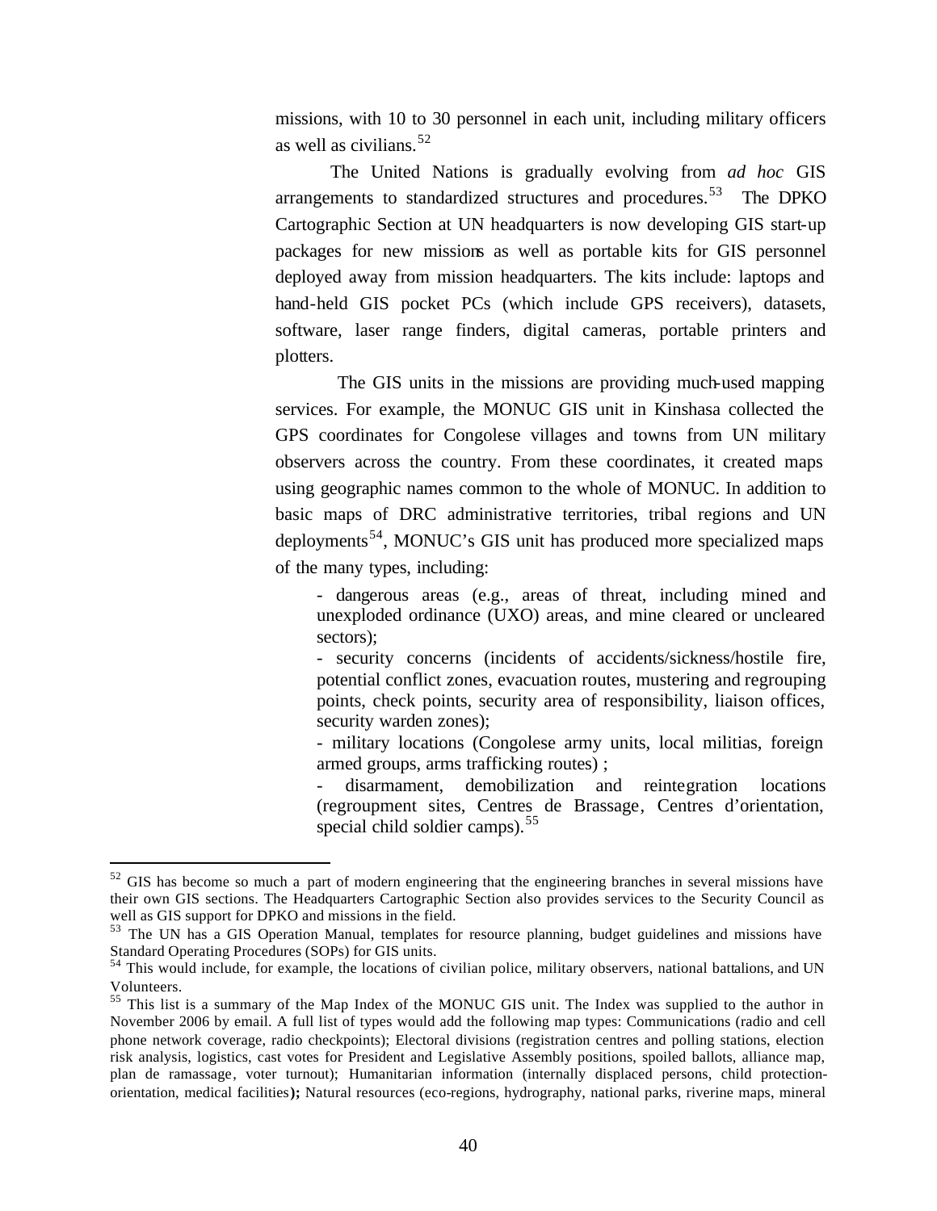missions, with 10 to 30 personnel in each unit, including military officers as well as civilians.[52]

The United Nations is gradually evolving from *ad hoc* GIS arrangements to standardized structures and procedures.[53] The DPKO Cartographic Section at UN headquarters is now developing GIS start-up packages for new missions as well as portable kits for GIS personnel deployed away from mission headquarters. The kits include: laptops and hand-held GIS pocket PCs (which include GPS receivers), datasets, software, laser range finders, digital cameras, portable printers and plotters.

The GIS units in the missions are providing much-used mapping services. For example, the MONUC GIS unit in Kinshasa collected the GPS coordinates for Congolese villages and towns from UN military observers across the country. From these coordinates, it created maps using geographic names common to the whole of MONUC. In addition to basic maps of DRC administrative territories, tribal regions and UN deployments[54], MONUC's GIS unit has produced more specialized maps of the many types, including:

- dangerous areas (e.g., areas of threat, including mined and unexploded ordinance (UXO) areas, and mine cleared or uncleared sectors);
- security concerns (incidents of accidents/sickness/hostile fire, potential conflict zones, evacuation routes, mustering and regrouping points, check points, security area of responsibility, liaison offices, security warden zones);
- military locations (Congolese army units, local militias, foreign armed groups, arms trafficking routes) ;
- disarmament, demobilization and reintegration locations (regroupment sites, Centres de Brassage, Centres d'orientation, special child soldier camps).[55]

---

[52] GIS has become so much a part of modern engineering that the engineering branches in several missions have their own GIS sections. The Headquarters Cartographic Section also provides services to the Security Council as well as GIS support for DPKO and missions in the field.

[53] The UN has a GIS Operation Manual, templates for resource planning, budget guidelines and missions have Standard Operating Procedures (SOPs) for GIS units.

[54] This would include, for example, the locations of civilian police, military observers, national battalions, and UN Volunteers.

[55] This list is a summary of the Map Index of the MONUC GIS unit. The Index was supplied to the author in November 2006 by email. A full list of types would add the following map types: Communications (radio and cell phone network coverage, radio checkpoints); Electoral divisions (registration centres and polling stations, election risk analysis, logistics, cast votes for President and Legislative Assembly positions, spoiled ballots, alliance map, plan de ramassage, voter turnout); Humanitarian information (internally displaced persons, child protection-orientation, medical facilities**);** Natural resources (eco-regions, hydrography, national parks, riverine maps, mineral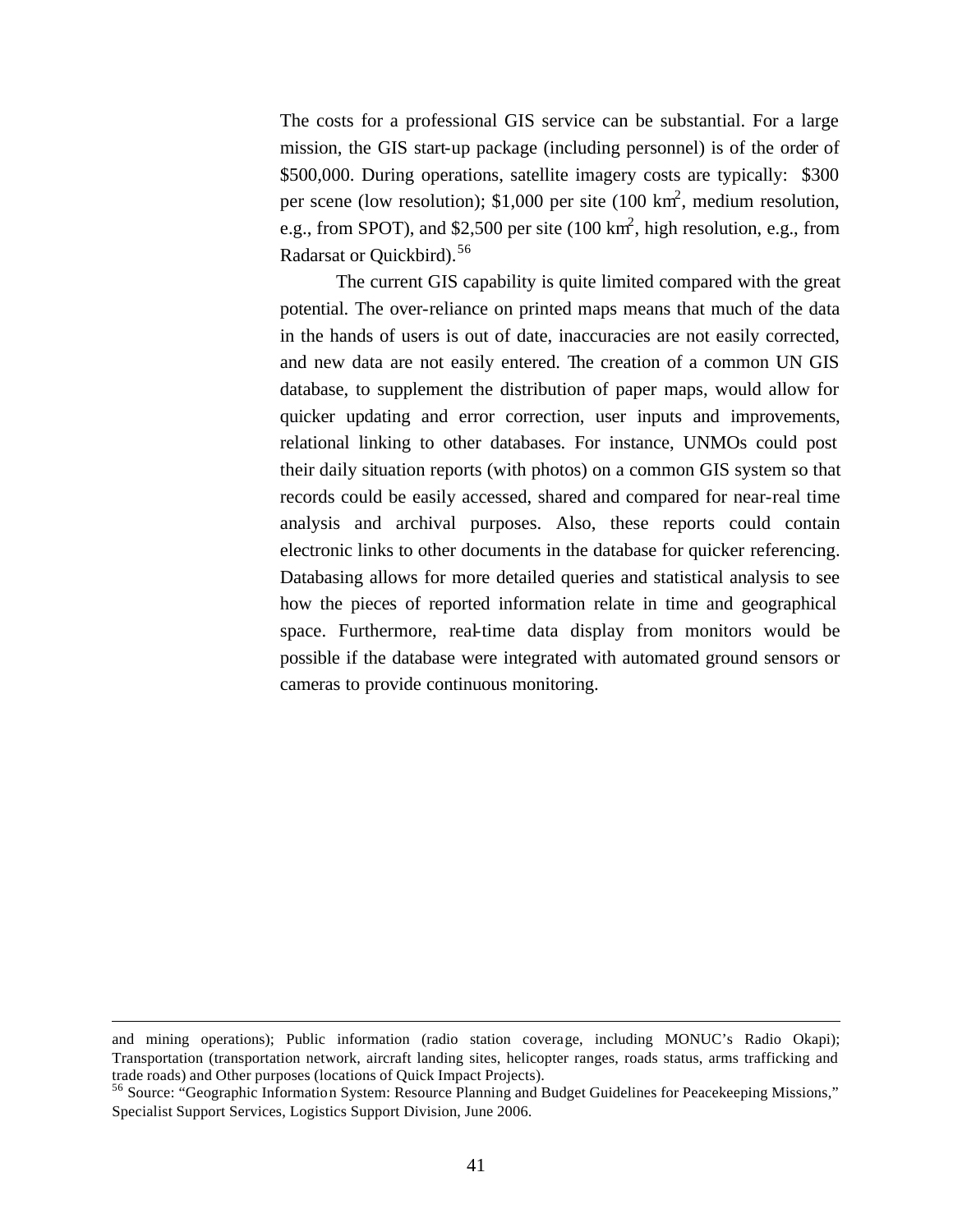The costs for a professional GIS service can be substantial. For a large mission, the GIS start-up package (including personnel) is of the order of \$500,000. During operations, satellite imagery costs are typically: \$300 per scene (low resolution); \$1,000 per site (100 $km^2$, medium resolution, e.g., from SPOT), and \$2,500 per site (100 $km^2$, high resolution, e.g., from Radarsat or Quickbird).[56]

The current GIS capability is quite limited compared with the great potential. The over-reliance on printed maps means that much of the data in the hands of users is out of date, inaccuracies are not easily corrected, and new data are not easily entered. The creation of a common UN GIS database, to supplement the distribution of paper maps, would allow for quicker updating and error correction, user inputs and improvements, relational linking to other databases. For instance, UNMOs could post their daily situation reports (with photos) on a common GIS system so that records could be easily accessed, shared and compared for near-real time analysis and archival purposes. Also, these reports could contain electronic links to other documents in the database for quicker referencing. Databasing allows for more detailed queries and statistical analysis to see how the pieces of reported information relate in time and geographical space. Furthermore, real-time data display from monitors would be possible if the database were integrated with automated ground sensors or cameras to provide continuous monitoring.

---

and mining operations); Public information (radio station coverage, including MONUC's Radio Okapi); Transportation (transportation network, aircraft landing sites, helicopter ranges, roads status, arms trafficking and trade roads) and Other purposes (locations of Quick Impact Projects).

[56] Source: "Geographic Information System: Resource Planning and Budget Guidelines for Peacekeeping Missions," Specialist Support Services, Logistics Support Division, June 2006.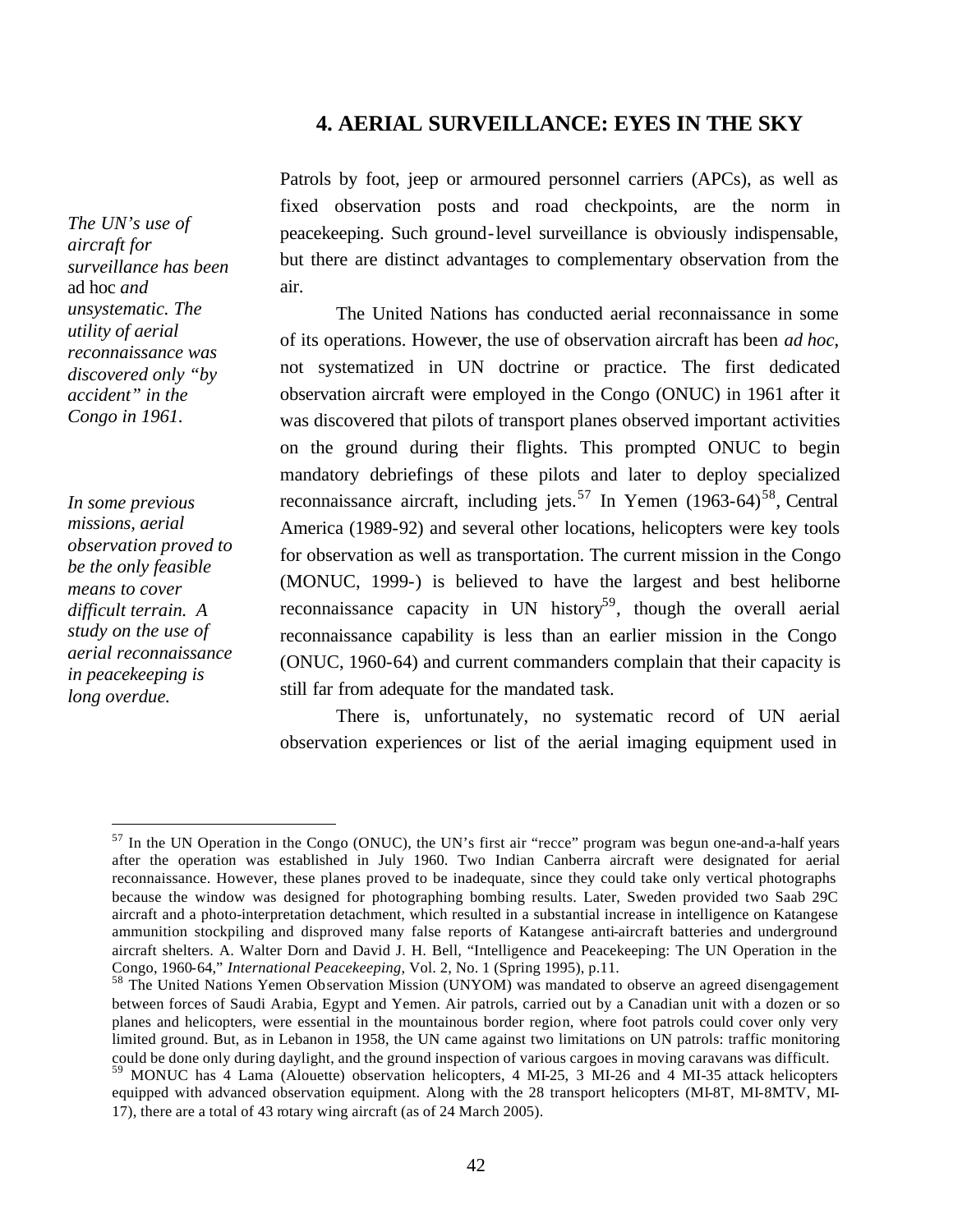## 4. AERIAL SURVEILLANCE: EYES IN THE SKY

*The UN's use of aircraft for surveillance has been* ad hoc *and unsystematic. The utility of aerial reconnaissance was discovered only "by accident" in the Congo in 1961.*

*In some previous missions, aerial observation proved to be the only feasible means to cover difficult terrain. A study on the use of aerial reconnaissance in peacekeeping is long overdue.*

Patrols by foot, jeep or armoured personnel carriers (APCs), as well as fixed observation posts and road checkpoints, are the norm in peacekeeping. Such ground-level surveillance is obviously indispensable, but there are distinct advantages to complementary observation from the air.

The United Nations has conducted aerial reconnaissance in some of its operations. However, the use of observation aircraft has been *ad hoc*, not systematized in UN doctrine or practice. The first dedicated observation aircraft were employed in the Congo (ONUC) in 1961 after it was discovered that pilots of transport planes observed important activities on the ground during their flights. This prompted ONUC to begin mandatory debriefings of these pilots and later to deploy specialized reconnaissance aircraft, including jets.[57] In Yemen (1963-64)[58], Central America (1989-92) and several other locations, helicopters were key tools for observation as well as transportation. The current mission in the Congo (MONUC, 1999-) is believed to have the largest and best heliborne reconnaissance capacity in UN history[59], though the overall aerial reconnaissance capability is less than an earlier mission in the Congo (ONUC, 1960-64) and current commanders complain that their capacity is still far from adequate for the mandated task.

There is, unfortunately, no systematic record of UN aerial observation experiences or list of the aerial imaging equipment used in

---

[57] In the UN Operation in the Congo (ONUC), the UN's first air "recce" program was begun one-and-a-half years after the operation was established in July 1960. Two Indian Canberra aircraft were designated for aerial reconnaissance. However, these planes proved to be inadequate, since they could take only vertical photographs because the window was designed for photographing bombing results. Later, Sweden provided two Saab 29C aircraft and a photo-interpretation detachment, which resulted in a substantial increase in intelligence on Katangese ammunition stockpiling and disproved many false reports of Katangese anti-aircraft batteries and underground aircraft shelters. A. Walter Dorn and David J. H. Bell, "Intelligence and Peacekeeping: The UN Operation in the Congo, 1960-64," *International Peacekeeping*, Vol. 2, No. 1 (Spring 1995), p.11.

[58] The United Nations Yemen Observation Mission (UNYOM) was mandated to observe an agreed disengagement between forces of Saudi Arabia, Egypt and Yemen. Air patrols, carried out by a Canadian unit with a dozen or so planes and helicopters, were essential in the mountainous border region, where foot patrols could cover only very limited ground. But, as in Lebanon in 1958, the UN came against two limitations on UN patrols: traffic monitoring could be done only during daylight, and the ground inspection of various cargoes in moving caravans was difficult.

[59] MONUC has 4 Lama (Alouette) observation helicopters, 4 MI-25, 3 MI-26 and 4 MI-35 attack helicopters equipped with advanced observation equipment. Along with the 28 transport helicopters (MI-8T, MI-8MTV, MI-17), there are a total of 43 rotary wing aircraft (as of 24 March 2005).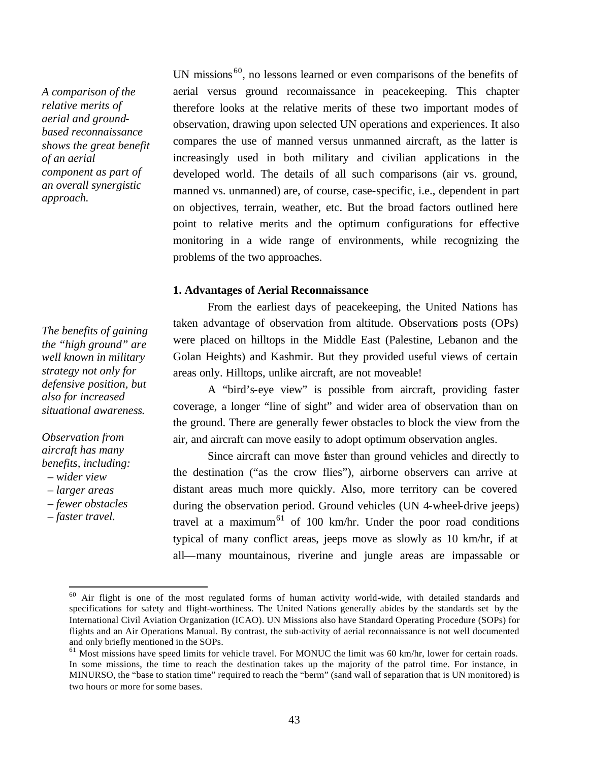*A comparison of the relative merits of aerial and ground-based reconnaissance shows the great benefit of an aerial component as part of an overall synergistic approach.*

UN missions[60], no lessons learned or even comparisons of the benefits of aerial versus ground reconnaissance in peacekeeping. This chapter therefore looks at the relative merits of these two important modes of observation, drawing upon selected UN operations and experiences. It also compares the use of manned versus unmanned aircraft, as the latter is increasingly used in both military and civilian applications in the developed world. The details of all such comparisons (air vs. ground, manned vs. unmanned) are, of course, case-specific, i.e., dependent in part on objectives, terrain, weather, etc. But the broad factors outlined here point to relative merits and the optimum configurations for effective monitoring in a wide range of environments, while recognizing the problems of the two approaches.

**1. Advantages of Aerial Reconnaissance**

*The benefits of gaining the "high ground" are well known in military strategy not only for defensive position, but also for increased situational awareness.*

From the earliest days of peacekeeping, the United Nations has taken advantage of observation from altitude. Observations posts (OPs) were placed on hilltops in the Middle East (Palestine, Lebanon and the Golan Heights) and Kashmir. But they provided useful views of certain areas only. Hilltops, unlike aircraft, are not moveable!

*Observation from aircraft has many benefits, including:*
- *wider view*
- *larger areas*
- *fewer obstacles*
- *faster travel.*

A "bird's-eye view" is possible from aircraft, providing faster coverage, a longer "line of sight" and wider area of observation than on the ground. There are generally fewer obstacles to block the view from the air, and aircraft can move easily to adopt optimum observation angles.

Since aircraft can move faster than ground vehicles and directly to the destination ("as the crow flies"), airborne observers can arrive at distant areas much more quickly. Also, more territory can be covered during the observation period. Ground vehicles (UN 4-wheel-drive jeeps) travel at a maximum[61] of 100 km/hr. Under the poor road conditions typical of many conflict areas, jeeps move as slowly as 10 km/hr, if at all—many mountainous, riverine and jungle areas are impassable or

---

[60] Air flight is one of the most regulated forms of human activity world-wide, with detailed standards and specifications for safety and flight-worthiness. The United Nations generally abides by the standards set by the International Civil Aviation Organization (ICAO). UN Missions also have Standard Operating Procedure (SOPs) for flights and an Air Operations Manual. By contrast, the sub-activity of aerial reconnaissance is not well documented and only briefly mentioned in the SOPs.

[61] Most missions have speed limits for vehicle travel. For MONUC the limit was 60 km/hr, lower for certain roads. In some missions, the time to reach the destination takes up the majority of the patrol time. For instance, in MINURSO, the "base to station time" required to reach the "berm" (sand wall of separation that is UN monitored) is two hours or more for some bases.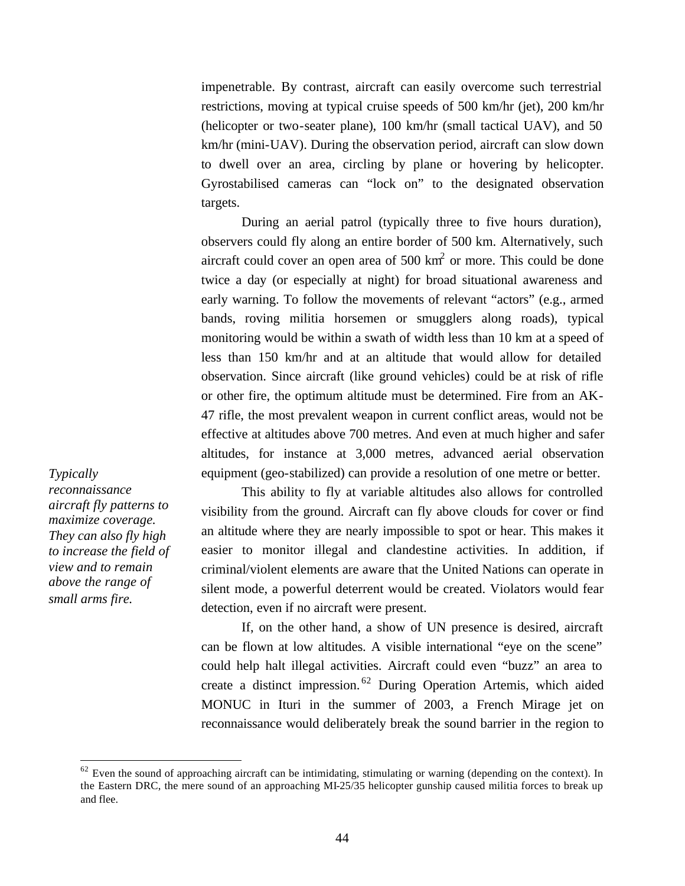impenetrable. By contrast, aircraft can easily overcome such terrestrial restrictions, moving at typical cruise speeds of 500 km/hr (jet), 200 km/hr (helicopter or two-seater plane), 100 km/hr (small tactical UAV), and 50 km/hr (mini-UAV). During the observation period, aircraft can slow down to dwell over an area, circling by plane or hovering by helicopter. Gyrostabilised cameras can "lock on" to the designated observation targets.

During an aerial patrol (typically three to five hours duration), observers could fly along an entire border of 500 km. Alternatively, such aircraft could cover an open area of 500 km$^2$ or more. This could be done twice a day (or especially at night) for broad situational awareness and early warning. To follow the movements of relevant "actors" (e.g., armed bands, roving militia horsemen or smugglers along roads), typical monitoring would be within a swath of width less than 10 km at a speed of less than 150 km/hr and at an altitude that would allow for detailed observation. Since aircraft (like ground vehicles) could be at risk of rifle or other fire, the optimum altitude must be determined. Fire from an AK-47 rifle, the most prevalent weapon in current conflict areas, would not be effective at altitudes above 700 metres. And even at much higher and safer altitudes, for instance at 3,000 metres, advanced aerial observation equipment (geo-stabilized) can provide a resolution of one metre or better.

*Typically reconnaissance aircraft fly patterns to maximize coverage. They can also fly high to increase the field of view and to remain above the range of small arms fire.*

This ability to fly at variable altitudes also allows for controlled visibility from the ground. Aircraft can fly above clouds for cover or find an altitude where they are nearly impossible to spot or hear. This makes it easier to monitor illegal and clandestine activities. In addition, if criminal/violent elements are aware that the United Nations can operate in silent mode, a powerful deterrent would be created. Violators would fear detection, even if no aircraft were present.

If, on the other hand, a show of UN presence is desired, aircraft can be flown at low altitudes. A visible international "eye on the scene" could help halt illegal activities. Aircraft could even "buzz" an area to create a distinct impression.[62] During Operation Artemis, which aided MONUC in Ituri in the summer of 2003, a French Mirage jet on reconnaissance would deliberately break the sound barrier in the region to

---

[62] Even the sound of approaching aircraft can be intimidating, stimulating or warning (depending on the context). In the Eastern DRC, the mere sound of an approaching MI-25/35 helicopter gunship caused militia forces to break up and flee.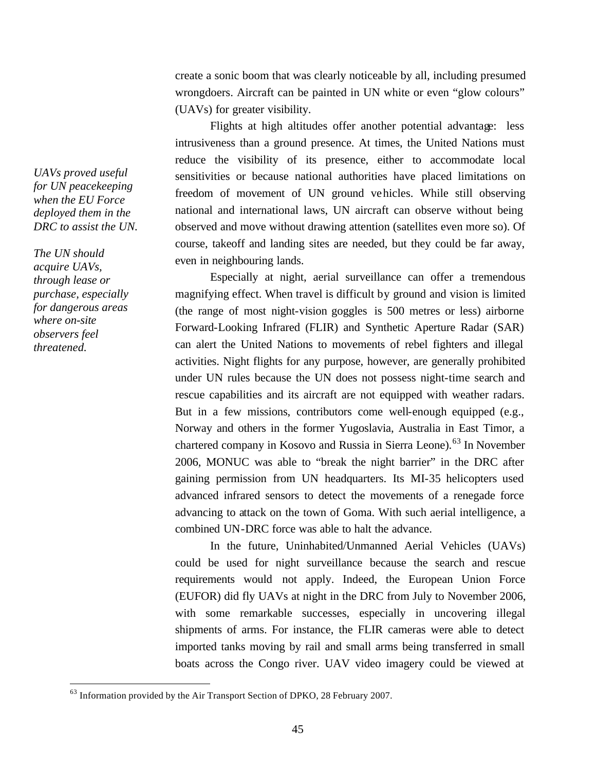create a sonic boom that was clearly noticeable by all, including presumed wrongdoers. Aircraft can be painted in UN white or even "glow colours" (UAVs) for greater visibility.

*UAVs proved useful for UN peacekeeping when the EU Force deployed them in the DRC to assist the UN.*

*The UN should acquire UAVs, through lease or purchase, especially for dangerous areas where on-site observers feel threatened.*

Flights at high altitudes offer another potential advantage: less intrusiveness than a ground presence. At times, the United Nations must reduce the visibility of its presence, either to accommodate local sensitivities or because national authorities have placed limitations on freedom of movement of UN ground vehicles. While still observing national and international laws, UN aircraft can observe without being observed and move without drawing attention (satellites even more so). Of course, takeoff and landing sites are needed, but they could be far away, even in neighbouring lands.

Especially at night, aerial surveillance can offer a tremendous magnifying effect. When travel is difficult by ground and vision is limited (the range of most night-vision goggles is 500 metres or less) airborne Forward-Looking Infrared (FLIR) and Synthetic Aperture Radar (SAR) can alert the United Nations to movements of rebel fighters and illegal activities. Night flights for any purpose, however, are generally prohibited under UN rules because the UN does not possess night-time search and rescue capabilities and its aircraft are not equipped with weather radars. But in a few missions, contributors come well-enough equipped (e.g., Norway and others in the former Yugoslavia, Australia in East Timor, a chartered company in Kosovo and Russia in Sierra Leone).[63] In November 2006, MONUC was able to "break the night barrier" in the DRC after gaining permission from UN headquarters. Its MI-35 helicopters used advanced infrared sensors to detect the movements of a renegade force advancing to attack on the town of Goma. With such aerial intelligence, a combined UN-DRC force was able to halt the advance.

In the future, Uninhabited/Unmanned Aerial Vehicles (UAVs) could be used for night surveillance because the search and rescue requirements would not apply. Indeed, the European Union Force (EUFOR) did fly UAVs at night in the DRC from July to November 2006, with some remarkable successes, especially in uncovering illegal shipments of arms. For instance, the FLIR cameras were able to detect imported tanks moving by rail and small arms being transferred in small boats across the Congo river. UAV video imagery could be viewed at

---

[63] Information provided by the Air Transport Section of DPKO, 28 February 2007.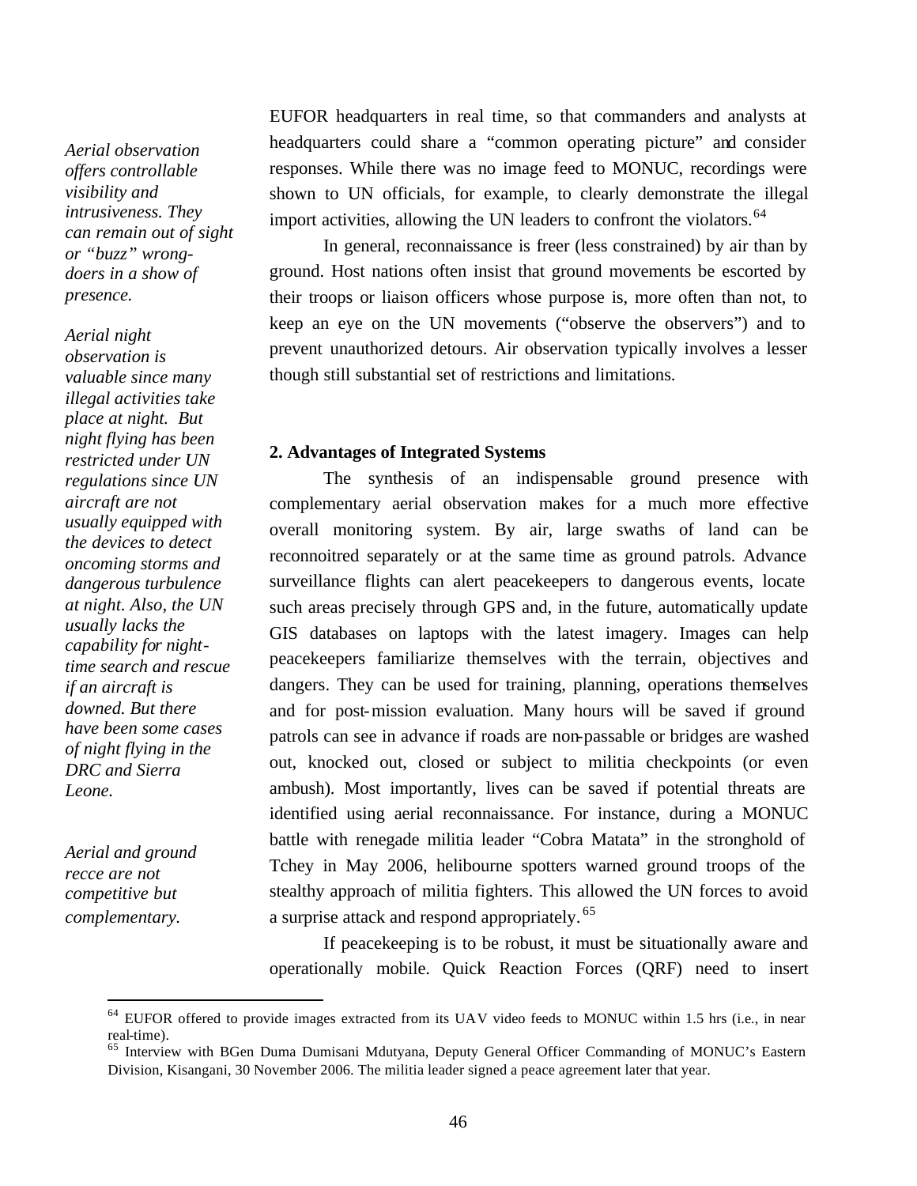EUFOR headquarters in real time, so that commanders and analysts at headquarters could share a "common operating picture" and consider responses. While there was no image feed to MONUC, recordings were shown to UN officials, for example, to clearly demonstrate the illegal import activities, allowing the UN leaders to confront the violators.[64]

*Aerial observation offers controllable visibility and intrusiveness. They can remain out of sight or "buzz" wrong-doers in a show of presence.*

In general, reconnaissance is freer (less constrained) by air than by ground. Host nations often insist that ground movements be escorted by their troops or liaison officers whose purpose is, more often than not, to keep an eye on the UN movements ("observe the observers") and to prevent unauthorized detours. Air observation typically involves a lesser though still substantial set of restrictions and limitations.

*Aerial night observation is valuable since many illegal activities take place at night. But night flying has been restricted under UN regulations since UN aircraft are not usually equipped with the devices to detect oncoming storms and dangerous turbulence at night. Also, the UN usually lacks the capability for night-time search and rescue if an aircraft is downed. But there have been some cases of night flying in the DRC and Sierra Leone.*

**2. Advantages of Integrated Systems**

The synthesis of an indispensable ground presence with complementary aerial observation makes for a much more effective overall monitoring system. By air, large swaths of land can be reconnoitred separately or at the same time as ground patrols. Advance surveillance flights can alert peacekeepers to dangerous events, locate such areas precisely through GPS and, in the future, automatically update GIS databases on laptops with the latest imagery. Images can help peacekeepers familiarize themselves with the terrain, objectives and dangers. They can be used for training, planning, operations themselves and for post-mission evaluation. Many hours will be saved if ground patrols can see in advance if roads are non-passable or bridges are washed out, knocked out, closed or subject to militia checkpoints (or even ambush). Most importantly, lives can be saved if potential threats are identified using aerial reconnaissance. For instance, during a MONUC battle with renegade militia leader "Cobra Matata" in the stronghold of Tchey in May 2006, helibourne spotters warned ground troops of the stealthy approach of militia fighters. This allowed the UN forces to avoid a surprise attack and respond appropriately.[65]

*Aerial and ground recce are not competitive but complementary.*

If peacekeeping is to be robust, it must be situationally aware and operationally mobile. Quick Reaction Forces (QRF) need to insert

---

[64] EUFOR offered to provide images extracted from its UAV video feeds to MONUC within 1.5 hrs (i.e., in near real-time).

[65] Interview with BGen Duma Dumisani Mdutyana, Deputy General Officer Commanding of MONUC's Eastern Division, Kisangani, 30 November 2006. The militia leader signed a peace agreement later that year.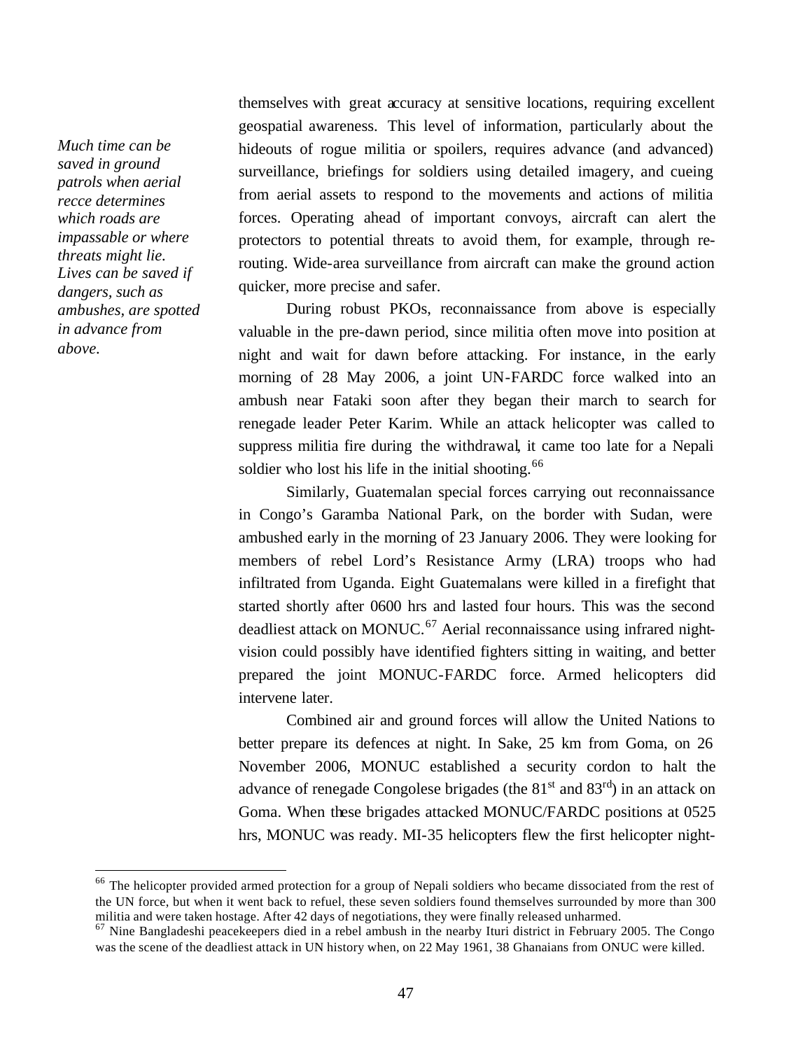*Much time can be saved in ground patrols when aerial recce determines which roads are impassable or where threats might lie. Lives can be saved if dangers, such as ambushes, are spotted in advance from above.*

themselves with great accuracy at sensitive locations, requiring excellent geospatial awareness. This level of information, particularly about the hideouts of rogue militia or spoilers, requires advance (and advanced) surveillance, briefings for soldiers using detailed imagery, and cueing from aerial assets to respond to the movements and actions of militia forces. Operating ahead of important convoys, aircraft can alert the protectors to potential threats to avoid them, for example, through re-routing. Wide-area surveillance from aircraft can make the ground action quicker, more precise and safer.

During robust PKOs, reconnaissance from above is especially valuable in the pre-dawn period, since militia often move into position at night and wait for dawn before attacking. For instance, in the early morning of 28 May 2006, a joint UN-FARDC force walked into an ambush near Fataki soon after they began their march to search for renegade leader Peter Karim. While an attack helicopter was called to suppress militia fire during the withdrawal, it came too late for a Nepali soldier who lost his life in the initial shooting.[66]

Similarly, Guatemalan special forces carrying out reconnaissance in Congo's Garamba National Park, on the border with Sudan, were ambushed early in the morning of 23 January 2006. They were looking for members of rebel Lord's Resistance Army (LRA) troops who had infiltrated from Uganda. Eight Guatemalans were killed in a firefight that started shortly after 0600 hrs and lasted four hours. This was the second deadliest attack on MONUC.[67] Aerial reconnaissance using infrared night-vision could possibly have identified fighters sitting in waiting, and better prepared the joint MONUC-FARDC force. Armed helicopters did intervene later.

Combined air and ground forces will allow the United Nations to better prepare its defences at night. In Sake, 25 km from Goma, on 26 November 2006, MONUC established a security cordon to halt the advance of renegade Congolese brigades (the 81st and 83rd) in an attack on Goma. When these brigades attacked MONUC/FARDC positions at 0525 hrs, MONUC was ready. MI-35 helicopters flew the first helicopter night-

---

[66] The helicopter provided armed protection for a group of Nepali soldiers who became dissociated from the rest of the UN force, but when it went back to refuel, these seven soldiers found themselves surrounded by more than 300 militia and were taken hostage. After 42 days of negotiations, they were finally released unharmed.

[67] Nine Bangladeshi peacekeepers died in a rebel ambush in the nearby Ituri district in February 2005. The Congo was the scene of the deadliest attack in UN history when, on 22 May 1961, 38 Ghanaians from ONUC were killed.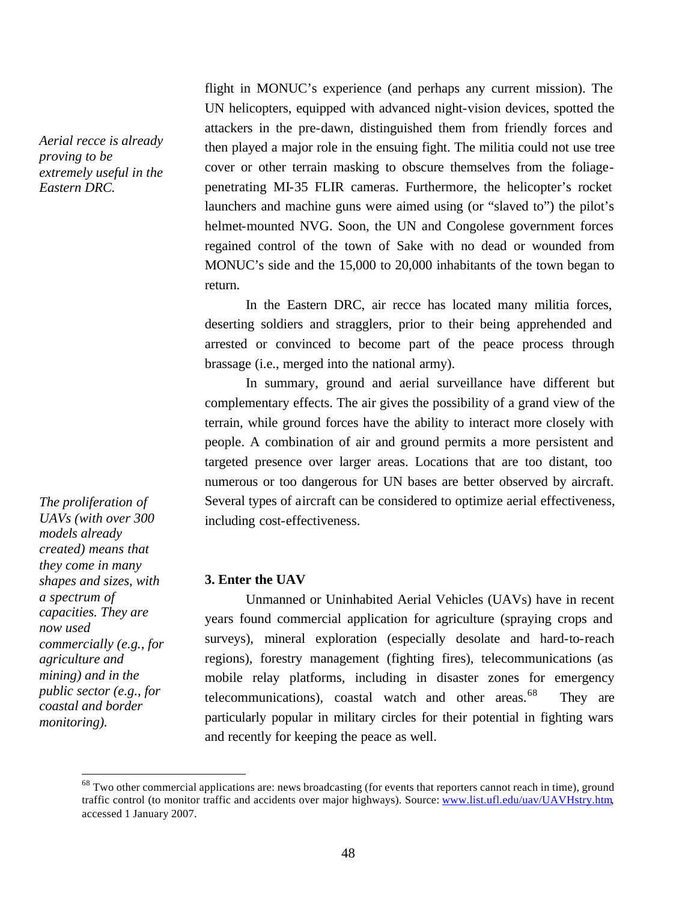*Aerial recce is already proving to be extremely useful in the Eastern DRC.*

flight in MONUC's experience (and perhaps any current mission). The UN helicopters, equipped with advanced night-vision devices, spotted the attackers in the pre-dawn, distinguished them from friendly forces and then played a major role in the ensuing fight. The militia could not use tree cover or other terrain masking to obscure themselves from the foliage-penetrating MI-35 FLIR cameras. Furthermore, the helicopter's rocket launchers and machine guns were aimed using (or "slaved to") the pilot's helmet-mounted NVG. Soon, the UN and Congolese government forces regained control of the town of Sake with no dead or wounded from MONUC's side and the 15,000 to 20,000 inhabitants of the town began to return.

In the Eastern DRC, air recce has located many militia forces, deserting soldiers and stragglers, prior to their being apprehended and arrested or convinced to become part of the peace process through brassage (i.e., merged into the national army).

In summary, ground and aerial surveillance have different but complementary effects. The air gives the possibility of a grand view of the terrain, while ground forces have the ability to interact more closely with people. A combination of air and ground permits a more persistent and targeted presence over larger areas. Locations that are too distant, too numerous or too dangerous for UN bases are better observed by aircraft. Several types of aircraft can be considered to optimize aerial effectiveness, including cost-effectiveness.

*The proliferation of UAVs (with over 300 models already created) means that they come in many shapes and sizes, with a spectrum of capacities. They are now used commercially (e.g., for agriculture and mining) and in the public sector (e.g., for coastal and border monitoring).*

### 3. Enter the UAV

Unmanned or Uninhabited Aerial Vehicles (UAVs) have in recent years found commercial application for agriculture (spraying crops and surveys), mineral exploration (especially desolate and hard-to-reach regions), forestry management (fighting fires), telecommunications (as mobile relay platforms, including in disaster zones for emergency telecommunications), coastal watch and other areas.[68] They are particularly popular in military circles for their potential in fighting wars and recently for keeping the peace as well.

---

[68] Two other commercial applications are: news broadcasting (for events that reporters cannot reach in time), ground traffic control (to monitor traffic and accidents over major highways). Source: www.list.ufl.edu/uav/UAVHstry.htm, accessed 1 January 2007.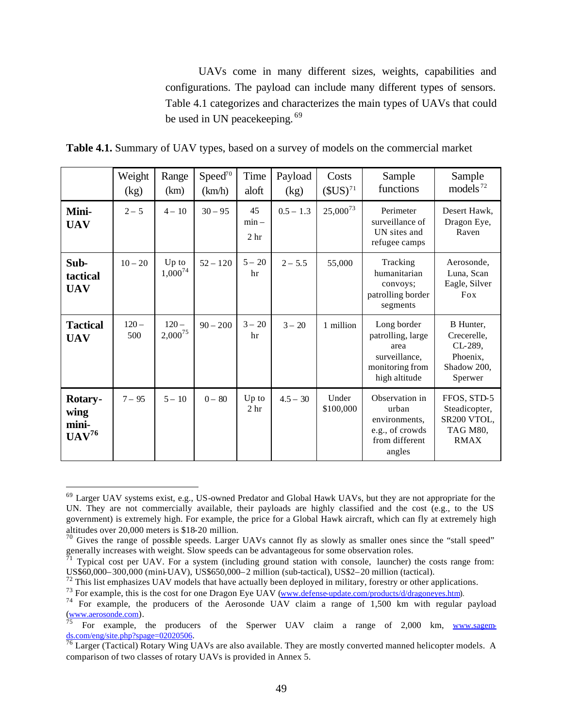UAVs come in many different sizes, weights, capabilities and configurations. The payload can include many different types of sensors. Table 4.1 categorizes and characterizes the main types of UAVs that could be used in UN peacekeeping. [69]

**Table 4.1.** Summary of UAV types, based on a survey of models on the commercial market

| | Weight (kg) | Range (km) | Speed[70] (km/h) | Time aloft | Payload (kg) | Costs ($US)[71] | Sample functions | Sample models[72] |
|---|---|---|---|---|---|---|---|---|
| **Mini-UAV** | 2 – 5 | 4 – 10 | 30 – 95 | 45 min – 2 hr | 0.5 – 1.3 | 25,000[73] | Perimeter surveillance of UN sites and refugee camps | Desert Hawk, Dragon Eye, Raven |
| **Sub-tactical UAV** | 10 – 20 | Up to 1,000[74] | 52 – 120 | 5 – 20 hr | 2 – 5.5 | 55,000 | Tracking humanitarian convoys; patrolling border segments | Aerosonde, Luna, Scan Eagle, Silver Fox |
| **Tactical UAV** | 120 – 500 | 120 – 2,000[75] | 90 – 200 | 3 – 20 hr | 3 – 20 | 1 million | Long border patrolling, large area surveillance, monitoring from high altitude | B Hunter, Crecerelle, CL-289, Phoenix, Shadow 200, Sperwer |
| **Rotary-wing mini-UAV[76]** | 7 – 95 | 5 – 10 | 0 – 80 | Up to 2 hr | 4.5 – 30 | Under $100,000 | Observation in urban environments, e.g., of crowds from different angles | FFOS, STD-5 Steadicopter, SR200 VTOL, TAG M80, RMAX |

---

[69] Larger UAV systems exist, e.g., US-owned Predator and Global Hawk UAVs, but they are not appropriate for the UN. They are not commercially available, their payloads are highly classified and the cost (e.g., to the US government) is extremely high. For example, the price for a Global Hawk aircraft, which can fly at extremely high altitudes over 20,000 meters is $18-20 million.

[70] Gives the range of possible speeds. Larger UAVs cannot fly as slowly as smaller ones since the "stall speed" generally increases with weight. Slow speeds can be advantageous for some observation roles.

[71] Typical cost per UAV. For a system (including ground station with console, launcher) the costs range from: US$60,000–300,000 (mini-UAV), US$650,000–2 million (sub-tactical), US$2–20 million (tactical).

[72] This list emphasizes UAV models that have actually been deployed in military, forestry or other applications.

[73] For example, this is the cost for one Dragon Eye UAV (www.defense-update.com/products/d/dragoneyes.htm).

[74] For example, the producers of the Aerosonde UAV claim a range of 1,500 km with regular payload (www.aerosonde.com).

[75] For example, the producers of the Sperwer UAV claim a range of 2,000 km, www.sagem-ds.com/eng/site.php?spage=02020506.

[76] Larger (Tactical) Rotary Wing UAVs are also available. They are mostly converted manned helicopter models. A comparison of two classes of rotary UAVs is provided in Annex 5.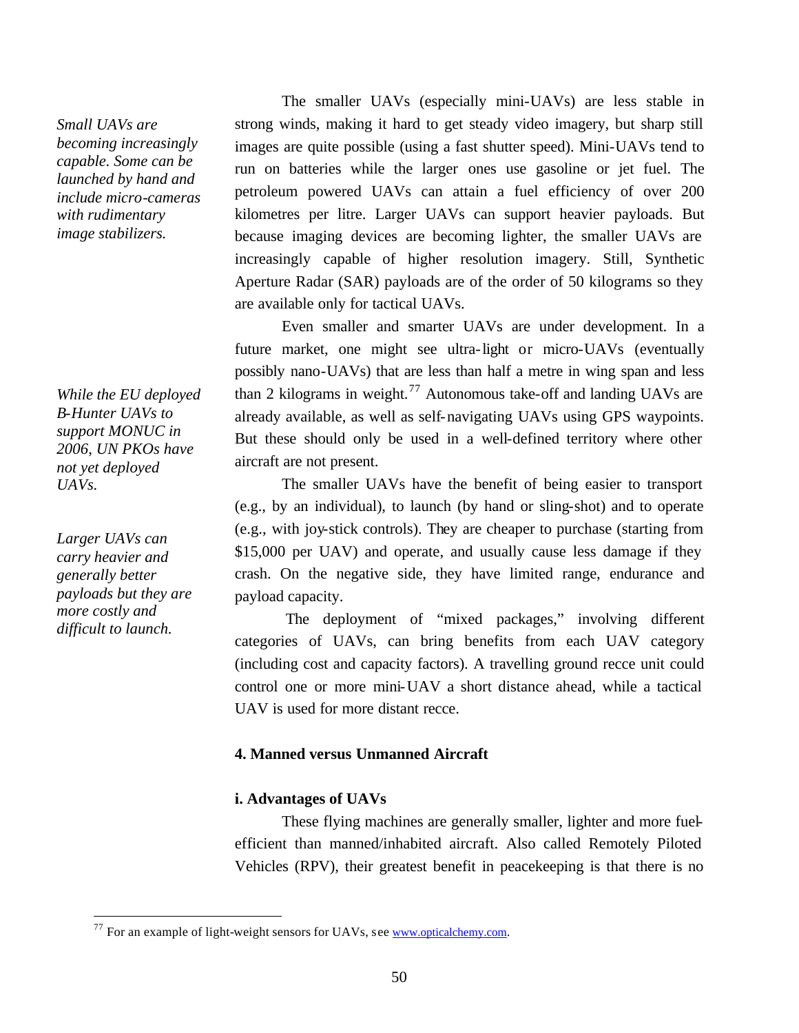*Small UAVs are becoming increasingly capable. Some can be launched by hand and include micro-cameras with rudimentary image stabilizers.*

The smaller UAVs (especially mini-UAVs) are less stable in strong winds, making it hard to get steady video imagery, but sharp still images are quite possible (using a fast shutter speed). Mini-UAVs tend to run on batteries while the larger ones use gasoline or jet fuel. The petroleum powered UAVs can attain a fuel efficiency of over 200 kilometres per litre. Larger UAVs can support heavier payloads. But because imaging devices are becoming lighter, the smaller UAVs are increasingly capable of higher resolution imagery. Still, Synthetic Aperture Radar (SAR) payloads are of the order of 50 kilograms so they are available only for tactical UAVs.

*While the EU deployed B-Hunter UAVs to support MONUC in 2006, UN PKOs have not yet deployed UAVs.*

Even smaller and smarter UAVs are under development. In a future market, one might see ultra-light or micro-UAVs (eventually possibly nano-UAVs) that are less than half a metre in wing span and less than 2 kilograms in weight.[77] Autonomous take-off and landing UAVs are already available, as well as self-navigating UAVs using GPS waypoints. But these should only be used in a well-defined territory where other aircraft are not present.

*Larger UAVs can carry heavier and generally better payloads but they are more costly and difficult to launch.*

The smaller UAVs have the benefit of being easier to transport (e.g., by an individual), to launch (by hand or sling-shot) and to operate (e.g., with joy-stick controls). They are cheaper to purchase (starting from $15,000 per UAV) and operate, and usually cause less damage if they crash. On the negative side, they have limited range, endurance and payload capacity.

The deployment of "mixed packages," involving different categories of UAVs, can bring benefits from each UAV category (including cost and capacity factors). A travelling ground recce unit could control one or more mini-UAV a short distance ahead, while a tactical UAV is used for more distant recce.

### 4. Manned versus Unmanned Aircraft

#### i. Advantages of UAVs

These flying machines are generally smaller, lighter and more fuel-efficient than manned/inhabited aircraft. Also called Remotely Piloted Vehicles (RPV), their greatest benefit in peacekeeping is that there is no

---

[77] For an example of light-weight sensors for UAVs, see www.opticalchemy.com.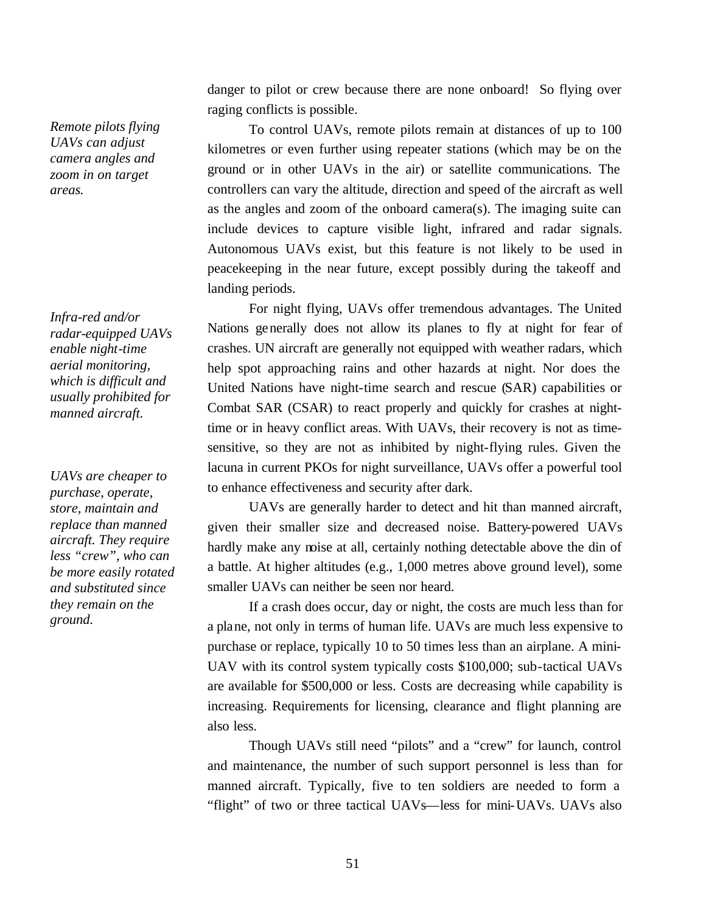danger to pilot or crew because there are none onboard! So flying over raging conflicts is possible.

*Remote pilots flying UAVs can adjust camera angles and zoom in on target areas.*

To control UAVs, remote pilots remain at distances of up to 100 kilometres or even further using repeater stations (which may be on the ground or in other UAVs in the air) or satellite communications. The controllers can vary the altitude, direction and speed of the aircraft as well as the angles and zoom of the onboard camera(s). The imaging suite can include devices to capture visible light, infrared and radar signals. Autonomous UAVs exist, but this feature is not likely to be used in peacekeeping in the near future, except possibly during the takeoff and landing periods.

*Infra-red and/or radar-equipped UAVs enable night-time aerial monitoring, which is difficult and usually prohibited for manned aircraft.*

For night flying, UAVs offer tremendous advantages. The United Nations generally does not allow its planes to fly at night for fear of crashes. UN aircraft are generally not equipped with weather radars, which help spot approaching rains and other hazards at night. Nor does the United Nations have night-time search and rescue (SAR) capabilities or Combat SAR (CSAR) to react properly and quickly for crashes at night-time or in heavy conflict areas. With UAVs, their recovery is not as time-sensitive, so they are not as inhibited by night-flying rules. Given the lacuna in current PKOs for night surveillance, UAVs offer a powerful tool to enhance effectiveness and security after dark.

*UAVs are cheaper to purchase, operate, store, maintain and replace than manned aircraft. They require less "crew", who can be more easily rotated and substituted since they remain on the ground.*

UAVs are generally harder to detect and hit than manned aircraft, given their smaller size and decreased noise. Battery-powered UAVs hardly make any noise at all, certainly nothing detectable above the din of a battle. At higher altitudes (e.g., 1,000 metres above ground level), some smaller UAVs can neither be seen nor heard.

If a crash does occur, day or night, the costs are much less than for a plane, not only in terms of human life. UAVs are much less expensive to purchase or replace, typically 10 to 50 times less than an airplane. A mini-UAV with its control system typically costs $100,000; sub-tactical UAVs are available for $500,000 or less. Costs are decreasing while capability is increasing. Requirements for licensing, clearance and flight planning are also less.

Though UAVs still need "pilots" and a "crew" for launch, control and maintenance, the number of such support personnel is less than for manned aircraft. Typically, five to ten soldiers are needed to form a "flight" of two or three tactical UAVs—less for mini-UAVs. UAVs also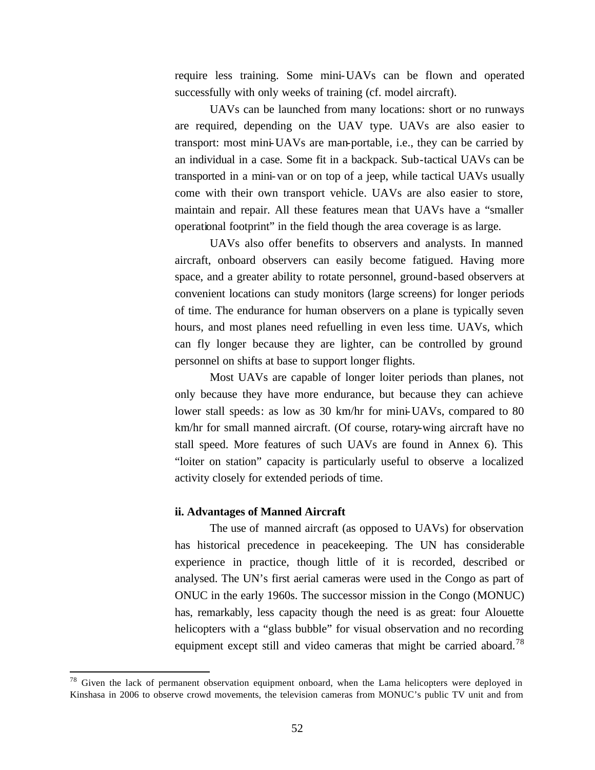require less training. Some mini-UAVs can be flown and operated successfully with only weeks of training (cf. model aircraft).

UAVs can be launched from many locations: short or no runways are required, depending on the UAV type. UAVs are also easier to transport: most mini-UAVs are man-portable, i.e., they can be carried by an individual in a case. Some fit in a backpack. Sub-tactical UAVs can be transported in a mini-van or on top of a jeep, while tactical UAVs usually come with their own transport vehicle. UAVs are also easier to store, maintain and repair. All these features mean that UAVs have a "smaller operational footprint" in the field though the area coverage is as large.

UAVs also offer benefits to observers and analysts. In manned aircraft, onboard observers can easily become fatigued. Having more space, and a greater ability to rotate personnel, ground-based observers at convenient locations can study monitors (large screens) for longer periods of time. The endurance for human observers on a plane is typically seven hours, and most planes need refuelling in even less time. UAVs, which can fly longer because they are lighter, can be controlled by ground personnel on shifts at base to support longer flights.

Most UAVs are capable of longer loiter periods than planes, not only because they have more endurance, but because they can achieve lower stall speeds: as low as 30 km/hr for mini-UAVs, compared to 80 km/hr for small manned aircraft. (Of course, rotary-wing aircraft have no stall speed. More features of such UAVs are found in Annex 6). This "loiter on station" capacity is particularly useful to observe a localized activity closely for extended periods of time.

**ii. Advantages of Manned Aircraft**

The use of manned aircraft (as opposed to UAVs) for observation has historical precedence in peacekeeping. The UN has considerable experience in practice, though little of it is recorded, described or analysed. The UN's first aerial cameras were used in the Congo as part of ONUC in the early 1960s. The successor mission in the Congo (MONUC) has, remarkably, less capacity though the need is as great: four Alouette helicopters with a "glass bubble" for visual observation and no recording equipment except still and video cameras that might be carried aboard.[78]

---

[78] Given the lack of permanent observation equipment onboard, when the Lama helicopters were deployed in Kinshasa in 2006 to observe crowd movements, the television cameras from MONUC's public TV unit and from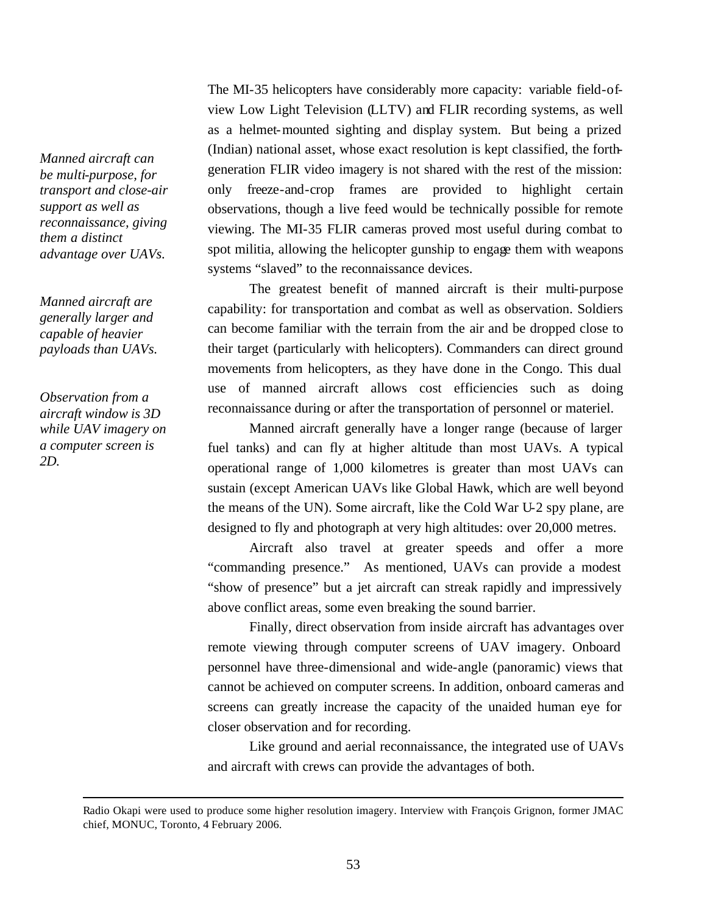*Manned aircraft can be multi-purpose, for transport and close-air support as well as reconnaissance, giving them a distinct advantage over UAVs.*

*Manned aircraft are generally larger and capable of heavier payloads than UAVs.*

*Observation from a aircraft window is 3D while UAV imagery on a computer screen is 2D.*

The MI-35 helicopters have considerably more capacity: variable field-of-view Low Light Television (LLTV) and FLIR recording systems, as well as a helmet-mounted sighting and display system. But being a prized (Indian) national asset, whose exact resolution is kept classified, the forth-generation FLIR video imagery is not shared with the rest of the mission: only freeze-and-crop frames are provided to highlight certain observations, though a live feed would be technically possible for remote viewing. The MI-35 FLIR cameras proved most useful during combat to spot militia, allowing the helicopter gunship to engage them with weapons systems "slaved" to the reconnaissance devices.

The greatest benefit of manned aircraft is their multi-purpose capability: for transportation and combat as well as observation. Soldiers can become familiar with the terrain from the air and be dropped close to their target (particularly with helicopters). Commanders can direct ground movements from helicopters, as they have done in the Congo. This dual use of manned aircraft allows cost efficiencies such as doing reconnaissance during or after the transportation of personnel or materiel.

Manned aircraft generally have a longer range (because of larger fuel tanks) and can fly at higher altitude than most UAVs. A typical operational range of 1,000 kilometres is greater than most UAVs can sustain (except American UAVs like Global Hawk, which are well beyond the means of the UN). Some aircraft, like the Cold War U-2 spy plane, are designed to fly and photograph at very high altitudes: over 20,000 metres.

Aircraft also travel at greater speeds and offer a more "commanding presence." As mentioned, UAVs can provide a modest "show of presence" but a jet aircraft can streak rapidly and impressively above conflict areas, some even breaking the sound barrier.

Finally, direct observation from inside aircraft has advantages over remote viewing through computer screens of UAV imagery. Onboard personnel have three-dimensional and wide-angle (panoramic) views that cannot be achieved on computer screens. In addition, onboard cameras and screens can greatly increase the capacity of the unaided human eye for closer observation and for recording.

Like ground and aerial reconnaissance, the integrated use of UAVs and aircraft with crews can provide the advantages of both.

---

Radio Okapi were used to produce some higher resolution imagery. Interview with François Grignon, former JMAC chief, MONUC, Toronto, 4 February 2006.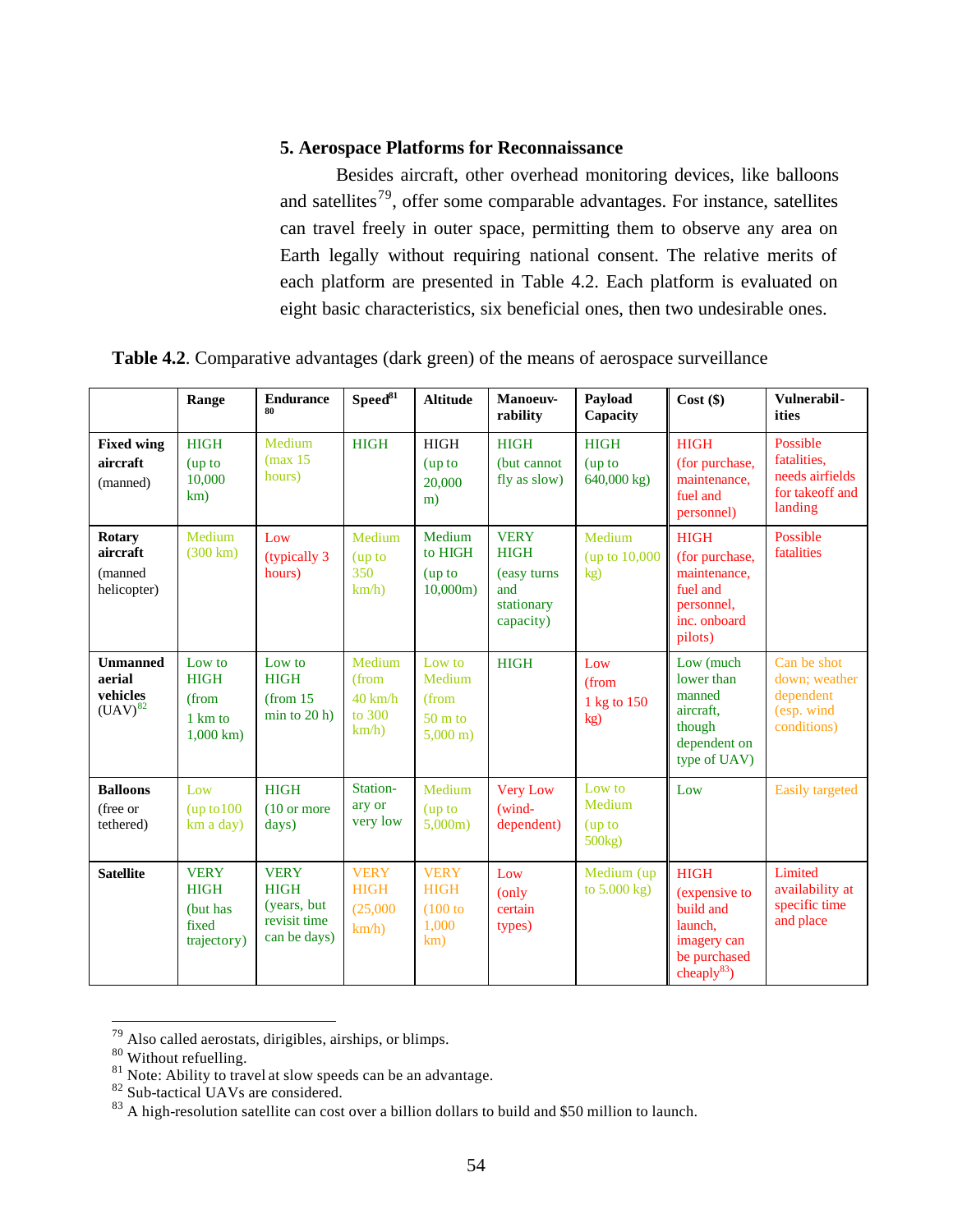### 5. Aerospace Platforms for Reconnaissance

Besides aircraft, other overhead monitoring devices, like balloons and satellites[79], offer some comparable advantages. For instance, satellites can travel freely in outer space, permitting them to observe any area on Earth legally without requiring national consent. The relative merits of each platform are presented in Table 4.2. Each platform is evaluated on eight basic characteristics, six beneficial ones, then two undesirable ones.

**Table 4.2**. Comparative advantages (dark green) of the means of aerospace surveillance

| | Range | Endurance [80] | Speed[81] | Altitude | Manoeuv-rability | Payload Capacity | Cost ($) | Vulnerabil-ities |
|---|---|---|---|---|---|---|---|---|
| **Fixed wing aircraft** (manned) | HIGH (up to 10,000 km) | Medium (max 15 hours) | HIGH | HIGH (up to 20,000 m) | HIGH (but cannot fly as slow) | HIGH (up to 640,000 kg) | HIGH (for purchase, maintenance, fuel and personnel) | Possible fatalities, needs airfields for takeoff and landing |
| **Rotary aircraft** (manned helicopter) | Medium (300 km) | Low (typically 3 hours) | Medium (up to 350 km/h) | Medium to HIGH (up to 10,000m) | VERY HIGH (easy turns and stationary capacity) | Medium (up to 10,000 kg) | HIGH (for purchase, maintenance, fuel and personnel, inc. onboard pilots) | Possible fatalities |
| **Unmanned aerial vehicles** (UAV)[82] | Low to HIGH (from 1 km to 1,000 km) | Low to HIGH (from 15 min to 20 h) | Medium (from 40 km/h to 300 km/h) | Low to Medium (from 50 m to 5,000 m) | HIGH | Low (from 1 kg to 150 kg) | Low (much lower than manned aircraft, though dependent on type of UAV) | Can be shot down; weather dependent (esp. wind conditions) |
| **Balloons** (free or tethered) | Low (up to100 km a day) | HIGH (10 or more days) | Station-ary or very low | Medium (up to 5,000m) | Very Low (wind-dependent) | Low to Medium (up to 500kg) | Low | Easily targeted |
| **Satellite** | VERY HIGH (but has fixed trajectory) | VERY HIGH (years, but revisit time can be days) | VERY HIGH (25,000 km/h) | VERY HIGH (100 to 1,000 km) | Low (only certain types) | Medium (up to 5.000 kg) | HIGH (expensive to build and launch, imagery can be purchased cheaply[83]) | Limited availability at specific time and place |

---

[79] Also called aerostats, dirigibles, airships, or blimps.

[80] Without refuelling.

[81] Note: Ability to travel at slow speeds can be an advantage.

[82] Sub-tactical UAVs are considered.

[83] A high-resolution satellite can cost over a billion dollars to build and $50 million to launch.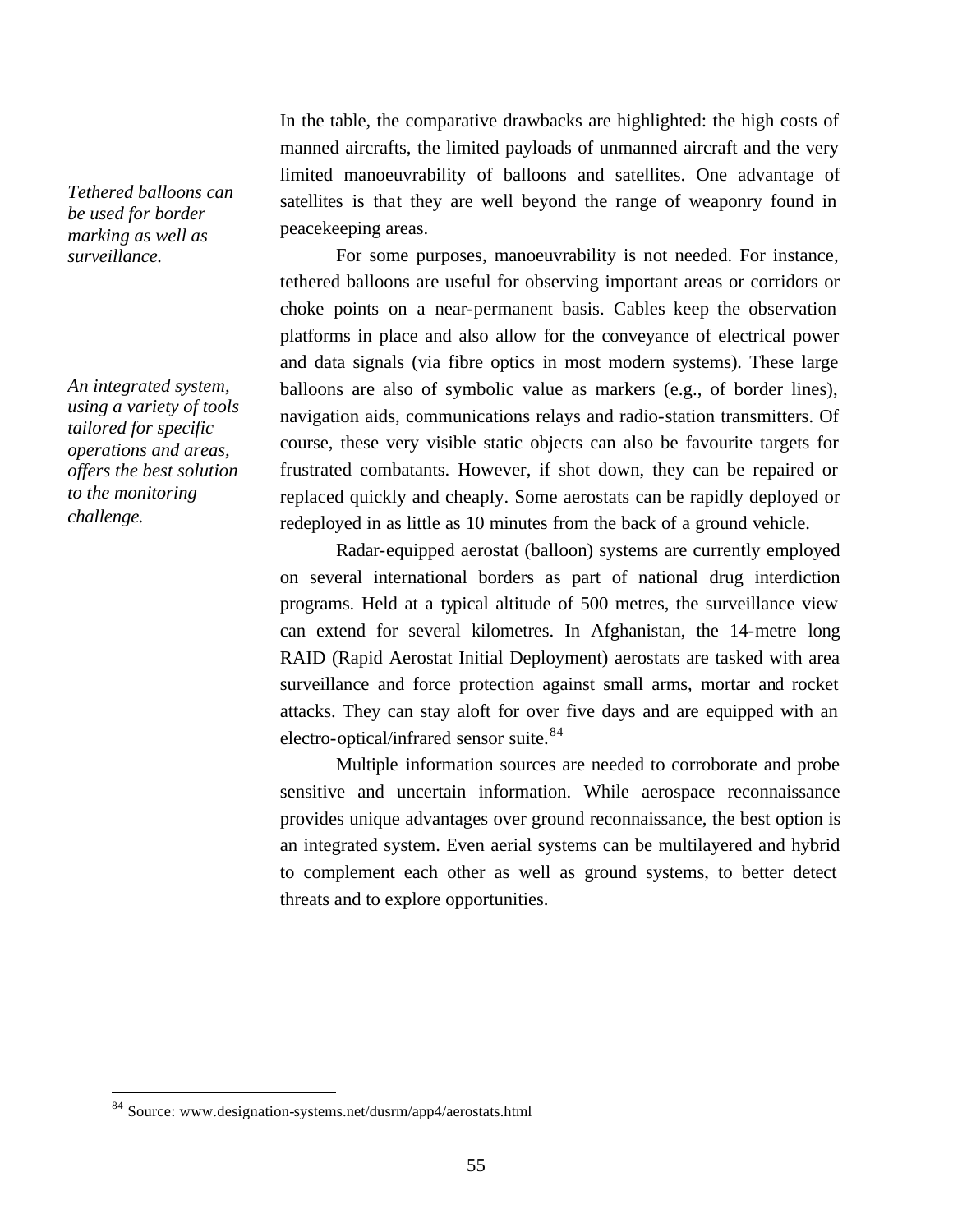*Tethered balloons can be used for border marking as well as surveillance.*

In the table, the comparative drawbacks are highlighted: the high costs of manned aircrafts, the limited payloads of unmanned aircraft and the very limited manoeuvrability of balloons and satellites. One advantage of satellites is that they are well beyond the range of weaponry found in peacekeeping areas.

For some purposes, manoeuvrability is not needed. For instance, tethered balloons are useful for observing important areas or corridors or choke points on a near-permanent basis. Cables keep the observation platforms in place and also allow for the conveyance of electrical power and data signals (via fibre optics in most modern systems). These large balloons are also of symbolic value as markers (e.g., of border lines), navigation aids, communications relays and radio-station transmitters. Of course, these very visible static objects can also be favourite targets for frustrated combatants. However, if shot down, they can be repaired or replaced quickly and cheaply. Some aerostats can be rapidly deployed or redeployed in as little as 10 minutes from the back of a ground vehicle.

*An integrated system, using a variety of tools tailored for specific operations and areas, offers the best solution to the monitoring challenge.*

Radar-equipped aerostat (balloon) systems are currently employed on several international borders as part of national drug interdiction programs. Held at a typical altitude of 500 metres, the surveillance view can extend for several kilometres. In Afghanistan, the 14-metre long RAID (Rapid Aerostat Initial Deployment) aerostats are tasked with area surveillance and force protection against small arms, mortar and rocket attacks. They can stay aloft for over five days and are equipped with an electro-optical/infrared sensor suite.[84]

Multiple information sources are needed to corroborate and probe sensitive and uncertain information. While aerospace reconnaissance provides unique advantages over ground reconnaissance, the best option is an integrated system. Even aerial systems can be multilayered and hybrid to complement each other as well as ground systems, to better detect threats and to explore opportunities.

---

[84] Source: www.designation-systems.net/dusrm/app4/aerostats.html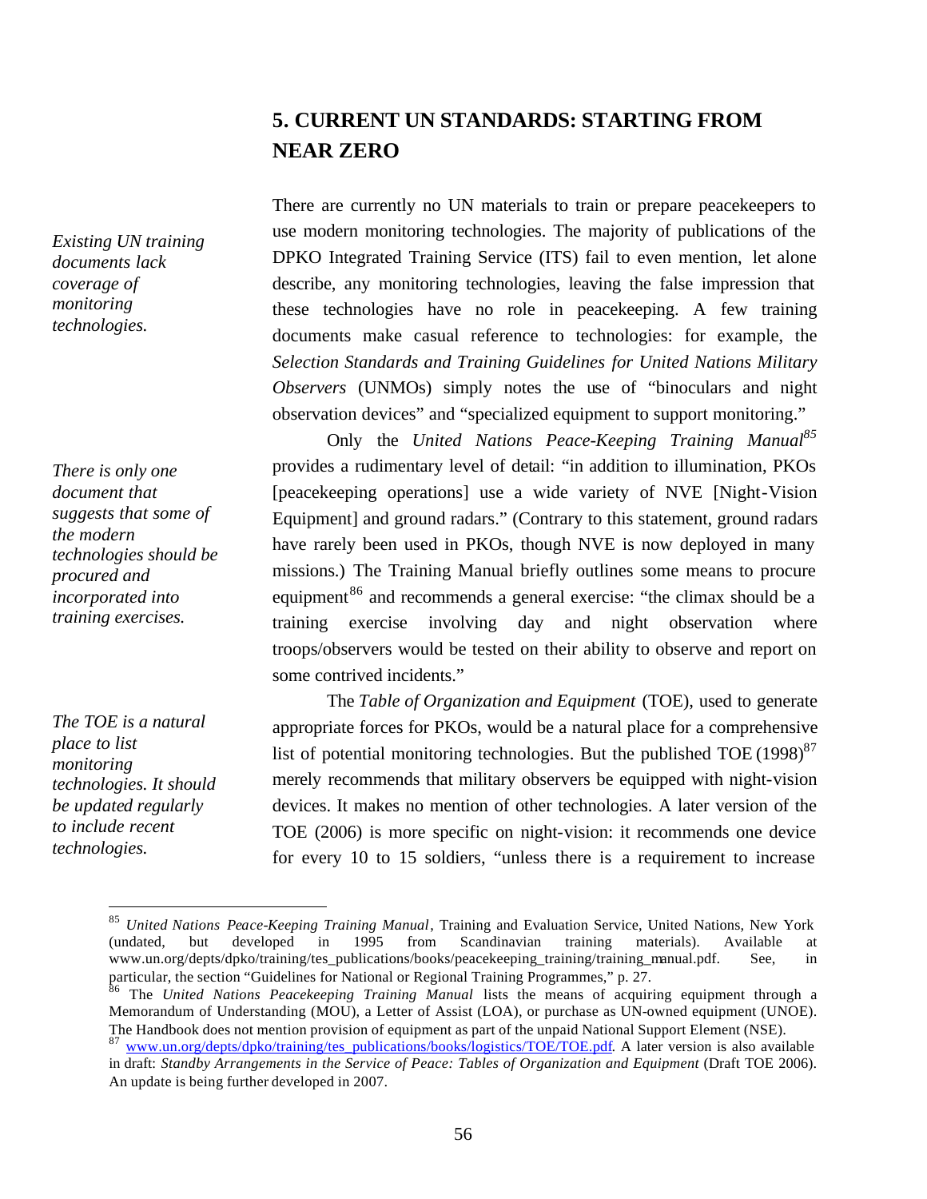## 5. CURRENT UN STANDARDS: STARTING FROM NEAR ZERO

*Existing UN training documents lack coverage of monitoring technologies.*

There are currently no UN materials to train or prepare peacekeepers to use modern monitoring technologies. The majority of publications of the DPKO Integrated Training Service (ITS) fail to even mention, let alone describe, any monitoring technologies, leaving the false impression that these technologies have no role in peacekeeping. A few training documents make casual reference to technologies: for example, the *Selection Standards and Training Guidelines for United Nations Military Observers* (UNMOs) simply notes the use of "binoculars and night observation devices" and "specialized equipment to support monitoring."

*There is only one document that suggests that some of the modern technologies should be procured and incorporated into training exercises.*

Only the *United Nations Peace-Keeping Training Manual*[85] provides a rudimentary level of detail: "in addition to illumination, PKOs [peacekeeping operations] use a wide variety of NVE [Night-Vision Equipment] and ground radars." (Contrary to this statement, ground radars have rarely been used in PKOs, though NVE is now deployed in many missions.) The Training Manual briefly outlines some means to procure equipment[86] and recommends a general exercise: "the climax should be a training exercise involving day and night observation where troops/observers would be tested on their ability to observe and report on some contrived incidents."

*The TOE is a natural place to list monitoring technologies. It should be updated regularly to include recent technologies.*

The *Table of Organization and Equipment* (TOE), used to generate appropriate forces for PKOs, would be a natural place for a comprehensive list of potential monitoring technologies. But the published TOE (1998)[87] merely recommends that military observers be equipped with night-vision devices. It makes no mention of other technologies. A later version of the TOE (2006) is more specific on night-vision: it recommends one device for every 10 to 15 soldiers, "unless there is a requirement to increase

---

[85] *United Nations Peace-Keeping Training Manual*, Training and Evaluation Service, United Nations, New York (undated, but developed in 1995 from Scandinavian training materials). Available at www.un.org/depts/dpko/training/tes_publications/books/peacekeeping_training/training_manual.pdf. See, in particular, the section "Guidelines for National or Regional Training Programmes," p. 27.

[86] The *United Nations Peacekeeping Training Manual* lists the means of acquiring equipment through a Memorandum of Understanding (MOU), a Letter of Assist (LOA), or purchase as UN-owned equipment (UNOE). The Handbook does not mention provision of equipment as part of the unpaid National Support Element (NSE).

[87] www.un.org/depts/dpko/training/tes_publications/books/logistics/TOE/TOE.pdf. A later version is also available in draft: *Standby Arrangements in the Service of Peace: Tables of Organization and Equipment* (Draft TOE 2006). An update is being further developed in 2007.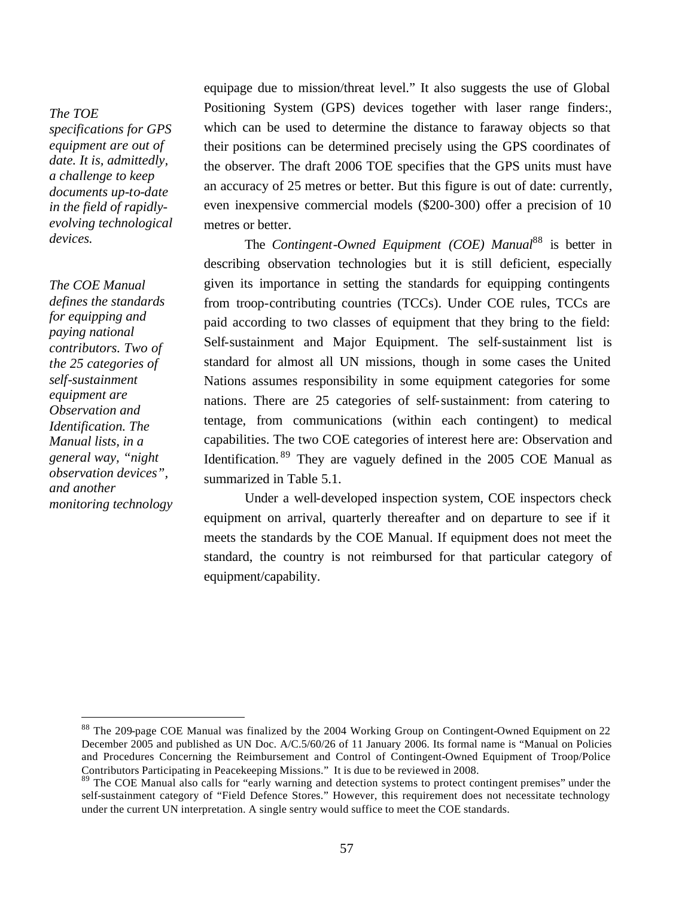*The TOE specifications for GPS equipment are out of date. It is, admittedly, a challenge to keep documents up-to-date in the field of rapidly-evolving technological devices.*

*The COE Manual defines the standards for equipping and paying national contributors. Two of the 25 categories of self-sustainment equipment are Observation and Identification. The Manual lists, in a general way, "night observation devices", and another monitoring technology*

equipage due to mission/threat level." It also suggests the use of Global Positioning System (GPS) devices together with laser range finders:, which can be used to determine the distance to faraway objects so that their positions can be determined precisely using the GPS coordinates of the observer. The draft 2006 TOE specifies that the GPS units must have an accuracy of 25 metres or better. But this figure is out of date: currently, even inexpensive commercial models ($200-300) offer a precision of 10 metres or better.

The *Contingent-Owned Equipment (COE) Manual*[88] is better in describing observation technologies but it is still deficient, especially given its importance in setting the standards for equipping contingents from troop-contributing countries (TCCs). Under COE rules, TCCs are paid according to two classes of equipment that they bring to the field: Self-sustainment and Major Equipment. The self-sustainment list is standard for almost all UN missions, though in some cases the United Nations assumes responsibility in some equipment categories for some nations. There are 25 categories of self-sustainment: from catering to tentage, from communications (within each contingent) to medical capabilities. The two COE categories of interest here are: Observation and Identification.[89] They are vaguely defined in the 2005 COE Manual as summarized in Table 5.1.

Under a well-developed inspection system, COE inspectors check equipment on arrival, quarterly thereafter and on departure to see if it meets the standards by the COE Manual. If equipment does not meet the standard, the country is not reimbursed for that particular category of equipment/capability.

---

[88] The 209-page COE Manual was finalized by the 2004 Working Group on Contingent-Owned Equipment on 22 December 2005 and published as UN Doc. A/C.5/60/26 of 11 January 2006. Its formal name is "Manual on Policies and Procedures Concerning the Reimbursement and Control of Contingent-Owned Equipment of Troop/Police Contributors Participating in Peacekeeping Missions." It is due to be reviewed in 2008.

[89] The COE Manual also calls for "early warning and detection systems to protect contingent premises" under the self-sustainment category of "Field Defence Stores." However, this requirement does not necessitate technology under the current UN interpretation. A single sentry would suffice to meet the COE standards.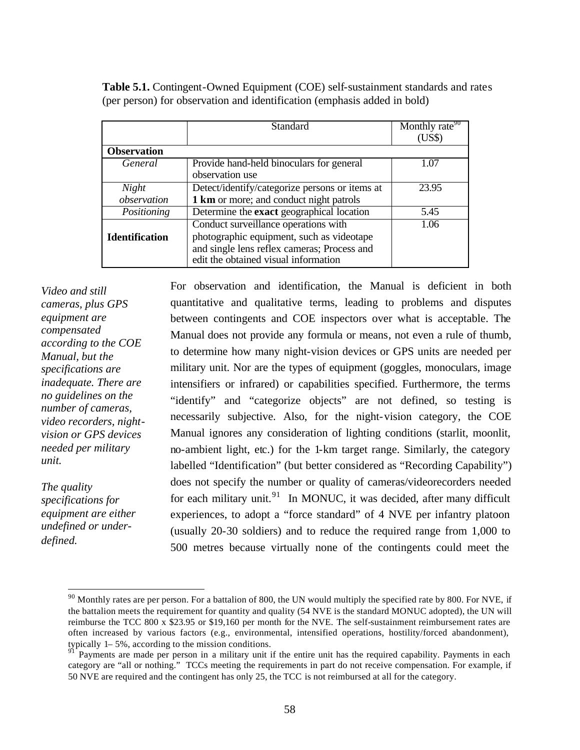**Table 5.1.** Contingent-Owned Equipment (COE) self-sustainment standards and rates (per person) for observation and identification (emphasis added in bold)

| | Standard | Monthly rate[90] (US$) |
|---|---|---|
| **Observation** | | |
| *General* | Provide hand-held binoculars for general observation use | 1.07 |
| *Night observation* | Detect/identify/categorize persons or items at **1 km** or more; and conduct night patrols | 23.95 |
| *Positioning* | Determine the **exact** geographical location | 5.45 |
| **Identification** | Conduct surveillance operations with photographic equipment, such as videotape and single lens reflex cameras; Process and edit the obtained visual information | 1.06 |

*Video and still cameras, plus GPS equipment are compensated according to the COE Manual, but the specifications are inadequate. There are no guidelines on the number of cameras, video recorders, night-vision or GPS devices needed per military unit.*

*The quality specifications for equipment are either undefined or under-defined.*

For observation and identification, the Manual is deficient in both quantitative and qualitative terms, leading to problems and disputes between contingents and COE inspectors over what is acceptable. The Manual does not provide any formula or means, not even a rule of thumb, to determine how many night-vision devices or GPS units are needed per military unit. Nor are the types of equipment (goggles, monoculars, image intensifiers or infrared) or capabilities specified. Furthermore, the terms "identify" and "categorize objects" are not defined, so testing is necessarily subjective. Also, for the night-vision category, the COE Manual ignores any consideration of lighting conditions (starlit, moonlit, no-ambient light, etc.) for the 1-km target range. Similarly, the category labelled "Identification" (but better considered as "Recording Capability") does not specify the number or quality of cameras/videorecorders needed for each military unit.[91] In MONUC, it was decided, after many difficult experiences, to adopt a "force standard" of 4 NVE per infantry platoon (usually 20-30 soldiers) and to reduce the required range from 1,000 to 500 metres because virtually none of the contingents could meet the

---

[90] Monthly rates are per person. For a battalion of 800, the UN would multiply the specified rate by 800. For NVE, if the battalion meets the requirement for quantity and quality (54 NVE is the standard MONUC adopted), the UN will reimburse the TCC 800 x $23.95 or $19,160 per month for the NVE. The self-sustainment reimbursement rates are often increased by various factors (e.g., environmental, intensified operations, hostility/forced abandonment), typically 1– 5%, according to the mission conditions.

[91] Payments are made per person in a military unit if the entire unit has the required capability. Payments in each category are "all or nothing." TCCs meeting the requirements in part do not receive compensation. For example, if 50 NVE are required and the contingent has only 25, the TCC is not reimbursed at all for the category.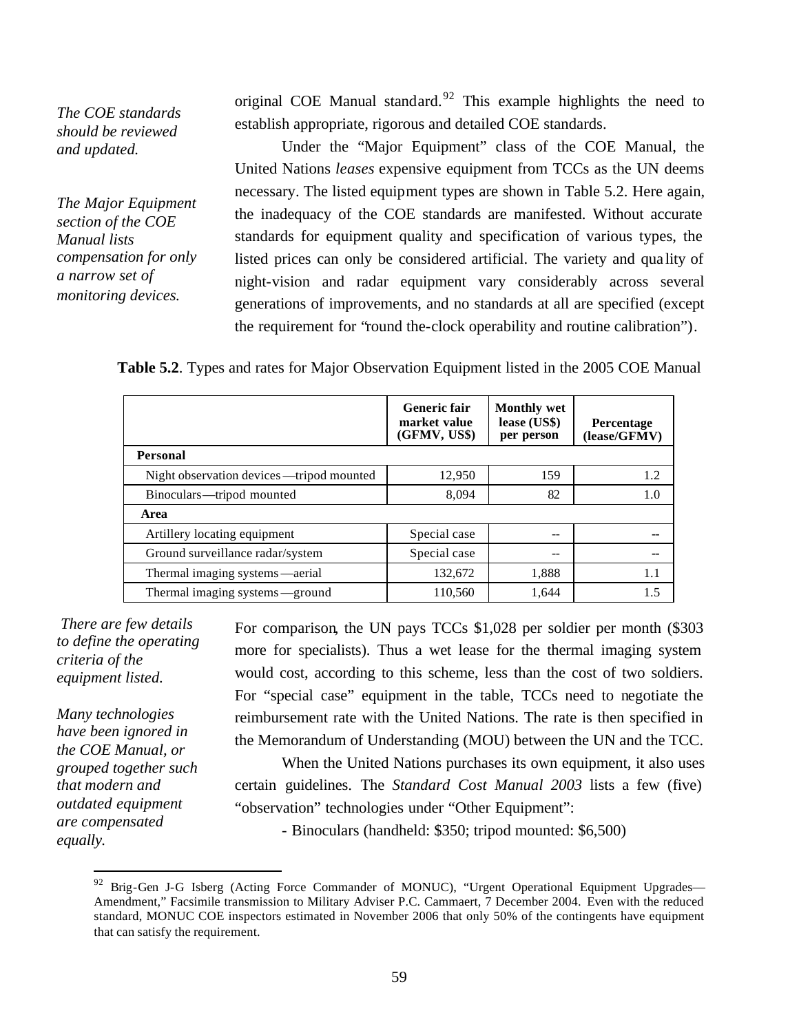*The COE standards should be reviewed and updated.*

*The Major Equipment section of the COE Manual lists compensation for only a narrow set of monitoring devices.*

original COE Manual standard.[92] This example highlights the need to establish appropriate, rigorous and detailed COE standards.

Under the "Major Equipment" class of the COE Manual, the United Nations *leases* expensive equipment from TCCs as the UN deems necessary. The listed equipment types are shown in Table 5.2. Here again, the inadequacy of the COE standards are manifested. Without accurate standards for equipment quality and specification of various types, the listed prices can only be considered artificial. The variety and quality of night-vision and radar equipment vary considerably across several generations of improvements, and no standards at all are specified (except the requirement for "round the-clock operability and routine calibration").

**Table 5.2**. Types and rates for Major Observation Equipment listed in the 2005 COE Manual

| | Generic fair market value (GFMV, US$) | Monthly wet lease (US$) per person | Percentage (lease/GFMV) |
|---|---|---|---|
| **Personal** | | | |
| Night observation devices—tripod mounted | 12,950 | 159 | 1.2 |
| Binoculars—tripod mounted | 8,094 | 82 | 1.0 |
| **Area** | | | |
| Artillery locating equipment | Special case | -- | -- |
| Ground surveillance radar/system | Special case | -- | -- |
| Thermal imaging systems—aerial | 132,672 | 1,888 | 1.1 |
| Thermal imaging systems—ground | 110,560 | 1,644 | 1.5 |

*There are few details to define the operating criteria of the equipment listed.*

*Many technologies have been ignored in the COE Manual, or grouped together such that modern and outdated equipment are compensated equally.*

For comparison, the UN pays TCCs $1,028 per soldier per month ($303 more for specialists). Thus a wet lease for the thermal imaging system would cost, according to this scheme, less than the cost of two soldiers. For "special case" equipment in the table, TCCs need to negotiate the reimbursement rate with the United Nations. The rate is then specified in the Memorandum of Understanding (MOU) between the UN and the TCC.

When the United Nations purchases its own equipment, it also uses certain guidelines. The *Standard Cost Manual 2003* lists a few (five) "observation" technologies under "Other Equipment":

- Binoculars (handheld: $350; tripod mounted: $6,500)

[92] Brig-Gen J-G Isberg (Acting Force Commander of MONUC), "Urgent Operational Equipment Upgrades—Amendment," Facsimile transmission to Military Adviser P.C. Cammaert, 7 December 2004. Even with the reduced standard, MONUC COE inspectors estimated in November 2006 that only 50% of the contingents have equipment that can satisfy the requirement.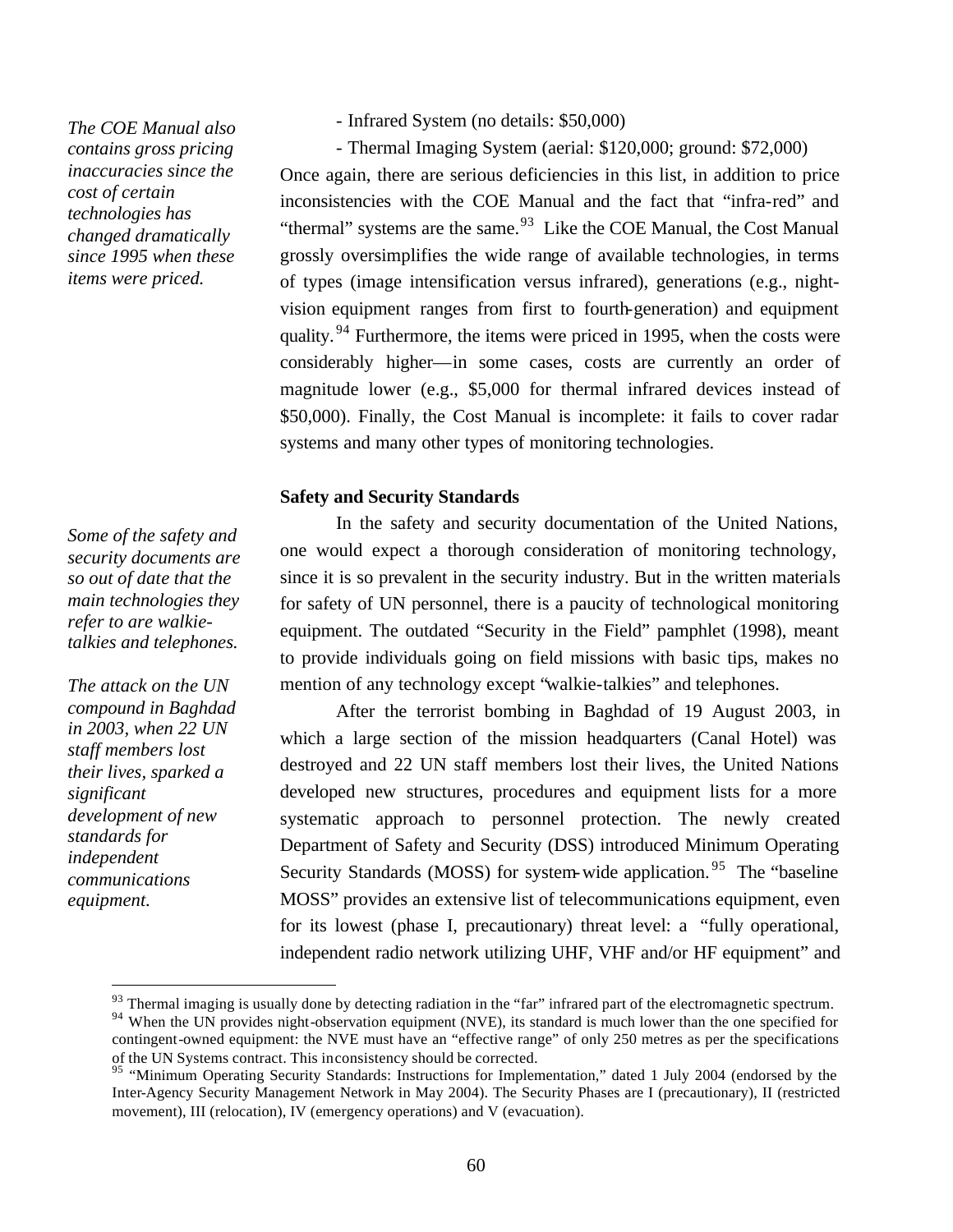*The COE Manual also contains gross pricing inaccuracies since the cost of certain technologies has changed dramatically since 1995 when these items were priced.*

- Infrared System (no details: $50,000)
- Thermal Imaging System (aerial: $120,000; ground: $72,000)

Once again, there are serious deficiencies in this list, in addition to price inconsistencies with the COE Manual and the fact that "infra-red" and "thermal" systems are the same.[93] Like the COE Manual, the Cost Manual grossly oversimplifies the wide range of available technologies, in terms of types (image intensification versus infrared), generations (e.g., night-vision equipment ranges from first to fourth-generation) and equipment quality.[94] Furthermore, the items were priced in 1995, when the costs were considerably higher—in some cases, costs are currently an order of magnitude lower (e.g., $5,000 for thermal infrared devices instead of $50,000). Finally, the Cost Manual is incomplete: it fails to cover radar systems and many other types of monitoring technologies.

### Safety and Security Standards

*Some of the safety and security documents are so out of date that the main technologies they refer to are walkie-talkies and telephones.*

In the safety and security documentation of the United Nations, one would expect a thorough consideration of monitoring technology, since it is so prevalent in the security industry. But in the written materials for safety of UN personnel, there is a paucity of technological monitoring equipment. The outdated "Security in the Field" pamphlet (1998), meant to provide individuals going on field missions with basic tips, makes no mention of any technology except "walkie-talkies" and telephones.

*The attack on the UN compound in Baghdad in 2003, when 22 UN staff members lost their lives, sparked a significant development of new standards for independent communications equipment.*

After the terrorist bombing in Baghdad of 19 August 2003, in which a large section of the mission headquarters (Canal Hotel) was destroyed and 22 UN staff members lost their lives, the United Nations developed new structures, procedures and equipment lists for a more systematic approach to personnel protection. The newly created Department of Safety and Security (DSS) introduced Minimum Operating Security Standards (MOSS) for system-wide application.[95] The "baseline MOSS" provides an extensive list of telecommunications equipment, even for its lowest (phase I, precautionary) threat level: a "fully operational, independent radio network utilizing UHF, VHF and/or HF equipment" and

---

[93] Thermal imaging is usually done by detecting radiation in the "far" infrared part of the electromagnetic spectrum.

[94] When the UN provides night-observation equipment (NVE), its standard is much lower than the one specified for contingent-owned equipment: the NVE must have an "effective range" of only 250 metres as per the specifications of the UN Systems contract. This inconsistency should be corrected.

[95] "Minimum Operating Security Standards: Instructions for Implementation," dated 1 July 2004 (endorsed by the Inter-Agency Security Management Network in May 2004). The Security Phases are I (precautionary), II (restricted movement), III (relocation), IV (emergency operations) and V (evacuation).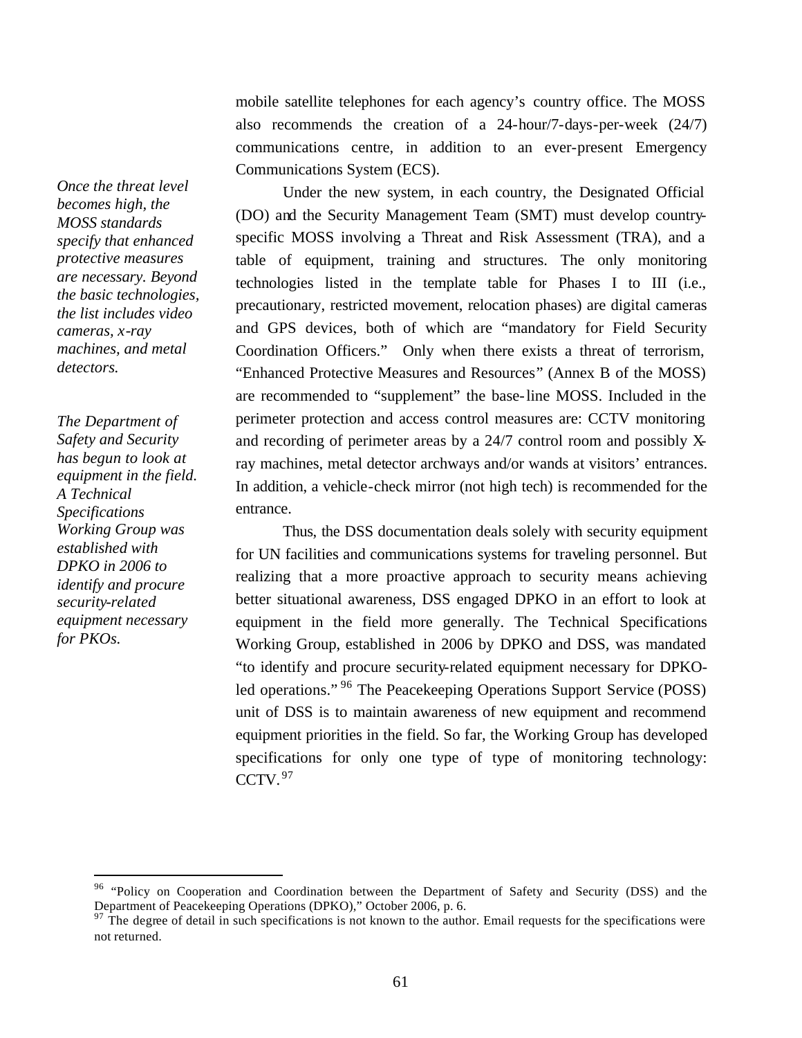mobile satellite telephones for each agency's country office. The MOSS also recommends the creation of a 24-hour/7-days-per-week (24/7) communications centre, in addition to an ever-present Emergency Communications System (ECS).

*Once the threat level becomes high, the MOSS standards specify that enhanced protective measures are necessary. Beyond the basic technologies, the list includes video cameras, x-ray machines, and metal detectors.*

Under the new system, in each country, the Designated Official (DO) and the Security Management Team (SMT) must develop country-specific MOSS involving a Threat and Risk Assessment (TRA), and a table of equipment, training and structures. The only monitoring technologies listed in the template table for Phases I to III (i.e., precautionary, restricted movement, relocation phases) are digital cameras and GPS devices, both of which are "mandatory for Field Security Coordination Officers." Only when there exists a threat of terrorism, "Enhanced Protective Measures and Resources" (Annex B of the MOSS) are recommended to "supplement" the base-line MOSS. Included in the perimeter protection and access control measures are: CCTV monitoring and recording of perimeter areas by a 24/7 control room and possibly X-ray machines, metal detector archways and/or wands at visitors' entrances. In addition, a vehicle-check mirror (not high tech) is recommended for the entrance.

*The Department of Safety and Security has begun to look at equipment in the field. A Technical Specifications Working Group was established with DPKO in 2006 to identify and procure security-related equipment necessary for PKOs.*

Thus, the DSS documentation deals solely with security equipment for UN facilities and communications systems for traveling personnel. But realizing that a more proactive approach to security means achieving better situational awareness, DSS engaged DPKO in an effort to look at equipment in the field more generally. The Technical Specifications Working Group, established in 2006 by DPKO and DSS, was mandated "to identify and procure security-related equipment necessary for DPKO-led operations."[96] The Peacekeeping Operations Support Service (POSS) unit of DSS is to maintain awareness of new equipment and recommend equipment priorities in the field. So far, the Working Group has developed specifications for only one type of type of monitoring technology: CCTV.[97]

---

[96] "Policy on Cooperation and Coordination between the Department of Safety and Security (DSS) and the Department of Peacekeeping Operations (DPKO)," October 2006, p. 6.

[97] The degree of detail in such specifications is not known to the author. Email requests for the specifications were not returned.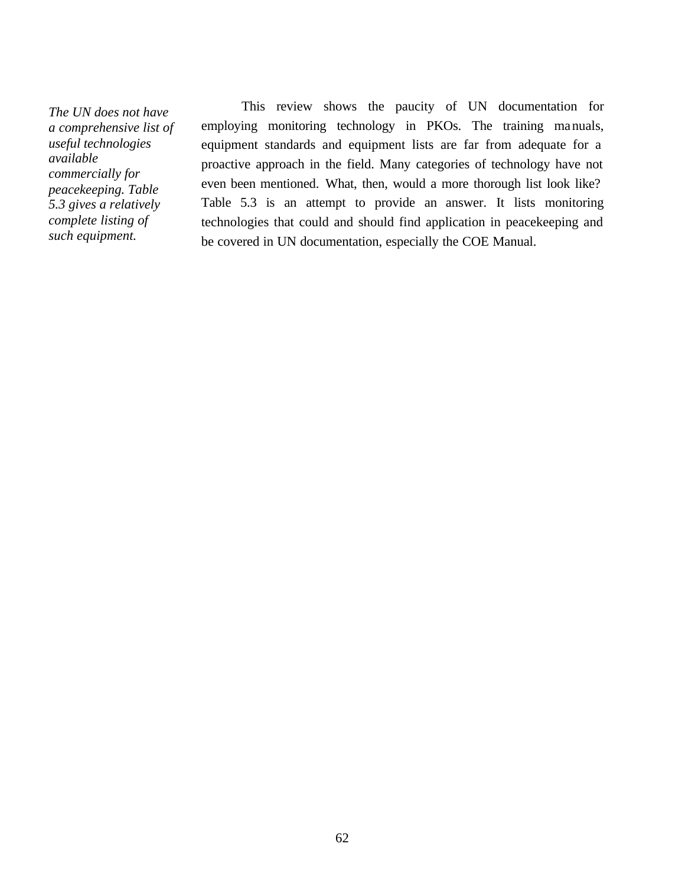*The UN does not have a comprehensive list of useful technologies available commercially for peacekeeping. Table 5.3 gives a relatively complete listing of such equipment.*

This review shows the paucity of UN documentation for employing monitoring technology in PKOs. The training manuals, equipment standards and equipment lists are far from adequate for a proactive approach in the field. Many categories of technology have not even been mentioned. What, then, would a more thorough list look like? Table 5.3 is an attempt to provide an answer. It lists monitoring technologies that could and should find application in peacekeeping and be covered in UN documentation, especially the COE Manual.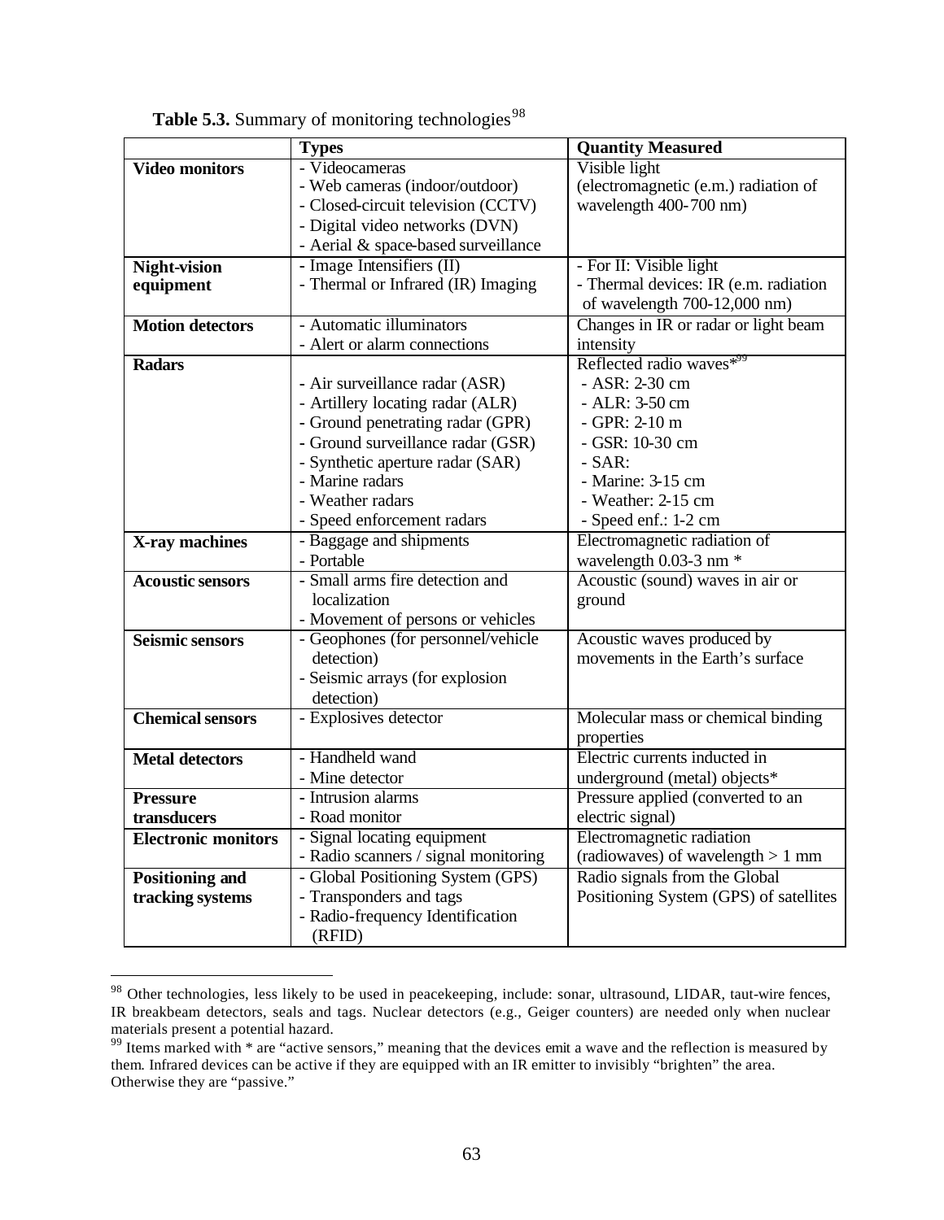**Table 5.3.** Summary of monitoring technologies[98]

| | **Types** | **Quantity Measured** |
|---|---|---|
| **Video monitors** | - Videocameras<br>- Web cameras (indoor/outdoor)<br>- Closed-circuit television (CCTV)<br>- Digital video networks (DVN)<br>- Aerial & space-based surveillance | Visible light (electromagnetic (e.m.) radiation of wavelength 400-700 nm) |
| **Night-vision equipment** | - Image Intensifiers (II)<br>- Thermal or Infrared (IR) Imaging | - For II: Visible light<br>- Thermal devices: IR (e.m. radiation of wavelength 700-12,000 nm) |
| **Motion detectors** | - Automatic illuminators<br>- Alert or alarm connections | Changes in IR or radar or light beam intensity |
| **Radars** | <br>- Air surveillance radar (ASR)<br>- Artillery locating radar (ALR)<br>- Ground penetrating radar (GPR)<br>- Ground surveillance radar (GSR)<br>- Synthetic aperture radar (SAR)<br>- Marine radars<br>- Weather radars<br>- Speed enforcement radars | Reflected radio waves*[99]<br>- ASR: 2-30 cm<br>- ALR: 3-50 cm<br>- GPR: 2-10 m<br>- GSR: 10-30 cm<br>- SAR:<br>- Marine: 3-15 cm<br>- Weather: 2-15 cm<br>- Speed enf.: 1-2 cm |
| **X-ray machines** | - Baggage and shipments<br>- Portable | Electromagnetic radiation of wavelength 0.03-3 nm * |
| **Acoustic sensors** | - Small arms fire detection and localization<br>- Movement of persons or vehicles | Acoustic (sound) waves in air or ground |
| **Seismic sensors** | - Geophones (for personnel/vehicle detection)<br>- Seismic arrays (for explosion detection) | Acoustic waves produced by movements in the Earth's surface |
| **Chemical sensors** | - Explosives detector | Molecular mass or chemical binding properties |
| **Metal detectors** | - Handheld wand<br>- Mine detector | Electric currents inducted in underground (metal) objects* |
| **Pressure transducers** | - Intrusion alarms<br>- Road monitor | Pressure applied (converted to an electric signal) |
| **Electronic monitors** | - Signal locating equipment<br>- Radio scanners / signal monitoring | Electromagnetic radiation (radiowaves) of wavelength > 1 mm |
| **Positioning and tracking systems** | - Global Positioning System (GPS)<br>- Transponders and tags<br>- Radio-frequency Identification (RFID) | Radio signals from the Global Positioning System (GPS) of satellites |

---

[98] Other technologies, less likely to be used in peacekeeping, include: sonar, ultrasound, LIDAR, taut-wire fences, IR breakbeam detectors, seals and tags. Nuclear detectors (e.g., Geiger counters) are needed only when nuclear materials present a potential hazard.

[99] Items marked with * are "active sensors," meaning that the devices emit a wave and the reflection is measured by them. Infrared devices can be active if they are equipped with an IR emitter to invisibly "brighten" the area. Otherwise they are "passive."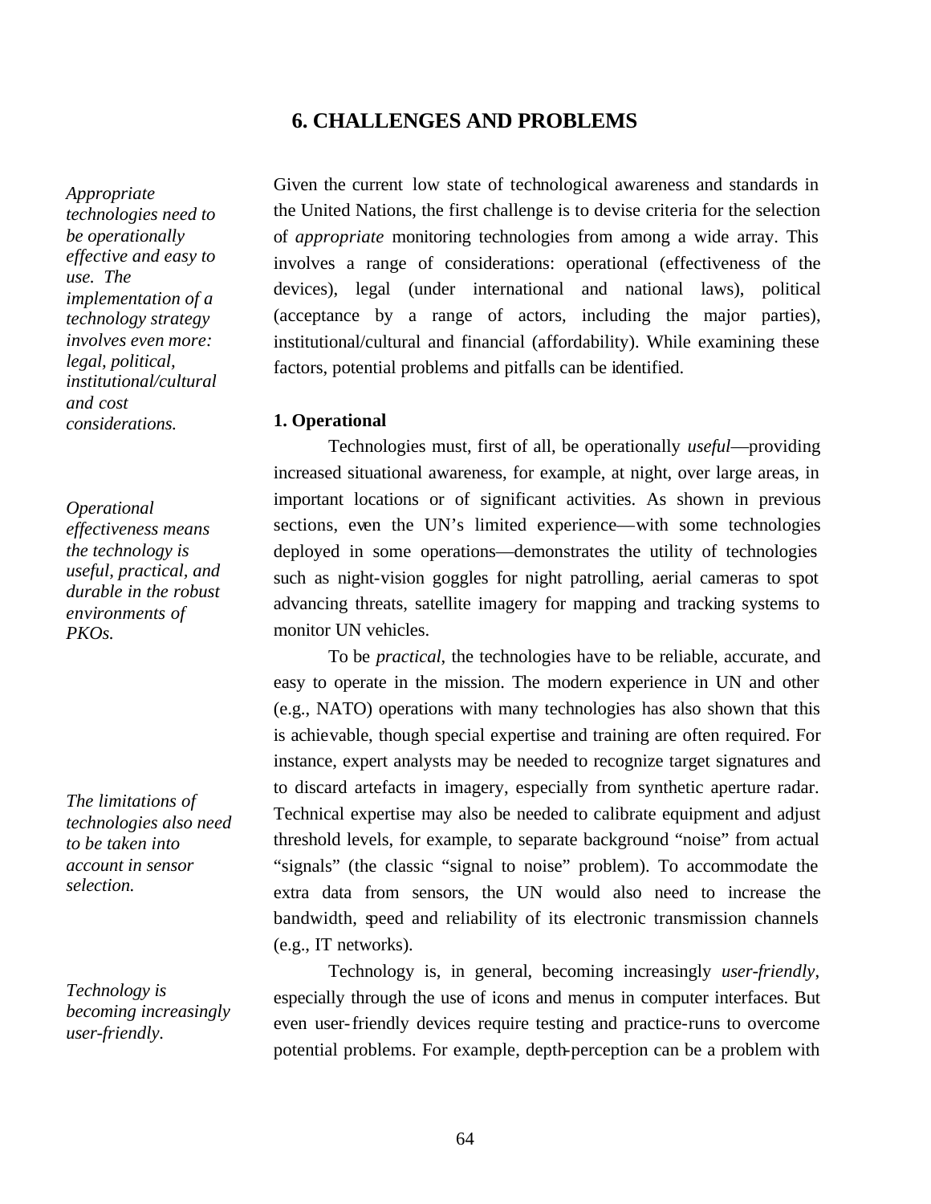## 6. CHALLENGES AND PROBLEMS

*Appropriate technologies need to be operationally effective and easy to use. The implementation of a technology strategy involves even more: legal, political, institutional/cultural and cost considerations.*

Given the current low state of technological awareness and standards in the United Nations, the first challenge is to devise criteria for the selection of *appropriate* monitoring technologies from among a wide array. This involves a range of considerations: operational (effectiveness of the devices), legal (under international and national laws), political (acceptance by a range of actors, including the major parties), institutional/cultural and financial (affordability). While examining these factors, potential problems and pitfalls can be identified.

### 1. Operational

*Operational effectiveness means the technology is useful, practical, and durable in the robust environments of PKOs.*

Technologies must, first of all, be operationally *useful*—providing increased situational awareness, for example, at night, over large areas, in important locations or of significant activities. As shown in previous sections, even the UN's limited experience—with some technologies deployed in some operations—demonstrates the utility of technologies such as night-vision goggles for night patrolling, aerial cameras to spot advancing threats, satellite imagery for mapping and tracking systems to monitor UN vehicles.

*The limitations of technologies also need to be taken into account in sensor selection.*

To be *practical*, the technologies have to be reliable, accurate, and easy to operate in the mission. The modern experience in UN and other (e.g., NATO) operations with many technologies has also shown that this is achievable, though special expertise and training are often required. For instance, expert analysts may be needed to recognize target signatures and to discard artefacts in imagery, especially from synthetic aperture radar. Technical expertise may also be needed to calibrate equipment and adjust threshold levels, for example, to separate background "noise" from actual "signals" (the classic "signal to noise" problem). To accommodate the extra data from sensors, the UN would also need to increase the bandwidth, speed and reliability of its electronic transmission channels (e.g., IT networks).

*Technology is becoming increasingly user-friendly.*

Technology is, in general, becoming increasingly *user-friendly*, especially through the use of icons and menus in computer interfaces. But even user-friendly devices require testing and practice-runs to overcome potential problems. For example, depth-perception can be a problem with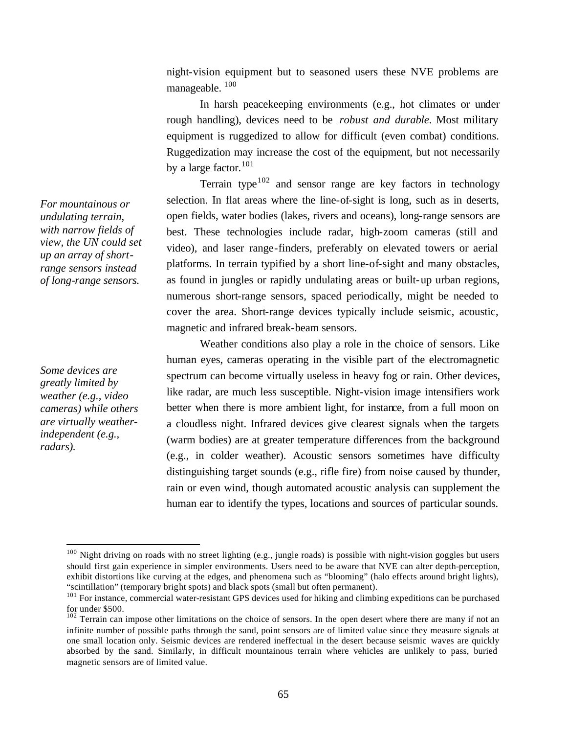night-vision equipment but to seasoned users these NVE problems are manageable. [100]

In harsh peacekeeping environments (e.g., hot climates or under rough handling), devices need to be *robust and durable*. Most military equipment is ruggedized to allow for difficult (even combat) conditions. Ruggedization may increase the cost of the equipment, but not necessarily by a large factor.[101]

*For mountainous or undulating terrain, with narrow fields of view, the UN could set up an array of short-range sensors instead of long-range sensors.*

Terrain type[102] and sensor range are key factors in technology selection. In flat areas where the line-of-sight is long, such as in deserts, open fields, water bodies (lakes, rivers and oceans), long-range sensors are best. These technologies include radar, high-zoom cameras (still and video), and laser range-finders, preferably on elevated towers or aerial platforms. In terrain typified by a short line-of-sight and many obstacles, as found in jungles or rapidly undulating areas or built-up urban regions, numerous short-range sensors, spaced periodically, might be needed to cover the area. Short-range devices typically include seismic, acoustic, magnetic and infrared break-beam sensors.

*Some devices are greatly limited by weather (e.g., video cameras) while others are virtually weather-independent (e.g., radars).*

Weather conditions also play a role in the choice of sensors. Like human eyes, cameras operating in the visible part of the electromagnetic spectrum can become virtually useless in heavy fog or rain. Other devices, like radar, are much less susceptible. Night-vision image intensifiers work better when there is more ambient light, for instance, from a full moon on a cloudless night. Infrared devices give clearest signals when the targets (warm bodies) are at greater temperature differences from the background (e.g., in colder weather). Acoustic sensors sometimes have difficulty distinguishing target sounds (e.g., rifle fire) from noise caused by thunder, rain or even wind, though automated acoustic analysis can supplement the human ear to identify the types, locations and sources of particular sounds.

---

[100] Night driving on roads with no street lighting (e.g., jungle roads) is possible with night-vision goggles but users should first gain experience in simpler environments. Users need to be aware that NVE can alter depth-perception, exhibit distortions like curving at the edges, and phenomena such as "blooming" (halo effects around bright lights), "scintillation" (temporary bright spots) and black spots (small but often permanent).

[101] For instance, commercial water-resistant GPS devices used for hiking and climbing expeditions can be purchased for under $500.

[102] Terrain can impose other limitations on the choice of sensors. In the open desert where there are many if not an infinite number of possible paths through the sand, point sensors are of limited value since they measure signals at one small location only. Seismic devices are rendered ineffectual in the desert because seismic waves are quickly absorbed by the sand. Similarly, in difficult mountainous terrain where vehicles are unlikely to pass, buried magnetic sensors are of limited value.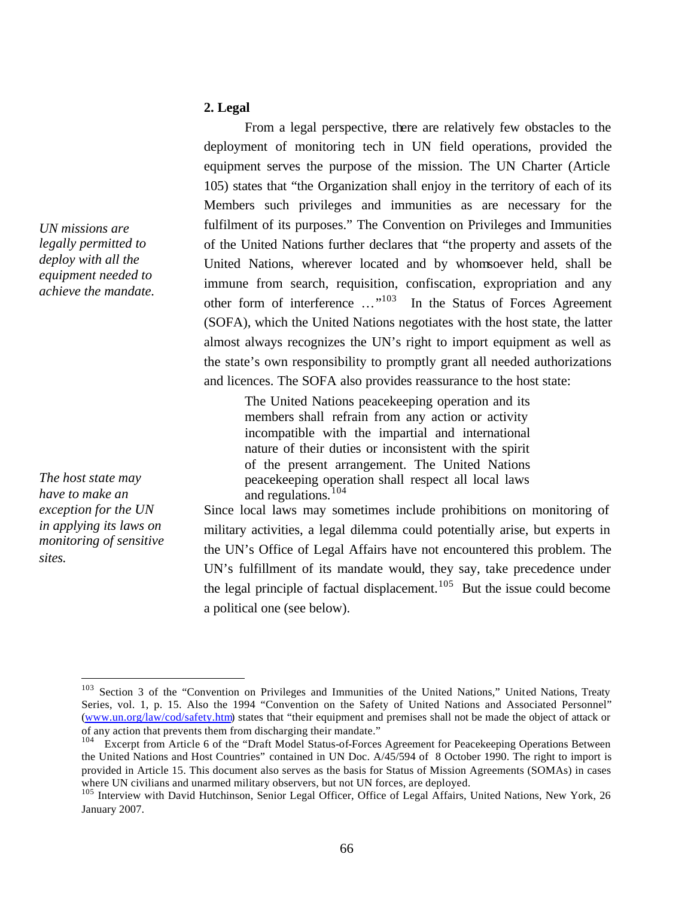### 2. Legal

From a legal perspective, there are relatively few obstacles to the deployment of monitoring tech in UN field operations, provided the equipment serves the purpose of the mission. The UN Charter (Article 105) states that "the Organization shall enjoy in the territory of each of its Members such privileges and immunities as are necessary for the fulfilment of its purposes." The Convention on Privileges and Immunities of the United Nations further declares that "the property and assets of the United Nations, wherever located and by whomsoever held, shall be immune from search, requisition, confiscation, expropriation and any other form of interference …"[103] In the Status of Forces Agreement (SOFA), which the United Nations negotiates with the host state, the latter almost always recognizes the UN's right to import equipment as well as the state's own responsibility to promptly grant all needed authorizations and licences. The SOFA also provides reassurance to the host state:

*UN missions are legally permitted to deploy with all the equipment needed to achieve the mandate.*

> The United Nations peacekeeping operation and its members shall refrain from any action or activity incompatible with the impartial and international nature of their duties or inconsistent with the spirit of the present arrangement. The United Nations peacekeeping operation shall respect all local laws and regulations.[104]

*The host state may have to make an exception for the UN in applying its laws on monitoring of sensitive sites.*

Since local laws may sometimes include prohibitions on monitoring of military activities, a legal dilemma could potentially arise, but experts in the UN's Office of Legal Affairs have not encountered this problem. The UN's fulfillment of its mandate would, they say, take precedence under the legal principle of factual displacement.[105] But the issue could become a political one (see below).

---

[103] Section 3 of the "Convention on Privileges and Immunities of the United Nations," United Nations, Treaty Series, vol. 1, p. 15. Also the 1994 "Convention on the Safety of United Nations and Associated Personnel" (www.un.org/law/cod/safety.htm) states that "their equipment and premises shall not be made the object of attack or of any action that prevents them from discharging their mandate."

[104] Excerpt from Article 6 of the "Draft Model Status-of-Forces Agreement for Peacekeeping Operations Between the United Nations and Host Countries" contained in UN Doc. A/45/594 of 8 October 1990. The right to import is provided in Article 15. This document also serves as the basis for Status of Mission Agreements (SOMAs) in cases where UN civilians and unarmed military observers, but not UN forces, are deployed.

[105] Interview with David Hutchinson, Senior Legal Officer, Office of Legal Affairs, United Nations, New York, 26 January 2007.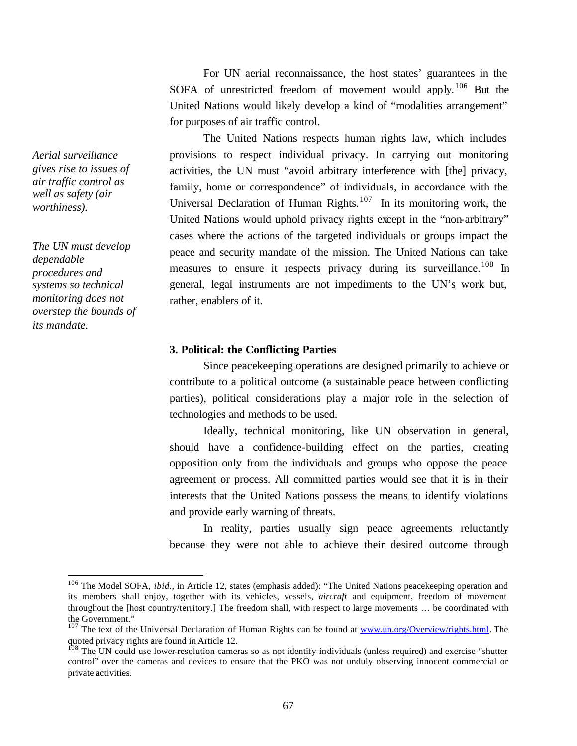For UN aerial reconnaissance, the host states' guarantees in the SOFA of unrestricted freedom of movement would apply.[106] But the United Nations would likely develop a kind of "modalities arrangement" for purposes of air traffic control.

*Aerial surveillance gives rise to issues of air traffic control as well as safety (air worthiness).*

*The UN must develop dependable procedures and systems so technical monitoring does not overstep the bounds of its mandate.*

The United Nations respects human rights law, which includes provisions to respect individual privacy. In carrying out monitoring activities, the UN must "avoid arbitrary interference with [the] privacy, family, home or correspondence" of individuals, in accordance with the Universal Declaration of Human Rights.[107] In its monitoring work, the United Nations would uphold privacy rights except in the "non-arbitrary" cases where the actions of the targeted individuals or groups impact the peace and security mandate of the mission. The United Nations can take measures to ensure it respects privacy during its surveillance.[108] In general, legal instruments are not impediments to the UN's work but, rather, enablers of it.

**3. Political: the Conflicting Parties**

Since peacekeeping operations are designed primarily to achieve or contribute to a political outcome (a sustainable peace between conflicting parties), political considerations play a major role in the selection of technologies and methods to be used.

Ideally, technical monitoring, like UN observation in general, should have a confidence-building effect on the parties, creating opposition only from the individuals and groups who oppose the peace agreement or process. All committed parties would see that it is in their interests that the United Nations possess the means to identify violations and provide early warning of threats.

In reality, parties usually sign peace agreements reluctantly because they were not able to achieve their desired outcome through

---

[106] The Model SOFA, *ibid*., in Article 12, states (emphasis added): "The United Nations peacekeeping operation and its members shall enjoy, together with its vehicles, vessels, *aircraft* and equipment, freedom of movement throughout the [host country/territory.] The freedom shall, with respect to large movements … be coordinated with the Government."

[107] The text of the Universal Declaration of Human Rights can be found at www.un.org/Overview/rights.html. The quoted privacy rights are found in Article 12.

[108] The UN could use lower-resolution cameras so as not identify individuals (unless required) and exercise "shutter control" over the cameras and devices to ensure that the PKO was not unduly observing innocent commercial or private activities.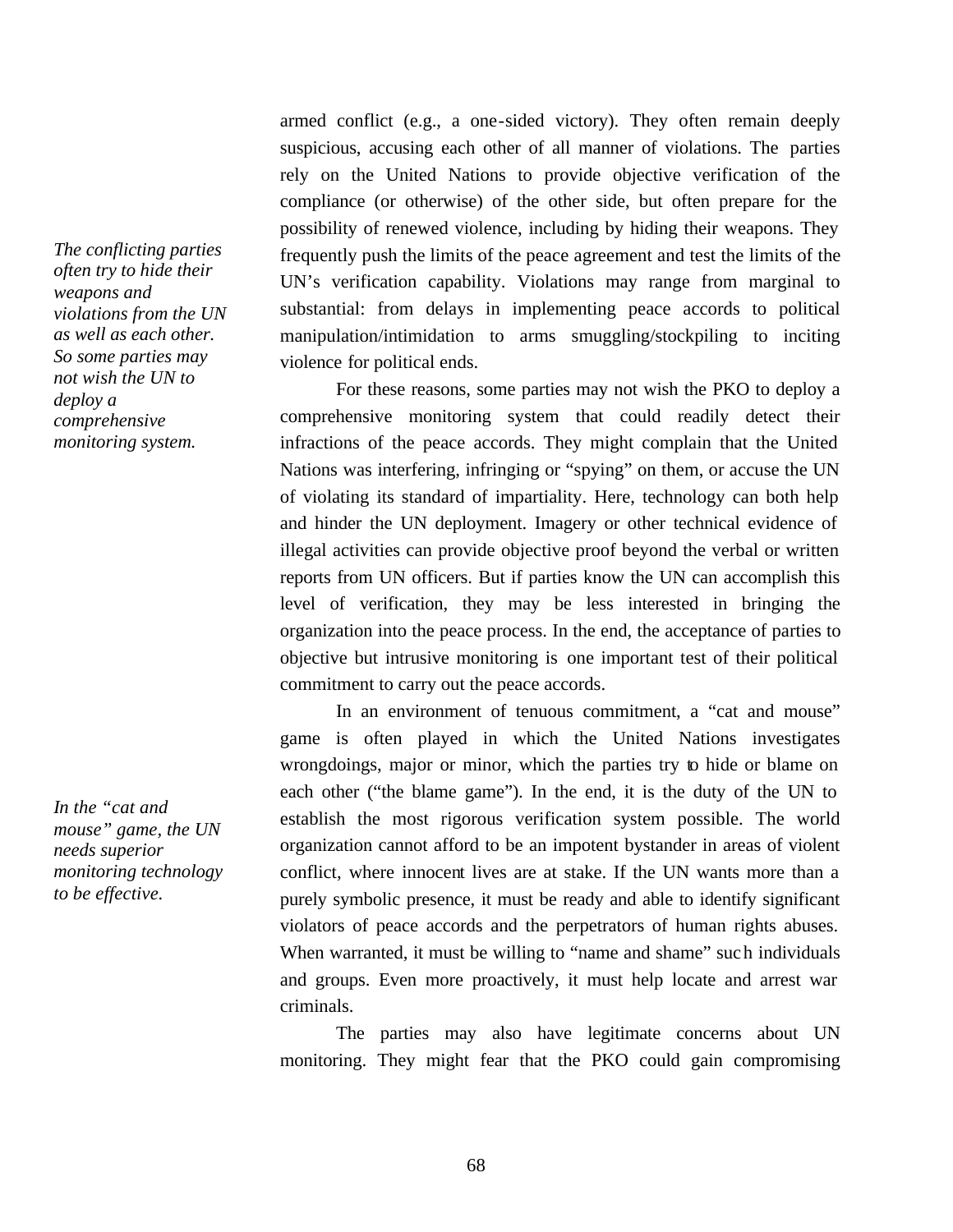armed conflict (e.g., a one-sided victory). They often remain deeply suspicious, accusing each other of all manner of violations. The parties rely on the United Nations to provide objective verification of the compliance (or otherwise) of the other side, but often prepare for the possibility of renewed violence, including by hiding their weapons. They frequently push the limits of the peace agreement and test the limits of the UN's verification capability. Violations may range from marginal to substantial: from delays in implementing peace accords to political manipulation/intimidation to arms smuggling/stockpiling to inciting violence for political ends.

*The conflicting parties often try to hide their weapons and violations from the UN as well as each other. So some parties may not wish the UN to deploy a comprehensive monitoring system.*

For these reasons, some parties may not wish the PKO to deploy a comprehensive monitoring system that could readily detect their infractions of the peace accords. They might complain that the United Nations was interfering, infringing or "spying" on them, or accuse the UN of violating its standard of impartiality. Here, technology can both help and hinder the UN deployment. Imagery or other technical evidence of illegal activities can provide objective proof beyond the verbal or written reports from UN officers. But if parties know the UN can accomplish this level of verification, they may be less interested in bringing the organization into the peace process. In the end, the acceptance of parties to objective but intrusive monitoring is one important test of their political commitment to carry out the peace accords.

*In the "cat and mouse" game, the UN needs superior monitoring technology to be effective.*

In an environment of tenuous commitment, a "cat and mouse" game is often played in which the United Nations investigates wrongdoings, major or minor, which the parties try to hide or blame on each other ("the blame game"). In the end, it is the duty of the UN to establish the most rigorous verification system possible. The world organization cannot afford to be an impotent bystander in areas of violent conflict, where innocent lives are at stake. If the UN wants more than a purely symbolic presence, it must be ready and able to identify significant violators of peace accords and the perpetrators of human rights abuses. When warranted, it must be willing to "name and shame" such individuals and groups. Even more proactively, it must help locate and arrest war criminals.

The parties may also have legitimate concerns about UN monitoring. They might fear that the PKO could gain compromising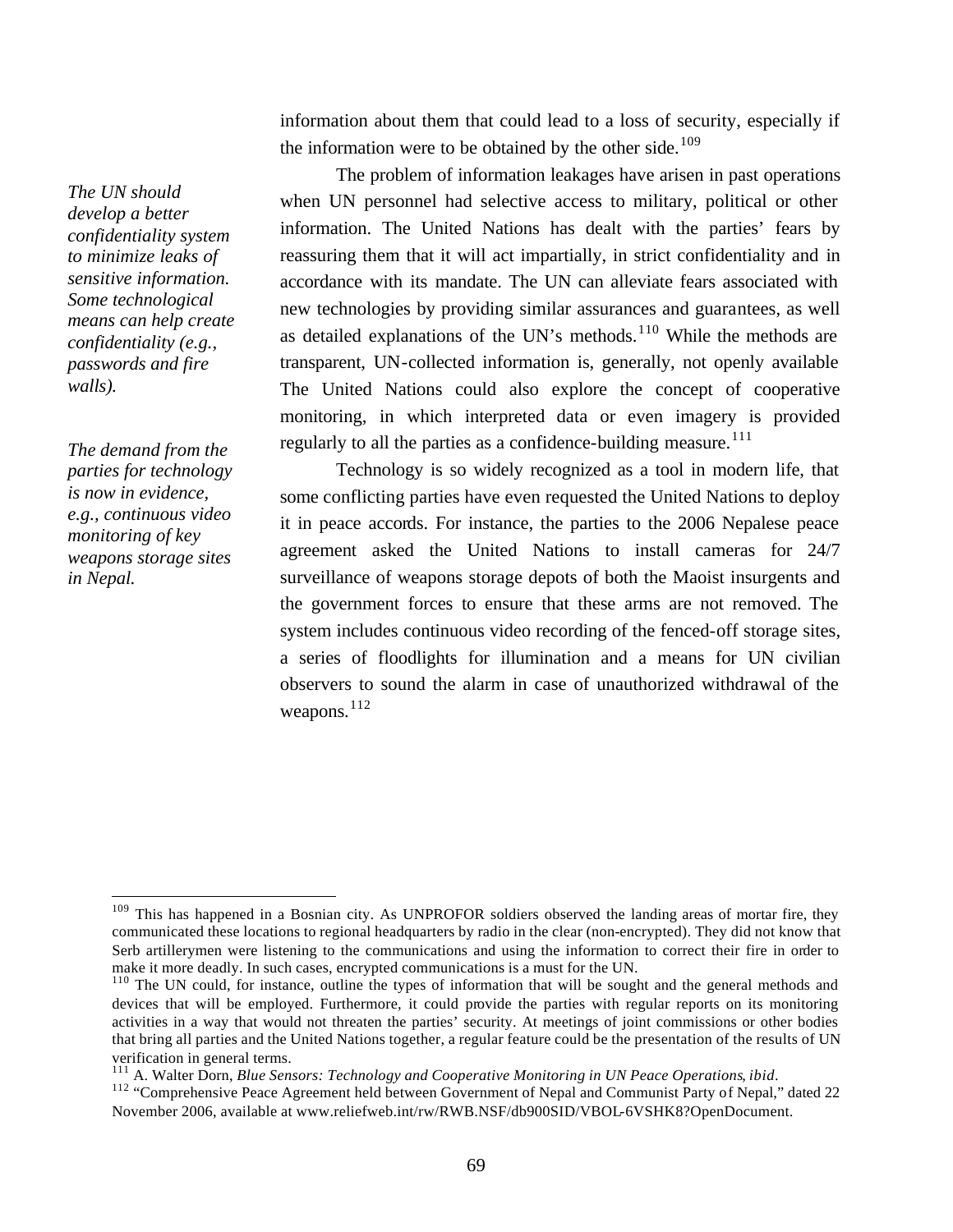information about them that could lead to a loss of security, especially if the information were to be obtained by the other side.[109]

*The UN should develop a better confidentiality system to minimize leaks of sensitive information. Some technological means can help create confidentiality (e.g., passwords and fire walls).*

The problem of information leakages have arisen in past operations when UN personnel had selective access to military, political or other information. The United Nations has dealt with the parties' fears by reassuring them that it will act impartially, in strict confidentiality and in accordance with its mandate. The UN can alleviate fears associated with new technologies by providing similar assurances and guarantees, as well as detailed explanations of the UN's methods.[110] While the methods are transparent, UN-collected information is, generally, not openly available The United Nations could also explore the concept of cooperative monitoring, in which interpreted data or even imagery is provided regularly to all the parties as a confidence-building measure.[111]

*The demand from the parties for technology is now in evidence, e.g., continuous video monitoring of key weapons storage sites in Nepal.*

Technology is so widely recognized as a tool in modern life, that some conflicting parties have even requested the United Nations to deploy it in peace accords. For instance, the parties to the 2006 Nepalese peace agreement asked the United Nations to install cameras for 24/7 surveillance of weapons storage depots of both the Maoist insurgents and the government forces to ensure that these arms are not removed. The system includes continuous video recording of the fenced-off storage sites, a series of floodlights for illumination and a means for UN civilian observers to sound the alarm in case of unauthorized withdrawal of the weapons.[112]

---

[109] This has happened in a Bosnian city. As UNPROFOR soldiers observed the landing areas of mortar fire, they communicated these locations to regional headquarters by radio in the clear (non-encrypted). They did not know that Serb artillerymen were listening to the communications and using the information to correct their fire in order to make it more deadly. In such cases, encrypted communications is a must for the UN.

[110] The UN could, for instance, outline the types of information that will be sought and the general methods and devices that will be employed. Furthermore, it could provide the parties with regular reports on its monitoring activities in a way that would not threaten the parties' security. At meetings of joint commissions or other bodies that bring all parties and the United Nations together, a regular feature could be the presentation of the results of UN verification in general terms.

[111] A. Walter Dorn, *Blue Sensors: Technology and Cooperative Monitoring in UN Peace Operations*, *ibid*.

[112] "Comprehensive Peace Agreement held between Government of Nepal and Communist Party of Nepal," dated 22 November 2006, available at www.reliefweb.int/rw/RWB.NSF/db900SID/VBOL-6VSHK8?OpenDocument.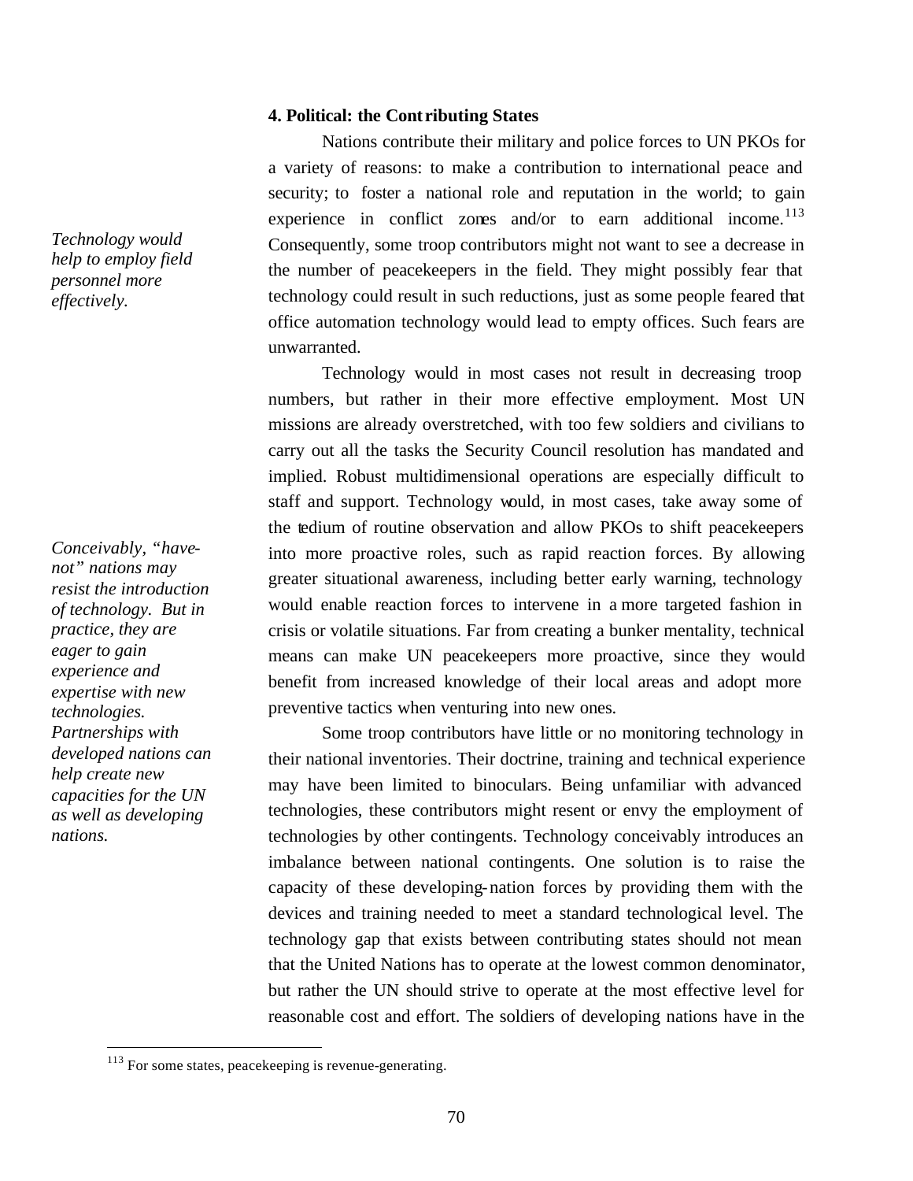### 4. Political: the Contributing States

Nations contribute their military and police forces to UN PKOs for a variety of reasons: to make a contribution to international peace and security; to foster a national role and reputation in the world; to gain experience in conflict zones and/or to earn additional income.[113] Consequently, some troop contributors might not want to see a decrease in the number of peacekeepers in the field. They might possibly fear that technology could result in such reductions, just as some people feared that office automation technology would lead to empty offices. Such fears are unwarranted.

*Technology would help to employ field personnel more effectively.*

Technology would in most cases not result in decreasing troop numbers, but rather in their more effective employment. Most UN missions are already overstretched, with too few soldiers and civilians to carry out all the tasks the Security Council resolution has mandated and implied. Robust multidimensional operations are especially difficult to staff and support. Technology would, in most cases, take away some of the tedium of routine observation and allow PKOs to shift peacekeepers into more proactive roles, such as rapid reaction forces. By allowing greater situational awareness, including better early warning, technology would enable reaction forces to intervene in a more targeted fashion in crisis or volatile situations. Far from creating a bunker mentality, technical means can make UN peacekeepers more proactive, since they would benefit from increased knowledge of their local areas and adopt more preventive tactics when venturing into new ones.

*Conceivably, "have-not" nations may resist the introduction of technology. But in practice, they are eager to gain experience and expertise with new technologies. Partnerships with developed nations can help create new capacities for the UN as well as developing nations.*

Some troop contributors have little or no monitoring technology in their national inventories. Their doctrine, training and technical experience may have been limited to binoculars. Being unfamiliar with advanced technologies, these contributors might resent or envy the employment of technologies by other contingents. Technology conceivably introduces an imbalance between national contingents. One solution is to raise the capacity of these developing-nation forces by providing them with the devices and training needed to meet a standard technological level. The technology gap that exists between contributing states should not mean that the United Nations has to operate at the lowest common denominator, but rather the UN should strive to operate at the most effective level for reasonable cost and effort. The soldiers of developing nations have in the

---

[113] For some states, peacekeeping is revenue-generating.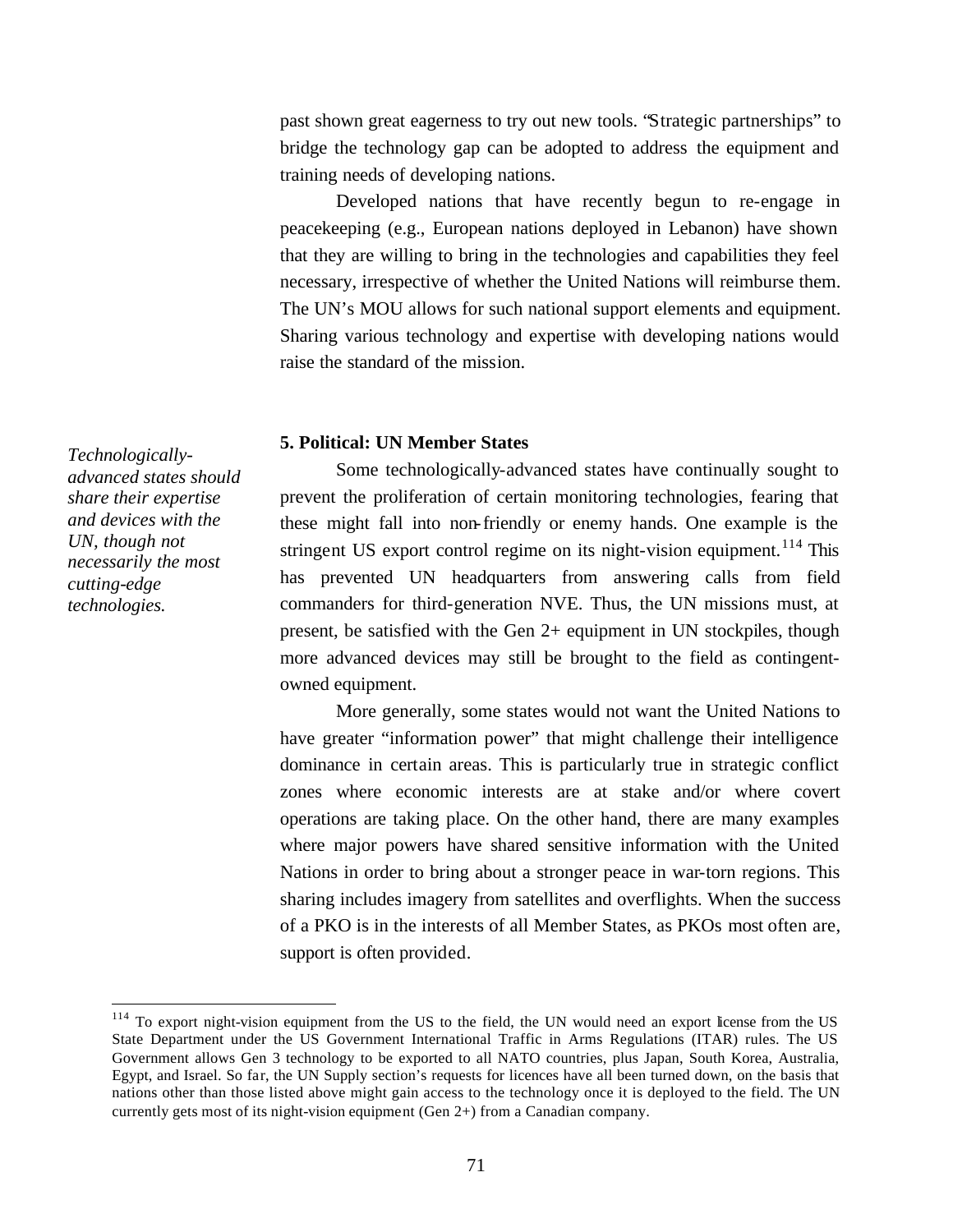past shown great eagerness to try out new tools. "Strategic partnerships" to bridge the technology gap can be adopted to address the equipment and training needs of developing nations.

Developed nations that have recently begun to re-engage in peacekeeping (e.g., European nations deployed in Lebanon) have shown that they are willing to bring in the technologies and capabilities they feel necessary, irrespective of whether the United Nations will reimburse them. The UN's MOU allows for such national support elements and equipment. Sharing various technology and expertise with developing nations would raise the standard of the mission.

### 5. Political: UN Member States

*Technologically-advanced states should share their expertise and devices with the UN, though not necessarily the most cutting-edge technologies.*

Some technologically-advanced states have continually sought to prevent the proliferation of certain monitoring technologies, fearing that these might fall into non-friendly or enemy hands. One example is the stringent US export control regime on its night-vision equipment.[114] This has prevented UN headquarters from answering calls from field commanders for third-generation NVE. Thus, the UN missions must, at present, be satisfied with the Gen 2+ equipment in UN stockpiles, though more advanced devices may still be brought to the field as contingent-owned equipment.

More generally, some states would not want the United Nations to have greater "information power" that might challenge their intelligence dominance in certain areas. This is particularly true in strategic conflict zones where economic interests are at stake and/or where covert operations are taking place. On the other hand, there are many examples where major powers have shared sensitive information with the United Nations in order to bring about a stronger peace in war-torn regions. This sharing includes imagery from satellites and overflights. When the success of a PKO is in the interests of all Member States, as PKOs most often are, support is often provided.

[114] To export night-vision equipment from the US to the field, the UN would need an export license from the US State Department under the US Government International Traffic in Arms Regulations (ITAR) rules. The US Government allows Gen 3 technology to be exported to all NATO countries, plus Japan, South Korea, Australia, Egypt, and Israel. So far, the UN Supply section's requests for licences have all been turned down, on the basis that nations other than those listed above might gain access to the technology once it is deployed to the field. The UN currently gets most of its night-vision equipment (Gen 2+) from a Canadian company.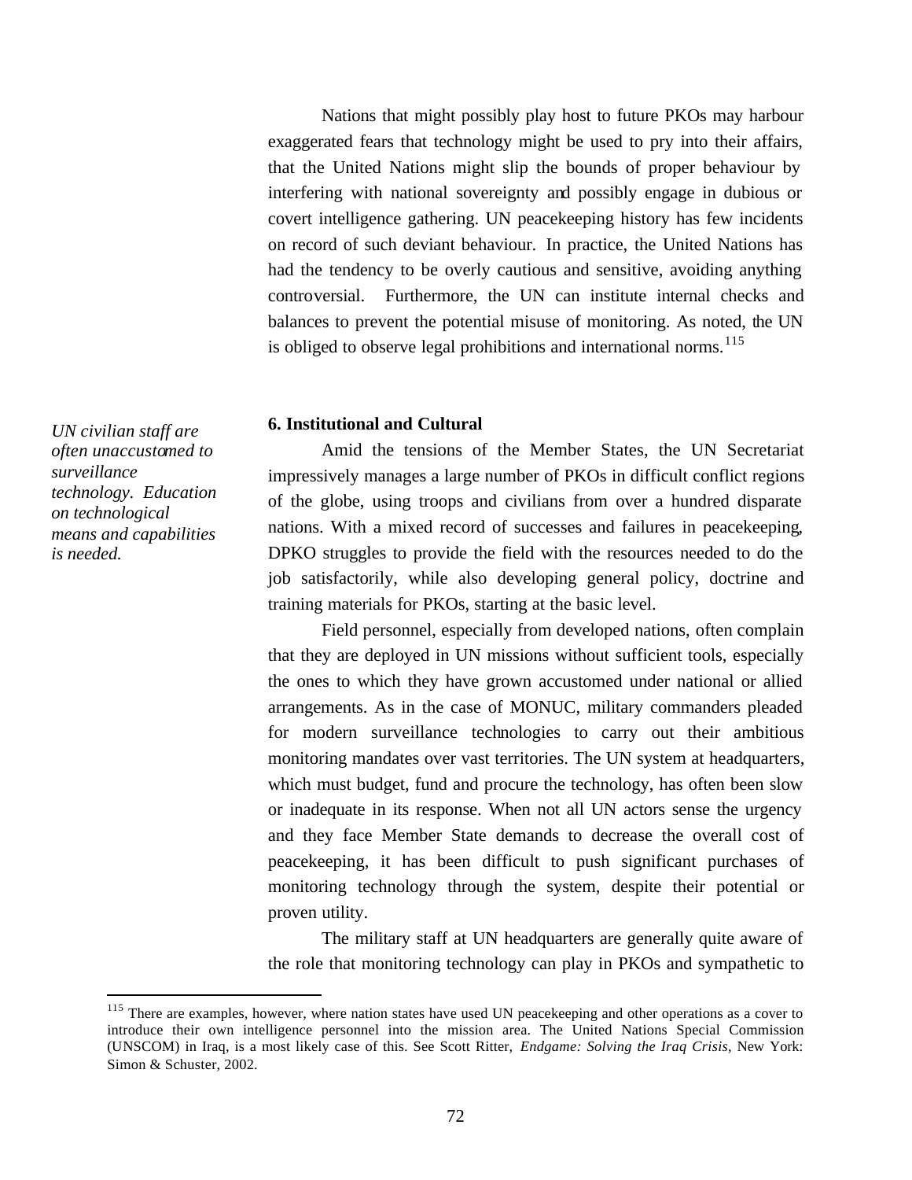Nations that might possibly play host to future PKOs may harbour exaggerated fears that technology might be used to pry into their affairs, that the United Nations might slip the bounds of proper behaviour by interfering with national sovereignty and possibly engage in dubious or covert intelligence gathering. UN peacekeeping history has few incidents on record of such deviant behaviour. In practice, the United Nations has had the tendency to be overly cautious and sensitive, avoiding anything controversial. Furthermore, the UN can institute internal checks and balances to prevent the potential misuse of monitoring. As noted, the UN is obliged to observe legal prohibitions and international norms.[115]

### 6. Institutional and Cultural

*UN civilian staff are often unaccustomed to surveillance technology. Education on technological means and capabilities is needed.*

Amid the tensions of the Member States, the UN Secretariat impressively manages a large number of PKOs in difficult conflict regions of the globe, using troops and civilians from over a hundred disparate nations. With a mixed record of successes and failures in peacekeeping, DPKO struggles to provide the field with the resources needed to do the job satisfactorily, while also developing general policy, doctrine and training materials for PKOs, starting at the basic level.

Field personnel, especially from developed nations, often complain that they are deployed in UN missions without sufficient tools, especially the ones to which they have grown accustomed under national or allied arrangements. As in the case of MONUC, military commanders pleaded for modern surveillance technologies to carry out their ambitious monitoring mandates over vast territories. The UN system at headquarters, which must budget, fund and procure the technology, has often been slow or inadequate in its response. When not all UN actors sense the urgency and they face Member State demands to decrease the overall cost of peacekeeping, it has been difficult to push significant purchases of monitoring technology through the system, despite their potential or proven utility.

The military staff at UN headquarters are generally quite aware of the role that monitoring technology can play in PKOs and sympathetic to

---

[115] There are examples, however, where nation states have used UN peacekeeping and other operations as a cover to introduce their own intelligence personnel into the mission area. The United Nations Special Commission (UNSCOM) in Iraq, is a most likely case of this. See Scott Ritter, *Endgame: Solving the Iraq Crisis*, New York: Simon & Schuster, 2002.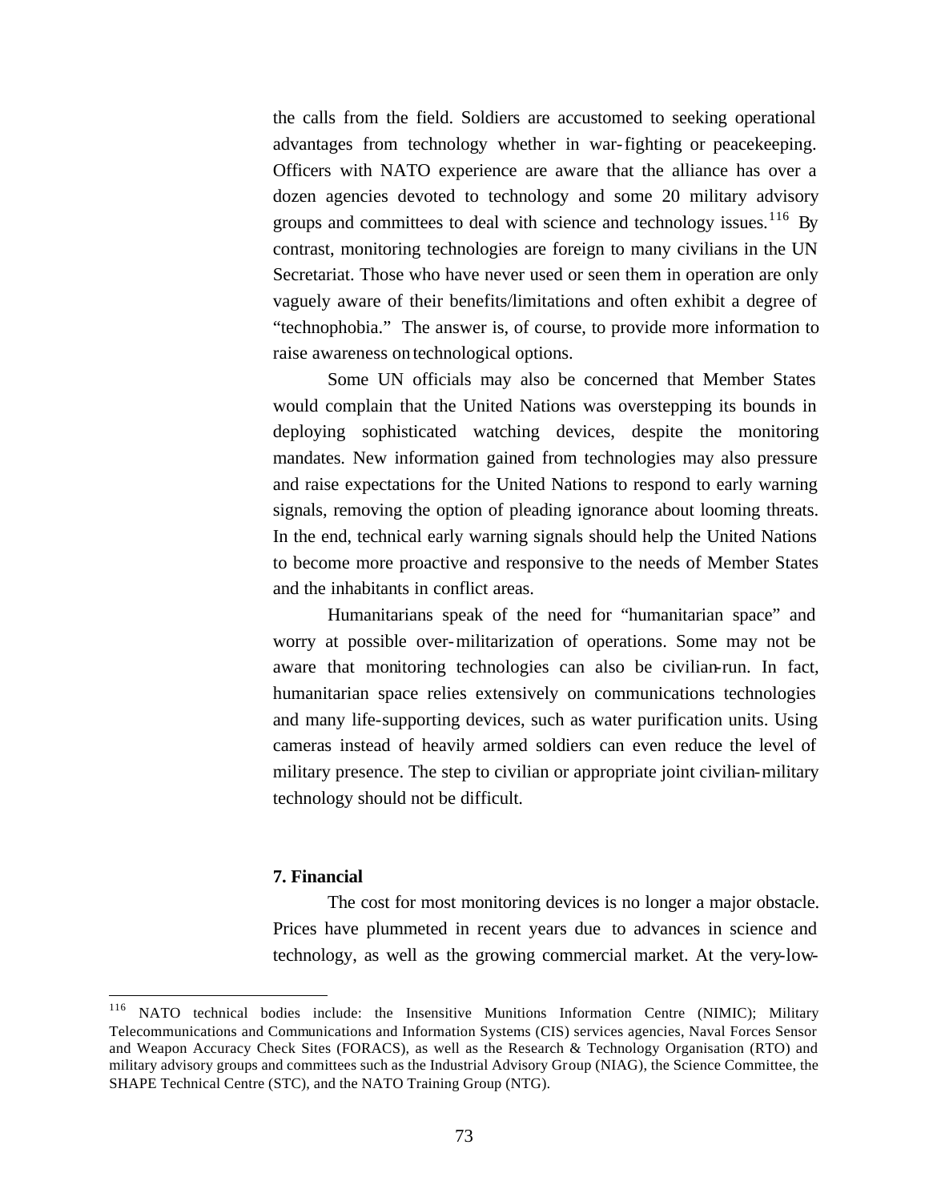the calls from the field. Soldiers are accustomed to seeking operational advantages from technology whether in war-fighting or peacekeeping. Officers with NATO experience are aware that the alliance has over a dozen agencies devoted to technology and some 20 military advisory groups and committees to deal with science and technology issues.[116] By contrast, monitoring technologies are foreign to many civilians in the UN Secretariat. Those who have never used or seen them in operation are only vaguely aware of their benefits/limitations and often exhibit a degree of "technophobia." The answer is, of course, to provide more information to raise awareness on technological options.

Some UN officials may also be concerned that Member States would complain that the United Nations was overstepping its bounds in deploying sophisticated watching devices, despite the monitoring mandates. New information gained from technologies may also pressure and raise expectations for the United Nations to respond to early warning signals, removing the option of pleading ignorance about looming threats. In the end, technical early warning signals should help the United Nations to become more proactive and responsive to the needs of Member States and the inhabitants in conflict areas.

Humanitarians speak of the need for "humanitarian space" and worry at possible over-militarization of operations. Some may not be aware that monitoring technologies can also be civilian-run. In fact, humanitarian space relies extensively on communications technologies and many life-supporting devices, such as water purification units. Using cameras instead of heavily armed soldiers can even reduce the level of military presence. The step to civilian or appropriate joint civilian-military technology should not be difficult.

**7. Financial**

The cost for most monitoring devices is no longer a major obstacle. Prices have plummeted in recent years due to advances in science and technology, as well as the growing commercial market. At the very-low-

---

[116] NATO technical bodies include: the Insensitive Munitions Information Centre (NIMIC); Military Telecommunications and Communications and Information Systems (CIS) services agencies, Naval Forces Sensor and Weapon Accuracy Check Sites (FORACS), as well as the Research & Technology Organisation (RTO) and military advisory groups and committees such as the Industrial Advisory Group (NIAG), the Science Committee, the SHAPE Technical Centre (STC), and the NATO Training Group (NTG).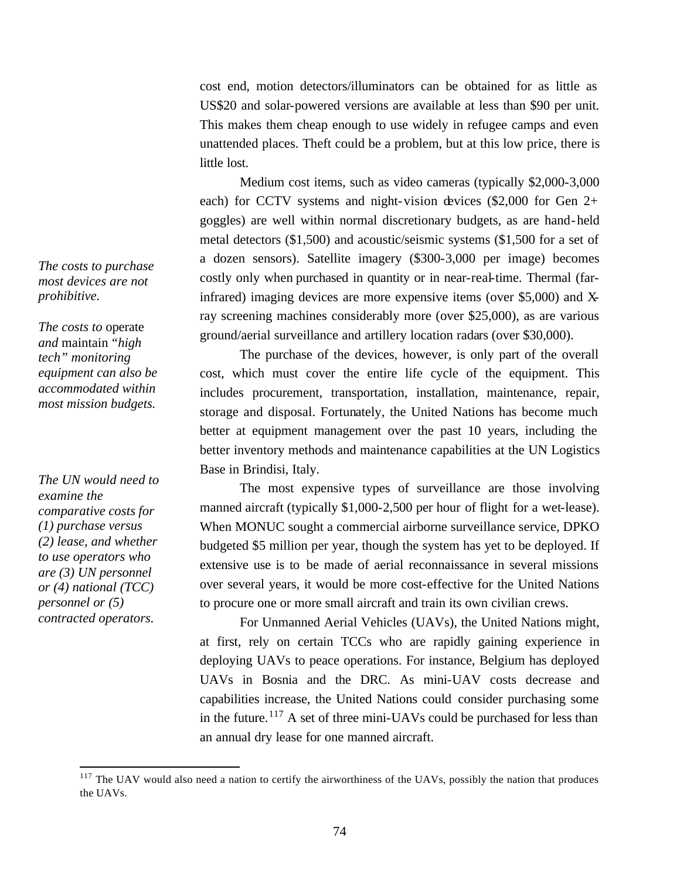cost end, motion detectors/illuminators can be obtained for as little as US$20 and solar-powered versions are available at less than $90 per unit. This makes them cheap enough to use widely in refugee camps and even unattended places. Theft could be a problem, but at this low price, there is little lost.

*The costs to purchase most devices are not prohibitive.*

*The costs to* operate *and* maintain *"high tech" monitoring equipment can also be accommodated within most mission budgets.*

Medium cost items, such as video cameras (typically $2,000-3,000 each) for CCTV systems and night-vision devices ($2,000 for Gen 2+ goggles) are well within normal discretionary budgets, as are hand-held metal detectors ($1,500) and acoustic/seismic systems ($1,500 for a set of a dozen sensors). Satellite imagery ($300-3,000 per image) becomes costly only when purchased in quantity or in near-real-time. Thermal (far-infrared) imaging devices are more expensive items (over $5,000) and X-ray screening machines considerably more (over $25,000), as are various ground/aerial surveillance and artillery location radars (over $30,000).

The purchase of the devices, however, is only part of the overall cost, which must cover the entire life cycle of the equipment. This includes procurement, transportation, installation, maintenance, repair, storage and disposal. Fortunately, the United Nations has become much better at equipment management over the past 10 years, including the better inventory methods and maintenance capabilities at the UN Logistics Base in Brindisi, Italy.

*The UN would need to examine the comparative costs for (1) purchase versus (2) lease, and whether to use operators who are (3) UN personnel or (4) national (TCC) personnel or (5) contracted operators.*

The most expensive types of surveillance are those involving manned aircraft (typically $1,000-2,500 per hour of flight for a wet-lease). When MONUC sought a commercial airborne surveillance service, DPKO budgeted $5 million per year, though the system has yet to be deployed. If extensive use is to be made of aerial reconnaissance in several missions over several years, it would be more cost-effective for the United Nations to procure one or more small aircraft and train its own civilian crews.

For Unmanned Aerial Vehicles (UAVs), the United Nations might, at first, rely on certain TCCs who are rapidly gaining experience in deploying UAVs to peace operations. For instance, Belgium has deployed UAVs in Bosnia and the DRC. As mini-UAV costs decrease and capabilities increase, the United Nations could consider purchasing some in the future.[117] A set of three mini-UAVs could be purchased for less than an annual dry lease for one manned aircraft.

[117] The UAV would also need a nation to certify the airworthiness of the UAVs, possibly the nation that produces the UAVs.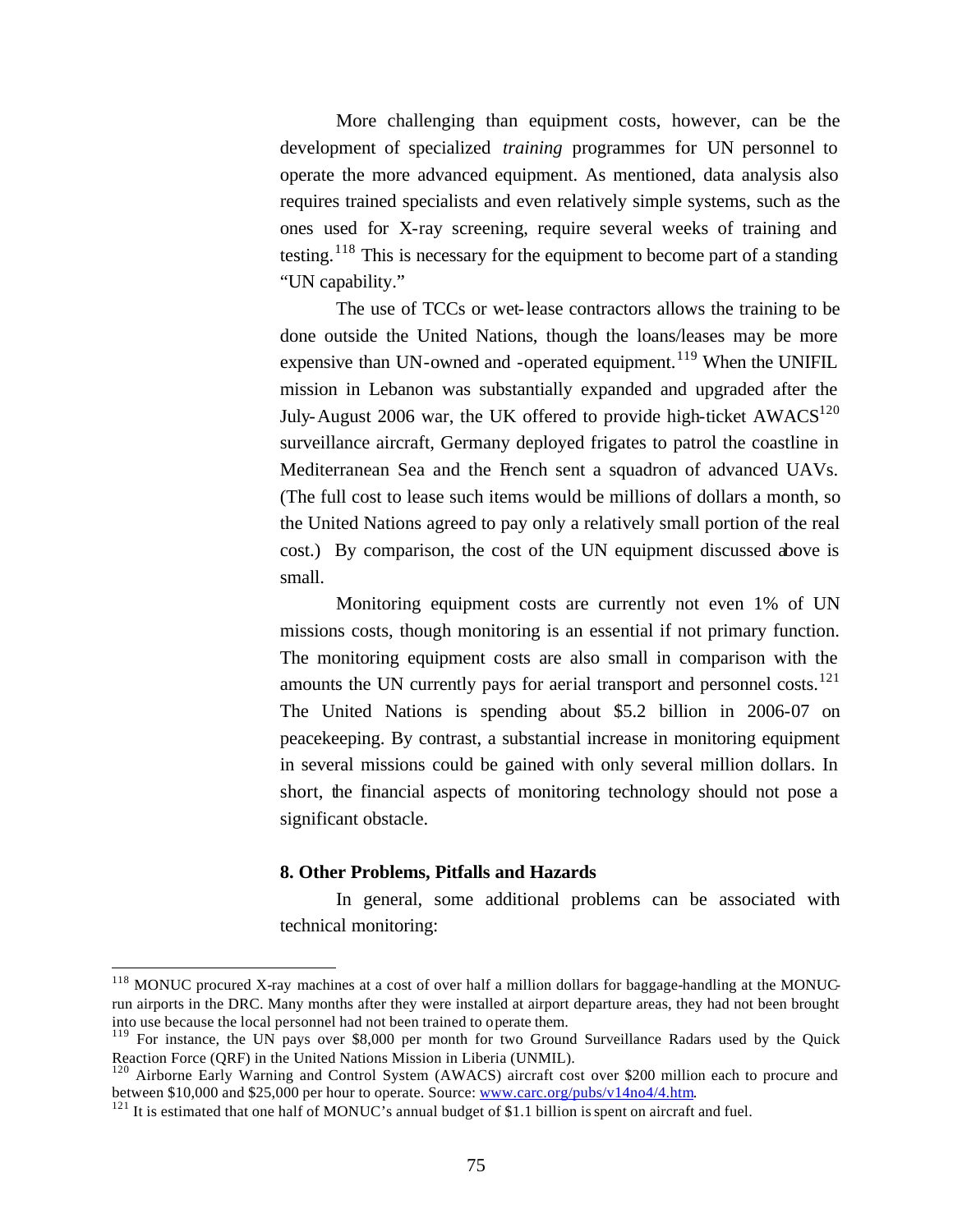More challenging than equipment costs, however, can be the development of specialized *training* programmes for UN personnel to operate the more advanced equipment. As mentioned, data analysis also requires trained specialists and even relatively simple systems, such as the ones used for X-ray screening, require several weeks of training and testing.[118] This is necessary for the equipment to become part of a standing "UN capability."

The use of TCCs or wet-lease contractors allows the training to be done outside the United Nations, though the loans/leases may be more expensive than UN-owned and -operated equipment.[119] When the UNIFIL mission in Lebanon was substantially expanded and upgraded after the July-August 2006 war, the UK offered to provide high-ticket AWACS[120] surveillance aircraft, Germany deployed frigates to patrol the coastline in Mediterranean Sea and the French sent a squadron of advanced UAVs. (The full cost to lease such items would be millions of dollars a month, so the United Nations agreed to pay only a relatively small portion of the real cost.) By comparison, the cost of the UN equipment discussed above is small.

Monitoring equipment costs are currently not even 1% of UN missions costs, though monitoring is an essential if not primary function. The monitoring equipment costs are also small in comparison with the amounts the UN currently pays for aerial transport and personnel costs.[121] The United Nations is spending about \$5.2 billion in 2006-07 on peacekeeping. By contrast, a substantial increase in monitoring equipment in several missions could be gained with only several million dollars. In short, the financial aspects of monitoring technology should not pose a significant obstacle.

### 8. Other Problems, Pitfalls and Hazards

In general, some additional problems can be associated with technical monitoring:

---

[118] MONUC procured X-ray machines at a cost of over half a million dollars for baggage-handling at the MONUC-run airports in the DRC. Many months after they were installed at airport departure areas, they had not been brought into use because the local personnel had not been trained to operate them.

[119] For instance, the UN pays over \$8,000 per month for two Ground Surveillance Radars used by the Quick Reaction Force (QRF) in the United Nations Mission in Liberia (UNMIL).

[120] Airborne Early Warning and Control System (AWACS) aircraft cost over \$200 million each to procure and between \$10,000 and \$25,000 per hour to operate. Source: www.carc.org/pubs/v14no4/4.htm.

[121] It is estimated that one half of MONUC's annual budget of \$1.1 billion is spent on aircraft and fuel.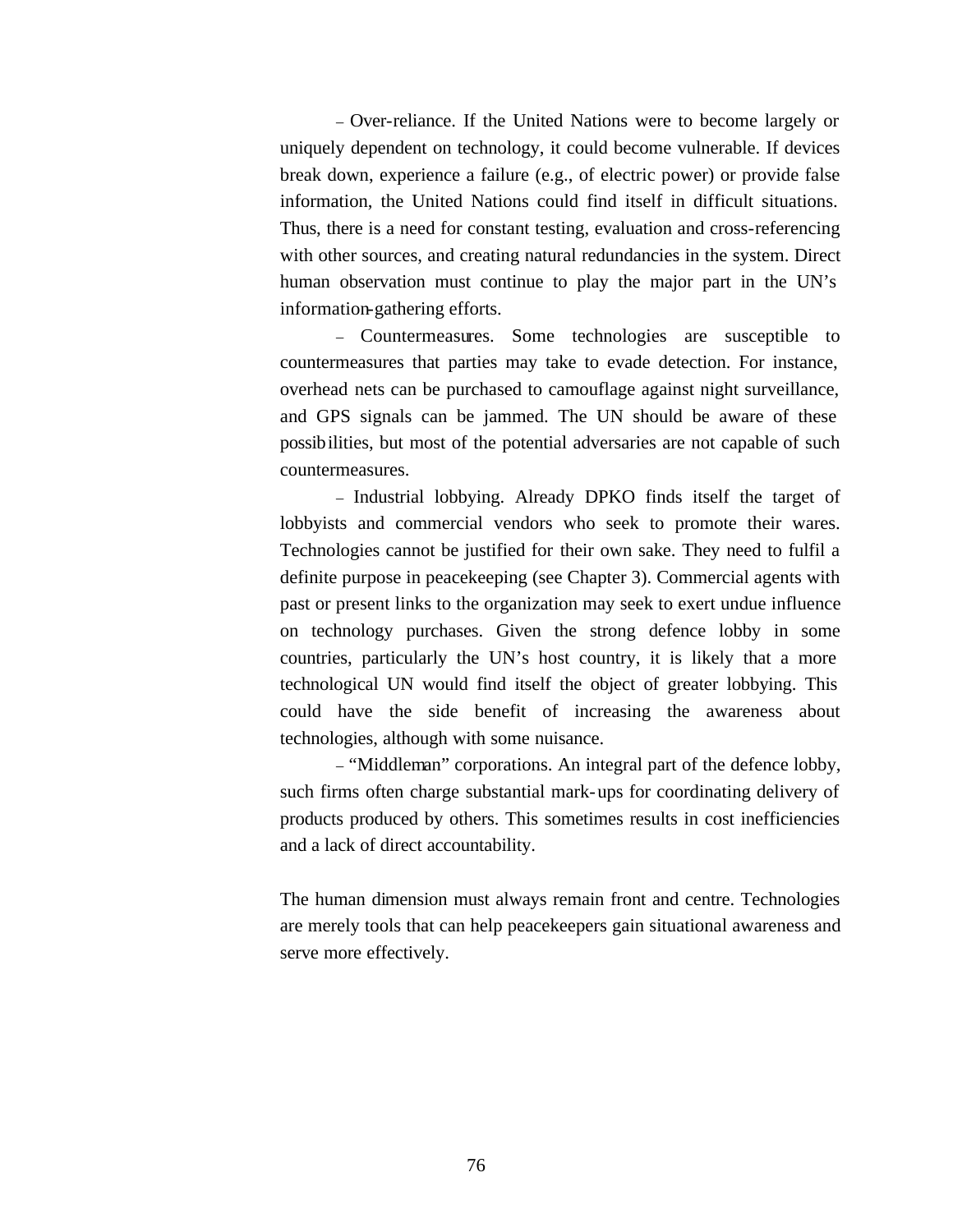– Over-reliance. If the United Nations were to become largely or uniquely dependent on technology, it could become vulnerable. If devices break down, experience a failure (e.g., of electric power) or provide false information, the United Nations could find itself in difficult situations. Thus, there is a need for constant testing, evaluation and cross-referencing with other sources, and creating natural redundancies in the system. Direct human observation must continue to play the major part in the UN's information-gathering efforts.

– Countermeasures. Some technologies are susceptible to countermeasures that parties may take to evade detection. For instance, overhead nets can be purchased to camouflage against night surveillance, and GPS signals can be jammed. The UN should be aware of these possibilities, but most of the potential adversaries are not capable of such countermeasures.

– Industrial lobbying. Already DPKO finds itself the target of lobbyists and commercial vendors who seek to promote their wares. Technologies cannot be justified for their own sake. They need to fulfil a definite purpose in peacekeeping (see Chapter 3). Commercial agents with past or present links to the organization may seek to exert undue influence on technology purchases. Given the strong defence lobby in some countries, particularly the UN's host country, it is likely that a more technological UN would find itself the object of greater lobbying. This could have the side benefit of increasing the awareness about technologies, although with some nuisance.

– "Middleman" corporations. An integral part of the defence lobby, such firms often charge substantial mark-ups for coordinating delivery of products produced by others. This sometimes results in cost inefficiencies and a lack of direct accountability.

The human dimension must always remain front and centre. Technologies are merely tools that can help peacekeepers gain situational awareness and serve more effectively.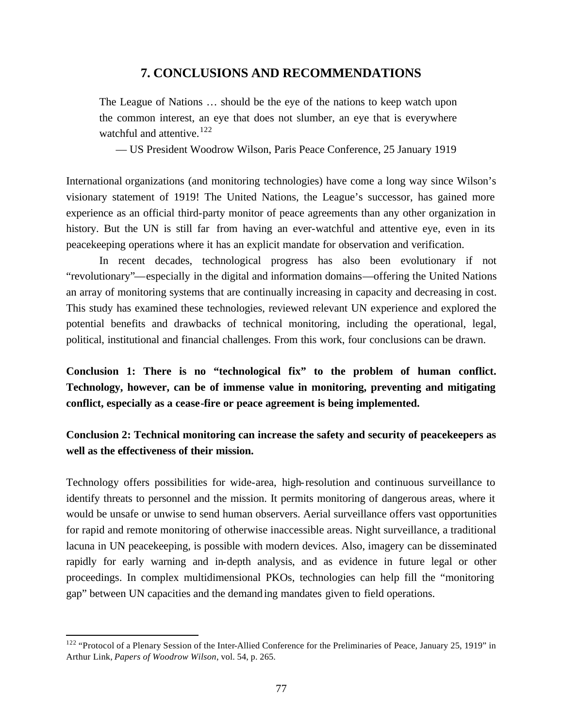# 7. CONCLUSIONS AND RECOMMENDATIONS

> The League of Nations … should be the eye of the nations to keep watch upon the common interest, an eye that does not slumber, an eye that is everywhere watchful and attentive.[122]
>
> — US President Woodrow Wilson, Paris Peace Conference, 25 January 1919

International organizations (and monitoring technologies) have come a long way since Wilson's visionary statement of 1919! The United Nations, the League's successor, has gained more experience as an official third-party monitor of peace agreements than any other organization in history. But the UN is still far from having an ever-watchful and attentive eye, even in its peacekeeping operations where it has an explicit mandate for observation and verification.

In recent decades, technological progress has also been evolutionary if not "revolutionary"—especially in the digital and information domains—offering the United Nations an array of monitoring systems that are continually increasing in capacity and decreasing in cost. This study has examined these technologies, reviewed relevant UN experience and explored the potential benefits and drawbacks of technical monitoring, including the operational, legal, political, institutional and financial challenges. From this work, four conclusions can be drawn.

**Conclusion 1: There is no "technological fix" to the problem of human conflict. Technology, however, can be of immense value in monitoring, preventing and mitigating conflict, especially as a cease-fire or peace agreement is being implemented.**

**Conclusion 2: Technical monitoring can increase the safety and security of peacekeepers as well as the effectiveness of their mission.**

Technology offers possibilities for wide-area, high-resolution and continuous surveillance to identify threats to personnel and the mission. It permits monitoring of dangerous areas, where it would be unsafe or unwise to send human observers. Aerial surveillance offers vast opportunities for rapid and remote monitoring of otherwise inaccessible areas. Night surveillance, a traditional lacuna in UN peacekeeping, is possible with modern devices. Also, imagery can be disseminated rapidly for early warning and in-depth analysis, and as evidence in future legal or other proceedings. In complex multidimensional PKOs, technologies can help fill the "monitoring gap" between UN capacities and the demanding mandates given to field operations.

---

[122] "Protocol of a Plenary Session of the Inter-Allied Conference for the Preliminaries of Peace, January 25, 1919" in Arthur Link, *Papers of Woodrow Wilson*, vol. 54, p. 265.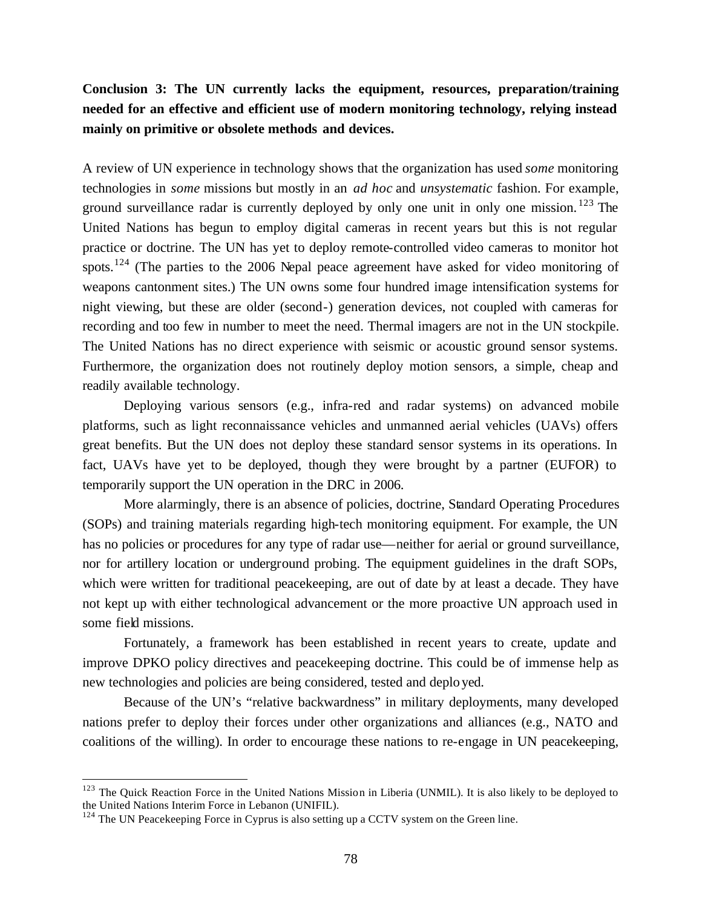**Conclusion 3: The UN currently lacks the equipment, resources, preparation/training needed for an effective and efficient use of modern monitoring technology, relying instead mainly on primitive or obsolete methods and devices.**

A review of UN experience in technology shows that the organization has used *some* monitoring technologies in *some* missions but mostly in an *ad hoc* and *unsystematic* fashion. For example, ground surveillance radar is currently deployed by only one unit in only one mission.[123] The United Nations has begun to employ digital cameras in recent years but this is not regular practice or doctrine. The UN has yet to deploy remote-controlled video cameras to monitor hot spots.[124] (The parties to the 2006 Nepal peace agreement have asked for video monitoring of weapons cantonment sites.) The UN owns some four hundred image intensification systems for night viewing, but these are older (second-) generation devices, not coupled with cameras for recording and too few in number to meet the need. Thermal imagers are not in the UN stockpile. The United Nations has no direct experience with seismic or acoustic ground sensor systems. Furthermore, the organization does not routinely deploy motion sensors, a simple, cheap and readily available technology.

Deploying various sensors (e.g., infra-red and radar systems) on advanced mobile platforms, such as light reconnaissance vehicles and unmanned aerial vehicles (UAVs) offers great benefits. But the UN does not deploy these standard sensor systems in its operations. In fact, UAVs have yet to be deployed, though they were brought by a partner (EUFOR) to temporarily support the UN operation in the DRC in 2006.

More alarmingly, there is an absence of policies, doctrine, Standard Operating Procedures (SOPs) and training materials regarding high-tech monitoring equipment. For example, the UN has no policies or procedures for any type of radar use—neither for aerial or ground surveillance, nor for artillery location or underground probing. The equipment guidelines in the draft SOPs, which were written for traditional peacekeeping, are out of date by at least a decade. They have not kept up with either technological advancement or the more proactive UN approach used in some field missions.

Fortunately, a framework has been established in recent years to create, update and improve DPKO policy directives and peacekeeping doctrine. This could be of immense help as new technologies and policies are being considered, tested and deployed.

Because of the UN's "relative backwardness" in military deployments, many developed nations prefer to deploy their forces under other organizations and alliances (e.g., NATO and coalitions of the willing). In order to encourage these nations to re-engage in UN peacekeeping,

---

[123] The Quick Reaction Force in the United Nations Mission in Liberia (UNMIL). It is also likely to be deployed to the United Nations Interim Force in Lebanon (UNIFIL).

[124] The UN Peacekeeping Force in Cyprus is also setting up a CCTV system on the Green line.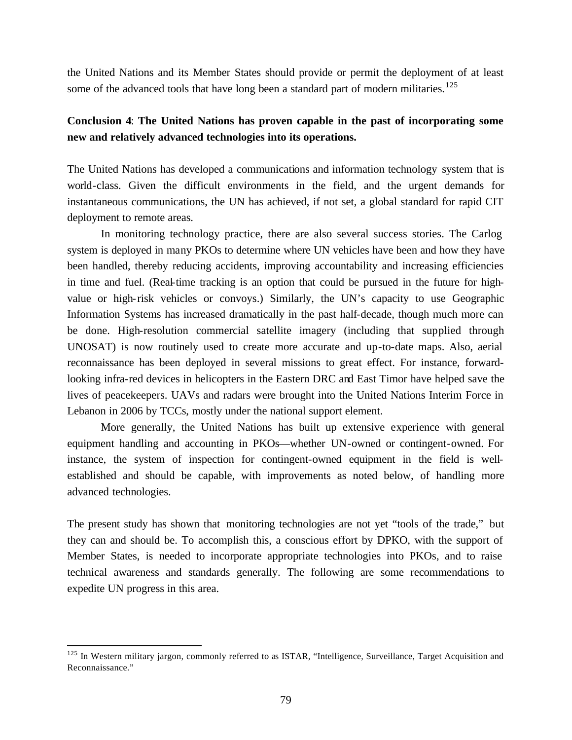the United Nations and its Member States should provide or permit the deployment of at least some of the advanced tools that have long been a standard part of modern militaries.[125]

**Conclusion 4**: **The United Nations has proven capable in the past of incorporating some new and relatively advanced technologies into its operations.**

The United Nations has developed a communications and information technology system that is world-class. Given the difficult environments in the field, and the urgent demands for instantaneous communications, the UN has achieved, if not set, a global standard for rapid CIT deployment to remote areas.

In monitoring technology practice, there are also several success stories. The Carlog system is deployed in many PKOs to determine where UN vehicles have been and how they have been handled, thereby reducing accidents, improving accountability and increasing efficiencies in time and fuel. (Real-time tracking is an option that could be pursued in the future for high-value or high-risk vehicles or convoys.) Similarly, the UN's capacity to use Geographic Information Systems has increased dramatically in the past half-decade, though much more can be done. High-resolution commercial satellite imagery (including that supplied through UNOSAT) is now routinely used to create more accurate and up-to-date maps. Also, aerial reconnaissance has been deployed in several missions to great effect. For instance, forward-looking infra-red devices in helicopters in the Eastern DRC and East Timor have helped save the lives of peacekeepers. UAVs and radars were brought into the United Nations Interim Force in Lebanon in 2006 by TCCs, mostly under the national support element.

More generally, the United Nations has built up extensive experience with general equipment handling and accounting in PKOs—whether UN-owned or contingent-owned. For instance, the system of inspection for contingent-owned equipment in the field is well-established and should be capable, with improvements as noted below, of handling more advanced technologies.

The present study has shown that monitoring technologies are not yet "tools of the trade," but they can and should be. To accomplish this, a conscious effort by DPKO, with the support of Member States, is needed to incorporate appropriate technologies into PKOs, and to raise technical awareness and standards generally. The following are some recommendations to expedite UN progress in this area.

---

[125] In Western military jargon, commonly referred to as ISTAR, "Intelligence, Surveillance, Target Acquisition and Reconnaissance."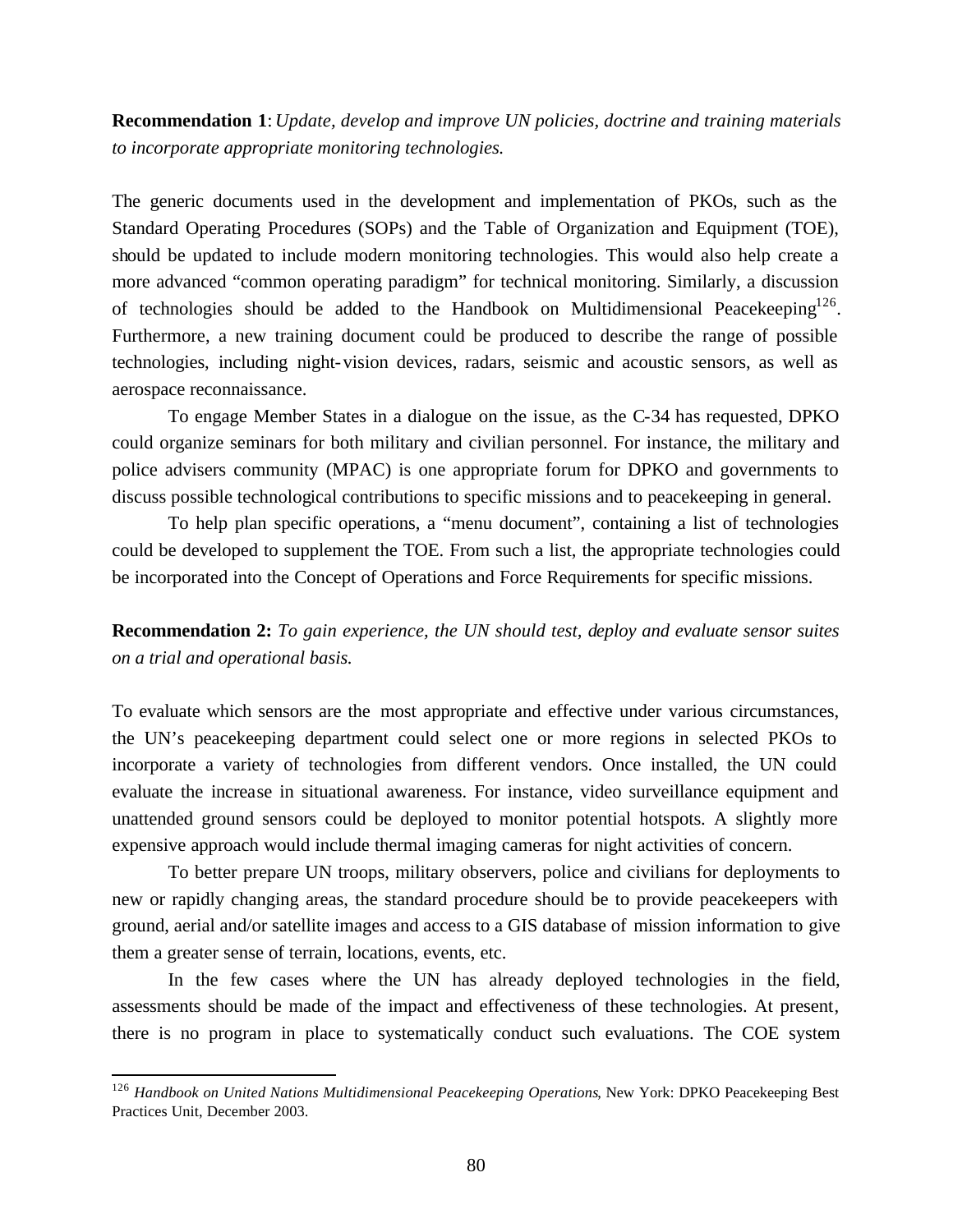**Recommendation 1**: *Update, develop and improve UN policies, doctrine and training materials to incorporate appropriate monitoring technologies.*

The generic documents used in the development and implementation of PKOs, such as the Standard Operating Procedures (SOPs) and the Table of Organization and Equipment (TOE), should be updated to include modern monitoring technologies. This would also help create a more advanced "common operating paradigm" for technical monitoring. Similarly, a discussion of technologies should be added to the Handbook on Multidimensional Peacekeeping[126]. Furthermore, a new training document could be produced to describe the range of possible technologies, including night-vision devices, radars, seismic and acoustic sensors, as well as aerospace reconnaissance.

To engage Member States in a dialogue on the issue, as the C-34 has requested, DPKO could organize seminars for both military and civilian personnel. For instance, the military and police advisers community (MPAC) is one appropriate forum for DPKO and governments to discuss possible technological contributions to specific missions and to peacekeeping in general.

To help plan specific operations, a "menu document", containing a list of technologies could be developed to supplement the TOE. From such a list, the appropriate technologies could be incorporated into the Concept of Operations and Force Requirements for specific missions.

**Recommendation 2:** *To gain experience, the UN should test, deploy and evaluate sensor suites on a trial and operational basis.*

To evaluate which sensors are the most appropriate and effective under various circumstances, the UN's peacekeeping department could select one or more regions in selected PKOs to incorporate a variety of technologies from different vendors. Once installed, the UN could evaluate the increase in situational awareness. For instance, video surveillance equipment and unattended ground sensors could be deployed to monitor potential hotspots. A slightly more expensive approach would include thermal imaging cameras for night activities of concern.

To better prepare UN troops, military observers, police and civilians for deployments to new or rapidly changing areas, the standard procedure should be to provide peacekeepers with ground, aerial and/or satellite images and access to a GIS database of mission information to give them a greater sense of terrain, locations, events, etc.

In the few cases where the UN has already deployed technologies in the field, assessments should be made of the impact and effectiveness of these technologies. At present, there is no program in place to systematically conduct such evaluations. The COE system

---

[126] *Handbook on United Nations Multidimensional Peacekeeping Operations*, New York: DPKO Peacekeeping Best Practices Unit, December 2003.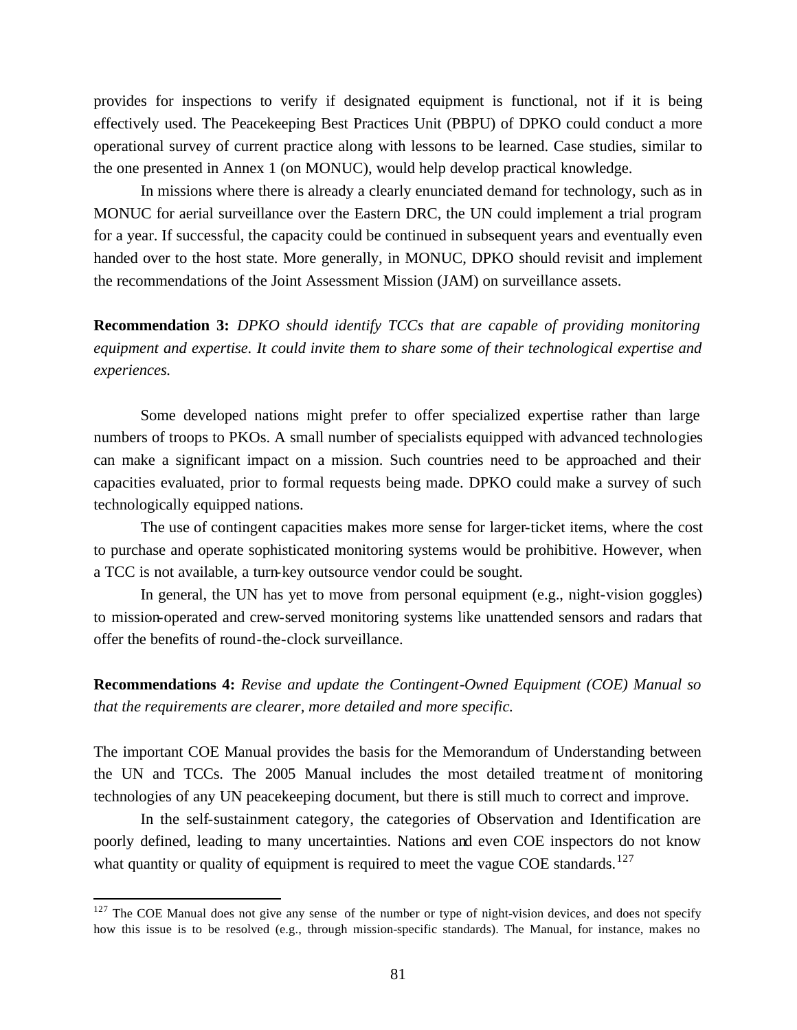provides for inspections to verify if designated equipment is functional, not if it is being effectively used. The Peacekeeping Best Practices Unit (PBPU) of DPKO could conduct a more operational survey of current practice along with lessons to be learned. Case studies, similar to the one presented in Annex 1 (on MONUC), would help develop practical knowledge.

In missions where there is already a clearly enunciated demand for technology, such as in MONUC for aerial surveillance over the Eastern DRC, the UN could implement a trial program for a year. If successful, the capacity could be continued in subsequent years and eventually even handed over to the host state. More generally, in MONUC, DPKO should revisit and implement the recommendations of the Joint Assessment Mission (JAM) on surveillance assets.

**Recommendation 3:** *DPKO should identify TCCs that are capable of providing monitoring equipment and expertise. It could invite them to share some of their technological expertise and experiences.*

Some developed nations might prefer to offer specialized expertise rather than large numbers of troops to PKOs. A small number of specialists equipped with advanced technologies can make a significant impact on a mission. Such countries need to be approached and their capacities evaluated, prior to formal requests being made. DPKO could make a survey of such technologically equipped nations.

The use of contingent capacities makes more sense for larger-ticket items, where the cost to purchase and operate sophisticated monitoring systems would be prohibitive. However, when a TCC is not available, a turn-key outsource vendor could be sought.

In general, the UN has yet to move from personal equipment (e.g., night-vision goggles) to mission-operated and crew-served monitoring systems like unattended sensors and radars that offer the benefits of round-the-clock surveillance.

**Recommendations 4:** *Revise and update the Contingent-Owned Equipment (COE) Manual so that the requirements are clearer, more detailed and more specific.*

The important COE Manual provides the basis for the Memorandum of Understanding between the UN and TCCs. The 2005 Manual includes the most detailed treatment of monitoring technologies of any UN peacekeeping document, but there is still much to correct and improve.

In the self-sustainment category, the categories of Observation and Identification are poorly defined, leading to many uncertainties. Nations and even COE inspectors do not know what quantity or quality of equipment is required to meet the vague COE standards.[127]

[127] The COE Manual does not give any sense of the number or type of night-vision devices, and does not specify how this issue is to be resolved (e.g., through mission-specific standards). The Manual, for instance, makes no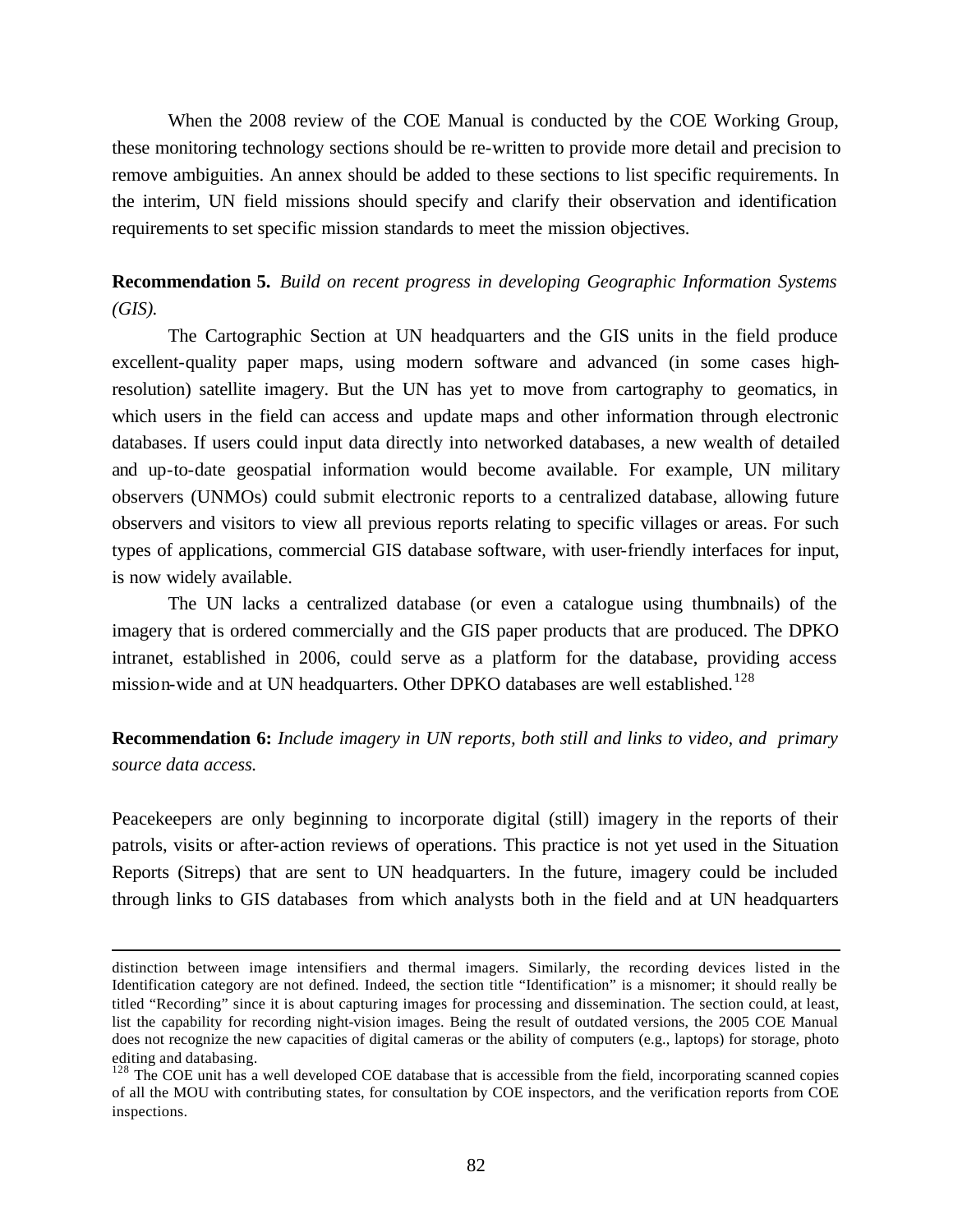When the 2008 review of the COE Manual is conducted by the COE Working Group, these monitoring technology sections should be re-written to provide more detail and precision to remove ambiguities. An annex should be added to these sections to list specific requirements. In the interim, UN field missions should specify and clarify their observation and identification requirements to set specific mission standards to meet the mission objectives.

**Recommendation 5.** *Build on recent progress in developing Geographic Information Systems (GIS).*

The Cartographic Section at UN headquarters and the GIS units in the field produce excellent-quality paper maps, using modern software and advanced (in some cases high-resolution) satellite imagery. But the UN has yet to move from cartography to geomatics, in which users in the field can access and update maps and other information through electronic databases. If users could input data directly into networked databases, a new wealth of detailed and up-to-date geospatial information would become available. For example, UN military observers (UNMOs) could submit electronic reports to a centralized database, allowing future observers and visitors to view all previous reports relating to specific villages or areas. For such types of applications, commercial GIS database software, with user-friendly interfaces for input, is now widely available.

The UN lacks a centralized database (or even a catalogue using thumbnails) of the imagery that is ordered commercially and the GIS paper products that are produced. The DPKO intranet, established in 2006, could serve as a platform for the database, providing access mission-wide and at UN headquarters. Other DPKO databases are well established.[128]

**Recommendation 6:** *Include imagery in UN reports, both still and links to video, and primary source data access.*

Peacekeepers are only beginning to incorporate digital (still) imagery in the reports of their patrols, visits or after-action reviews of operations. This practice is not yet used in the Situation Reports (Sitreps) that are sent to UN headquarters. In the future, imagery could be included through links to GIS databases from which analysts both in the field and at UN headquarters

---

distinction between image intensifiers and thermal imagers. Similarly, the recording devices listed in the Identification category are not defined. Indeed, the section title "Identification" is a misnomer; it should really be titled "Recording" since it is about capturing images for processing and dissemination. The section could, at least, list the capability for recording night-vision images. Being the result of outdated versions, the 2005 COE Manual does not recognize the new capacities of digital cameras or the ability of computers (e.g., laptops) for storage, photo editing and databasing.

[128] The COE unit has a well developed COE database that is accessible from the field, incorporating scanned copies of all the MOU with contributing states, for consultation by COE inspectors, and the verification reports from COE inspections.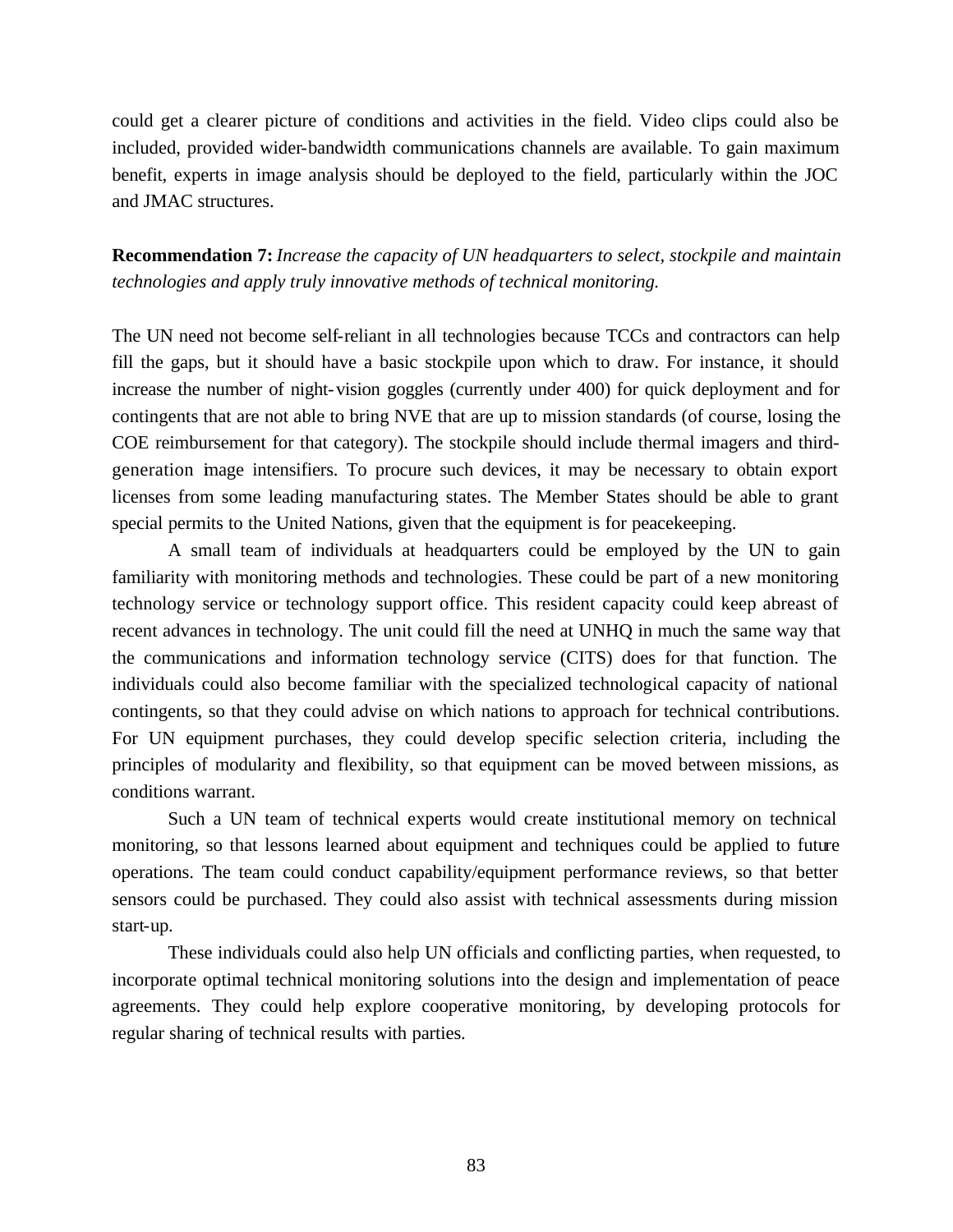could get a clearer picture of conditions and activities in the field. Video clips could also be included, provided wider-bandwidth communications channels are available. To gain maximum benefit, experts in image analysis should be deployed to the field, particularly within the JOC and JMAC structures.

**Recommendation 7:** *Increase the capacity of UN headquarters to select, stockpile and maintain technologies and apply truly innovative methods of technical monitoring.*

The UN need not become self-reliant in all technologies because TCCs and contractors can help fill the gaps, but it should have a basic stockpile upon which to draw. For instance, it should increase the number of night-vision goggles (currently under 400) for quick deployment and for contingents that are not able to bring NVE that are up to mission standards (of course, losing the COE reimbursement for that category). The stockpile should include thermal imagers and third-generation image intensifiers. To procure such devices, it may be necessary to obtain export licenses from some leading manufacturing states. The Member States should be able to grant special permits to the United Nations, given that the equipment is for peacekeeping.

A small team of individuals at headquarters could be employed by the UN to gain familiarity with monitoring methods and technologies. These could be part of a new monitoring technology service or technology support office. This resident capacity could keep abreast of recent advances in technology. The unit could fill the need at UNHQ in much the same way that the communications and information technology service (CITS) does for that function. The individuals could also become familiar with the specialized technological capacity of national contingents, so that they could advise on which nations to approach for technical contributions. For UN equipment purchases, they could develop specific selection criteria, including the principles of modularity and flexibility, so that equipment can be moved between missions, as conditions warrant.

Such a UN team of technical experts would create institutional memory on technical monitoring, so that lessons learned about equipment and techniques could be applied to future operations. The team could conduct capability/equipment performance reviews, so that better sensors could be purchased. They could also assist with technical assessments during mission start-up.

These individuals could also help UN officials and conflicting parties, when requested, to incorporate optimal technical monitoring solutions into the design and implementation of peace agreements. They could help explore cooperative monitoring, by developing protocols for regular sharing of technical results with parties.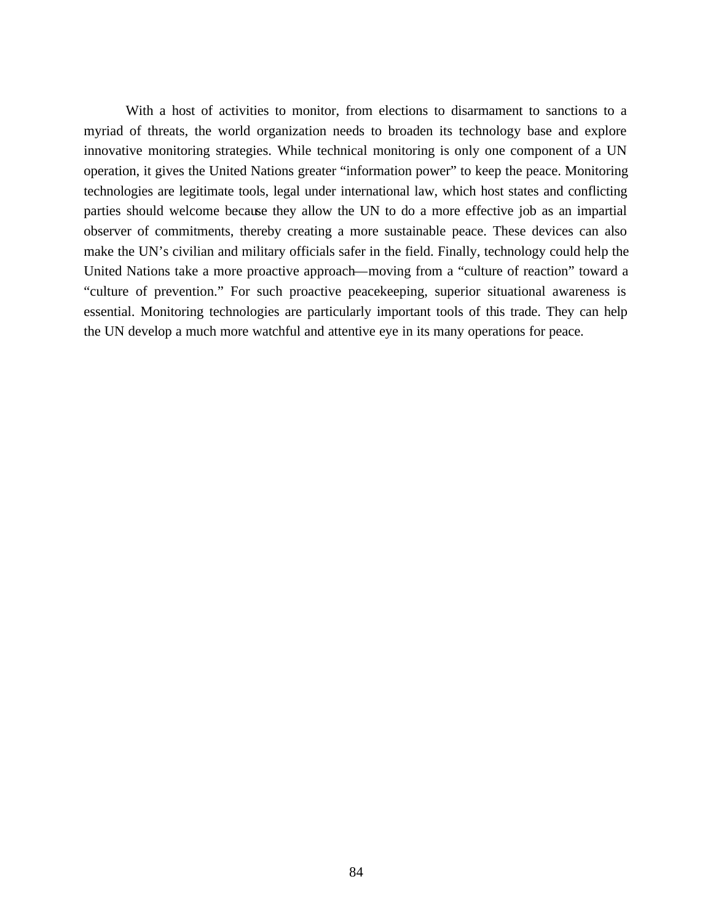With a host of activities to monitor, from elections to disarmament to sanctions to a myriad of threats, the world organization needs to broaden its technology base and explore innovative monitoring strategies. While technical monitoring is only one component of a UN operation, it gives the United Nations greater "information power" to keep the peace. Monitoring technologies are legitimate tools, legal under international law, which host states and conflicting parties should welcome because they allow the UN to do a more effective job as an impartial observer of commitments, thereby creating a more sustainable peace. These devices can also make the UN's civilian and military officials safer in the field. Finally, technology could help the United Nations take a more proactive approach—moving from a "culture of reaction" toward a "culture of prevention." For such proactive peacekeeping, superior situational awareness is essential. Monitoring technologies are particularly important tools of this trade. They can help the UN develop a much more watchful and attentive eye in its many operations for peace.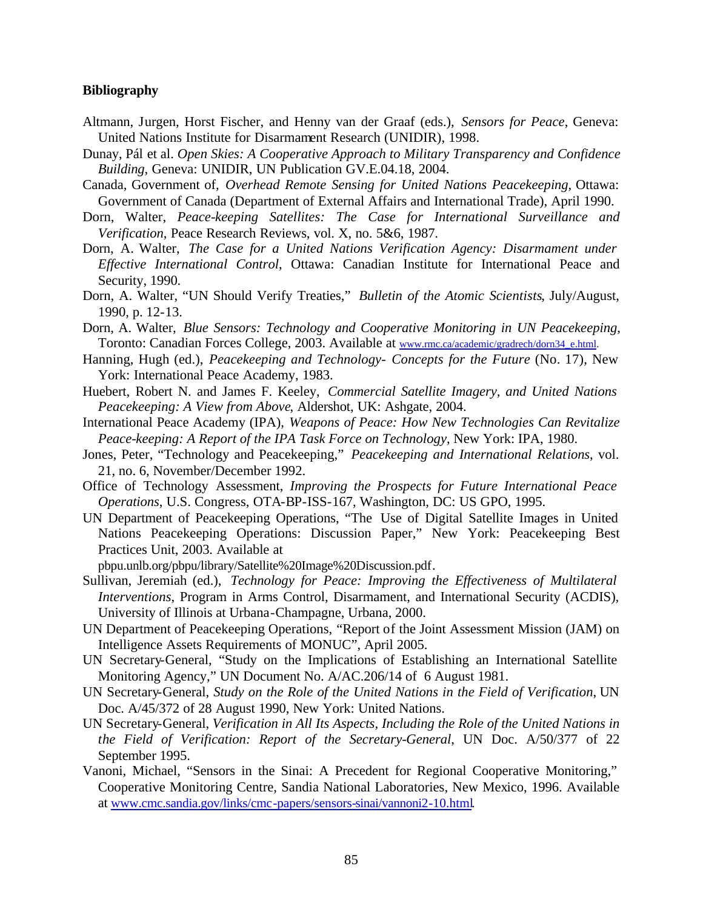**Bibliography**

Altmann, Jurgen, Horst Fischer, and Henny van der Graaf (eds.), *Sensors for Peace*, Geneva: United Nations Institute for Disarmament Research (UNIDIR), 1998.

Dunay, Pál et al. *Open Skies: A Cooperative Approach to Military Transparency and Confidence Building*, Geneva: UNIDIR, UN Publication GV.E.04.18, 2004.

Canada, Government of, *Overhead Remote Sensing for United Nations Peacekeeping*, Ottawa: Government of Canada (Department of External Affairs and International Trade), April 1990.

Dorn, Walter, *Peace-keeping Satellites: The Case for International Surveillance and Verification*, Peace Research Reviews, vol. X, no. 5&6, 1987.

Dorn, A. Walter, *The Case for a United Nations Verification Agency: Disarmament under Effective International Control*, Ottawa: Canadian Institute for International Peace and Security, 1990.

Dorn, A. Walter, "UN Should Verify Treaties," *Bulletin of the Atomic Scientists*, July/August, 1990, p. 12-13.

Dorn, A. Walter, *Blue Sensors: Technology and Cooperative Monitoring in UN Peacekeeping*, Toronto: Canadian Forces College, 2003. Available at www.rmc.ca/academic/gradrech/dorn34_e.html.

Hanning, Hugh (ed.), *Peacekeeping and Technology- Concepts for the Future* (No. 17), New York: International Peace Academy, 1983.

Huebert, Robert N. and James F. Keeley, *Commercial Satellite Imagery, and United Nations Peacekeeping: A View from Above*, Aldershot, UK: Ashgate, 2004.

International Peace Academy (IPA), *Weapons of Peace: How New Technologies Can Revitalize Peace-keeping: A Report of the IPA Task Force on Technology*, New York: IPA, 1980.

Jones, Peter, "Technology and Peacekeeping," *Peacekeeping and International Relations*, vol. 21, no. 6, November/December 1992.

Office of Technology Assessment, *Improving the Prospects for Future International Peace Operations*, U.S. Congress, OTA-BP-ISS-167, Washington, DC: US GPO, 1995.

UN Department of Peacekeeping Operations, "The Use of Digital Satellite Images in United Nations Peacekeeping Operations: Discussion Paper," New York: Peacekeeping Best Practices Unit, 2003. Available at pbpu.unlb.org/pbpu/library/Satellite%20Image%20Discussion.pdf.

Sullivan, Jeremiah (ed.), *Technology for Peace: Improving the Effectiveness of Multilateral Interventions*, Program in Arms Control, Disarmament, and International Security (ACDIS), University of Illinois at Urbana-Champagne, Urbana, 2000.

UN Department of Peacekeeping Operations, "Report of the Joint Assessment Mission (JAM) on Intelligence Assets Requirements of MONUC", April 2005.

UN Secretary-General, "Study on the Implications of Establishing an International Satellite Monitoring Agency," UN Document No. A/AC.206/14 of 6 August 1981.

UN Secretary-General, *Study on the Role of the United Nations in the Field of Verification*, UN Doc. A/45/372 of 28 August 1990, New York: United Nations.

UN Secretary-General, *Verification in All Its Aspects, Including the Role of the United Nations in the Field of Verification: Report of the Secretary-General*, UN Doc. A/50/377 of 22 September 1995.

Vanoni, Michael, "Sensors in the Sinai: A Precedent for Regional Cooperative Monitoring," Cooperative Monitoring Centre, Sandia National Laboratories, New Mexico, 1996. Available at www.cmc.sandia.gov/links/cmc-papers/sensors-sinai/vannoni2-10.html.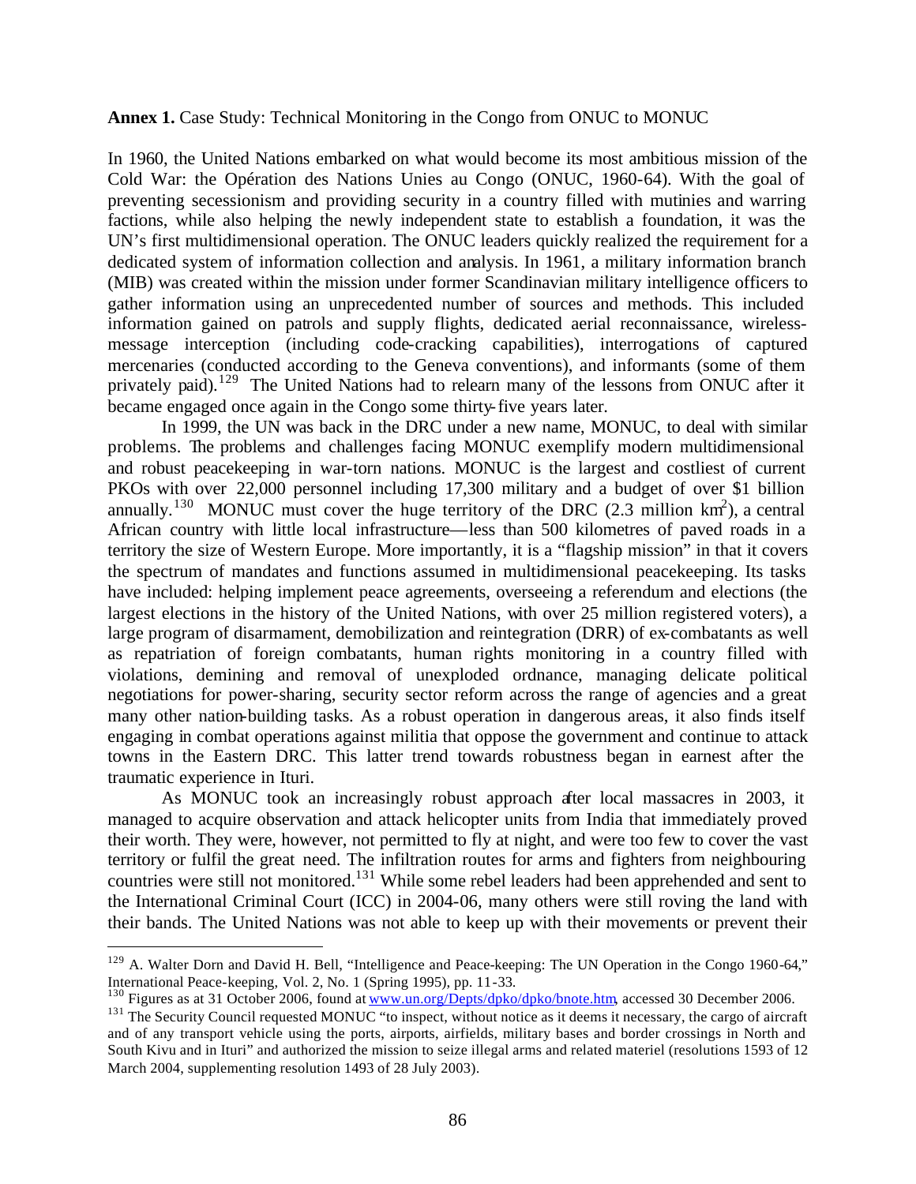**Annex 1.** Case Study: Technical Monitoring in the Congo from ONUC to MONUC

In 1960, the United Nations embarked on what would become its most ambitious mission of the Cold War: the Opération des Nations Unies au Congo (ONUC, 1960-64). With the goal of preventing secessionism and providing security in a country filled with mutinies and warring factions, while also helping the newly independent state to establish a foundation, it was the UN's first multidimensional operation. The ONUC leaders quickly realized the requirement for a dedicated system of information collection and analysis. In 1961, a military information branch (MIB) was created within the mission under former Scandinavian military intelligence officers to gather information using an unprecedented number of sources and methods. This included information gained on patrols and supply flights, dedicated aerial reconnaissance, wireless-message interception (including code-cracking capabilities), interrogations of captured mercenaries (conducted according to the Geneva conventions), and informants (some of them privately paid).[129] The United Nations had to relearn many of the lessons from ONUC after it became engaged once again in the Congo some thirty-five years later.

In 1999, the UN was back in the DRC under a new name, MONUC, to deal with similar problems. The problems and challenges facing MONUC exemplify modern multidimensional and robust peacekeeping in war-torn nations. MONUC is the largest and costliest of current PKOs with over 22,000 personnel including 17,300 military and a budget of over \$1 billion annually.[130] MONUC must cover the huge territory of the DRC (2.3 million $km^2$), a central African country with little local infrastructure—less than 500 kilometres of paved roads in a territory the size of Western Europe. More importantly, it is a "flagship mission" in that it covers the spectrum of mandates and functions assumed in multidimensional peacekeeping. Its tasks have included: helping implement peace agreements, overseeing a referendum and elections (the largest elections in the history of the United Nations, with over 25 million registered voters), a large program of disarmament, demobilization and reintegration (DRR) of ex-combatants as well as repatriation of foreign combatants, human rights monitoring in a country filled with violations, demining and removal of unexploded ordnance, managing delicate political negotiations for power-sharing, security sector reform across the range of agencies and a great many other nation-building tasks. As a robust operation in dangerous areas, it also finds itself engaging in combat operations against militia that oppose the government and continue to attack towns in the Eastern DRC. This latter trend towards robustness began in earnest after the traumatic experience in Ituri.

As MONUC took an increasingly robust approach after local massacres in 2003, it managed to acquire observation and attack helicopter units from India that immediately proved their worth. They were, however, not permitted to fly at night, and were too few to cover the vast territory or fulfil the great need. The infiltration routes for arms and fighters from neighbouring countries were still not monitored.[131] While some rebel leaders had been apprehended and sent to the International Criminal Court (ICC) in 2004-06, many others were still roving the land with their bands. The United Nations was not able to keep up with their movements or prevent their

---

[129] A. Walter Dorn and David H. Bell, "Intelligence and Peace-keeping: The UN Operation in the Congo 1960-64," International Peace-keeping, Vol. 2, No. 1 (Spring 1995), pp. 11-33.

[130] Figures as at 31 October 2006, found at www.un.org/Depts/dpko/dpko/bnote.htm, accessed 30 December 2006.

[131] The Security Council requested MONUC "to inspect, without notice as it deems it necessary, the cargo of aircraft and of any transport vehicle using the ports, airports, airfields, military bases and border crossings in North and South Kivu and in Ituri" and authorized the mission to seize illegal arms and related materiel (resolutions 1593 of 12 March 2004, supplementing resolution 1493 of 28 July 2003).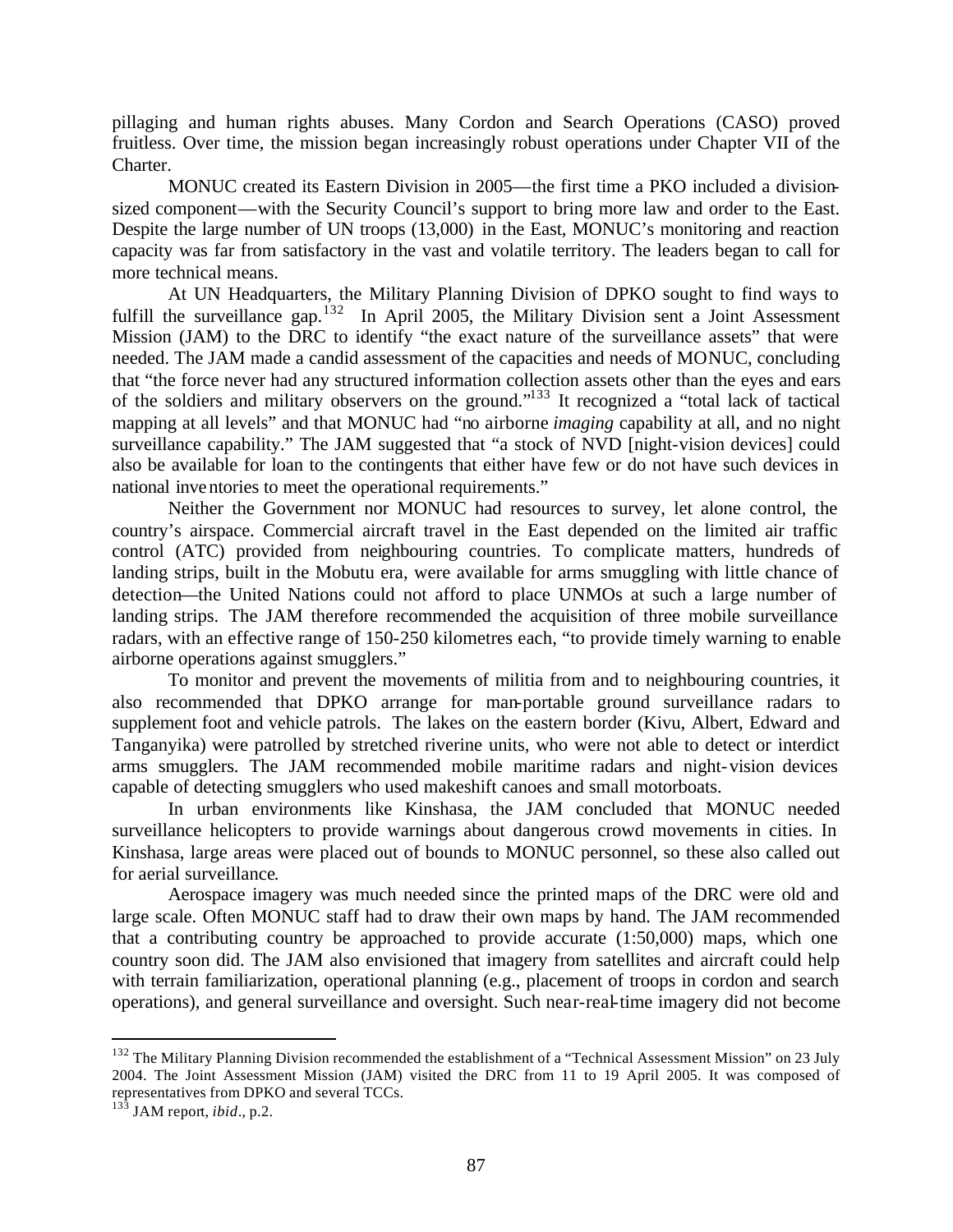pillaging and human rights abuses. Many Cordon and Search Operations (CASO) proved fruitless. Over time, the mission began increasingly robust operations under Chapter VII of the Charter.

MONUC created its Eastern Division in 2005—the first time a PKO included a division-sized component—with the Security Council's support to bring more law and order to the East. Despite the large number of UN troops (13,000) in the East, MONUC's monitoring and reaction capacity was far from satisfactory in the vast and volatile territory. The leaders began to call for more technical means.

At UN Headquarters, the Military Planning Division of DPKO sought to find ways to fulfill the surveillance gap.[132] In April 2005, the Military Division sent a Joint Assessment Mission (JAM) to the DRC to identify "the exact nature of the surveillance assets" that were needed. The JAM made a candid assessment of the capacities and needs of MONUC, concluding that "the force never had any structured information collection assets other than the eyes and ears of the soldiers and military observers on the ground."[133] It recognized a "total lack of tactical mapping at all levels" and that MONUC had "no airborne *imaging* capability at all, and no night surveillance capability." The JAM suggested that "a stock of NVD [night-vision devices] could also be available for loan to the contingents that either have few or do not have such devices in national inventories to meet the operational requirements."

Neither the Government nor MONUC had resources to survey, let alone control, the country's airspace. Commercial aircraft travel in the East depended on the limited air traffic control (ATC) provided from neighbouring countries. To complicate matters, hundreds of landing strips, built in the Mobutu era, were available for arms smuggling with little chance of detection—the United Nations could not afford to place UNMOs at such a large number of landing strips. The JAM therefore recommended the acquisition of three mobile surveillance radars, with an effective range of 150-250 kilometres each, "to provide timely warning to enable airborne operations against smugglers."

To monitor and prevent the movements of militia from and to neighbouring countries, it also recommended that DPKO arrange for man-portable ground surveillance radars to supplement foot and vehicle patrols. The lakes on the eastern border (Kivu, Albert, Edward and Tanganyika) were patrolled by stretched riverine units, who were not able to detect or interdict arms smugglers. The JAM recommended mobile maritime radars and night-vision devices capable of detecting smugglers who used makeshift canoes and small motorboats.

In urban environments like Kinshasa, the JAM concluded that MONUC needed surveillance helicopters to provide warnings about dangerous crowd movements in cities. In Kinshasa, large areas were placed out of bounds to MONUC personnel, so these also called out for aerial surveillance.

Aerospace imagery was much needed since the printed maps of the DRC were old and large scale. Often MONUC staff had to draw their own maps by hand. The JAM recommended that a contributing country be approached to provide accurate (1:50,000) maps, which one country soon did. The JAM also envisioned that imagery from satellites and aircraft could help with terrain familiarization, operational planning (e.g., placement of troops in cordon and search operations), and general surveillance and oversight. Such near-real-time imagery did not become

---

[132] The Military Planning Division recommended the establishment of a "Technical Assessment Mission" on 23 July 2004. The Joint Assessment Mission (JAM) visited the DRC from 11 to 19 April 2005. It was composed of representatives from DPKO and several TCCs.

[133] JAM report, *ibid*., p.2.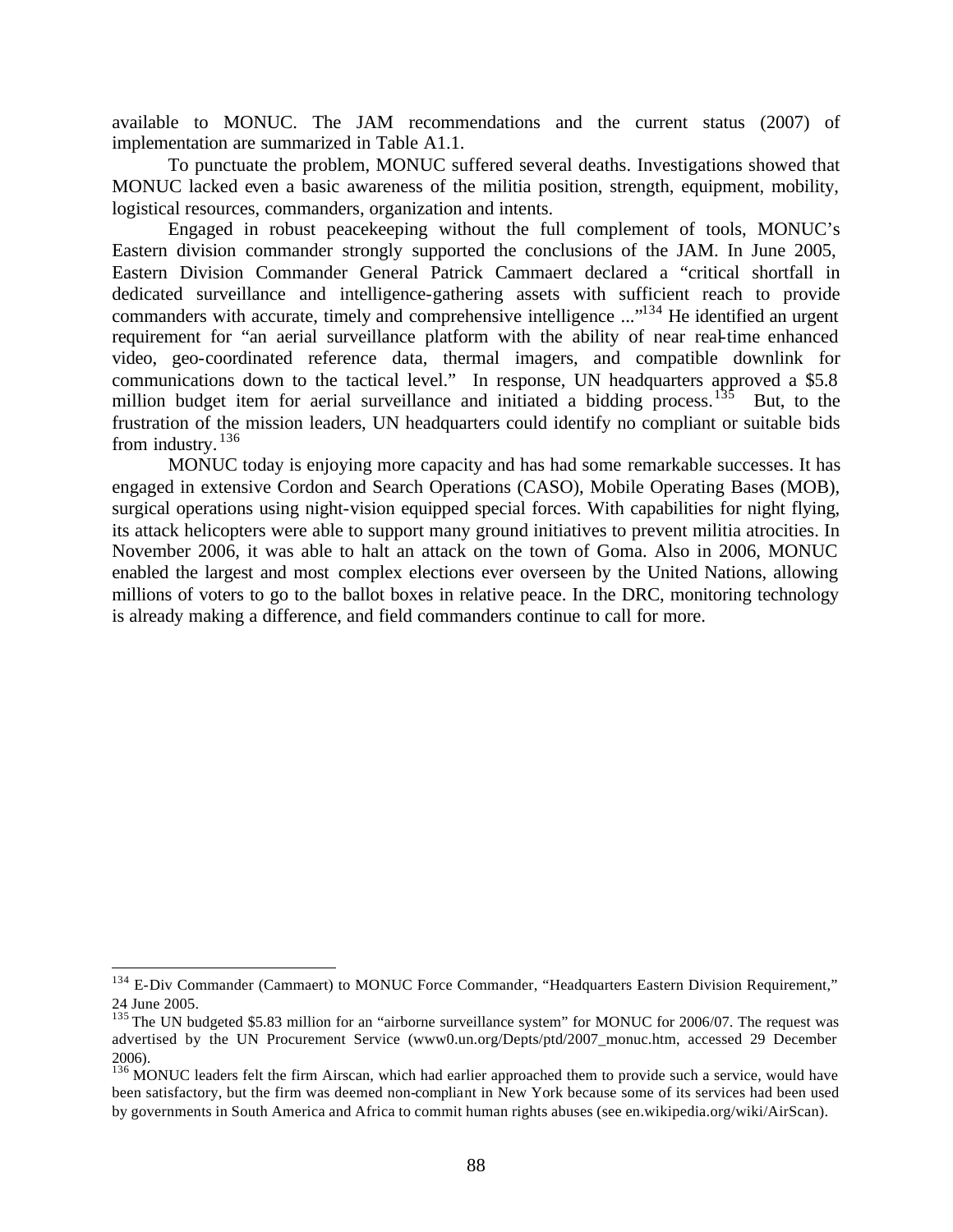available to MONUC. The JAM recommendations and the current status (2007) of implementation are summarized in Table A1.1.

To punctuate the problem, MONUC suffered several deaths. Investigations showed that MONUC lacked even a basic awareness of the militia position, strength, equipment, mobility, logistical resources, commanders, organization and intents.

Engaged in robust peacekeeping without the full complement of tools, MONUC's Eastern division commander strongly supported the conclusions of the JAM. In June 2005, Eastern Division Commander General Patrick Cammaert declared a "critical shortfall in dedicated surveillance and intelligence-gathering assets with sufficient reach to provide commanders with accurate, timely and comprehensive intelligence ..."[134] He identified an urgent requirement for "an aerial surveillance platform with the ability of near real-time enhanced video, geo-coordinated reference data, thermal imagers, and compatible downlink for communications down to the tactical level." In response, UN headquarters approved a $5.8 million budget item for aerial surveillance and initiated a bidding process.[135] But, to the frustration of the mission leaders, UN headquarters could identify no compliant or suitable bids from industry.[136]

MONUC today is enjoying more capacity and has had some remarkable successes. It has engaged in extensive Cordon and Search Operations (CASO), Mobile Operating Bases (MOB), surgical operations using night-vision equipped special forces. With capabilities for night flying, its attack helicopters were able to support many ground initiatives to prevent militia atrocities. In November 2006, it was able to halt an attack on the town of Goma. Also in 2006, MONUC enabled the largest and most complex elections ever overseen by the United Nations, allowing millions of voters to go to the ballot boxes in relative peace. In the DRC, monitoring technology is already making a difference, and field commanders continue to call for more.

---

[134] E-Div Commander (Cammaert) to MONUC Force Commander, "Headquarters Eastern Division Requirement," 24 June 2005.

[135] The UN budgeted $5.83 million for an "airborne surveillance system" for MONUC for 2006/07. The request was advertised by the UN Procurement Service (www0.un.org/Depts/ptd/2007_monuc.htm, accessed 29 December 2006).

[136] MONUC leaders felt the firm Airscan, which had earlier approached them to provide such a service, would have been satisfactory, but the firm was deemed non-compliant in New York because some of its services had been used by governments in South America and Africa to commit human rights abuses (see en.wikipedia.org/wiki/AirScan).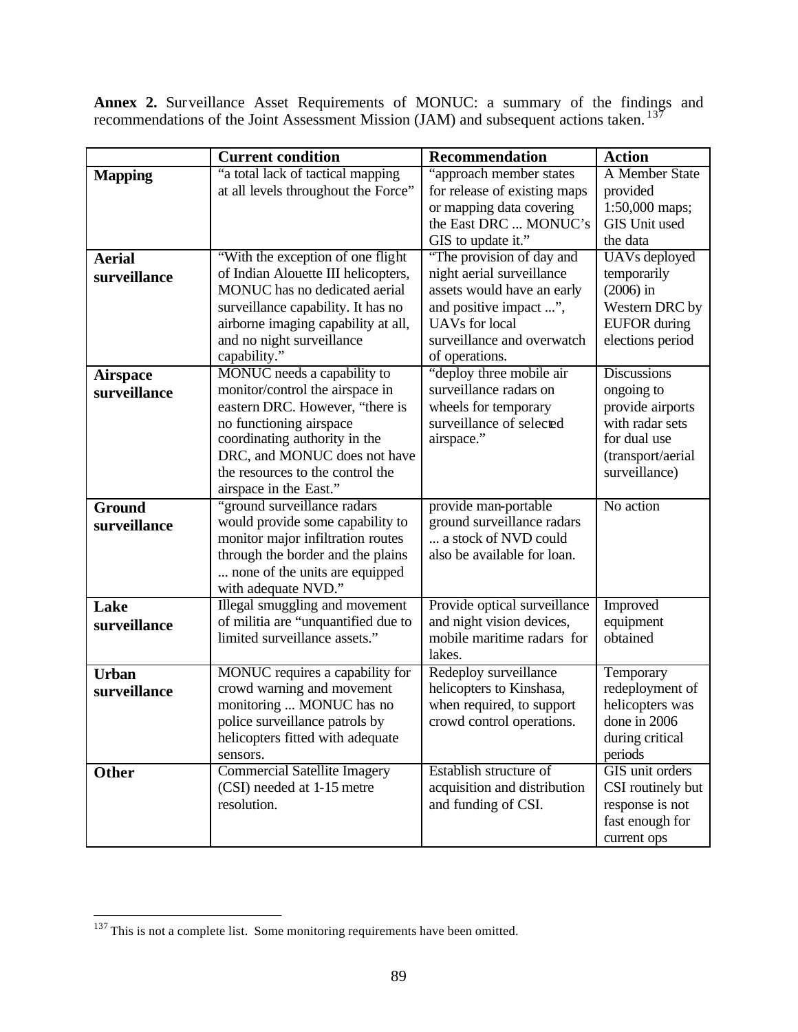**Annex 2.** Surveillance Asset Requirements of MONUC: a summary of the findings and recommendations of the Joint Assessment Mission (JAM) and subsequent actions taken.[137]

| | Current condition | Recommendation | Action |
|---|---|---|---|
| **Mapping** | "a total lack of tactical mapping at all levels throughout the Force" | "approach member states for release of existing maps or mapping data covering the East DRC ... MONUC's GIS to update it." | A Member State provided 1:50,000 maps; GIS Unit used the data |
| **Aerial surveillance** | "With the exception of one flight of Indian Alouette III helicopters, MONUC has no dedicated aerial surveillance capability. It has no airborne imaging capability at all, and no night surveillance capability." | "The provision of day and night aerial surveillance assets would have an early and positive impact ...", UAVs for local surveillance and overwatch of operations. | UAVs deployed temporarily (2006) in Western DRC by EUFOR during elections period |
| **Airspace surveillance** | MONUC needs a capability to monitor/control the airspace in eastern DRC. However, "there is no functioning airspace coordinating authority in the DRC, and MONUC does not have the resources to the control the airspace in the East." | "deploy three mobile air surveillance radars on wheels for temporary surveillance of selected airspace." | Discussions ongoing to provide airports with radar sets for dual use (transport/aerial surveillance) |
| **Ground surveillance** | "ground surveillance radars would provide some capability to monitor major infiltration routes through the border and the plains ... none of the units are equipped with adequate NVD." | provide man-portable ground surveillance radars ... a stock of NVD could also be available for loan. | No action |
| **Lake surveillance** | Illegal smuggling and movement of militia are "unquantified due to limited surveillance assets." | Provide optical surveillance and night vision devices, mobile maritime radars for lakes. | Improved equipment obtained |
| **Urban surveillance** | MONUC requires a capability for crowd warning and movement monitoring ... MONUC has no police surveillance patrols by helicopters fitted with adequate sensors. | Redeploy surveillance helicopters to Kinshasa, when required, to support crowd control operations. | Temporary redeployment of helicopters was done in 2006 during critical periods |
| **Other** | Commercial Satellite Imagery (CSI) needed at 1-15 metre resolution. | Establish structure of acquisition and distribution and funding of CSI. | GIS unit orders CSI routinely but response is not fast enough for current ops |

[137] This is not a complete list. Some monitoring requirements have been omitted.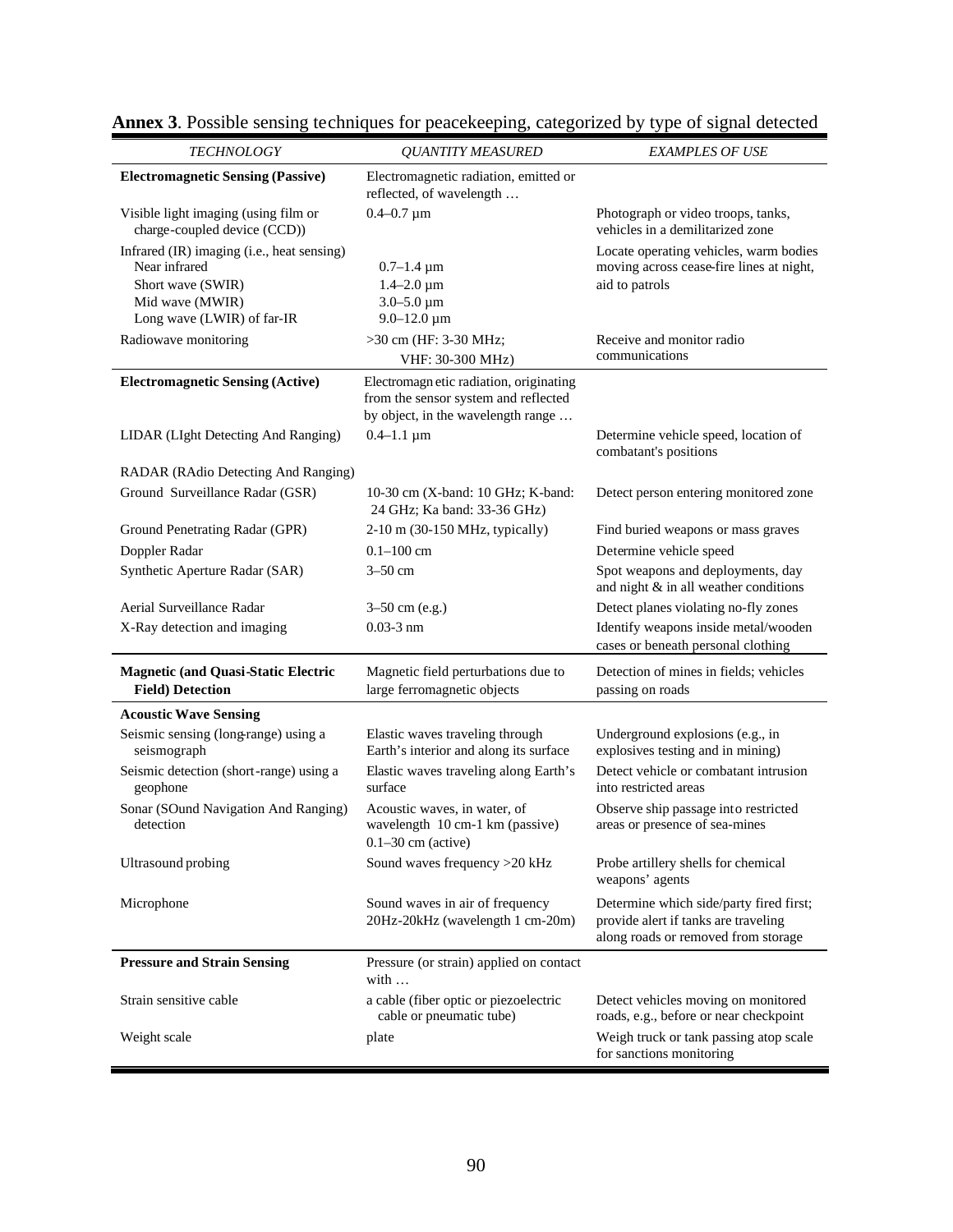**Annex 3**. Possible sensing techniques for peacekeeping, categorized by type of signal detected

| *TECHNOLOGY* | *QUANTITY MEASURED* | *EXAMPLES OF USE* |
|---|---|---|
| **Electromagnetic Sensing (Passive)** | Electromagnetic radiation, emitted or reflected, of wavelength … | |
| Visible light imaging (using film or charge-coupled device (CCD)) | 0.4–0.7 µm | Photograph or video troops, tanks, vehicles in a demilitarized zone |
| Infrared (IR) imaging (i.e., heat sensing)<br>Near infrared<br>Short wave (SWIR)<br>Mid wave (MWIR)<br>Long wave (LWIR) of far-IR | <br>0.7–1.4 µm<br>1.4–2.0 µm<br>3.0–5.0 µm<br>9.0–12.0 µm | Locate operating vehicles, warm bodies moving across cease-fire lines at night, aid to patrols |
| Radiowave monitoring | >30 cm (HF: 3-30 MHz; VHF: 30-300 MHz) | Receive and monitor radio communications |
| **Electromagnetic Sensing (Active)** | Electromagnetic radiation, originating from the sensor system and reflected by object, in the wavelength range … | |
| LIDAR (LIght Detecting And Ranging) | 0.4–1.1 µm | Determine vehicle speed, location of combatant's positions |
| RADAR (RAdio Detecting And Ranging) | | |
| Ground Surveillance Radar (GSR) | 10-30 cm (X-band: 10 GHz; K-band: 24 GHz; Ka band: 33-36 GHz) | Detect person entering monitored zone |
| Ground Penetrating Radar (GPR) | 2-10 m (30-150 MHz, typically) | Find buried weapons or mass graves |
| Doppler Radar | 0.1–100 cm | Determine vehicle speed |
| Synthetic Aperture Radar (SAR) | 3–50 cm | Spot weapons and deployments, day and night & in all weather conditions |
| Aerial Surveillance Radar | 3–50 cm (e.g.) | Detect planes violating no-fly zones |
| X-Ray detection and imaging | 0.03-3 nm | Identify weapons inside metal/wooden cases or beneath personal clothing |
| **Magnetic (and Quasi-Static Electric Field) Detection** | Magnetic field perturbations due to large ferromagnetic objects | Detection of mines in fields; vehicles passing on roads |
| **Acoustic Wave Sensing** | | |
| Seismic sensing (long-range) using a seismograph | Elastic waves traveling through Earth's interior and along its surface | Underground explosions (e.g., in explosives testing and in mining) |
| Seismic detection (short-range) using a geophone | Elastic waves traveling along Earth's surface | Detect vehicle or combatant intrusion into restricted areas |
| Sonar (SOund Navigation And Ranging) detection | Acoustic waves, in water, of wavelength 10 cm-1 km (passive) 0.1–30 cm (active) | Observe ship passage into restricted areas or presence of sea-mines |
| Ultrasound probing | Sound waves frequency >20 kHz | Probe artillery shells for chemical weapons' agents |
| Microphone | Sound waves in air of frequency 20Hz-20kHz (wavelength 1 cm-20m) | Determine which side/party fired first; provide alert if tanks are traveling along roads or removed from storage |
| **Pressure and Strain Sensing** | Pressure (or strain) applied on contact with … | |
| Strain sensitive cable | a cable (fiber optic or piezoelectric cable or pneumatic tube) | Detect vehicles moving on monitored roads, e.g., before or near checkpoint |
| Weight scale | plate | Weigh truck or tank passing atop scale for sanctions monitoring |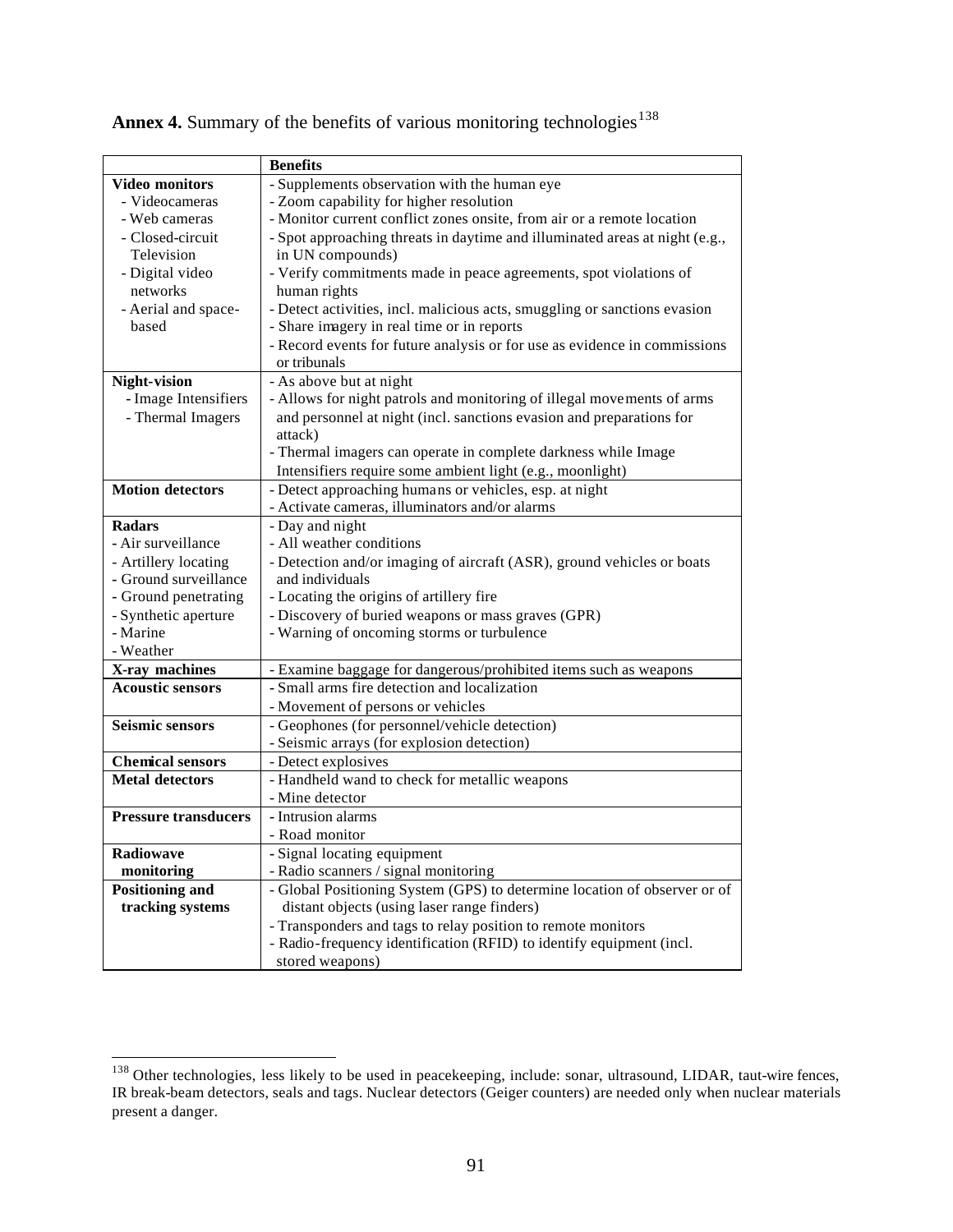**Annex 4.** Summary of the benefits of various monitoring technologies[138]

| | **Benefits** |
|---|---|
| **Video monitors**<br>- Videocameras<br>- Web cameras<br>- Closed-circuit Television<br>- Digital video networks<br>- Aerial and space-based | - Supplements observation with the human eye<br>- Zoom capability for higher resolution<br>- Monitor current conflict zones onsite, from air or a remote location<br>- Spot approaching threats in daytime and illuminated areas at night (e.g., in UN compounds)<br>- Verify commitments made in peace agreements, spot violations of human rights<br>- Detect activities, incl. malicious acts, smuggling or sanctions evasion<br>- Share imagery in real time or in reports<br>- Record events for future analysis or for use as evidence in commissions or tribunals |
| **Night-vision**<br>- Image Intensifiers<br>- Thermal Imagers | - As above but at night<br>- Allows for night patrols and monitoring of illegal movements of arms and personnel at night (incl. sanctions evasion and preparations for attack)<br>- Thermal imagers can operate in complete darkness while Image Intensifiers require some ambient light (e.g., moonlight) |
| **Motion detectors** | - Detect approaching humans or vehicles, esp. at night<br>- Activate cameras, illuminators and/or alarms |
| **Radars**<br>- Air surveillance<br>- Artillery locating<br>- Ground surveillance<br>- Ground penetrating<br>- Synthetic aperture<br>- Marine<br>- Weather | - Day and night<br>- All weather conditions<br>- Detection and/or imaging of aircraft (ASR), ground vehicles or boats and individuals<br>- Locating the origins of artillery fire<br>- Discovery of buried weapons or mass graves (GPR)<br>- Warning of oncoming storms or turbulence |
| **X-ray machines** | - Examine baggage for dangerous/prohibited items such as weapons |
| **Acoustic sensors** | - Small arms fire detection and localization<br>- Movement of persons or vehicles |
| **Seismic sensors** | - Geophones (for personnel/vehicle detection)<br>- Seismic arrays (for explosion detection) |
| **Chemical sensors** | - Detect explosives |
| **Metal detectors** | - Handheld wand to check for metallic weapons<br>- Mine detector |
| **Pressure transducers** | - Intrusion alarms<br>- Road monitor |
| **Radiowave monitoring** | - Signal locating equipment<br>- Radio scanners / signal monitoring |
| **Positioning and tracking systems** | - Global Positioning System (GPS) to determine location of observer or of distant objects (using laser range finders)<br>- Transponders and tags to relay position to remote monitors<br>- Radio-frequency identification (RFID) to identify equipment (incl. stored weapons) |

[138] Other technologies, less likely to be used in peacekeeping, include: sonar, ultrasound, LIDAR, taut-wire fences, IR break-beam detectors, seals and tags. Nuclear detectors (Geiger counters) are needed only when nuclear materials present a danger.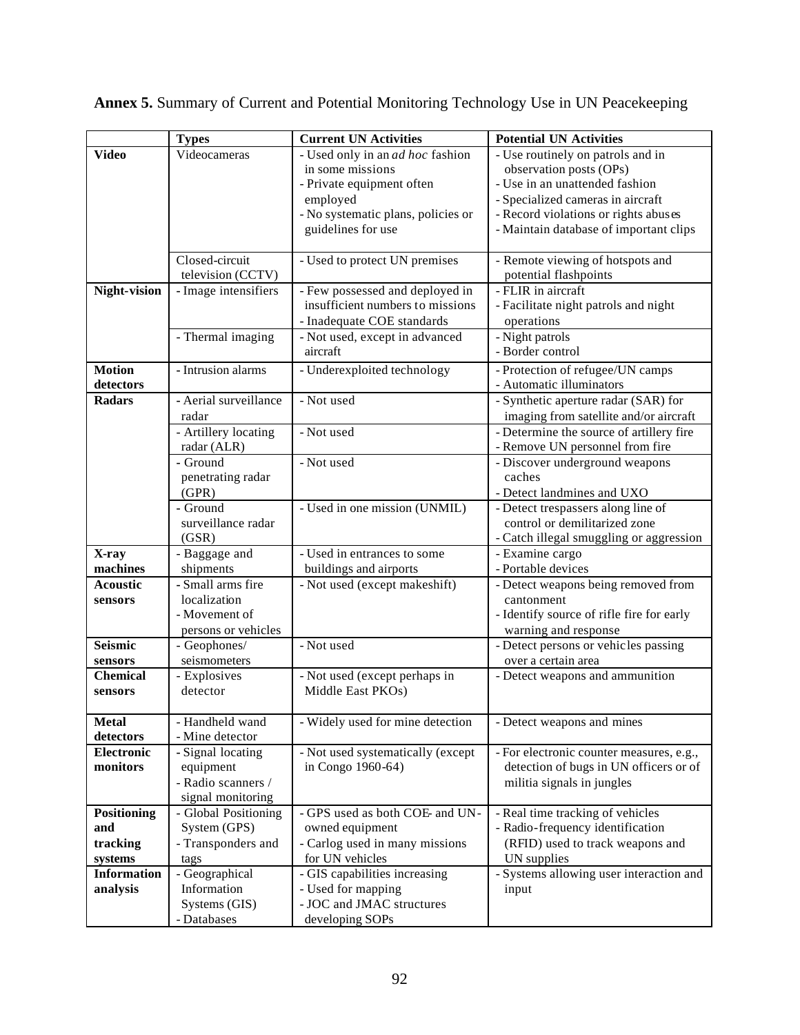**Annex 5.** Summary of Current and Potential Monitoring Technology Use in UN Peacekeeping

| | **Types** | **Current UN Activities** | **Potential UN Activities** |
|---|---|---|---|
| **Video** | Videocameras | - Used only in an *ad hoc* fashion in some missions<br>- Private equipment often employed<br>- No systematic plans, policies or guidelines for use | - Use routinely on patrols and in observation posts (OPs)<br>- Use in an unattended fashion<br>- Specialized cameras in aircraft<br>- Record violations or rights abuses<br>- Maintain database of important clips |
| | Closed-circuit television (CCTV) | - Used to protect UN premises | - Remote viewing of hotspots and potential flashpoints |
| **Night-vision** | - Image intensifiers | - Few possessed and deployed in insufficient numbers to missions<br>- Inadequate COE standards | - FLIR in aircraft<br>- Facilitate night patrols and night operations |
| | - Thermal imaging | - Not used, except in advanced aircraft | - Night patrols<br>- Border control |
| **Motion detectors** | - Intrusion alarms | - Underexploited technology | - Protection of refugee/UN camps<br>- Automatic illuminators |
| **Radars** | - Aerial surveillance radar | - Not used | - Synthetic aperture radar (SAR) for imaging from satellite and/or aircraft |
| | - Artillery locating radar (ALR) | - Not used | - Determine the source of artillery fire<br>- Remove UN personnel from fire |
| | - Ground penetrating radar (GPR) | - Not used | - Discover underground weapons caches<br>- Detect landmines and UXO |
| | - Ground surveillance radar (GSR) | - Used in one mission (UNMIL) | - Detect trespassers along line of control or demilitarized zone<br>- Catch illegal smuggling or aggression |
| **X-ray machines** | - Baggage and shipments | - Used in entrances to some buildings and airports | - Examine cargo<br>- Portable devices |
| **Acoustic sensors** | - Small arms fire localization<br>- Movement of persons or vehicles | - Not used (except makeshift) | - Detect weapons being removed from cantonment<br>- Identify source of rifle fire for early warning and response |
| **Seismic sensors** | - Geophones/ seismometers | - Not used | - Detect persons or vehicles passing over a certain area |
| **Chemical sensors** | - Explosives detector | - Not used (except perhaps in Middle East PKOs) | - Detect weapons and ammunition |
| **Metal detectors** | - Handheld wand<br>- Mine detector | - Widely used for mine detection | - Detect weapons and mines |
| **Electronic monitors** | - Signal locating equipment<br>- Radio scanners / signal monitoring | - Not used systematically (except in Congo 1960-64) | - For electronic counter measures, e.g., detection of bugs in UN officers or of militia signals in jungles |
| **Positioning and tracking systems** | - Global Positioning System (GPS)<br>- Transponders and tags | - GPS used as both COE- and UN-owned equipment<br>- Carlog used in many missions for UN vehicles | - Real time tracking of vehicles<br>- Radio-frequency identification (RFID) used to track weapons and UN supplies |
| **Information analysis** | - Geographical Information Systems (GIS)<br>- Databases | - GIS capabilities increasing<br>- Used for mapping<br>- JOC and JMAC structures developing SOPs | - Systems allowing user interaction and input |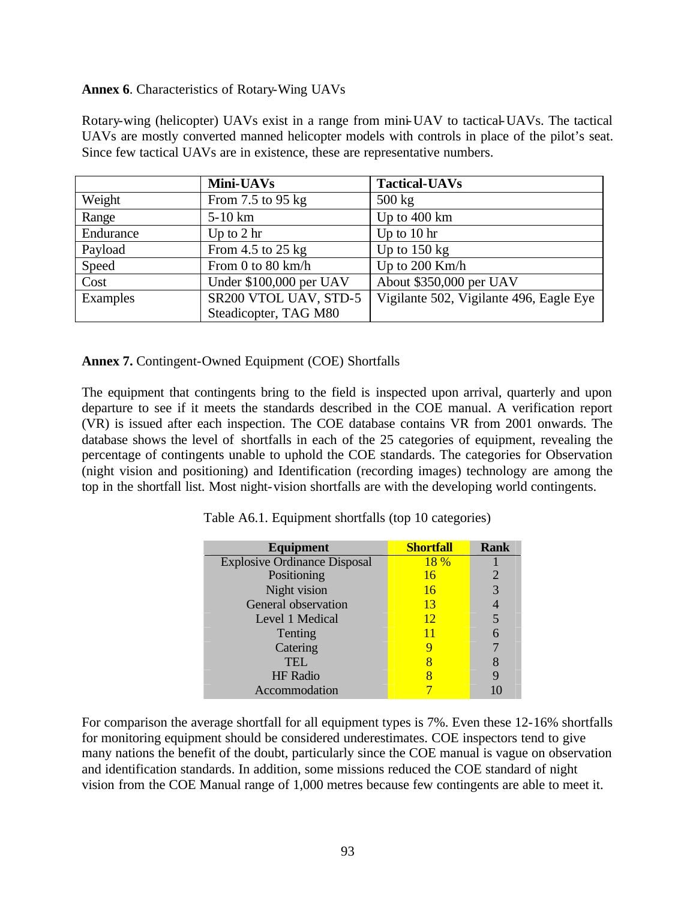**Annex 6**. Characteristics of Rotary-Wing UAVs

Rotary-wing (helicopter) UAVs exist in a range from mini-UAV to tactical-UAVs. The tactical UAVs are mostly converted manned helicopter models with controls in place of the pilot's seat. Since few tactical UAVs are in existence, these are representative numbers.

| | **Mini-UAVs** | **Tactical-UAVs** |
|---|---|---|
| Weight | From 7.5 to 95 kg | 500 kg |
| Range | 5-10 km | Up to 400 km |
| Endurance | Up to 2 hr | Up to 10 hr |
| Payload | From 4.5 to 25 kg | Up to 150 kg |
| Speed | From 0 to 80 km/h | Up to 200 Km/h |
| Cost | Under $100,000 per UAV | About $350,000 per UAV |
| Examples | SR200 VTOL UAV, STD-5 Steadicopter, TAG M80 | Vigilante 502, Vigilante 496, Eagle Eye |

**Annex 7.** Contingent-Owned Equipment (COE) Shortfalls

The equipment that contingents bring to the field is inspected upon arrival, quarterly and upon departure to see if it meets the standards described in the COE manual. A verification report (VR) is issued after each inspection. The COE database contains VR from 2001 onwards. The database shows the level of shortfalls in each of the 25 categories of equipment, revealing the percentage of contingents unable to uphold the COE standards. The categories for Observation (night vision and positioning) and Identification (recording images) technology are among the top in the shortfall list. Most night-vision shortfalls are with the developing world contingents.

Table A6.1. Equipment shortfalls (top 10 categories)

| Equipment | Shortfall | Rank |
|---|---|---|
| Explosive Ordinance Disposal | 18 % | 1 |
| Positioning | 16 | 2 |
| Night vision | 16 | 3 |
| General observation | 13 | 4 |
| Level 1 Medical | 12 | 5 |
| Tenting | 11 | 6 |
| Catering | 9 | 7 |
| TEL | 8 | 8 |
| HF Radio | 8 | 9 |
| Accommodation | 7 | 10 |

For comparison the average shortfall for all equipment types is 7%. Even these 12-16% shortfalls for monitoring equipment should be considered underestimates. COE inspectors tend to give many nations the benefit of the doubt, particularly since the COE manual is vague on observation and identification standards. In addition, some missions reduced the COE standard of night vision from the COE Manual range of 1,000 metres because few contingents are able to meet it.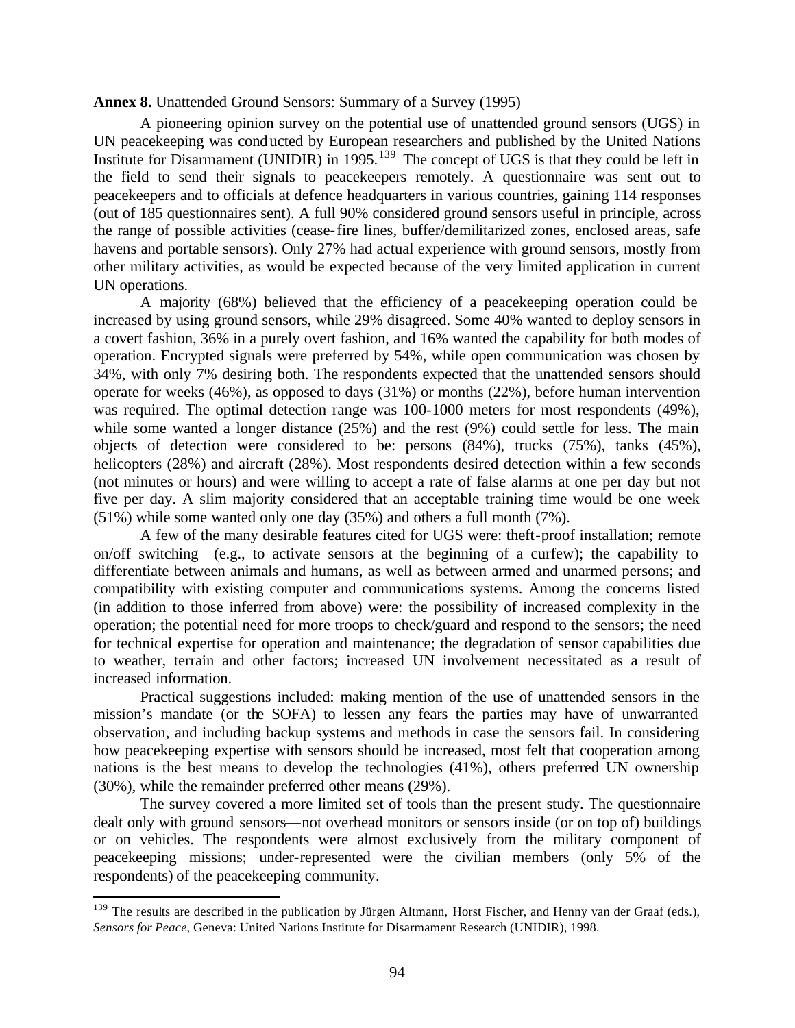**Annex 8.** Unattended Ground Sensors: Summary of a Survey (1995)

A pioneering opinion survey on the potential use of unattended ground sensors (UGS) in UN peacekeeping was conducted by European researchers and published by the United Nations Institute for Disarmament (UNIDIR) in 1995.[139] The concept of UGS is that they could be left in the field to send their signals to peacekeepers remotely. A questionnaire was sent out to peacekeepers and to officials at defence headquarters in various countries, gaining 114 responses (out of 185 questionnaires sent). A full 90% considered ground sensors useful in principle, across the range of possible activities (cease-fire lines, buffer/demilitarized zones, enclosed areas, safe havens and portable sensors). Only 27% had actual experience with ground sensors, mostly from other military activities, as would be expected because of the very limited application in current UN operations.

A majority (68%) believed that the efficiency of a peacekeeping operation could be increased by using ground sensors, while 29% disagreed. Some 40% wanted to deploy sensors in a covert fashion, 36% in a purely overt fashion, and 16% wanted the capability for both modes of operation. Encrypted signals were preferred by 54%, while open communication was chosen by 34%, with only 7% desiring both. The respondents expected that the unattended sensors should operate for weeks (46%), as opposed to days (31%) or months (22%), before human intervention was required. The optimal detection range was 100-1000 meters for most respondents (49%), while some wanted a longer distance (25%) and the rest (9%) could settle for less. The main objects of detection were considered to be: persons (84%), trucks (75%), tanks (45%), helicopters (28%) and aircraft (28%). Most respondents desired detection within a few seconds (not minutes or hours) and were willing to accept a rate of false alarms at one per day but not five per day. A slim majority considered that an acceptable training time would be one week (51%) while some wanted only one day (35%) and others a full month (7%).

A few of the many desirable features cited for UGS were: theft-proof installation; remote on/off switching (e.g., to activate sensors at the beginning of a curfew); the capability to differentiate between animals and humans, as well as between armed and unarmed persons; and compatibility with existing computer and communications systems. Among the concerns listed (in addition to those inferred from above) were: the possibility of increased complexity in the operation; the potential need for more troops to check/guard and respond to the sensors; the need for technical expertise for operation and maintenance; the degradation of sensor capabilities due to weather, terrain and other factors; increased UN involvement necessitated as a result of increased information.

Practical suggestions included: making mention of the use of unattended sensors in the mission's mandate (or the SOFA) to lessen any fears the parties may have of unwarranted observation, and including backup systems and methods in case the sensors fail. In considering how peacekeeping expertise with sensors should be increased, most felt that cooperation among nations is the best means to develop the technologies (41%), others preferred UN ownership (30%), while the remainder preferred other means (29%).

The survey covered a more limited set of tools than the present study. The questionnaire dealt only with ground sensors—not overhead monitors or sensors inside (or on top of) buildings or on vehicles. The respondents were almost exclusively from the military component of peacekeeping missions; under-represented were the civilian members (only 5% of the respondents) of the peacekeeping community.

---

[139] The results are described in the publication by Jürgen Altmann, Horst Fischer, and Henny van der Graaf (eds.), *Sensors for Peace*, Geneva: United Nations Institute for Disarmament Research (UNIDIR), 1998.